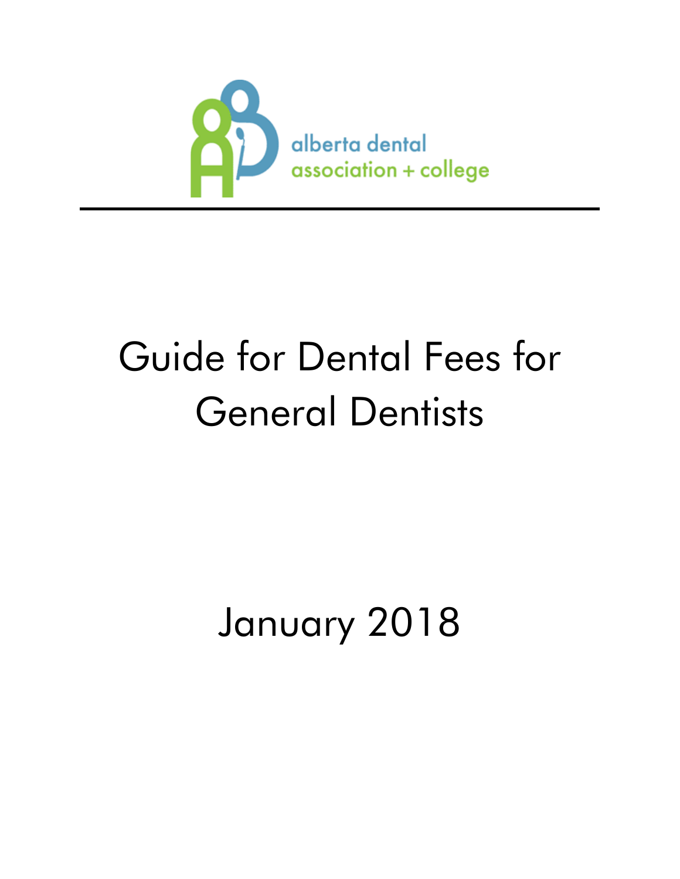alberta dental association + college

---

# Guide for Dental Fees for General Dentists

January 2018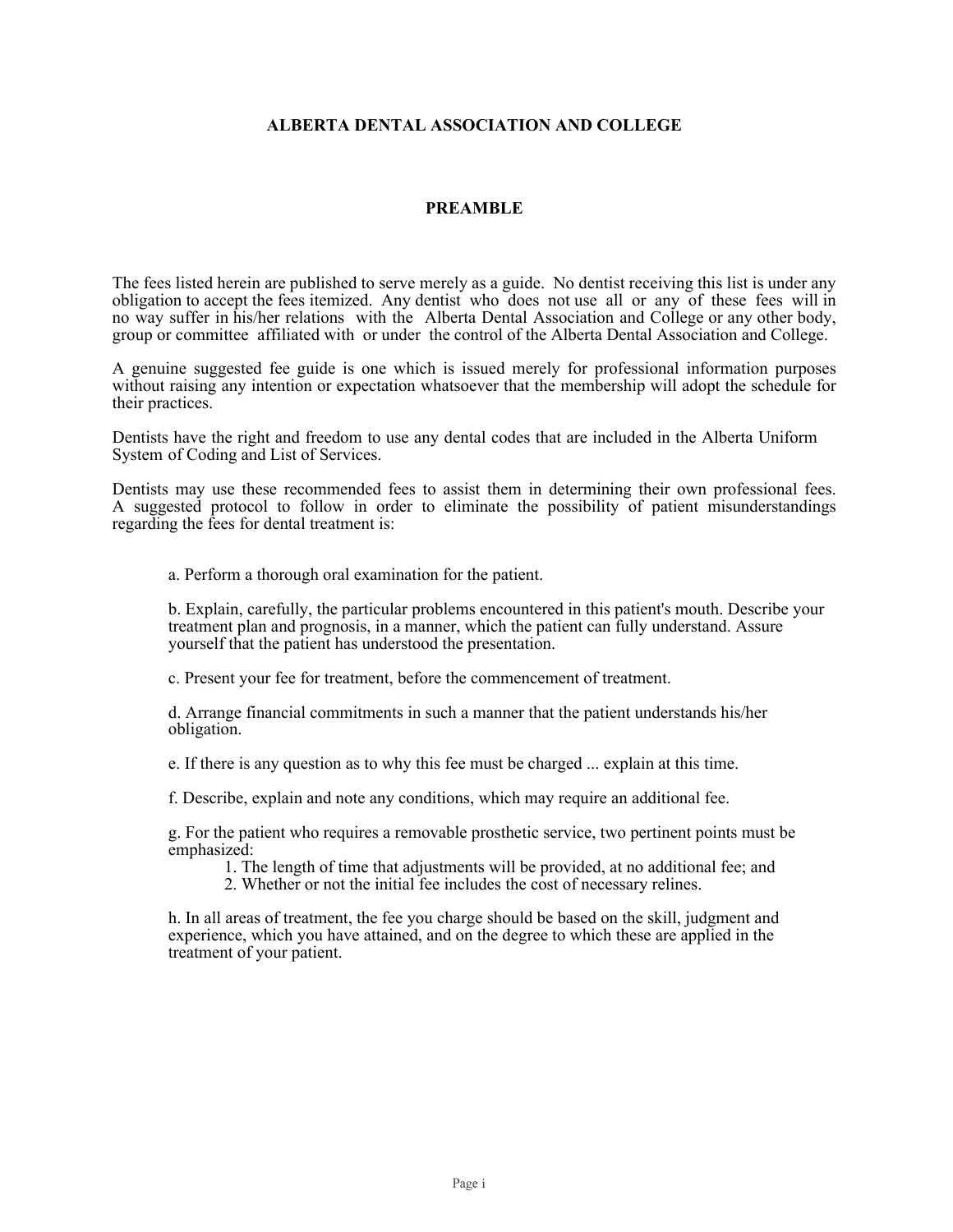# ALBERTA DENTAL ASSOCIATION AND COLLEGE

## PREAMBLE

The fees listed herein are published to serve merely as a guide. No dentist receiving this list is under any obligation to accept the fees itemized. Any dentist who does not use all or any of these fees will in no way suffer in his/her relations with the Alberta Dental Association and College or any other body, group or committee affiliated with or under the control of the Alberta Dental Association and College.

A genuine suggested fee guide is one which is issued merely for professional information purposes without raising any intention or expectation whatsoever that the membership will adopt the schedule for their practices.

Dentists have the right and freedom to use any dental codes that are included in the Alberta Uniform System of Coding and List of Services.

Dentists may use these recommended fees to assist them in determining their own professional fees. A suggested protocol to follow in order to eliminate the possibility of patient misunderstandings regarding the fees for dental treatment is:

a. Perform a thorough oral examination for the patient.

b. Explain, carefully, the particular problems encountered in this patient's mouth. Describe your treatment plan and prognosis, in a manner, which the patient can fully understand. Assure yourself that the patient has understood the presentation.

c. Present your fee for treatment, before the commencement of treatment.

d. Arrange financial commitments in such a manner that the patient understands his/her obligation.

e. If there is any question as to why this fee must be charged ... explain at this time.

f. Describe, explain and note any conditions, which may require an additional fee.

g. For the patient who requires a removable prosthetic service, two pertinent points must be emphasized:

1. The length of time that adjustments will be provided, at no additional fee; and
2. Whether or not the initial fee includes the cost of necessary relines.

h. In all areas of treatment, the fee you charge should be based on the skill, judgment and experience, which you have attained, and on the degree to which these are applied in the treatment of your patient.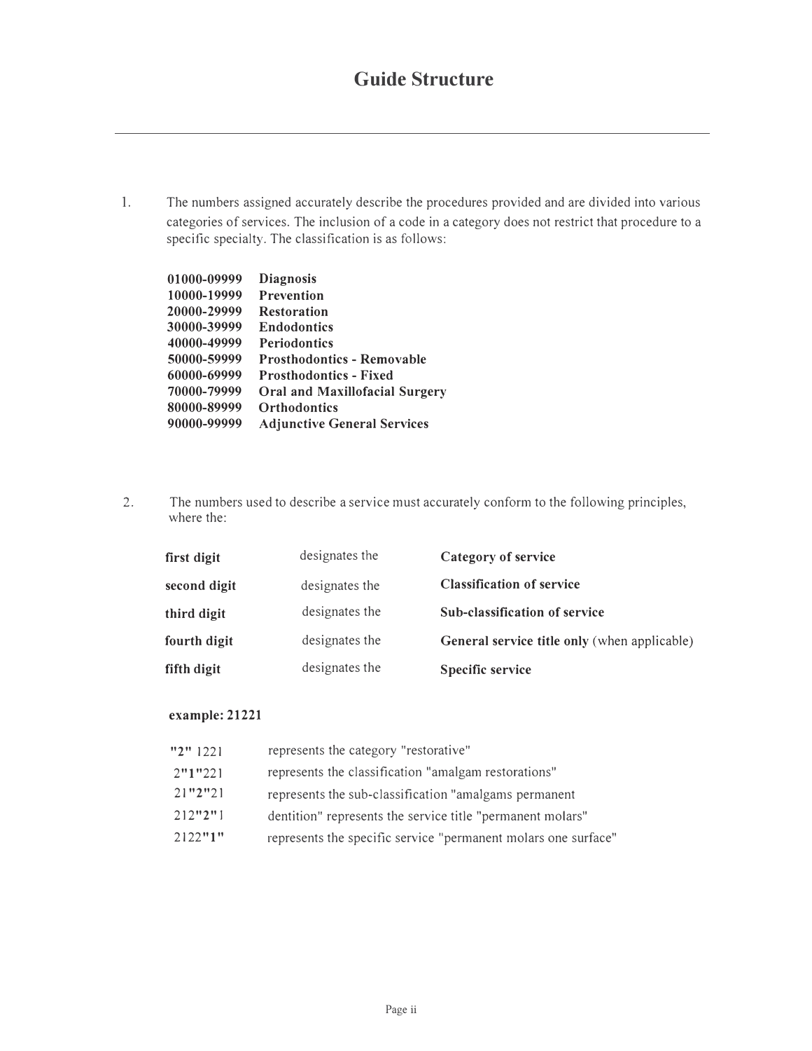# Guide Structure

1. The numbers assigned accurately describe the procedures provided and are divided into various categories of services. The inclusion of a code in a category does not restrict that procedure to a specific specialty. The classification is as follows:

| | |
|---|---|
| **01000-09999** | **Diagnosis** |
| **10000-19999** | **Prevention** |
| **20000-29999** | **Restoration** |
| **30000-39999** | **Endodontics** |
| **40000-49999** | **Periodontics** |
| **50000-59999** | **Prosthodontics - Removable** |
| **60000-69999** | **Prosthodontics - Fixed** |
| **70000-79999** | **Oral and Maxillofacial Surgery** |
| **80000-89999** | **Orthodontics** |
| **90000-99999** | **Adjunctive General Services** |

2. The numbers used to describe a service must accurately conform to the following principles, where the:

| | | |
|---|---|---|
| **first digit** | designates the | **Category of service** |
| **second digit** | designates the | **Classification of service** |
| **third digit** | designates the | **Sub-classification of service** |
| **fourth digit** | designates the | **General service title only** (when applicable) |
| **fifth digit** | designates the | **Specific service** |

**example: 21221**

| | |
|---|---|
| **"2"** 1221 | represents the category "restorative" |
| 2**"1"**221 | represents the classification "amalgam restorations" |
| 21**"2"**21 | represents the sub-classification "amalgams permanent |
| 212**"2"**1 | dentition" represents the service title "permanent molars" |
| 2122**"1"** | represents the specific service "permanent molars one surface" |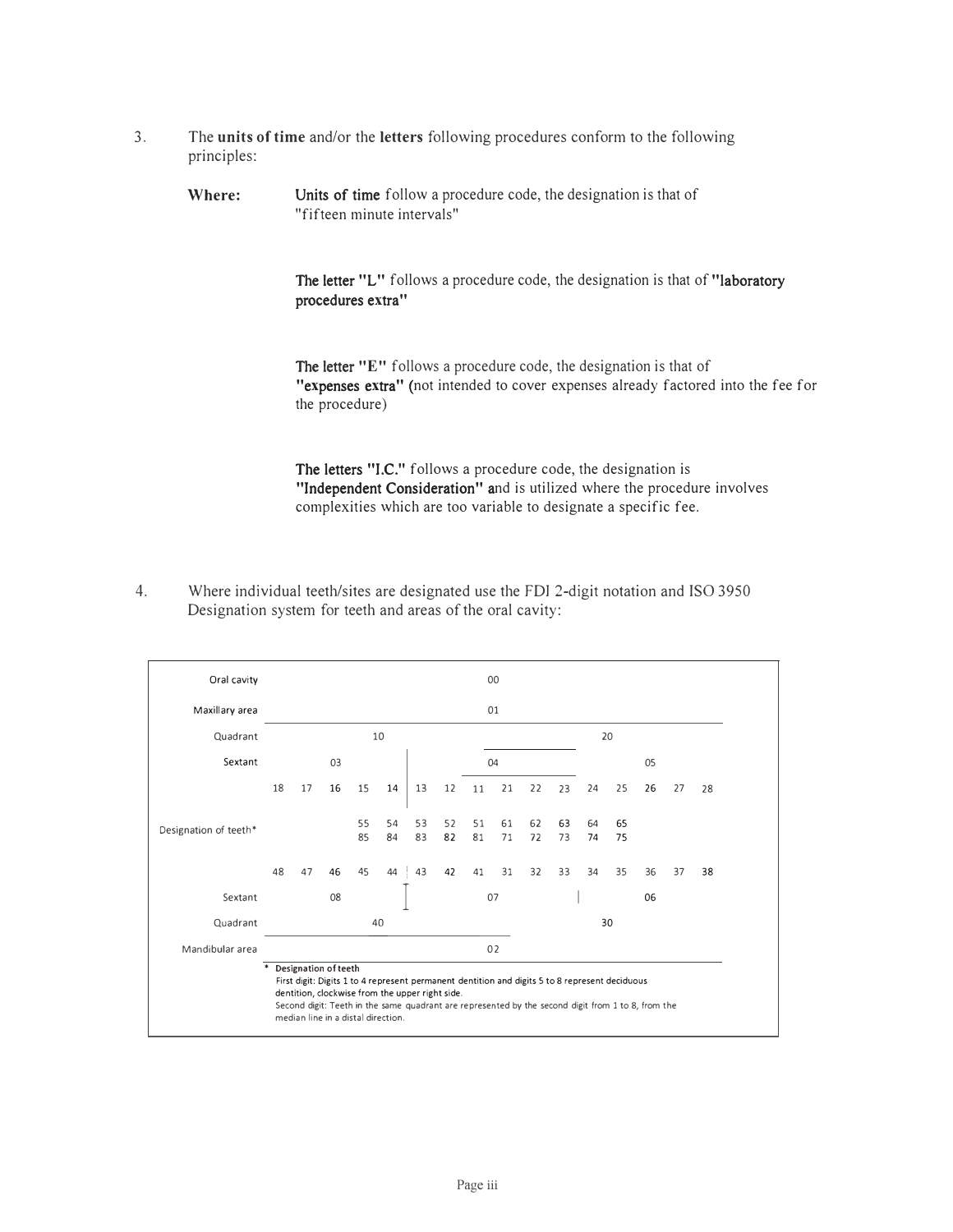3. The **units of time** and/or the **letters** following procedures conform to the following principles:

**Where:** **Units of time** follow a procedure code, the designation is that of "fifteen minute intervals"

**The letter "L"** follows a procedure code, the designation is that of **"laboratory procedures extra"**

**The letter "E"** follows a procedure code, the designation is that of **"expenses extra"** (not intended to cover expenses already factored into the fee for the procedure)

**The letters "I.C."** follows a procedure code, the designation is **"Independent Consideration"** and is utilized where the procedure involves complexities which are too variable to designate a specific fee.

4. Where individual teeth/sites are designated use the FDI 2-digit notation and ISO 3950 Designation system for teeth and areas of the oral cavity:

| | | | | | | | | | | | | | | | | |
|---|---|---|---|---|---|---|---|---|---|---|---|---|---|---|---|---|
| Oral cavity | 00 | | | | | | | | | | | | | | | |
| Maxillary area | 01 | | | | | | | | | | | | | | | |
| Quadrant | 10 | | | | | | | | 20 | | | | | | | |
| Sextant | 03 | | | | | 04 | | | | | | | 05 | | | |
| Designation of teeth* | 18 | 17 | 16 | 15 | 14 | 13 | 12 | 11 | 21 | 22 | 23 | 24 | 25 | 26 | 27 | 28 |
| | | | | 55 | 54 | 53 | 52 | 51 | 61 | 62 | 63 | 64 | 65 | | | |
| | | | | 85 | 84 | 83 | 82 | 81 | 71 | 72 | 73 | 74 | 75 | | | |
| | 48 | 47 | 46 | 45 | 44 | 43 | 42 | 41 | 31 | 32 | 33 | 34 | 35 | 36 | 37 | 38 |
| Sextant | 08 | | | | | 07 | | | | | | | 06 | | | |
| Quadrant | 40 | | | | | | | | 30 | | | | | | | |
| Mandibular area | 02 | | | | | | | | | | | | | | | |

\* **Designation of teeth**
First digit: Digits 1 to 4 represent permanent dentition and digits 5 to 8 represent deciduous dentition, clockwise from the upper right side.
Second digit: Teeth in the same quadrant are represented by the second digit from 1 to 8, from the median line in a distal direction.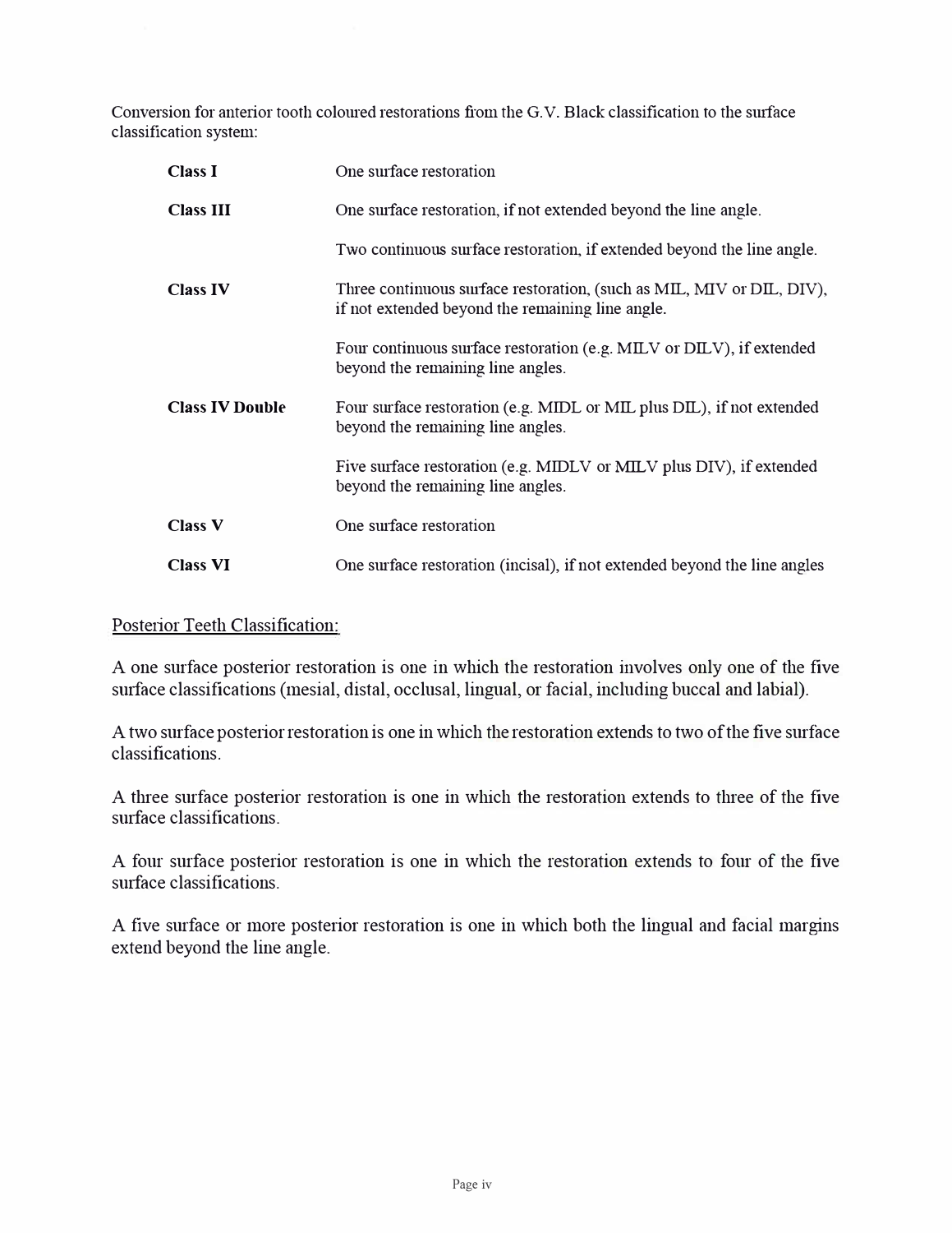Conversion for anterior tooth coloured restorations from the G.V. Black classification to the surface classification system:

| | |
|---|---|
| **Class I** | One surface restoration |
| **Class III** | One surface restoration, if not extended beyond the line angle.<br><br>Two continuous surface restoration, if extended beyond the line angle. |
| **Class IV** | Three continuous surface restoration, (such as MIL, MIV or DIL, DIV), if not extended beyond the remaining line angle.<br><br>Four continuous surface restoration (e.g. MILV or DILV), if extended beyond the remaining line angles. |
| **Class IV Double** | Four surface restoration (e.g. MIDL or MIL plus DIL), if not extended beyond the remaining line angles.<br><br>Five surface restoration (e.g. MIDLV or MILV plus DIV), if extended beyond the remaining line angles. |
| **Class V** | One surface restoration |
| **Class VI** | One surface restoration (incisal), if not extended beyond the line angles |

<u>Posterior Teeth Classification:</u>

A one surface posterior restoration is one in which the restoration involves only one of the five surface classifications (mesial, distal, occlusal, lingual, or facial, including buccal and labial).

A two surface posterior restoration is one in which the restoration extends to two of the five surface classifications.

A three surface posterior restoration is one in which the restoration extends to three of the five surface classifications.

A four surface posterior restoration is one in which the restoration extends to four of the five surface classifications.

A five surface or more posterior restoration is one in which both the lingual and facial margins extend beyond the line angle.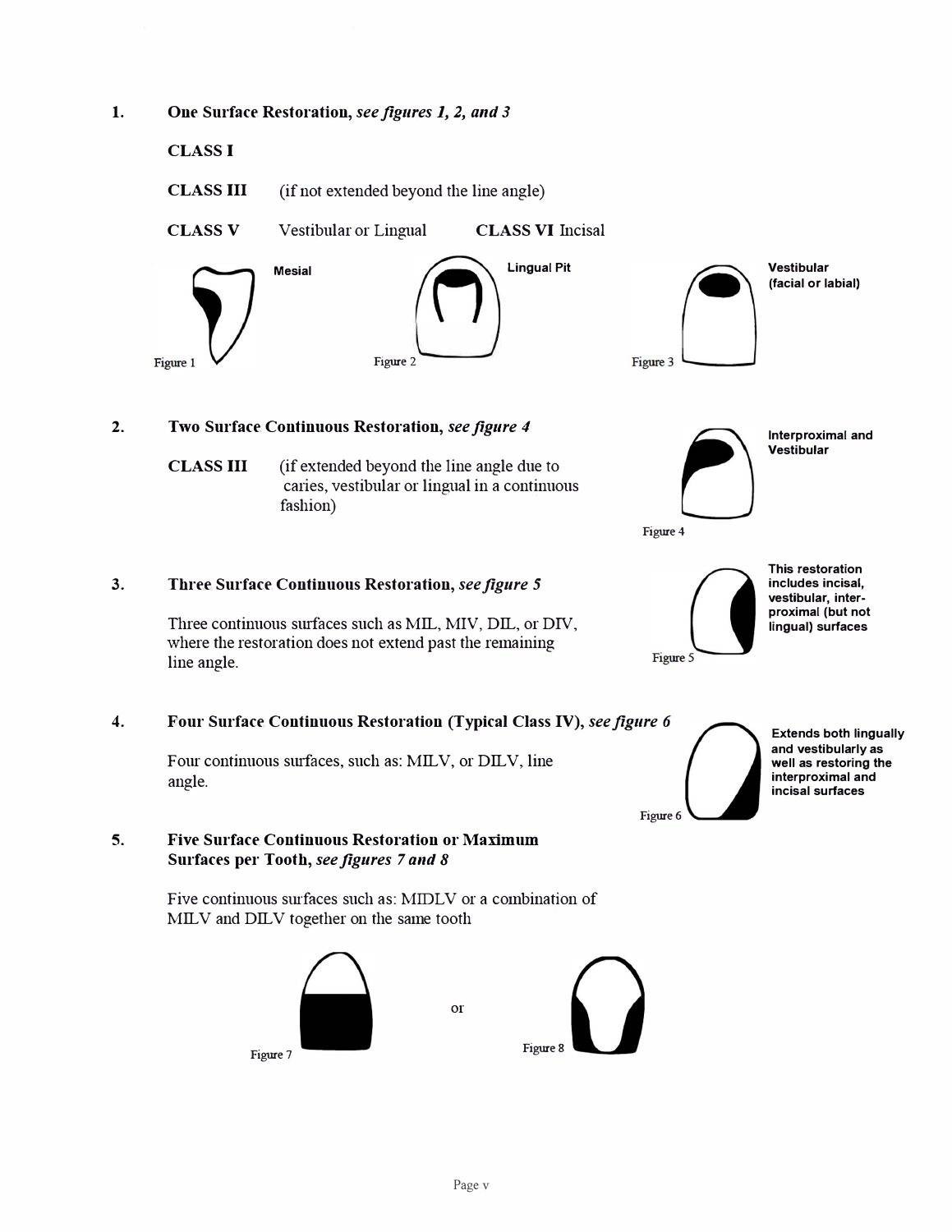1. **One Surface Restoration,** ***see figures 1, 2, and 3***

   **CLASS I**

   **CLASS III** (if not extended beyond the line angle)

   **CLASS V** Vestibular or Lingual **CLASS VI** Incisal

Mesial

Figure 1

Lingual Pit

Figure 2

Vestibular (facial or labial)

Figure 3

2. **Two Surface Continuous Restoration,** ***see figure 4***

   **CLASS III** (if extended beyond the line angle due to caries, vestibular or lingual in a continuous fashion)

Interproximal and Vestibular

Figure 4

3. **Three Surface Continuous Restoration,** ***see figure 5***

   Three continuous surfaces such as MIL, MIV, DIL, or DIV, where the restoration does not extend past the remaining line angle.

This restoration includes incisal, vestibular, interproximal (but not lingual) surfaces

Figure 5

4. **Four Surface Continuous Restoration (Typical Class IV),** ***see figure 6***

   Four continuous surfaces, such as: MILV, or DILV, line angle.

Extends both lingually and vestibularly as well as restoring the interproximal and incisal surfaces

Figure 6

5. **Five Surface Continuous Restoration or Maximum Surfaces per Tooth,** ***see figures 7 and 8***

   Five continuous surfaces such as: MIDLV or a combination of MILV and DILV together on the same tooth

Figure 7

or

Figure 8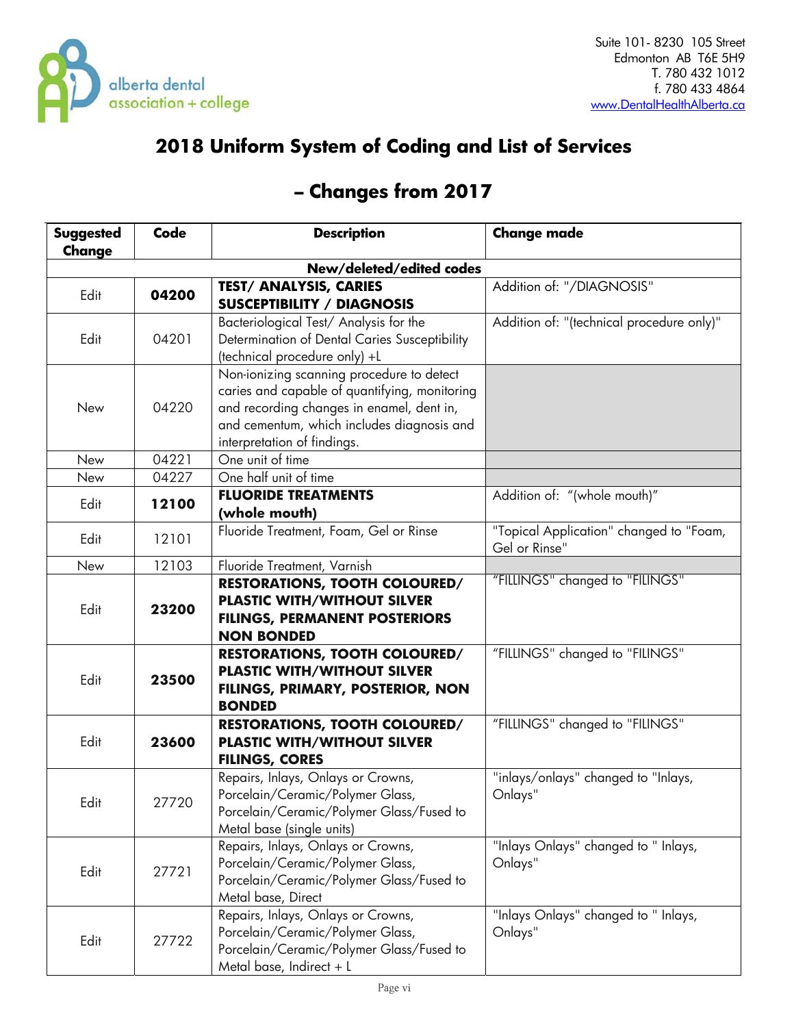alberta dental association + college

Suite 101- 8230 105 Street
Edmonton AB T6E 5H9
T. 780 432 1012
f. 780 433 4864
www.DentalHealthAlberta.ca

# 2018 Uniform System of Coding and List of Services

# – Changes from 2017

| Suggested Change | Code | Description | Change made |
|---|---|---|---|
| | | **New/deleted/edited codes** | |
| Edit | **04200** | **TEST/ ANALYSIS, CARIES SUSCEPTIBILITY / DIAGNOSIS** | Addition of: "/DIAGNOSIS" |
| Edit | 04201 | Bacteriological Test/ Analysis for the Determination of Dental Caries Susceptibility (technical procedure only) +L | Addition of: "(technical procedure only)" |
| New | 04220 | Non-ionizing scanning procedure to detect caries and capable of quantifying, monitoring and recording changes in enamel, dent in, and cementum, which includes diagnosis and interpretation of findings. | |
| New | 04221 | One unit of time | |
| New | 04227 | One half unit of time | |
| Edit | **12100** | **FLUORIDE TREATMENTS (whole mouth)** | Addition of: "(whole mouth)" |
| Edit | 12101 | Fluoride Treatment, Foam, Gel or Rinse | "Topical Application" changed to "Foam, Gel or Rinse" |
| New | 12103 | Fluoride Treatment, Varnish | |
| Edit | **23200** | **RESTORATIONS, TOOTH COLOURED/ PLASTIC WITH/WITHOUT SILVER FILINGS, PERMANENT POSTERIORS NON BONDED** | "FILLINGS" changed to "FILINGS" |
| Edit | **23500** | **RESTORATIONS, TOOTH COLOURED/ PLASTIC WITH/WITHOUT SILVER FILINGS, PRIMARY, POSTERIOR, NON BONDED** | "FILLINGS" changed to "FILINGS" |
| Edit | **23600** | **RESTORATIONS, TOOTH COLOURED/ PLASTIC WITH/WITHOUT SILVER FILINGS, CORES** | "FILLINGS" changed to "FILINGS" |
| Edit | 27720 | Repairs, Inlays, Onlays or Crowns, Porcelain/Ceramic/Polymer Glass, Porcelain/Ceramic/Polymer Glass/Fused to Metal base (single units) | "inlays/onlays" changed to "Inlays, Onlays" |
| Edit | 27721 | Repairs, Inlays, Onlays or Crowns, Porcelain/Ceramic/Polymer Glass, Porcelain/Ceramic/Polymer Glass/Fused to Metal base, Direct | "Inlays Onlays" changed to " Inlays, Onlays" |
| Edit | 27722 | Repairs, Inlays, Onlays or Crowns, Porcelain/Ceramic/Polymer Glass, Porcelain/Ceramic/Polymer Glass/Fused to Metal base, Indirect + L | "Inlays Onlays" changed to " Inlays, Onlays" |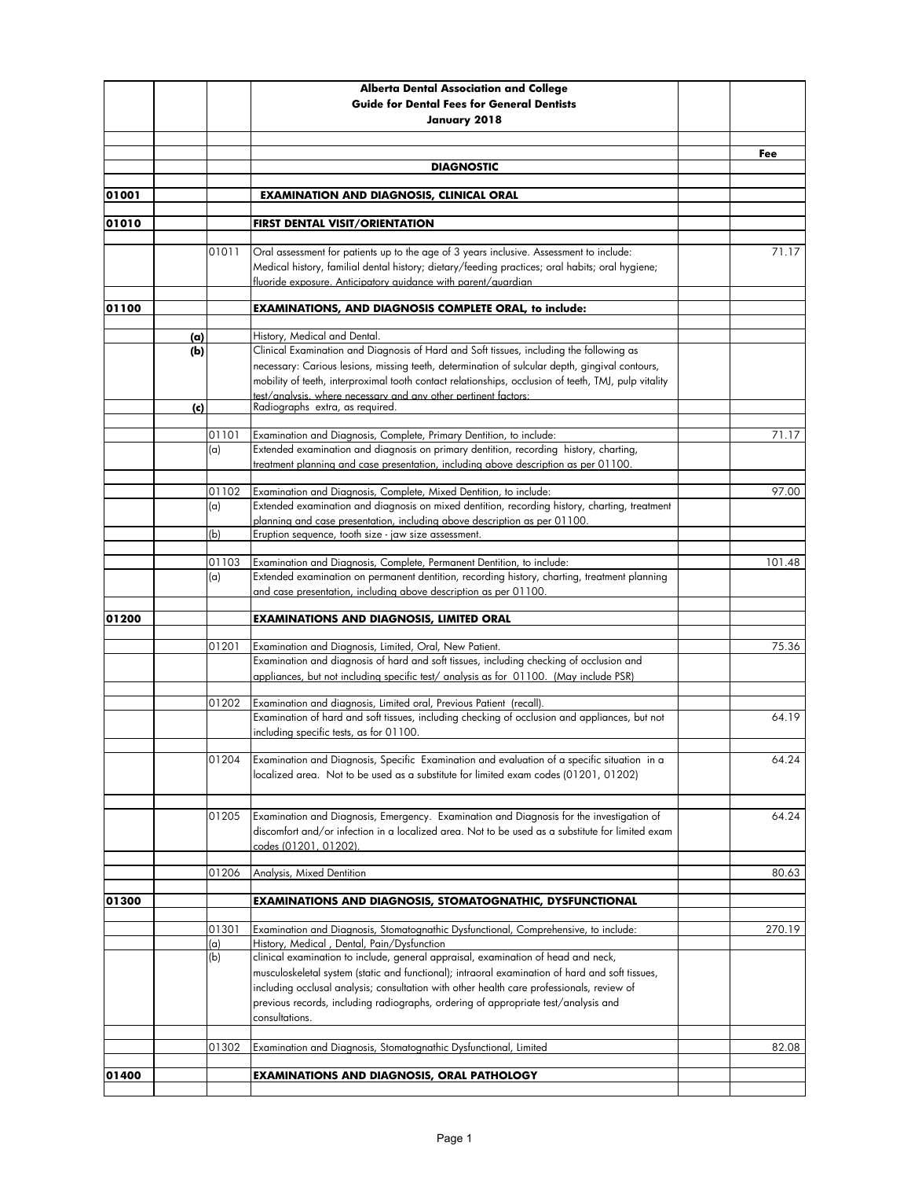| | | | | | |
|---|---|---|---|---|---|
| | | | **Alberta Dental Association and College** | | |
| | | | **Guide for Dental Fees for General Dentists** | | |
| | | | **January 2018** | | |
| | | | | | **Fee** |
| | | | **DIAGNOSTIC** | | |
| **01001** | | | **EXAMINATION AND DIAGNOSIS, CLINICAL ORAL** | | |
| **01010** | | | **FIRST DENTAL VISIT/ORIENTATION** | | |
| | | 01011 | Oral assessment for patients up to the age of 3 years inclusive. Assessment to include: Medical history, familial dental history; dietary/feeding practices; oral habits; oral hygiene; fluoride exposure. Anticipatory guidance with parent/guardian | | 71.17 |
| **01100** | | | **EXAMINATIONS, AND DIAGNOSIS COMPLETE ORAL, to include:** | | |
| | **(a)** | | History, Medical and Dental. | | |
| | **(b)** | | Clinical Examination and Diagnosis of Hard and Soft tissues, including the following as necessary: Carious lesions, missing teeth, determination of sulcular depth, gingival contours, mobility of teeth, interproximal tooth contact relationships, occlusion of teeth, TMJ, pulp vitality test/analysis, where necessary and any other pertinent factors: | | |
| | **(c)** | | Radiographs extra, as required. | | |
| | | 01101 | Examination and Diagnosis, Complete, Primary Dentition, to include: | | 71.17 |
| | | (a) | Extended examination and diagnosis on primary dentition, recording history, charting, treatment planning and case presentation, including above description as per 01100. | | |
| | | 01102 | Examination and Diagnosis, Complete, Mixed Dentition, to include: | | 97.00 |
| | | (a) | Extended examination and diagnosis on mixed dentition, recording history, charting, treatment planning and case presentation, including above description as per 01100. | | |
| | | (b) | Eruption sequence, tooth size - jaw size assessment. | | |
| | | 01103 | Examination and Diagnosis, Complete, Permanent Dentition, to include: | | 101.48 |
| | | (a) | Extended examination on permanent dentition, recording history, charting, treatment planning and case presentation, including above description as per 01100. | | |
| **01200** | | | **EXAMINATIONS AND DIAGNOSIS, LIMITED ORAL** | | |
| | | 01201 | Examination and Diagnosis, Limited, Oral, New Patient. | | 75.36 |
| | | | Examination and diagnosis of hard and soft tissues, including checking of occlusion and appliances, but not including specific test/ analysis as for 01100. (May include PSR) | | |
| | | 01202 | Examination and diagnosis, Limited oral, Previous Patient (recall). | | |
| | | | Examination of hard and soft tissues, including checking of occlusion and appliances, but not including specific tests, as for 01100. | | 64.19 |
| | | 01204 | Examination and Diagnosis, Specific Examination and evaluation of a specific situation in a localized area. Not to be used as a substitute for limited exam codes (01201, 01202) | | 64.24 |
| | | 01205 | Examination and Diagnosis, Emergency. Examination and Diagnosis for the investigation of discomfort and/or infection in a localized area. Not to be used as a substitute for limited exam codes (01201, 01202). | | 64.24 |
| | | 01206 | Analysis, Mixed Dentition | | 80.63 |
| **01300** | | | **EXAMINATIONS AND DIAGNOSIS, STOMATOGNATHIC, DYSFUNCTIONAL** | | |
| | | 01301 | Examination and Diagnosis, Stomatognathic Dysfunctional, Comprehensive, to include: | | 270.19 |
| | | (a) | History, Medical , Dental, Pain/Dysfunction | | |
| | | (b) | clinical examination to include, general appraisal, examination of head and neck, musculoskeletal system (static and functional); intraoral examination of hard and soft tissues, including occlusal analysis; consultation with other health care professionals, review of previous records, including radiographs, ordering of appropriate test/analysis and consultations. | | |
| | | 01302 | Examination and Diagnosis, Stomatognathic Dysfunctional, Limited | | 82.08 |
| **01400** | | | **EXAMINATIONS AND DIAGNOSIS, ORAL PATHOLOGY** | | |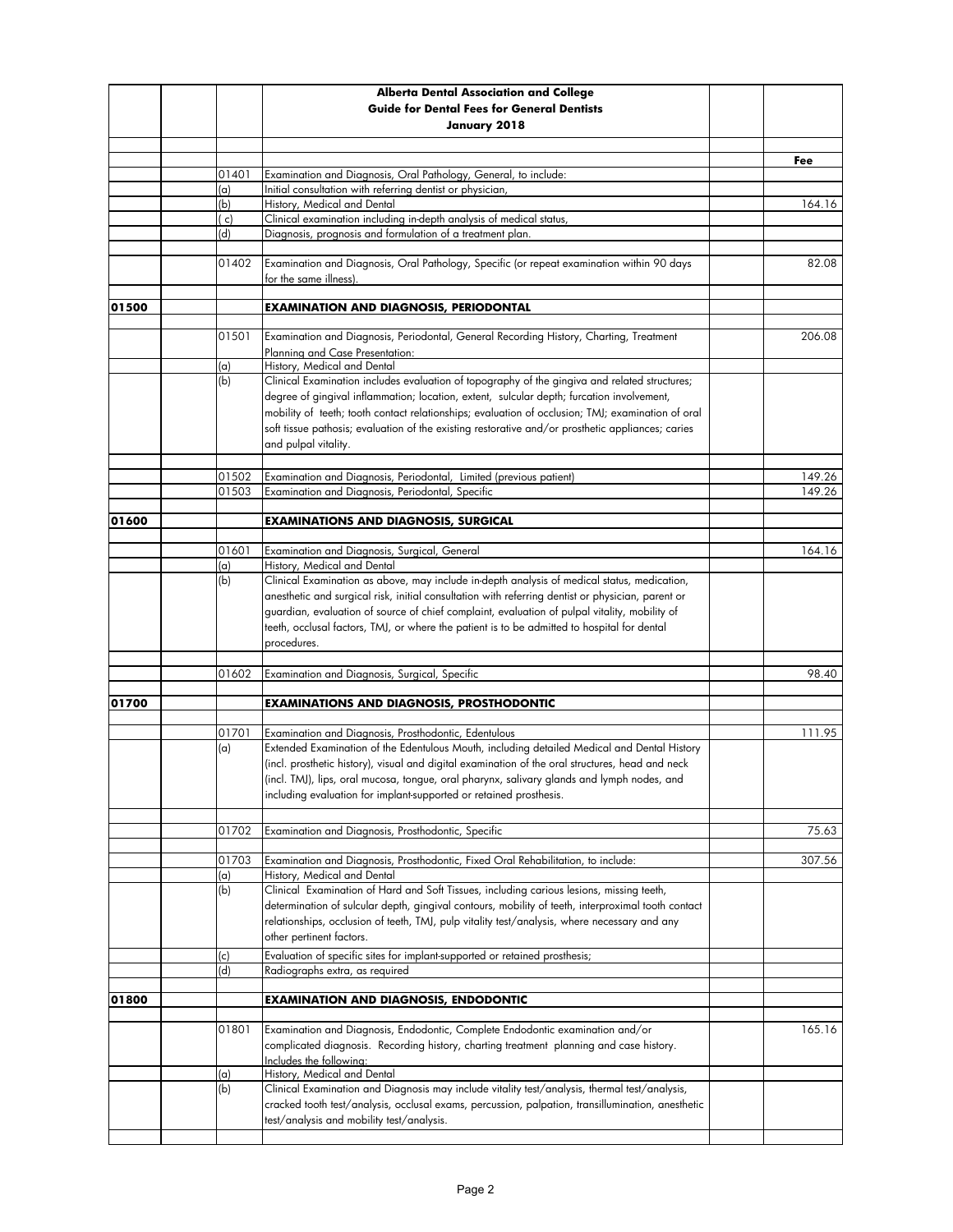**Alberta Dental Association and College**
**Guide for Dental Fees for General Dentists**
**January 2018**

| | | | | | Fee |
|---|---|---|---|---|---|
| | | 01401 | Examination and Diagnosis, Oral Pathology, General, to include: | | |
| | | (a) | Initial consultation with referring dentist or physician, | | |
| | | (b) | History, Medical and Dental | | 164.16 |
| | | ( c) | Clinical examination including in-depth analysis of medical status, | | |
| | | (d) | Diagnosis, prognosis and formulation of a treatment plan. | | |
| | | 01402 | Examination and Diagnosis, Oral Pathology, Specific (or repeat examination within 90 days for the same illness). | | 82.08 |
| **01500** | | | **EXAMINATION AND DIAGNOSIS, PERIODONTAL** | | |
| | | 01501 | Examination and Diagnosis, Periodontal, General Recording History, Charting, Treatment Planning and Case Presentation: | | 206.08 |
| | | (a) | History, Medical and Dental | | |
| | | (b) | Clinical Examination includes evaluation of topography of the gingiva and related structures; degree of gingival inflammation; location, extent, sulcular depth; furcation involvement, mobility of teeth; tooth contact relationships; evaluation of occlusion; TMJ; examination of oral soft tissue pathosis; evaluation of the existing restorative and/or prosthetic appliances; caries and pulpal vitality. | | |
| | | 01502 | Examination and Diagnosis, Periodontal, Limited (previous patient) | | 149.26 |
| | | 01503 | Examination and Diagnosis, Periodontal, Specific | | 149.26 |
| **01600** | | | **EXAMINATIONS AND DIAGNOSIS, SURGICAL** | | |
| | | 01601 | Examination and Diagnosis, Surgical, General | | 164.16 |
| | | (a) | History, Medical and Dental | | |
| | | (b) | Clinical Examination as above, may include in-depth analysis of medical status, medication, anesthetic and surgical risk, initial consultation with referring dentist or physician, parent or guardian, evaluation of source of chief complaint, evaluation of pulpal vitality, mobility of teeth, occlusal factors, TMJ, or where the patient is to be admitted to hospital for dental procedures. | | |
| | | 01602 | Examination and Diagnosis, Surgical, Specific | | 98.40 |
| **01700** | | | **EXAMINATIONS AND DIAGNOSIS, PROSTHODONTIC** | | |
| | | 01701 | Examination and Diagnosis, Prosthodontic, Edentulous | | 111.95 |
| | | (a) | Extended Examination of the Edentulous Mouth, including detailed Medical and Dental History (incl. prosthetic history), visual and digital examination of the oral structures, head and neck (incl. TMJ), lips, oral mucosa, tongue, oral pharynx, salivary glands and lymph nodes, and including evaluation for implant-supported or retained prosthesis. | | |
| | | 01702 | Examination and Diagnosis, Prosthodontic, Specific | | 75.63 |
| | | 01703 | Examination and Diagnosis, Prosthodontic, Fixed Oral Rehabilitation, to include: | | 307.56 |
| | | (a) | History, Medical and Dental | | |
| | | (b) | Clinical Examination of Hard and Soft Tissues, including carious lesions, missing teeth, determination of sulcular depth, gingival contours, mobility of teeth, interproximal tooth contact relationships, occlusion of teeth, TMJ, pulp vitality test/analysis, where necessary and any other pertinent factors. | | |
| | | (c) | Evaluation of specific sites for implant-supported or retained prosthesis; | | |
| | | (d) | Radiographs extra, as required | | |
| **01800** | | | **EXAMINATION AND DIAGNOSIS, ENDODONTIC** | | |
| | | 01801 | Examination and Diagnosis, Endodontic, Complete Endodontic examination and/or complicated diagnosis. Recording history, charting treatment planning and case history. Includes the following: | | 165.16 |
| | | (a) | History, Medical and Dental | | |
| | | (b) | Clinical Examination and Diagnosis may include vitality test/analysis, thermal test/analysis, cracked tooth test/analysis, occlusal exams, percussion, palpation, transillumination, anesthetic test/analysis and mobility test/analysis. | | |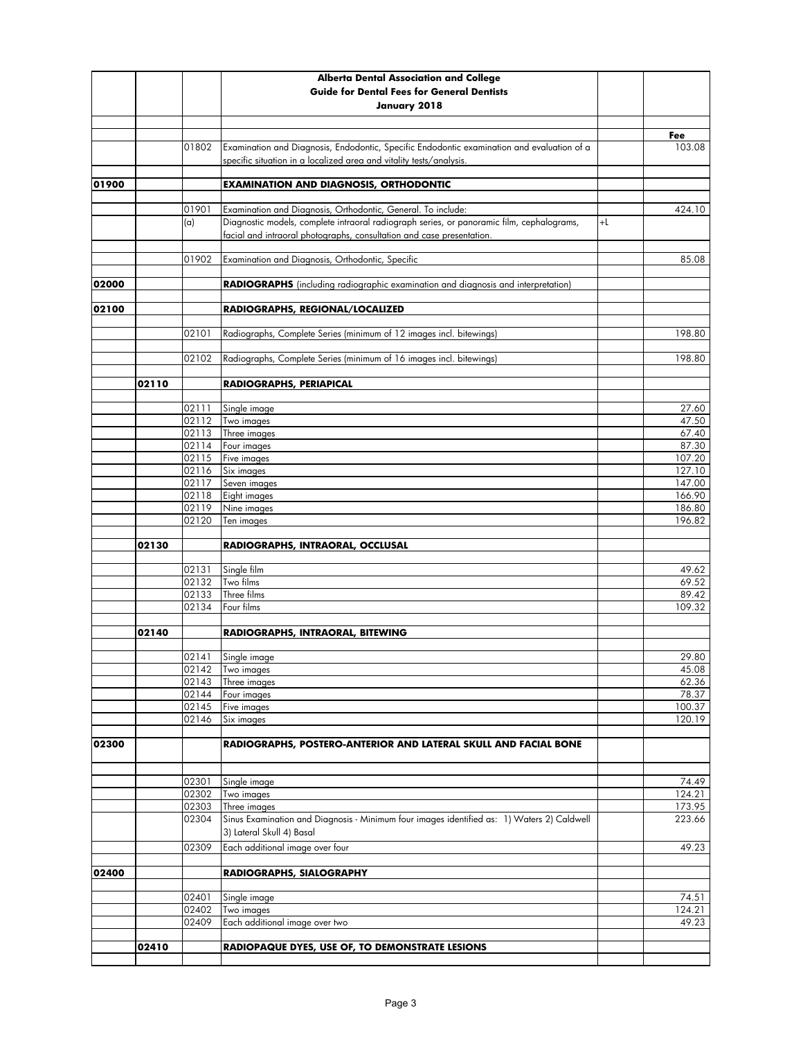# Alberta Dental Association and College
## Guide for Dental Fees for General Dentists
### January 2018

| | | | | | Fee |
|---|---|---|---|---|---|
| | | 01802 | Examination and Diagnosis, Endodontic, Specific Endodontic examination and evaluation of a specific situation in a localized area and vitality tests/analysis. | | 103.08 |
| 01900 | | | **EXAMINATION AND DIAGNOSIS, ORTHODONTIC** | | |
| | | 01901 | Examination and Diagnosis, Orthodontic, General. To include: | | 424.10 |
| | | (a) | Diagnostic models, complete intraoral radiograph series, or panoramic film, cephalograms, facial and intraoral photographs, consultation and case presentation. | +L | |
| | | 01902 | Examination and Diagnosis, Orthodontic, Specific | | 85.08 |
| 02000 | | | **RADIOGRAPHS** (including radiographic examination and diagnosis and interpretation) | | |
| 02100 | | | **RADIOGRAPHS, REGIONAL/LOCALIZED** | | |
| | | 02101 | Radiographs, Complete Series (minimum of 12 images incl. bitewings) | | 198.80 |
| | | 02102 | Radiographs, Complete Series (minimum of 16 images incl. bitewings) | | 198.80 |
| | 02110 | | **RADIOGRAPHS, PERIAPICAL** | | |
| | | 02111 | Single image | | 27.60 |
| | | 02112 | Two images | | 47.50 |
| | | 02113 | Three images | | 67.40 |
| | | 02114 | Four images | | 87.30 |
| | | 02115 | Five images | | 107.20 |
| | | 02116 | Six images | | 127.10 |
| | | 02117 | Seven images | | 147.00 |
| | | 02118 | Eight images | | 166.90 |
| | | 02119 | Nine images | | 186.80 |
| | | 02120 | Ten images | | 196.82 |
| | 02130 | | **RADIOGRAPHS, INTRAORAL, OCCLUSAL** | | |
| | | 02131 | Single film | | 49.62 |
| | | 02132 | Two films | | 69.52 |
| | | 02133 | Three films | | 89.42 |
| | | 02134 | Four films | | 109.32 |
| | 02140 | | **RADIOGRAPHS, INTRAORAL, BITEWING** | | |
| | | 02141 | Single image | | 29.80 |
| | | 02142 | Two images | | 45.08 |
| | | 02143 | Three images | | 62.36 |
| | | 02144 | Four images | | 78.37 |
| | | 02145 | Five images | | 100.37 |
| | | 02146 | Six images | | 120.19 |
| 02300 | | | **RADIOGRAPHS, POSTERO-ANTERIOR AND LATERAL SKULL AND FACIAL BONE** | | |
| | | 02301 | Single image | | 74.49 |
| | | 02302 | Two images | | 124.21 |
| | | 02303 | Three images | | 173.95 |
| | | 02304 | Sinus Examination and Diagnosis - Minimum four images identified as: 1) Waters 2) Caldwell 3) Lateral Skull 4) Basal | | 223.66 |
| | | 02309 | Each additional image over four | | 49.23 |
| 02400 | | | **RADIOGRAPHS, SIALOGRAPHY** | | |
| | | 02401 | Single image | | 74.51 |
| | | 02402 | Two images | | 124.21 |
| | | 02409 | Each additional image over two | | 49.23 |
| | 02410 | | **RADIOPAQUE DYES, USE OF, TO DEMONSTRATE LESIONS** | | |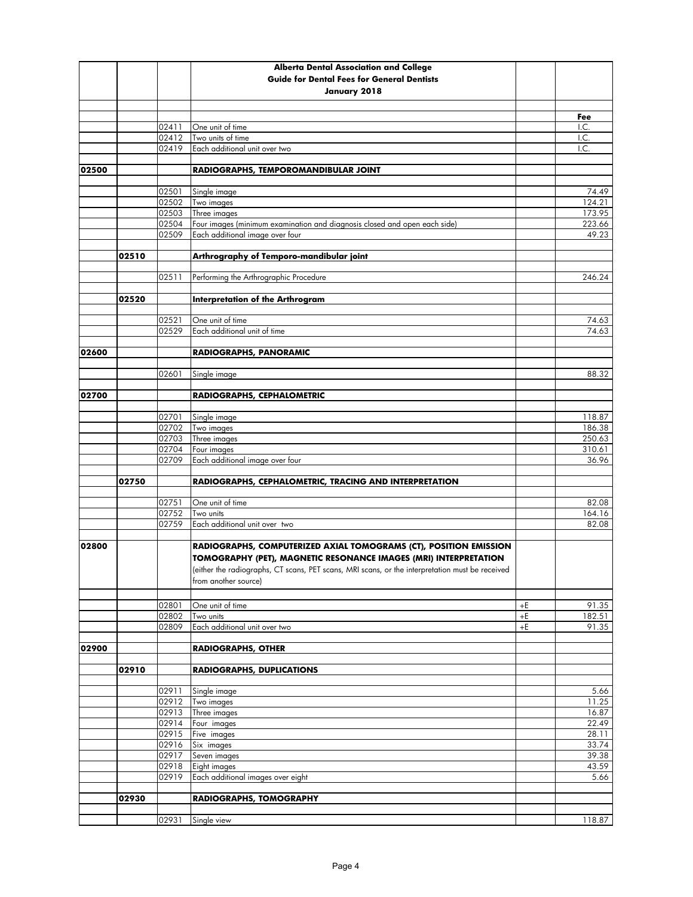| | | | Alberta Dental Association and College<br>Guide for Dental Fees for General Dentists<br>January 2018 | | |
|---|---|---|---|---|---|
| | | | | | **Fee** |
| | | 02411 | One unit of time | | I.C. |
| | | 02412 | Two units of time | | I.C. |
| | | 02419 | Each additional unit over two | | I.C. |
| **02500** | | | **RADIOGRAPHS, TEMPOROMANDIBULAR JOINT** | | |
| | | 02501 | Single image | | 74.49 |
| | | 02502 | Two images | | 124.21 |
| | | 02503 | Three images | | 173.95 |
| | | 02504 | Four images (minimum examination and diagnosis closed and open each side) | | 223.66 |
| | | 02509 | Each additional image over four | | 49.23 |
| | **02510** | | **Arthrography of Temporo-mandibular joint** | | |
| | | 02511 | Performing the Arthrographic Procedure | | 246.24 |
| | **02520** | | **Interpretation of the Arthrogram** | | |
| | | 02521 | One unit of time | | 74.63 |
| | | 02529 | Each additional unit of time | | 74.63 |
| **02600** | | | **RADIOGRAPHS, PANORAMIC** | | |
| | | 02601 | Single image | | 88.32 |
| **02700** | | | **RADIOGRAPHS, CEPHALOMETRIC** | | |
| | | 02701 | Single image | | 118.87 |
| | | 02702 | Two images | | 186.38 |
| | | 02703 | Three images | | 250.63 |
| | | 02704 | Four images | | 310.61 |
| | | 02709 | Each additional image over four | | 36.96 |
| | **02750** | | **RADIOGRAPHS, CEPHALOMETRIC, TRACING AND INTERPRETATION** | | |
| | | 02751 | One unit of time | | 82.08 |
| | | 02752 | Two units | | 164.16 |
| | | 02759 | Each additional unit over two | | 82.08 |
| **02800** | | | **RADIOGRAPHS, COMPUTERIZED AXIAL TOMOGRAMS (CT), POSITION EMISSION TOMOGRAPHY (PET), MAGNETIC RESONANCE IMAGES (MRI) INTERPRETATION**<br>(either the radiographs, CT scans, PET scans, MRI scans, or the interpretation must be received from another source) | | |
| | | 02801 | One unit of time | +E | 91.35 |
| | | 02802 | Two units | +E | 182.51 |
| | | 02809 | Each additional unit over two | +E | 91.35 |
| **02900** | | | **RADIOGRAPHS, OTHER** | | |
| | **02910** | | **RADIOGRAPHS, DUPLICATIONS** | | |
| | | 02911 | Single image | | 5.66 |
| | | 02912 | Two images | | 11.25 |
| | | 02913 | Three images | | 16.87 |
| | | 02914 | Four images | | 22.49 |
| | | 02915 | Five images | | 28.11 |
| | | 02916 | Six images | | 33.74 |
| | | 02917 | Seven images | | 39.38 |
| | | 02918 | Eight images | | 43.59 |
| | | 02919 | Each additional images over eight | | 5.66 |
| | **02930** | | **RADIOGRAPHS, TOMOGRAPHY** | | |
| | | 02931 | Single view | | 118.87 |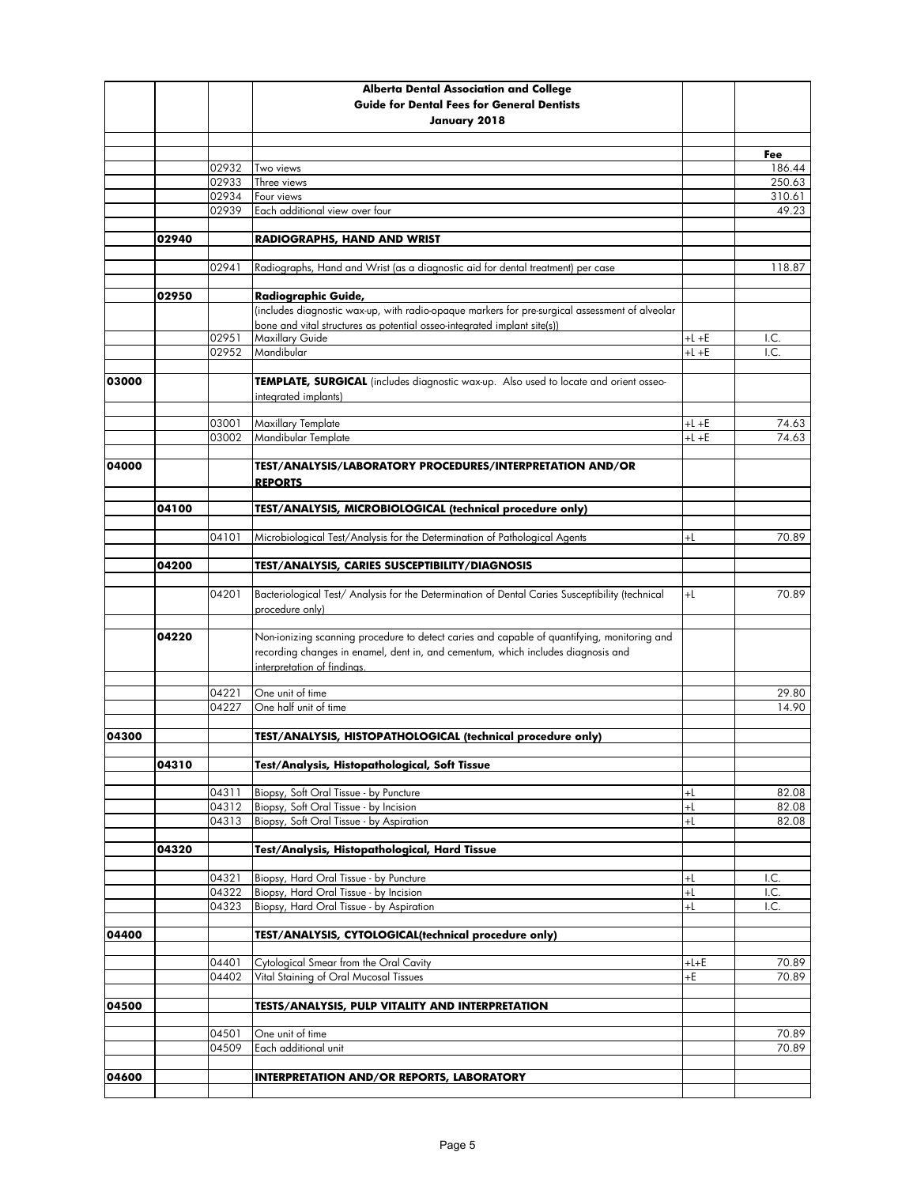| | | | Alberta Dental Association and College<br>Guide for Dental Fees for General Dentists<br>January 2018 | | |
|---|---|---|---|---|---|
| | | | | | **Fee** |
| | | 02932 | Two views | | 186.44 |
| | | 02933 | Three views | | 250.63 |
| | | 02934 | Four views | | 310.61 |
| | | 02939 | Each additional view over four | | 49.23 |
| | **02940** | | **RADIOGRAPHS, HAND AND WRIST** | | |
| | | 02941 | Radiographs, Hand and Wrist (as a diagnostic aid for dental treatment) per case | | 118.87 |
| | **02950** | | **Radiographic Guide,** | | |
| | | | (includes diagnostic wax-up, with radio-opaque markers for pre-surgical assessment of alveolar bone and vital structures as potential osseo-integrated implant site(s)) | | |
| | | 02951 | Maxillary Guide | +L +E | I.C. |
| | | 02952 | Mandibular | +L +E | I.C. |
| **03000** | | | **TEMPLATE, SURGICAL** (includes diagnostic wax-up. Also used to locate and orient osseo-integrated implants) | | |
| | | 03001 | Maxillary Template | +L +E | 74.63 |
| | | 03002 | Mandibular Template | +L +E | 74.63 |
| **04000** | | | **TEST/ANALYSIS/LABORATORY PROCEDURES/INTERPRETATION AND/OR REPORTS** | | |
| | **04100** | | **TEST/ANALYSIS, MICROBIOLOGICAL (technical procedure only)** | | |
| | | 04101 | Microbiological Test/Analysis for the Determination of Pathological Agents | +L | 70.89 |
| | **04200** | | **TEST/ANALYSIS, CARIES SUSCEPTIBILITY/DIAGNOSIS** | | |
| | | 04201 | Bacteriological Test/ Analysis for the Determination of Dental Caries Susceptibility (technical procedure only) | +L | 70.89 |
| | **04220** | | Non-ionizing scanning procedure to detect caries and capable of quantifying, monitoring and recording changes in enamel, dent in, and cementum, which includes diagnosis and interpretation of findings. | | |
| | | 04221 | One unit of time | | 29.80 |
| | | 04227 | One half unit of time | | 14.90 |
| **04300** | | | **TEST/ANALYSIS, HISTOPATHOLOGICAL (technical procedure only)** | | |
| | **04310** | | **Test/Analysis, Histopathological, Soft Tissue** | | |
| | | 04311 | Biopsy, Soft Oral Tissue - by Puncture | +L | 82.08 |
| | | 04312 | Biopsy, Soft Oral Tissue - by Incision | +L | 82.08 |
| | | 04313 | Biopsy, Soft Oral Tissue - by Aspiration | +L | 82.08 |
| | **04320** | | **Test/Analysis, Histopathological, Hard Tissue** | | |
| | | 04321 | Biopsy, Hard Oral Tissue - by Puncture | +L | I.C. |
| | | 04322 | Biopsy, Hard Oral Tissue - by Incision | +L | I.C. |
| | | 04323 | Biopsy, Hard Oral Tissue - by Aspiration | +L | I.C. |
| **04400** | | | **TEST/ANALYSIS, CYTOLOGICAL(technical procedure only)** | | |
| | | 04401 | Cytological Smear from the Oral Cavity | +L+E | 70.89 |
| | | 04402 | Vital Staining of Oral Mucosal Tissues | +E | 70.89 |
| **04500** | | | **TESTS/ANALYSIS, PULP VITALITY AND INTERPRETATION** | | |
| | | 04501 | One unit of time | | 70.89 |
| | | 04509 | Each additional unit | | 70.89 |
| **04600** | | | **INTERPRETATION AND/OR REPORTS, LABORATORY** | | |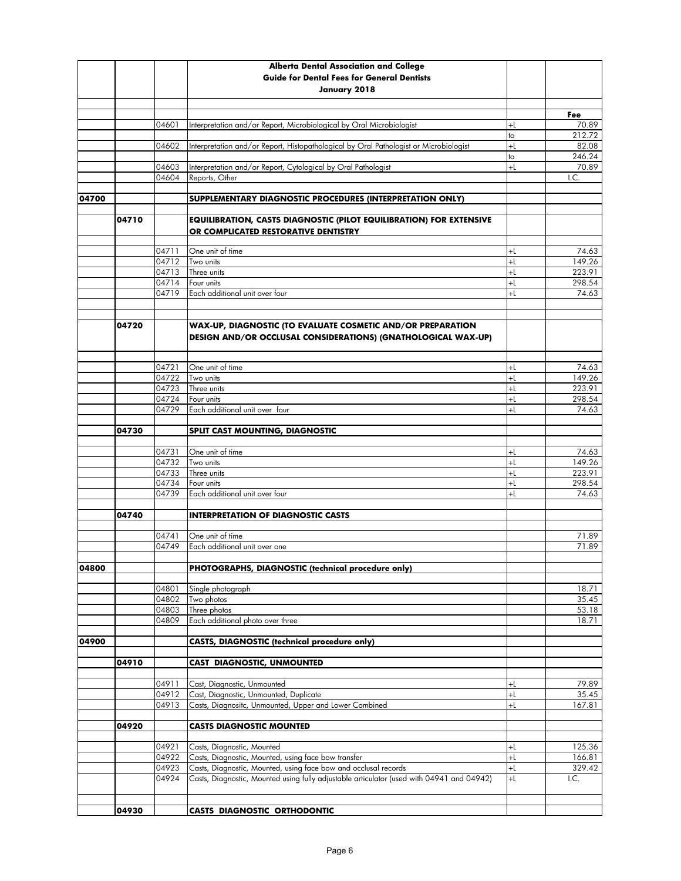| | | | Alberta Dental Association and College<br>Guide for Dental Fees for General Dentists<br>January 2018 | | |
|---|---|---|---|---|---|
| | | | | | Fee |
| | | 04601 | Interpretation and/or Report, Microbiological by Oral Microbiologist | +L | 70.89 |
| | | | | to | 212.72 |
| | | 04602 | Interpretation and/or Report, Histopathological by Oral Pathologist or Microbiologist | +L | 82.08 |
| | | | | to | 246.24 |
| | | 04603 | Interpretation and/or Report, Cytological by Oral Pathologist | +L | 70.89 |
| | | 04604 | Reports, Other | | I.C. |
| 04700 | | | **SUPPLEMENTARY DIAGNOSTIC PROCEDURES (INTERPRETATION ONLY)** | | |
| | 04710 | | **EQUILIBRATION, CASTS DIAGNOSTIC (PILOT EQUILIBRATION) FOR EXTENSIVE OR COMPLICATED RESTORATIVE DENTISTRY** | | |
| | | 04711 | One unit of time | +L | 74.63 |
| | | 04712 | Two units | +L | 149.26 |
| | | 04713 | Three units | +L | 223.91 |
| | | 04714 | Four units | +L | 298.54 |
| | | 04719 | Each additional unit over four | +L | 74.63 |
| | 04720 | | **WAX-UP, DIAGNOSTIC (TO EVALUATE COSMETIC AND/OR PREPARATION DESIGN AND/OR OCCLUSAL CONSIDERATIONS) (GNATHOLOGICAL WAX-UP)** | | |
| | | 04721 | One unit of time | +L | 74.63 |
| | | 04722 | Two units | +L | 149.26 |
| | | 04723 | Three units | +L | 223.91 |
| | | 04724 | Four units | +L | 298.54 |
| | | 04729 | Each additional unit over four | +L | 74.63 |
| | 04730 | | **SPLIT CAST MOUNTING, DIAGNOSTIC** | | |
| | | 04731 | One unit of time | +L | 74.63 |
| | | 04732 | Two units | +L | 149.26 |
| | | 04733 | Three units | +L | 223.91 |
| | | 04734 | Four units | +L | 298.54 |
| | | 04739 | Each additional unit over four | +L | 74.63 |
| | 04740 | | **INTERPRETATION OF DIAGNOSTIC CASTS** | | |
| | | 04741 | One unit of time | | 71.89 |
| | | 04749 | Each additional unit over one | | 71.89 |
| 04800 | | | **PHOTOGRAPHS, DIAGNOSTIC (technical procedure only)** | | |
| | | 04801 | Single photograph | | 18.71 |
| | | 04802 | Two photos | | 35.45 |
| | | 04803 | Three photos | | 53.18 |
| | | 04809 | Each additional photo over three | | 18.71 |
| 04900 | | | **CASTS, DIAGNOSTIC (technical procedure only)** | | |
| | 04910 | | **CAST DIAGNOSTIC, UNMOUNTED** | | |
| | | 04911 | Cast, Diagnostic, Unmounted | +L | 79.89 |
| | | 04912 | Cast, Diagnostic, Unmounted, Duplicate | +L | 35.45 |
| | | 04913 | Casts, Diagnositc, Unmounted, Upper and Lower Combined | +L | 167.81 |
| | 04920 | | **CASTS DIAGNOSTIC MOUNTED** | | |
| | | 04921 | Casts, Diagnostic, Mounted | +L | 125.36 |
| | | 04922 | Casts, Diagnostic, Mounted, using face bow transfer | +L | 166.81 |
| | | 04923 | Casts, Diagnostic, Mounted, using face bow and occlusal records | +L | 329.42 |
| | | 04924 | Casts, Diagnostic, Mounted using fully adjustable articulator (used with 04941 and 04942) | +L | I.C. |
| | 04930 | | **CASTS DIAGNOSTIC ORTHODONTIC** | | |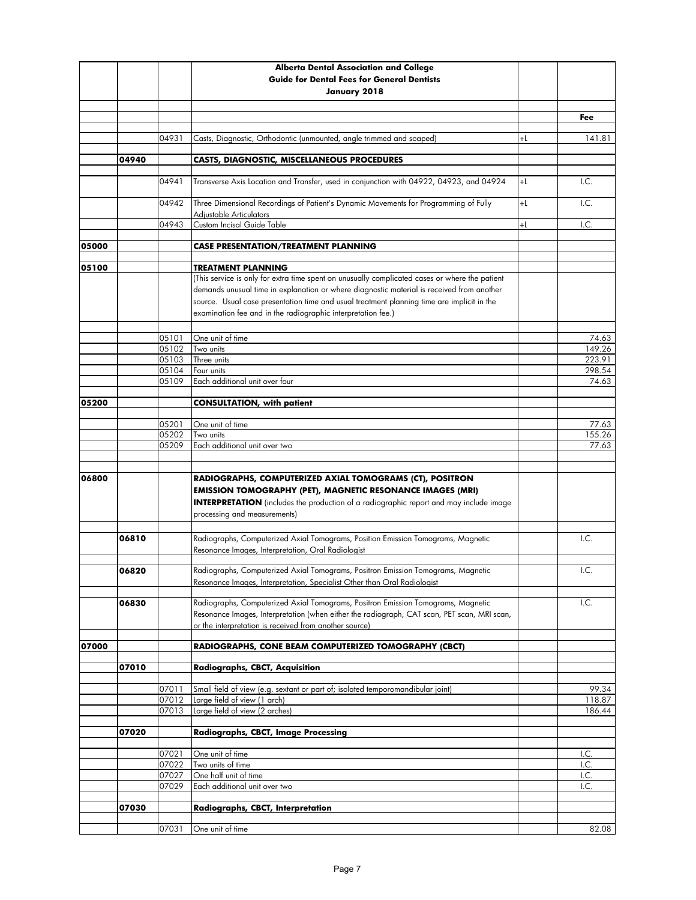**Alberta Dental Association and College**
**Guide for Dental Fees for General Dentists**
**January 2018**

| | | | | | Fee |
|---|---|---|---|---|---|
| | | 04931 | Casts, Diagnostic, Orthodontic (unmounted, angle trimmed and soaped) | +L | 141.81 |
| | 04940 | | **CASTS, DIAGNOSTIC, MISCELLANEOUS PROCEDURES** | | |
| | | 04941 | Transverse Axis Location and Transfer, used in conjunction with 04922, 04923, and 04924 | +L | I.C. |
| | | 04942 | Three Dimensional Recordings of Patient's Dynamic Movements for Programming of Fully Adjustable Articulators | +L | I.C. |
| | | 04943 | Custom Incisal Guide Table | +L | I.C. |
| 05000 | | | **CASE PRESENTATION/TREATMENT PLANNING** | | |
| 05100 | | | **TREATMENT PLANNING** (This service is only for extra time spent on unusually complicated cases or where the patient demands unusual time in explanation or where diagnostic material is received from another source. Usual case presentation time and usual treatment planning time are implicit in the examination fee and in the radiographic interpretation fee.) | | |
| | | 05101 | One unit of time | | 74.63 |
| | | 05102 | Two units | | 149.26 |
| | | 05103 | Three units | | 223.91 |
| | | 05104 | Four units | | 298.54 |
| | | 05109 | Each additional unit over four | | 74.63 |
| 05200 | | | **CONSULTATION, with patient** | | |
| | | 05201 | One unit of time | | 77.63 |
| | | 05202 | Two units | | 155.26 |
| | | 05209 | Each additional unit over two | | 77.63 |
| 06800 | | | **RADIOGRAPHS, COMPUTERIZED AXIAL TOMOGRAMS (CT), POSITRON EMISSION TOMOGRAPHY (PET), MAGNETIC RESONANCE IMAGES (MRI) INTERPRETATION** (includes the production of a radiographic report and may include image processing and measurements) | | |
| | 06810 | | Radiographs, Computerized Axial Tomograms, Position Emission Tomograms, Magnetic Resonance Images, Interpretation, Oral Radiologist | | I.C. |
| | 06820 | | Radiographs, Computerized Axial Tomograms, Positron Emission Tomograms, Magnetic Resonance Images, Interpretation, Specialist Other than Oral Radiologist | | I.C. |
| | 06830 | | Radiographs, Computerized Axial Tomograms, Positron Emission Tomograms, Magnetic Resonance Images, Interpretation (when either the radiograph, CAT scan, PET scan, MRI scan, or the interpretation is received from another source) | | I.C. |
| 07000 | | | **RADIOGRAPHS, CONE BEAM COMPUTERIZED TOMOGRAPHY (CBCT)** | | |
| | 07010 | | **Radiographs, CBCT, Acquisition** | | |
| | | 07011 | Small field of view (e.g. sextant or part of; isolated temporomandibular joint) | | 99.34 |
| | | 07012 | Large field of view (1 arch) | | 118.87 |
| | | 07013 | Large field of view (2 arches) | | 186.44 |
| | 07020 | | **Radiographs, CBCT, Image Processing** | | |
| | | 07021 | One unit of time | | I.C. |
| | | 07022 | Two units of time | | I.C. |
| | | 07027 | One half unit of time | | I.C. |
| | | 07029 | Each additional unit over two | | I.C. |
| | 07030 | | **Radiographs, CBCT, Interpretation** | | |
| | | 07031 | One unit of time | | 82.08 |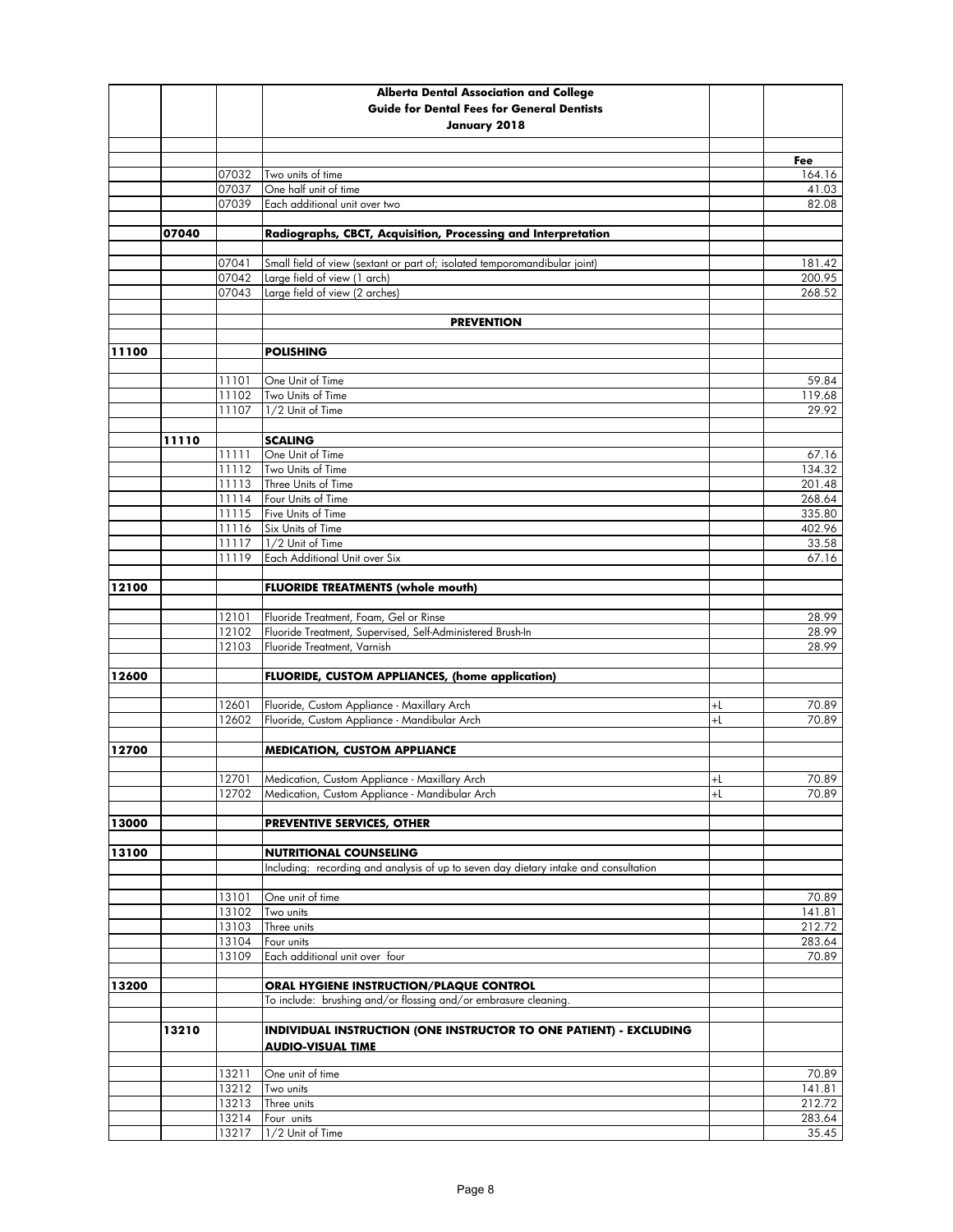| | | | Alberta Dental Association and College<br>Guide for Dental Fees for General Dentists<br>January 2018 | | |
|---|---|---|---|---|---|
| | | | | | **Fee** |
| | | 07032 | Two units of time | | 164.16 |
| | | 07037 | One half unit of time | | 41.03 |
| | | 07039 | Each additional unit over two | | 82.08 |
| | **07040** | | **Radiographs, CBCT, Acquisition, Processing and Interpretation** | | |
| | | 07041 | Small field of view (sextant or part of; isolated temporomandibular joint) | | 181.42 |
| | | 07042 | Large field of view (1 arch) | | 200.95 |
| | | 07043 | Large field of view (2 arches) | | 268.52 |
| | | | **PREVENTION** | | |
| **11100** | | | **POLISHING** | | |
| | | 11101 | One Unit of Time | | 59.84 |
| | | 11102 | Two Units of Time | | 119.68 |
| | | 11107 | 1/2 Unit of Time | | 29.92 |
| | **11110** | | **SCALING** | | |
| | | 11111 | One Unit of Time | | 67.16 |
| | | 11112 | Two Units of Time | | 134.32 |
| | | 11113 | Three Units of Time | | 201.48 |
| | | 11114 | Four Units of Time | | 268.64 |
| | | 11115 | Five Units of Time | | 335.80 |
| | | 11116 | Six Units of Time | | 402.96 |
| | | 11117 | 1/2 Unit of Time | | 33.58 |
| | | 11119 | Each Additional Unit over Six | | 67.16 |
| **12100** | | | **FLUORIDE TREATMENTS (whole mouth)** | | |
| | | 12101 | Fluoride Treatment, Foam, Gel or Rinse | | 28.99 |
| | | 12102 | Fluoride Treatment, Supervised, Self-Administered Brush-In | | 28.99 |
| | | 12103 | Fluoride Treatment, Varnish | | 28.99 |
| **12600** | | | **FLUORIDE, CUSTOM APPLIANCES, (home application)** | | |
| | | 12601 | Fluoride, Custom Appliance - Maxillary Arch | +L | 70.89 |
| | | 12602 | Fluoride, Custom Appliance - Mandibular Arch | +L | 70.89 |
| **12700** | | | **MEDICATION, CUSTOM APPLIANCE** | | |
| | | 12701 | Medication, Custom Appliance - Maxillary Arch | +L | 70.89 |
| | | 12702 | Medication, Custom Appliance - Mandibular Arch | +L | 70.89 |
| **13000** | | | **PREVENTIVE SERVICES, OTHER** | | |
| **13100** | | | **NUTRITIONAL COUNSELING** | | |
| | | | Including: recording and analysis of up to seven day dietary intake and consultation | | |
| | | 13101 | One unit of time | | 70.89 |
| | | 13102 | Two units | | 141.81 |
| | | 13103 | Three units | | 212.72 |
| | | 13104 | Four units | | 283.64 |
| | | 13109 | Each additional unit over four | | 70.89 |
| **13200** | | | **ORAL HYGIENE INSTRUCTION/PLAQUE CONTROL** | | |
| | | | To include: brushing and/or flossing and/or embrasure cleaning. | | |
| | **13210** | | **INDIVIDUAL INSTRUCTION (ONE INSTRUCTOR TO ONE PATIENT) - EXCLUDING AUDIO-VISUAL TIME** | | |
| | | 13211 | One unit of time | | 70.89 |
| | | 13212 | Two units | | 141.81 |
| | | 13213 | Three units | | 212.72 |
| | | 13214 | Four units | | 283.64 |
| | | 13217 | 1/2 Unit of Time | | 35.45 |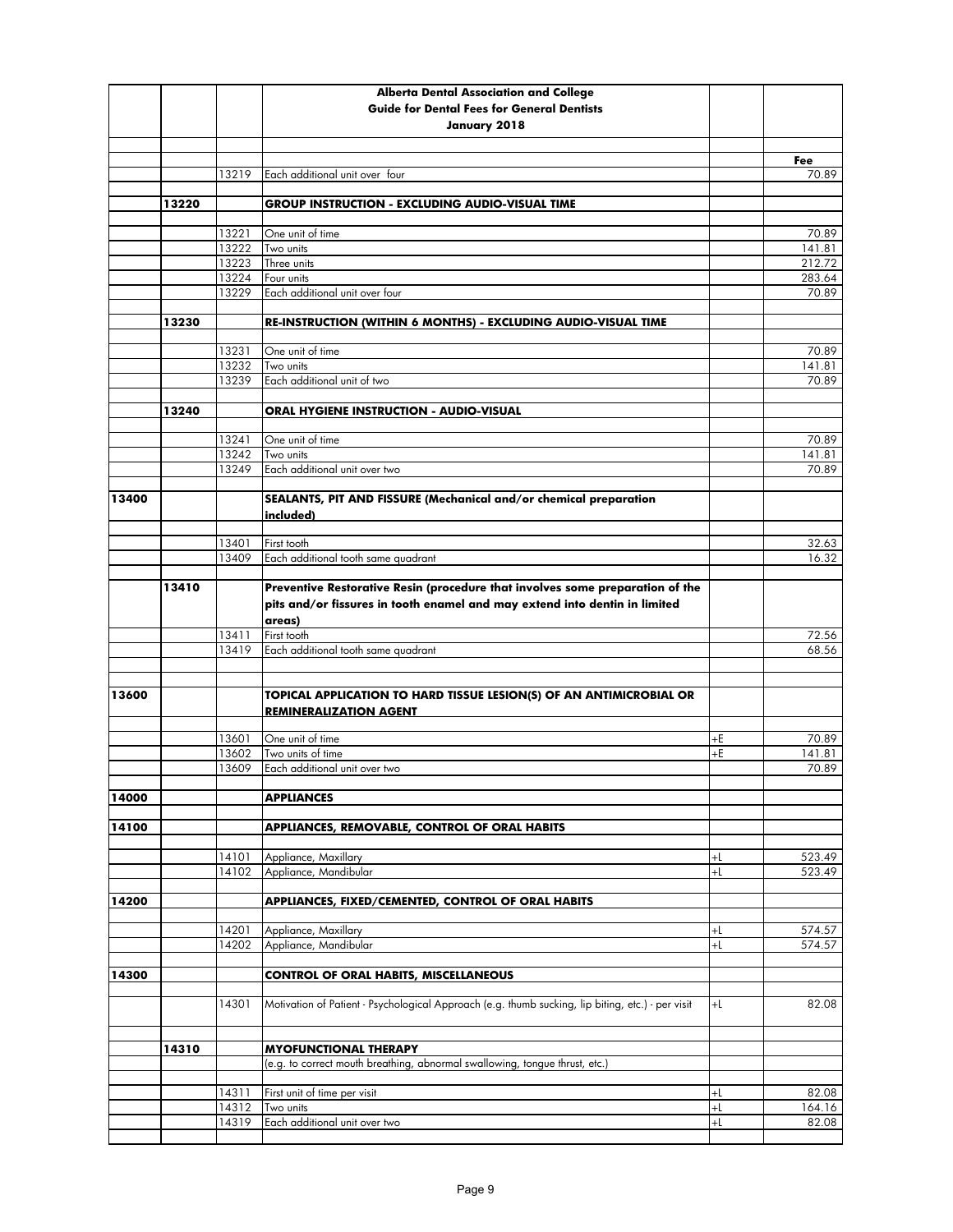**Alberta Dental Association and College**
**Guide for Dental Fees for General Dentists**
**January 2018**

| | | | | | Fee |
|---|---|---|---|---|---|
| | | 13219 | Each additional unit over four | | 70.89 |
| | 13220 | | **GROUP INSTRUCTION - EXCLUDING AUDIO-VISUAL TIME** | | |
| | | 13221 | One unit of time | | 70.89 |
| | | 13222 | Two units | | 141.81 |
| | | 13223 | Three units | | 212.72 |
| | | 13224 | Four units | | 283.64 |
| | | 13229 | Each additional unit over four | | 70.89 |
| | 13230 | | **RE-INSTRUCTION (WITHIN 6 MONTHS) - EXCLUDING AUDIO-VISUAL TIME** | | |
| | | 13231 | One unit of time | | 70.89 |
| | | 13232 | Two units | | 141.81 |
| | | 13239 | Each additional unit of two | | 70.89 |
| | 13240 | | **ORAL HYGIENE INSTRUCTION - AUDIO-VISUAL** | | |
| | | 13241 | One unit of time | | 70.89 |
| | | 13242 | Two units | | 141.81 |
| | | 13249 | Each additional unit over two | | 70.89 |
| 13400 | | | **SEALANTS, PIT AND FISSURE (Mechanical and/or chemical preparation included)** | | |
| | | 13401 | First tooth | | 32.63 |
| | | 13409 | Each additional tooth same quadrant | | 16.32 |
| | 13410 | | **Preventive Restorative Resin (procedure that involves some preparation of the pits and/or fissures in tooth enamel and may extend into dentin in limited areas)** | | |
| | | 13411 | First tooth | | 72.56 |
| | | 13419 | Each additional tooth same quadrant | | 68.56 |
| 13600 | | | **TOPICAL APPLICATION TO HARD TISSUE LESION(S) OF AN ANTIMICROBIAL OR REMINERALIZATION AGENT** | | |
| | | 13601 | One unit of time | +E | 70.89 |
| | | 13602 | Two units of time | +E | 141.81 |
| | | 13609 | Each additional unit over two | | 70.89 |
| 14000 | | | **APPLIANCES** | | |
| 14100 | | | **APPLIANCES, REMOVABLE, CONTROL OF ORAL HABITS** | | |
| | | 14101 | Appliance, Maxillary | +L | 523.49 |
| | | 14102 | Appliance, Mandibular | +L | 523.49 |
| 14200 | | | **APPLIANCES, FIXED/CEMENTED, CONTROL OF ORAL HABITS** | | |
| | | 14201 | Appliance, Maxillary | +L | 574.57 |
| | | 14202 | Appliance, Mandibular | +L | 574.57 |
| 14300 | | | **CONTROL OF ORAL HABITS, MISCELLANEOUS** | | |
| | | 14301 | Motivation of Patient - Psychological Approach (e.g. thumb sucking, lip biting, etc.) - per visit | +L | 82.08 |
| | 14310 | | **MYOFUNCTIONAL THERAPY** (e.g. to correct mouth breathing, abnormal swallowing, tongue thrust, etc.) | | |
| | | 14311 | First unit of time per visit | +L | 82.08 |
| | | 14312 | Two units | +L | 164.16 |
| | | 14319 | Each additional unit over two | +L | 82.08 |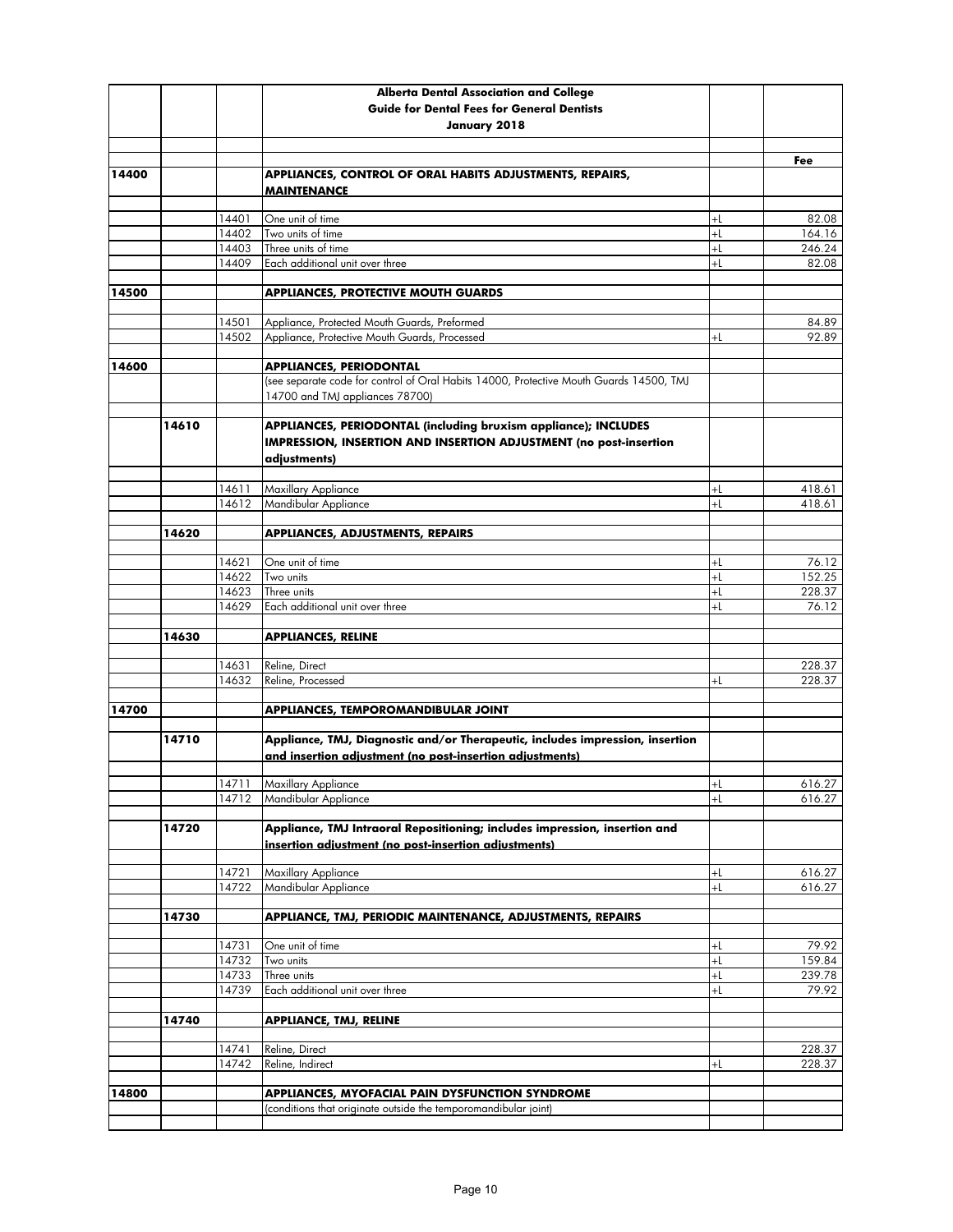| | | | Alberta Dental Association and College<br>Guide for Dental Fees for General Dentists<br>January 2018 | | |
|---|---|---|---|---|---|
| | | | | | **Fee** |
| **14400** | | | **APPLIANCES, CONTROL OF ORAL HABITS ADJUSTMENTS, REPAIRS, MAINTENANCE** | | |
| | | 14401 | One unit of time | +L | 82.08 |
| | | 14402 | Two units of time | +L | 164.16 |
| | | 14403 | Three units of time | +L | 246.24 |
| | | 14409 | Each additional unit over three | +L | 82.08 |
| **14500** | | | **APPLIANCES, PROTECTIVE MOUTH GUARDS** | | |
| | | 14501 | Appliance, Protected Mouth Guards, Preformed | | 84.89 |
| | | 14502 | Appliance, Protective Mouth Guards, Processed | +L | 92.89 |
| **14600** | | | **APPLIANCES, PERIODONTAL** | | |
| | | | (see separate code for control of Oral Habits 14000, Protective Mouth Guards 14500, TMJ 14700 and TMJ appliances 78700) | | |
| | **14610** | | **APPLIANCES, PERIODONTAL (including bruxism appliance); INCLUDES IMPRESSION, INSERTION AND INSERTION ADJUSTMENT (no post-insertion adjustments)** | | |
| | | 14611 | Maxillary Appliance | +L | 418.61 |
| | | 14612 | Mandibular Appliance | +L | 418.61 |
| | **14620** | | **APPLIANCES, ADJUSTMENTS, REPAIRS** | | |
| | | 14621 | One unit of time | +L | 76.12 |
| | | 14622 | Two units | +L | 152.25 |
| | | 14623 | Three units | +L | 228.37 |
| | | 14629 | Each additional unit over three | +L | 76.12 |
| | **14630** | | **APPLIANCES, RELINE** | | |
| | | 14631 | Reline, Direct | | 228.37 |
| | | 14632 | Reline, Processed | +L | 228.37 |
| **14700** | | | **APPLIANCES, TEMPOROMANDIBULAR JOINT** | | |
| | **14710** | | **Appliance, TMJ, Diagnostic and/or Therapeutic, includes impression, insertion and insertion adjustment (no post-insertion adjustments)** | | |
| | | 14711 | Maxillary Appliance | +L | 616.27 |
| | | 14712 | Mandibular Appliance | +L | 616.27 |
| | **14720** | | **Appliance, TMJ Intraoral Repositioning; includes impression, insertion and insertion adjustment (no post-insertion adjustments)** | | |
| | | 14721 | Maxillary Appliance | +L | 616.27 |
| | | 14722 | Mandibular Appliance | +L | 616.27 |
| | **14730** | | **APPLIANCE, TMJ, PERIODIC MAINTENANCE, ADJUSTMENTS, REPAIRS** | | |
| | | 14731 | One unit of time | +L | 79.92 |
| | | 14732 | Two units | +L | 159.84 |
| | | 14733 | Three units | +L | 239.78 |
| | | 14739 | Each additional unit over three | +L | 79.92 |
| | **14740** | | **APPLIANCE, TMJ, RELINE** | | |
| | | 14741 | Reline, Direct | | 228.37 |
| | | 14742 | Reline, Indirect | +L | 228.37 |
| **14800** | | | **APPLIANCES, MYOFACIAL PAIN DYSFUNCTION SYNDROME** | | |
| | | | (conditions that originate outside the temporomandibular joint) | | |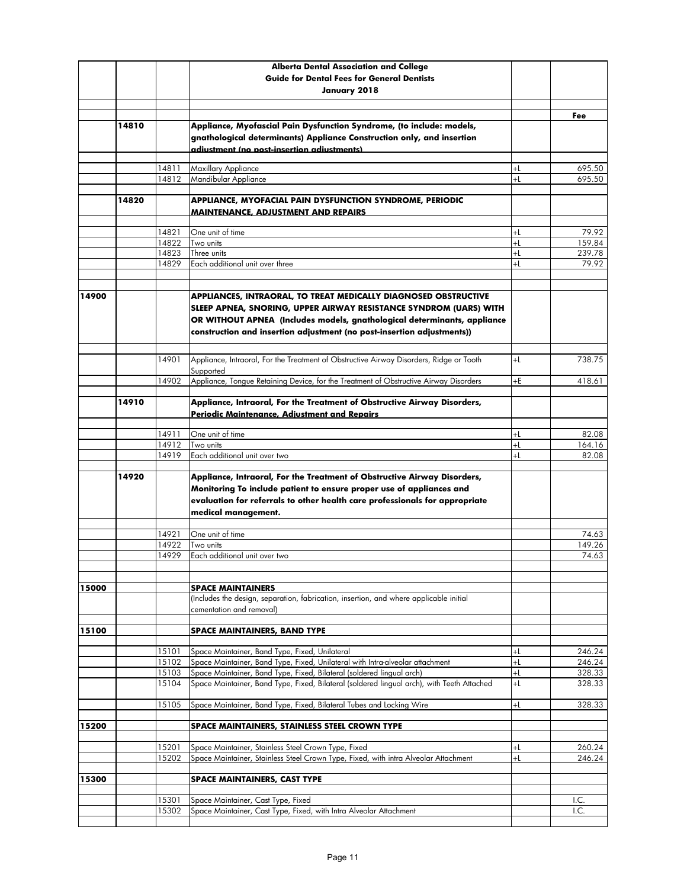**Alberta Dental Association and College**
**Guide for Dental Fees for General Dentists**
**January 2018**

| | | | | | Fee |
|---|---|---|---|---|---|
| | 14810 | | **Appliance, Myofascial Pain Dysfunction Syndrome, (to include: models, gnathological determinants) Appliance Construction only, and insertion adjustment (no post-insertion adjustments)** | | |
| | | 14811 | Maxillary Appliance | +L | 695.50 |
| | | 14812 | Mandibular Appliance | +L | 695.50 |
| | 14820 | | **APPLIANCE, MYOFACIAL PAIN DYSFUNCTION SYNDROME, PERIODIC MAINTENANCE, ADJUSTMENT AND REPAIRS** | | |
| | | 14821 | One unit of time | +L | 79.92 |
| | | 14822 | Two units | +L | 159.84 |
| | | 14823 | Three units | +L | 239.78 |
| | | 14829 | Each additional unit over three | +L | 79.92 |
| 14900 | | | **APPLIANCES, INTRAORAL, TO TREAT MEDICALLY DIAGNOSED OBSTRUCTIVE SLEEP APNEA, SNORING, UPPER AIRWAY RESISTANCE SYNDROM (UARS) WITH OR WITHOUT APNEA (Includes models, gnathological determinants, appliance construction and insertion adjustment (no post-insertion adjustments))** | | |
| | | 14901 | Appliance, Intraoral, For the Treatment of Obstructive Airway Disorders, Ridge or Tooth Supported | +L | 738.75 |
| | | 14902 | Appliance, Tongue Retaining Device, for the Treatment of Obstructive Airway Disorders | +E | 418.61 |
| | 14910 | | **Appliance, Intraoral, For the Treatment of Obstructive Airway Disorders, Periodic Maintenance, Adjustment and Repairs** | | |
| | | 14911 | One unit of time | +L | 82.08 |
| | | 14912 | Two units | +L | 164.16 |
| | | 14919 | Each additional unit over two | +L | 82.08 |
| | 14920 | | **Appliance, Intraoral, For the Treatment of Obstructive Airway Disorders, Monitoring To include patient to ensure proper use of appliances and evaluation for referrals to other health care professionals for appropriate medical management.** | | |
| | | 14921 | One unit of time | | 74.63 |
| | | 14922 | Two units | | 149.26 |
| | | 14929 | Each additional unit over two | | 74.63 |
| 15000 | | | **SPACE MAINTAINERS** | | |
| | | | (Includes the design, separation, fabrication, insertion, and where applicable initial cementation and removal) | | |
| 15100 | | | **SPACE MAINTAINERS, BAND TYPE** | | |
| | | 15101 | Space Maintainer, Band Type, Fixed, Unilateral | +L | 246.24 |
| | | 15102 | Space Maintainer, Band Type, Fixed, Unilateral with Intra-alveolar attachment | +L | 246.24 |
| | | 15103 | Space Maintainer, Band Type, Fixed, Bilateral (soldered lingual arch) | +L | 328.33 |
| | | 15104 | Space Maintainer, Band Type, Fixed, Bilateral (soldered lingual arch), with Teeth Attached | +L | 328.33 |
| | | 15105 | Space Maintainer, Band Type, Fixed, Bilateral Tubes and Locking Wire | +L | 328.33 |
| 15200 | | | **SPACE MAINTAINERS, STAINLESS STEEL CROWN TYPE** | | |
| | | 15201 | Space Maintainer, Stainless Steel Crown Type, Fixed | +L | 260.24 |
| | | 15202 | Space Maintainer, Stainless Steel Crown Type, Fixed, with intra Alveolar Attachment | +L | 246.24 |
| 15300 | | | **SPACE MAINTAINERS, CAST TYPE** | | |
| | | 15301 | Space Maintainer, Cast Type, Fixed | | I.C. |
| | | 15302 | Space Maintainer, Cast Type, Fixed, with Intra Alveolar Attachment | | I.C. |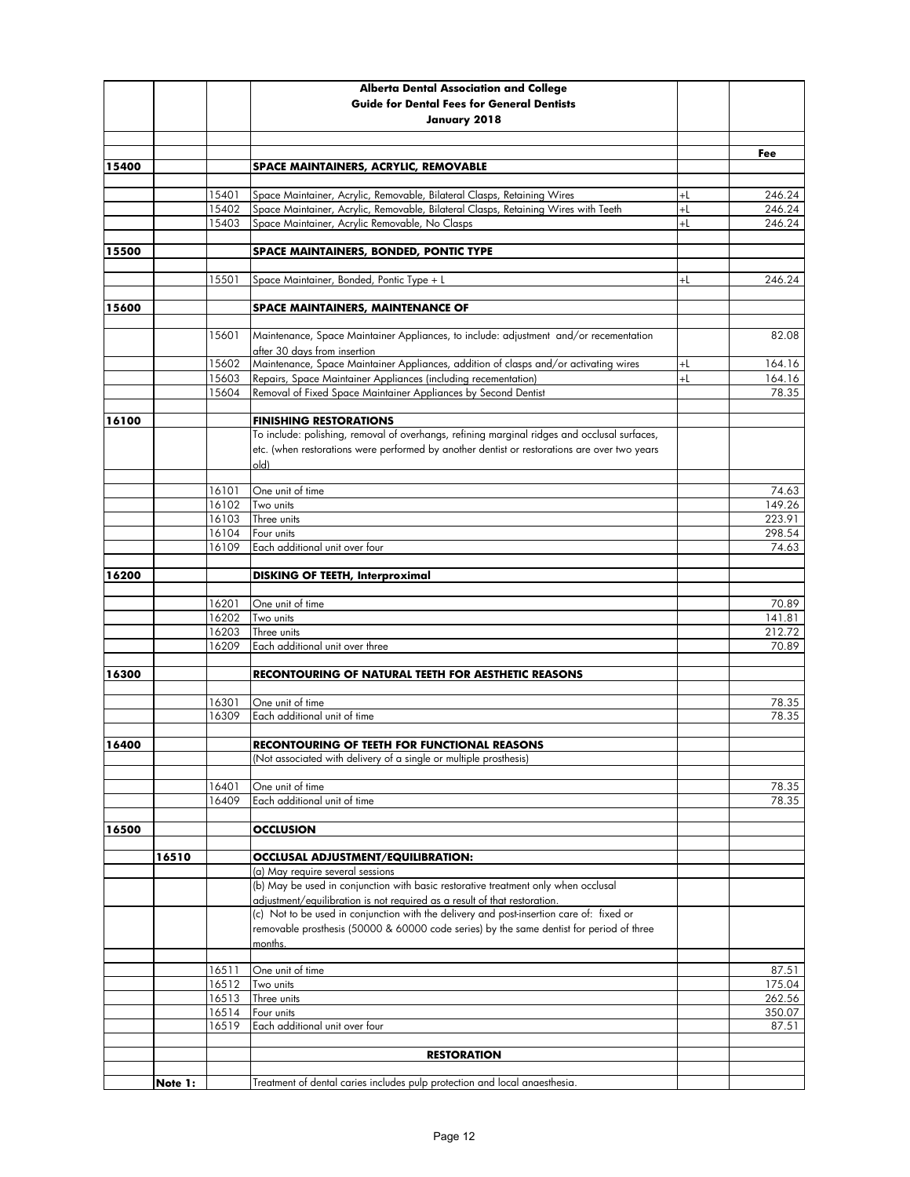| | | | Alberta Dental Association and College<br>Guide for Dental Fees for General Dentists<br>January 2018 | | |
|---|---|---|---|---|---|
| | | | | | Fee |
| 15400 | | | **SPACE MAINTAINERS, ACRYLIC, REMOVABLE** | | |
| | | 15401 | Space Maintainer, Acrylic, Removable, Bilateral Clasps, Retaining Wires | +L | 246.24 |
| | | 15402 | Space Maintainer, Acrylic, Removable, Bilateral Clasps, Retaining Wires with Teeth | +L | 246.24 |
| | | 15403 | Space Maintainer, Acrylic Removable, No Clasps | +L | 246.24 |
| 15500 | | | **SPACE MAINTAINERS, BONDED, PONTIC TYPE** | | |
| | | 15501 | Space Maintainer, Bonded, Pontic Type + L | +L | 246.24 |
| 15600 | | | **SPACE MAINTAINERS, MAINTENANCE OF** | | |
| | | 15601 | Maintenance, Space Maintainer Appliances, to include: adjustment and/or recementation after 30 days from insertion | | 82.08 |
| | | 15602 | Maintenance, Space Maintainer Appliances, addition of clasps and/or activating wires | +L | 164.16 |
| | | 15603 | Repairs, Space Maintainer Appliances (including recementation) | +L | 164.16 |
| | | 15604 | Removal of Fixed Space Maintainer Appliances by Second Dentist | | 78.35 |
| 16100 | | | **FINISHING RESTORATIONS** | | |
| | | | To include: polishing, removal of overhangs, refining marginal ridges and occlusal surfaces, etc. (when restorations were performed by another dentist or restorations are over two years old) | | |
| | | 16101 | One unit of time | | 74.63 |
| | | 16102 | Two units | | 149.26 |
| | | 16103 | Three units | | 223.91 |
| | | 16104 | Four units | | 298.54 |
| | | 16109 | Each additional unit over four | | 74.63 |
| 16200 | | | **DISKING OF TEETH, Interproximal** | | |
| | | 16201 | One unit of time | | 70.89 |
| | | 16202 | Two units | | 141.81 |
| | | 16203 | Three units | | 212.72 |
| | | 16209 | Each additional unit over three | | 70.89 |
| 16300 | | | **RECONTOURING OF NATURAL TEETH FOR AESTHETIC REASONS** | | |
| | | 16301 | One unit of time | | 78.35 |
| | | 16309 | Each additional unit of time | | 78.35 |
| 16400 | | | **RECONTOURING OF TEETH FOR FUNCTIONAL REASONS** | | |
| | | | (Not associated with delivery of a single or multiple prosthesis) | | |
| | | 16401 | One unit of time | | 78.35 |
| | | 16409 | Each additional unit of time | | 78.35 |
| 16500 | | | **OCCLUSION** | | |
| | 16510 | | **OCCLUSAL ADJUSTMENT/EQUILIBRATION:** | | |
| | | | (a) May require several sessions | | |
| | | | (b) May be used in conjunction with basic restorative treatment only when occlusal adjustment/equilibration is not required as a result of that restoration. | | |
| | | | (c) Not to be used in conjunction with the delivery and post-insertion care of: fixed or removable prosthesis (50000 & 60000 code series) by the same dentist for period of three months. | | |
| | | 16511 | One unit of time | | 87.51 |
| | | 16512 | Two units | | 175.04 |
| | | 16513 | Three units | | 262.56 |
| | | 16514 | Four units | | 350.07 |
| | | 16519 | Each additional unit over four | | 87.51 |
| | | | **RESTORATION** | | |
| | **Note 1:** | | Treatment of dental caries includes pulp protection and local anaesthesia. | | |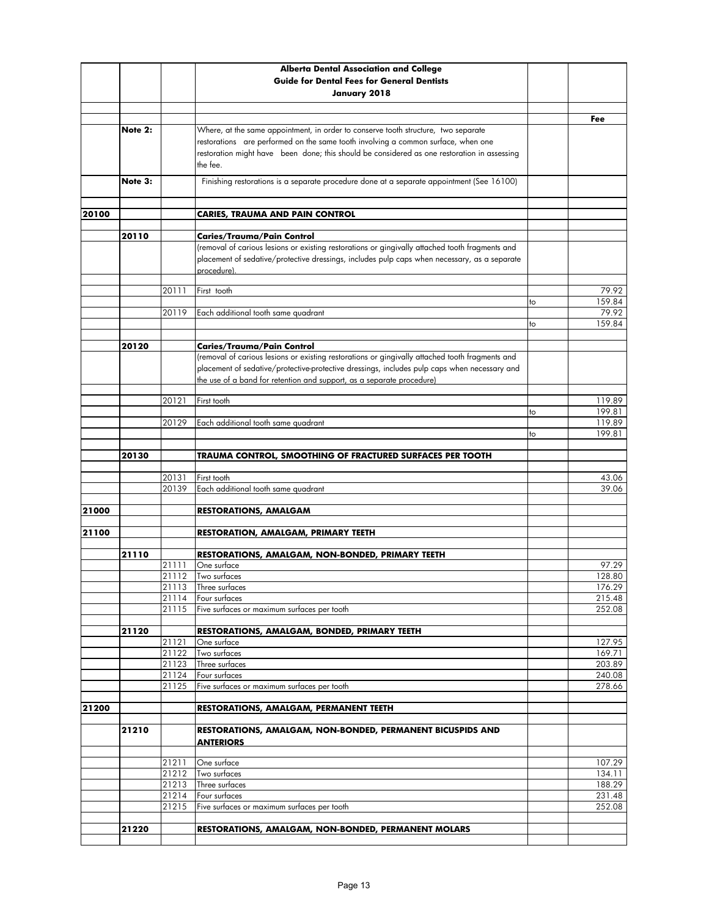**Alberta Dental Association and College**
**Guide for Dental Fees for General Dentists**
**January 2018**

| | | | | | Fee |
|---|---|---|---|---|---|
| | Note 2: | | Where, at the same appointment, in order to conserve tooth structure, two separate restorations are performed on the same tooth involving a common surface, when one restoration might have been done; this should be considered as one restoration in assessing the fee. | | |
| | Note 3: | | Finishing restorations is a separate procedure done at a separate appointment (See 16100) | | |
| 20100 | | | **CARIES, TRAUMA AND PAIN CONTROL** | | |
| | 20110 | | **Caries/Trauma/Pain Control** | | |
| | | | (removal of carious lesions or existing restorations or gingivally attached tooth fragments and placement of sedative/protective dressings, includes pulp caps when necessary, as a separate procedure). | | |
| | | 20111 | First tooth | | 79.92 |
| | | | | to | 159.84 |
| | | 20119 | Each additional tooth same quadrant | | 79.92 |
| | | | | to | 159.84 |
| | 20120 | | **Caries/Trauma/Pain Control** | | |
| | | | (removal of carious lesions or existing restorations or gingivally attached tooth fragments and placement of sedative/protective-protective dressings, includes pulp caps when necessary and the use of a band for retention and support, as a separate procedure) | | |
| | | 20121 | First tooth | | 119.89 |
| | | | | to | 199.81 |
| | | 20129 | Each additional tooth same quadrant | | 119.89 |
| | | | | to | 199.81 |
| | 20130 | | **TRAUMA CONTROL, SMOOTHING OF FRACTURED SURFACES PER TOOTH** | | |
| | | 20131 | First tooth | | 43.06 |
| | | 20139 | Each additional tooth same quadrant | | 39.06 |
| 21000 | | | **RESTORATIONS, AMALGAM** | | |
| 21100 | | | **RESTORATION, AMALGAM, PRIMARY TEETH** | | |
| | 21110 | | **RESTORATIONS, AMALGAM, NON-BONDED, PRIMARY TEETH** | | |
| | | 21111 | One surface | | 97.29 |
| | | 21112 | Two surfaces | | 128.80 |
| | | 21113 | Three surfaces | | 176.29 |
| | | 21114 | Four surfaces | | 215.48 |
| | | 21115 | Five surfaces or maximum surfaces per tooth | | 252.08 |
| | 21120 | | **RESTORATIONS, AMALGAM, BONDED, PRIMARY TEETH** | | |
| | | 21121 | One surface | | 127.95 |
| | | 21122 | Two surfaces | | 169.71 |
| | | 21123 | Three surfaces | | 203.89 |
| | | 21124 | Four surfaces | | 240.08 |
| | | 21125 | Five surfaces or maximum surfaces per tooth | | 278.66 |
| 21200 | | | **RESTORATIONS, AMALGAM, PERMANENT TEETH** | | |
| | 21210 | | **RESTORATIONS, AMALGAM, NON-BONDED, PERMANENT BICUSPIDS AND ANTERIORS** | | |
| | | 21211 | One surface | | 107.29 |
| | | 21212 | Two surfaces | | 134.11 |
| | | 21213 | Three surfaces | | 188.29 |
| | | 21214 | Four surfaces | | 231.48 |
| | | 21215 | Five surfaces or maximum surfaces per tooth | | 252.08 |
| | 21220 | | **RESTORATIONS, AMALGAM, NON-BONDED, PERMANENT MOLARS** | | |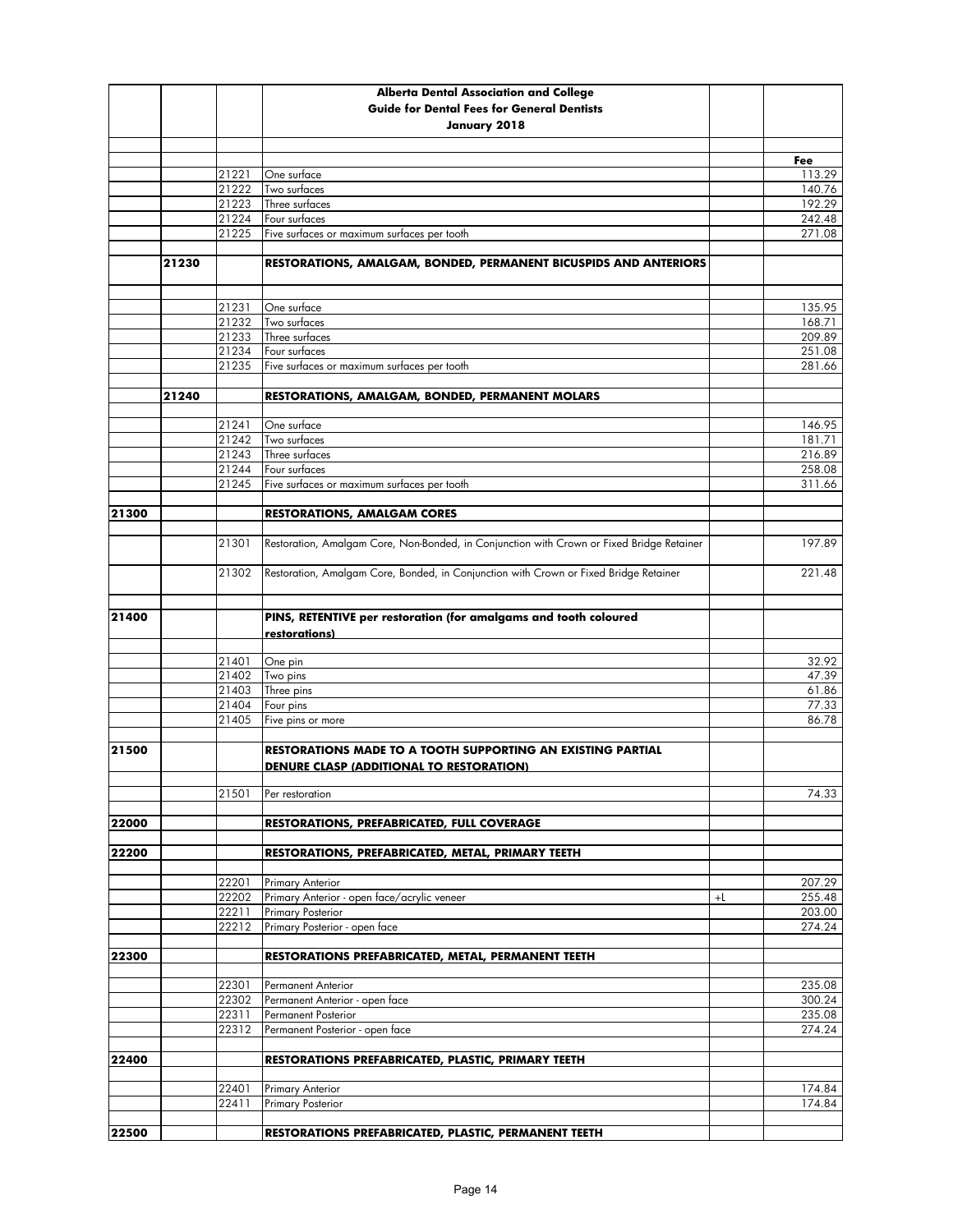| | | | Alberta Dental Association and College<br>Guide for Dental Fees for General Dentists<br>January 2018 | | |
|---|---|---|---|---|---|
| | | | | | **Fee** |
| | | 21221 | One surface | | 113.29 |
| | | 21222 | Two surfaces | | 140.76 |
| | | 21223 | Three surfaces | | 192.29 |
| | | 21224 | Four surfaces | | 242.48 |
| | | 21225 | Five surfaces or maximum surfaces per tooth | | 271.08 |
| | **21230** | | **RESTORATIONS, AMALGAM, BONDED, PERMANENT BICUSPIDS AND ANTERIORS** | | |
| | | 21231 | One surface | | 135.95 |
| | | 21232 | Two surfaces | | 168.71 |
| | | 21233 | Three surfaces | | 209.89 |
| | | 21234 | Four surfaces | | 251.08 |
| | | 21235 | Five surfaces or maximum surfaces per tooth | | 281.66 |
| | **21240** | | **RESTORATIONS, AMALGAM, BONDED, PERMANENT MOLARS** | | |
| | | 21241 | One surface | | 146.95 |
| | | 21242 | Two surfaces | | 181.71 |
| | | 21243 | Three surfaces | | 216.89 |
| | | 21244 | Four surfaces | | 258.08 |
| | | 21245 | Five surfaces or maximum surfaces per tooth | | 311.66 |
| **21300** | | | **RESTORATIONS, AMALGAM CORES** | | |
| | | 21301 | Restoration, Amalgam Core, Non-Bonded, in Conjunction with Crown or Fixed Bridge Retainer | | 197.89 |
| | | 21302 | Restoration, Amalgam Core, Bonded, in Conjunction with Crown or Fixed Bridge Retainer | | 221.48 |
| **21400** | | | **PINS, RETENTIVE per restoration (for amalgams and tooth coloured restorations)** | | |
| | | 21401 | One pin | | 32.92 |
| | | 21402 | Two pins | | 47.39 |
| | | 21403 | Three pins | | 61.86 |
| | | 21404 | Four pins | | 77.33 |
| | | 21405 | Five pins or more | | 86.78 |
| **21500** | | | **RESTORATIONS MADE TO A TOOTH SUPPORTING AN EXISTING PARTIAL DENURE CLASP (ADDITIONAL TO RESTORATION)** | | |
| | | 21501 | Per restoration | | 74.33 |
| **22000** | | | **RESTORATIONS, PREFABRICATED, FULL COVERAGE** | | |
| **22200** | | | **RESTORATIONS, PREFABRICATED, METAL, PRIMARY TEETH** | | |
| | | 22201 | Primary Anterior | | 207.29 |
| | | 22202 | Primary Anterior - open face/acrylic veneer | +L | 255.48 |
| | | 22211 | Primary Posterior | | 203.00 |
| | | 22212 | Primary Posterior - open face | | 274.24 |
| **22300** | | | **RESTORATIONS PREFABRICATED, METAL, PERMANENT TEETH** | | |
| | | 22301 | Permanent Anterior | | 235.08 |
| | | 22302 | Permanent Anterior - open face | | 300.24 |
| | | 22311 | Permanent Posterior | | 235.08 |
| | | 22312 | Permanent Posterior - open face | | 274.24 |
| **22400** | | | **RESTORATIONS PREFABRICATED, PLASTIC, PRIMARY TEETH** | | |
| | | 22401 | Primary Anterior | | 174.84 |
| | | 22411 | Primary Posterior | | 174.84 |
| **22500** | | | **RESTORATIONS PREFABRICATED, PLASTIC, PERMANENT TEETH** | | |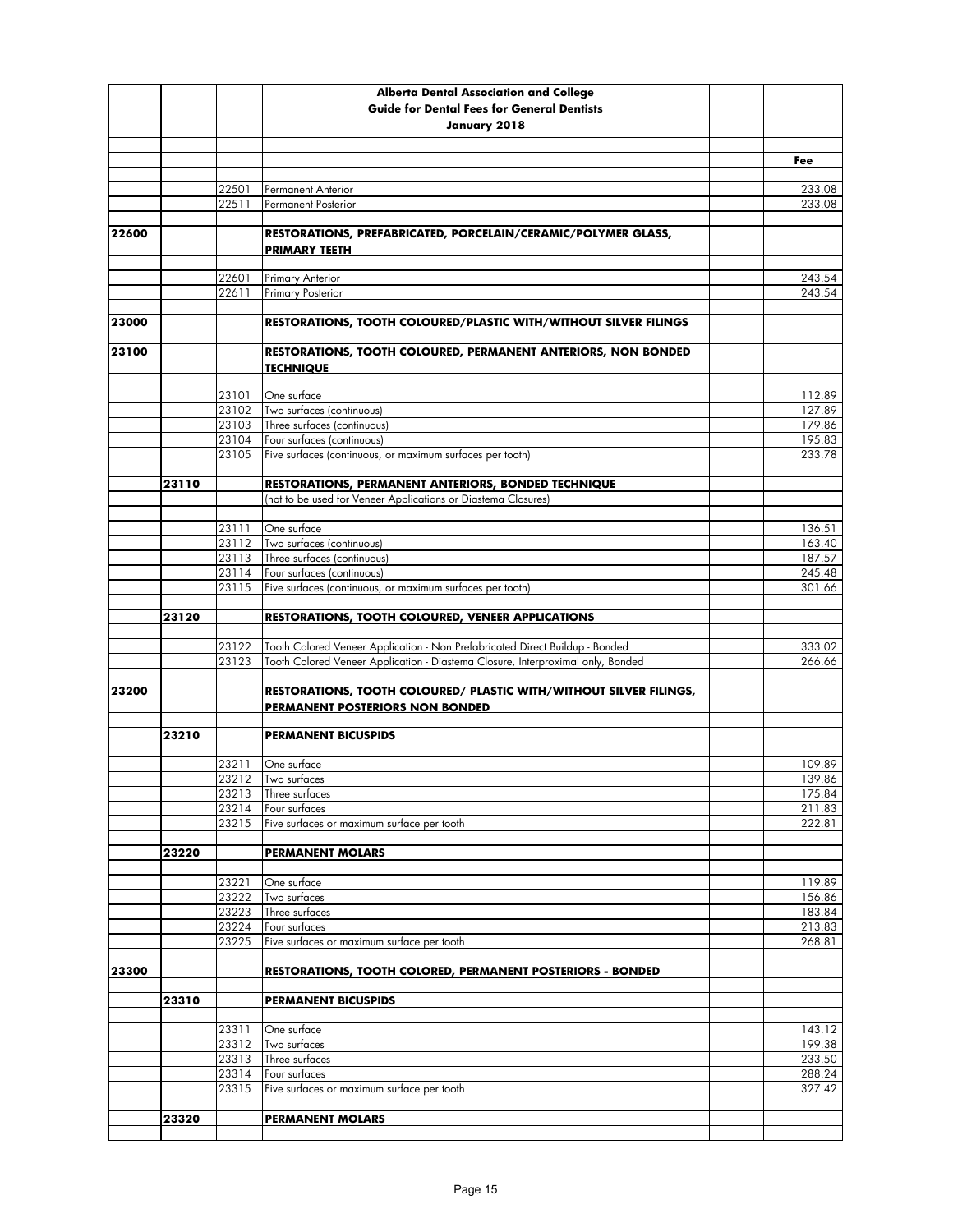**Alberta Dental Association and College**
**Guide for Dental Fees for General Dentists**
**January 2018**

| | | | | | Fee |
|---|---|---|---|---|---|
| | | 22501 | Permanent Anterior | | 233.08 |
| | | 22511 | Permanent Posterior | | 233.08 |
| **22600** | | | **RESTORATIONS, PREFABRICATED, PORCELAIN/CERAMIC/POLYMER GLASS, PRIMARY TEETH** | | |
| | | 22601 | Primary Anterior | | 243.54 |
| | | 22611 | Primary Posterior | | 243.54 |
| **23000** | | | **RESTORATIONS, TOOTH COLOURED/PLASTIC WITH/WITHOUT SILVER FILINGS** | | |
| **23100** | | | **RESTORATIONS, TOOTH COLOURED, PERMANENT ANTERIORS, NON BONDED TECHNIQUE** | | |
| | | 23101 | One surface | | 112.89 |
| | | 23102 | Two surfaces (continuous) | | 127.89 |
| | | 23103 | Three surfaces (continuous) | | 179.86 |
| | | 23104 | Four surfaces (continuous) | | 195.83 |
| | | 23105 | Five surfaces (continuous, or maximum surfaces per tooth) | | 233.78 |
| | **23110** | | **RESTORATIONS, PERMANENT ANTERIORS, BONDED TECHNIQUE** | | |
| | | | (not to be used for Veneer Applications or Diastema Closures) | | |
| | | 23111 | One surface | | 136.51 |
| | | 23112 | Two surfaces (continuous) | | 163.40 |
| | | 23113 | Three surfaces (continuous) | | 187.57 |
| | | 23114 | Four surfaces (continuous) | | 245.48 |
| | | 23115 | Five surfaces (continuous, or maximum surfaces per tooth) | | 301.66 |
| | **23120** | | **RESTORATIONS, TOOTH COLOURED, VENEER APPLICATIONS** | | |
| | | 23122 | Tooth Colored Veneer Application - Non Prefabricated Direct Buildup - Bonded | | 333.02 |
| | | 23123 | Tooth Colored Veneer Application - Diastema Closure, Interproximal only, Bonded | | 266.66 |
| **23200** | | | **RESTORATIONS, TOOTH COLOURED/ PLASTIC WITH/WITHOUT SILVER FILINGS, PERMANENT POSTERIORS NON BONDED** | | |
| | **23210** | | **PERMANENT BICUSPIDS** | | |
| | | 23211 | One surface | | 109.89 |
| | | 23212 | Two surfaces | | 139.86 |
| | | 23213 | Three surfaces | | 175.84 |
| | | 23214 | Four surfaces | | 211.83 |
| | | 23215 | Five surfaces or maximum surface per tooth | | 222.81 |
| | **23220** | | **PERMANENT MOLARS** | | |
| | | 23221 | One surface | | 119.89 |
| | | 23222 | Two surfaces | | 156.86 |
| | | 23223 | Three surfaces | | 183.84 |
| | | 23224 | Four surfaces | | 213.83 |
| | | 23225 | Five surfaces or maximum surface per tooth | | 268.81 |
| **23300** | | | **RESTORATIONS, TOOTH COLORED, PERMANENT POSTERIORS - BONDED** | | |
| | **23310** | | **PERMANENT BICUSPIDS** | | |
| | | 23311 | One surface | | 143.12 |
| | | 23312 | Two surfaces | | 199.38 |
| | | 23313 | Three surfaces | | 233.50 |
| | | 23314 | Four surfaces | | 288.24 |
| | | 23315 | Five surfaces or maximum surface per tooth | | 327.42 |
| | **23320** | | **PERMANENT MOLARS** | | |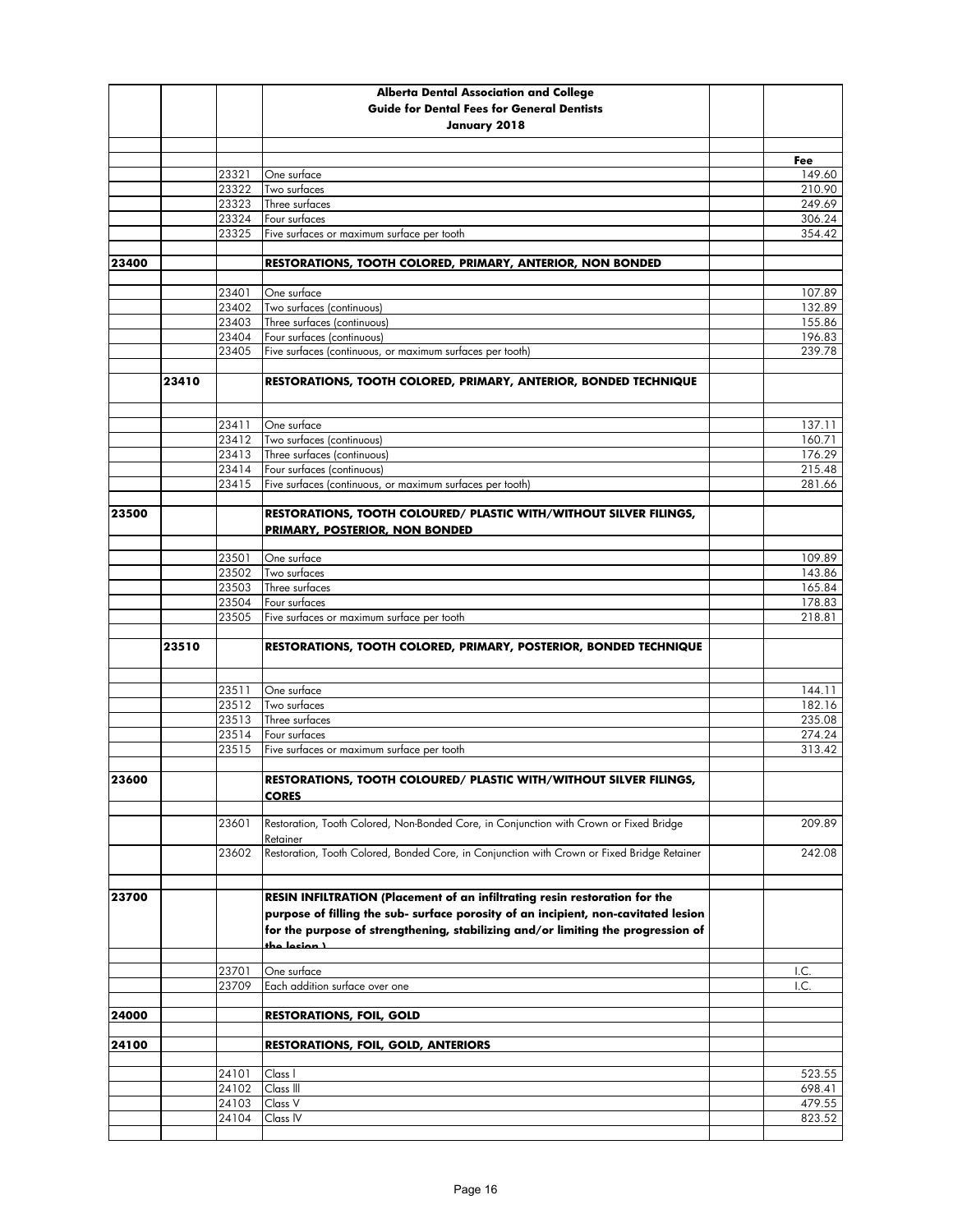| | | | Alberta Dental Association and College<br>Guide for Dental Fees for General Dentists<br>January 2018 | | |
|---|---|---|---|---|---|
| | | | | | **Fee** |
| | | 23321 | One surface | | 149.60 |
| | | 23322 | Two surfaces | | 210.90 |
| | | 23323 | Three surfaces | | 249.69 |
| | | 23324 | Four surfaces | | 306.24 |
| | | 23325 | Five surfaces or maximum surface per tooth | | 354.42 |
| **23400** | | | **RESTORATIONS, TOOTH COLORED, PRIMARY, ANTERIOR, NON BONDED** | | |
| | | 23401 | One surface | | 107.89 |
| | | 23402 | Two surfaces (continuous) | | 132.89 |
| | | 23403 | Three surfaces (continuous) | | 155.86 |
| | | 23404 | Four surfaces (continuous) | | 196.83 |
| | | 23405 | Five surfaces (continuous, or maximum surfaces per tooth) | | 239.78 |
| | **23410** | | **RESTORATIONS, TOOTH COLORED, PRIMARY, ANTERIOR, BONDED TECHNIQUE** | | |
| | | 23411 | One surface | | 137.11 |
| | | 23412 | Two surfaces (continuous) | | 160.71 |
| | | 23413 | Three surfaces (continuous) | | 176.29 |
| | | 23414 | Four surfaces (continuous) | | 215.48 |
| | | 23415 | Five surfaces (continuous, or maximum surfaces per tooth) | | 281.66 |
| **23500** | | | **RESTORATIONS, TOOTH COLOURED/ PLASTIC WITH/WITHOUT SILVER FILINGS, PRIMARY, POSTERIOR, NON BONDED** | | |
| | | 23501 | One surface | | 109.89 |
| | | 23502 | Two surfaces | | 143.86 |
| | | 23503 | Three surfaces | | 165.84 |
| | | 23504 | Four surfaces | | 178.83 |
| | | 23505 | Five surfaces or maximum surface per tooth | | 218.81 |
| | **23510** | | **RESTORATIONS, TOOTH COLORED, PRIMARY, POSTERIOR, BONDED TECHNIQUE** | | |
| | | 23511 | One surface | | 144.11 |
| | | 23512 | Two surfaces | | 182.16 |
| | | 23513 | Three surfaces | | 235.08 |
| | | 23514 | Four surfaces | | 274.24 |
| | | 23515 | Five surfaces or maximum surface per tooth | | 313.42 |
| **23600** | | | **RESTORATIONS, TOOTH COLOURED/ PLASTIC WITH/WITHOUT SILVER FILINGS, CORES** | | |
| | | 23601 | Restoration, Tooth Colored, Non-Bonded Core, in Conjunction with Crown or Fixed Bridge Retainer | | 209.89 |
| | | 23602 | Restoration, Tooth Colored, Bonded Core, in Conjunction with Crown or Fixed Bridge Retainer | | 242.08 |
| **23700** | | | **RESIN INFILTRATION (Placement of an infiltrating resin restoration for the purpose of filling the sub- surface porosity of an incipient, non-cavitated lesion for the purpose of strengthening, stabilizing and/or limiting the progression of the lesion.)** | | |
| | | 23701 | One surface | | I.C. |
| | | 23709 | Each addition surface over one | | I.C. |
| **24000** | | | **RESTORATIONS, FOIL, GOLD** | | |
| **24100** | | | **RESTORATIONS, FOIL, GOLD, ANTERIORS** | | |
| | | 24101 | Class I | | 523.55 |
| | | 24102 | Class III | | 698.41 |
| | | 24103 | Class V | | 479.55 |
| | | 24104 | Class IV | | 823.52 |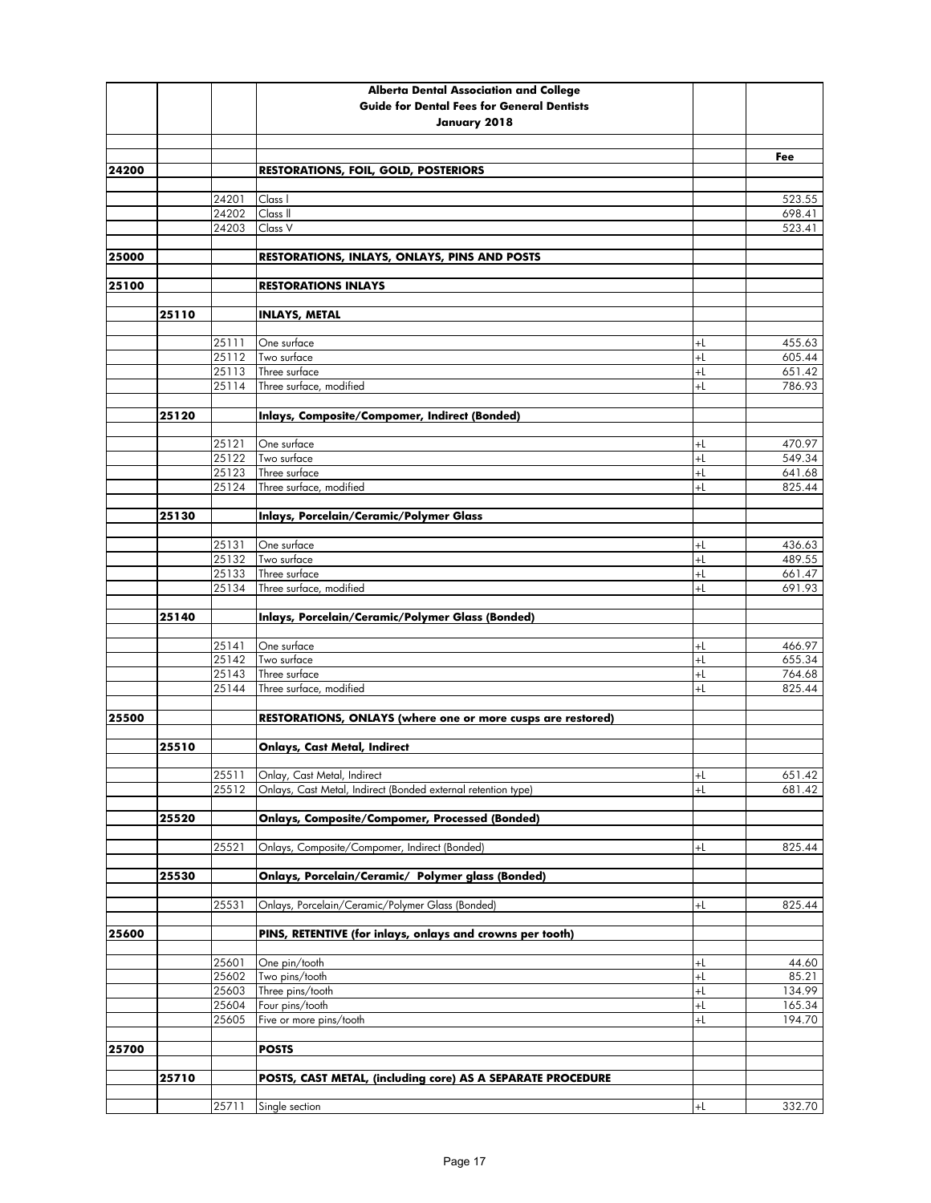| | | | Alberta Dental Association and College<br>Guide for Dental Fees for General Dentists<br>January 2018 | | |
|---|---|---|---|---|---|
| | | | | | **Fee** |
| **24200** | | | **RESTORATIONS, FOIL, GOLD, POSTERIORS** | | |
| | | 24201 | Class I | | 523.55 |
| | | 24202 | Class II | | 698.41 |
| | | 24203 | Class V | | 523.41 |
| **25000** | | | **RESTORATIONS, INLAYS, ONLAYS, PINS AND POSTS** | | |
| **25100** | | | **RESTORATIONS INLAYS** | | |
| | **25110** | | **INLAYS, METAL** | | |
| | | 25111 | One surface | +L | 455.63 |
| | | 25112 | Two surface | +L | 605.44 |
| | | 25113 | Three surface | +L | 651.42 |
| | | 25114 | Three surface, modified | +L | 786.93 |
| | **25120** | | **Inlays, Composite/Compomer, Indirect (Bonded)** | | |
| | | 25121 | One surface | +L | 470.97 |
| | | 25122 | Two surface | +L | 549.34 |
| | | 25123 | Three surface | +L | 641.68 |
| | | 25124 | Three surface, modified | +L | 825.44 |
| | **25130** | | **Inlays, Porcelain/Ceramic/Polymer Glass** | | |
| | | 25131 | One surface | +L | 436.63 |
| | | 25132 | Two surface | +L | 489.55 |
| | | 25133 | Three surface | +L | 661.47 |
| | | 25134 | Three surface, modified | +L | 691.93 |
| | **25140** | | **Inlays, Porcelain/Ceramic/Polymer Glass (Bonded)** | | |
| | | 25141 | One surface | +L | 466.97 |
| | | 25142 | Two surface | +L | 655.34 |
| | | 25143 | Three surface | +L | 764.68 |
| | | 25144 | Three surface, modified | +L | 825.44 |
| **25500** | | | **RESTORATIONS, ONLAYS (where one or more cusps are restored)** | | |
| | **25510** | | **Onlays, Cast Metal, Indirect** | | |
| | | 25511 | Onlay, Cast Metal, Indirect | +L | 651.42 |
| | | 25512 | Onlays, Cast Metal, Indirect (Bonded external retention type) | +L | 681.42 |
| | **25520** | | **Onlays, Composite/Compomer, Processed (Bonded)** | | |
| | | 25521 | Onlays, Composite/Compomer, Indirect (Bonded) | +L | 825.44 |
| | **25530** | | **Onlays, Porcelain/Ceramic/ Polymer glass (Bonded)** | | |
| | | 25531 | Onlays, Porcelain/Ceramic/Polymer Glass (Bonded) | +L | 825.44 |
| **25600** | | | **PINS, RETENTIVE (for inlays, onlays and crowns per tooth)** | | |
| | | 25601 | One pin/tooth | +L | 44.60 |
| | | 25602 | Two pins/tooth | +L | 85.21 |
| | | 25603 | Three pins/tooth | +L | 134.99 |
| | | 25604 | Four pins/tooth | +L | 165.34 |
| | | 25605 | Five or more pins/tooth | +L | 194.70 |
| **25700** | | | **POSTS** | | |
| | **25710** | | **POSTS, CAST METAL, (including core) AS A SEPARATE PROCEDURE** | | |
| | | 25711 | Single section | +L | 332.70 |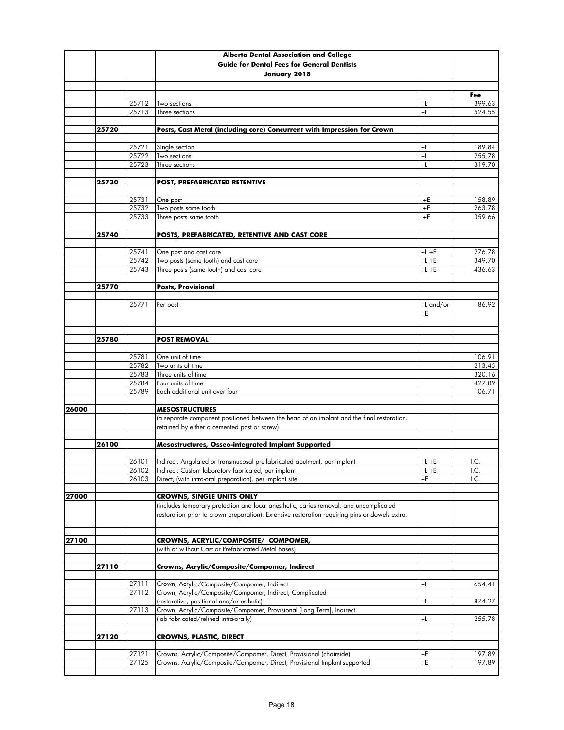**Alberta Dental Association and College**
**Guide for Dental Fees for General Dentists**
**January 2018**

| | | | | | Fee |
|---|---|---|---|---|---|
| | | 25712 | Two sections | +L | 399.63 |
| | | 25713 | Three sections | +L | 524.55 |
| | **25720** | | **Posts, Cast Metal (including core) Concurrent with Impression for Crown** | | |
| | | 25721 | Single section | +L | 189.84 |
| | | 25722 | Two sections | +L | 255.78 |
| | | 25723 | Three sections | +L | 319.70 |
| | **25730** | | **POST, PREFABRICATED RETENTIVE** | | |
| | | 25731 | One post | +E | 158.89 |
| | | 25732 | Two posts same tooth | +E | 263.78 |
| | | 25733 | Three posts same tooth | +E | 359.66 |
| | **25740** | | **POSTS, PREFABRICATED, RETENTIVE AND CAST CORE** | | |
| | | 25741 | One post and cast core | +L +E | 276.78 |
| | | 25742 | Two posts (same tooth) and cast core | +L +E | 349.70 |
| | | 25743 | Three posts (same tooth) and cast core | +L +E | 436.63 |
| | **25770** | | **Posts, Provisional** | | |
| | | 25771 | Per post | +L and/or +E | 86.92 |
| | **25780** | | **POST REMOVAL** | | |
| | | 25781 | One unit of time | | 106.91 |
| | | 25782 | Two units of time | | 213.45 |
| | | 25783 | Three units of time | | 320.16 |
| | | 25784 | Four units of time | | 427.89 |
| | | 25789 | Each additional unit over four | | 106.71 |
| **26000** | | | **MESOSTRUCTURES** | | |
| | | | (a separate component positioned between the head of an implant and the final restoration, retained by either a cemented post or screw) | | |
| | **26100** | | **Mesostructures, Osseo-integrated Implant Supported** | | |
| | | 26101 | Indirect, Angulated or transmucosal pre-fabricated abutment, per implant | +L +E | I.C. |
| | | 26102 | Indirect, Custom laboratory fabricated, per implant | +L +E | I.C. |
| | | 26103 | Direct, (with intra-oral preparation), per implant site | +E | I.C. |
| **27000** | | | **CROWNS, SINGLE UNITS ONLY** | | |
| | | | (includes temporary protection and local anesthetic, caries removal, and uncomplicated restoration prior to crown preparation). Extensive restoration requiring pins or dowels extra. | | |
| **27100** | | | **CROWNS, ACRYLIC/COMPOSITE/ COMPOMER,** | | |
| | | | (with or without Cast or Prefabricated Metal Bases) | | |
| | **27110** | | **Crowns, Acrylic/Composite/Compomer, Indirect** | | |
| | | 27111 | Crown, Acrylic/Composite/Compomer, Indirect | +L | 654.41 |
| | | 27112 | Crown, Acrylic/Composite/Compomer, Indirect, Complicated (restorative, positional and/or esthetic) | +L | 874.27 |
| | | 27113 | Crown, Acrylic/Composite/Compomer, Provisional [Long Term], Indirect (lab fabricated/relined intra-orally) | +L | 255.78 |
| | **27120** | | **CROWNS, PLASTIC, DIRECT** | | |
| | | 27121 | Crowns, Acrylic/Composite/Compomer, Direct, Provisional (chairside) | +E | 197.89 |
| | | 27125 | Crowns, Acrylic/Composite/Compomer, Direct, Provisional Implant-supported | +E | 197.89 |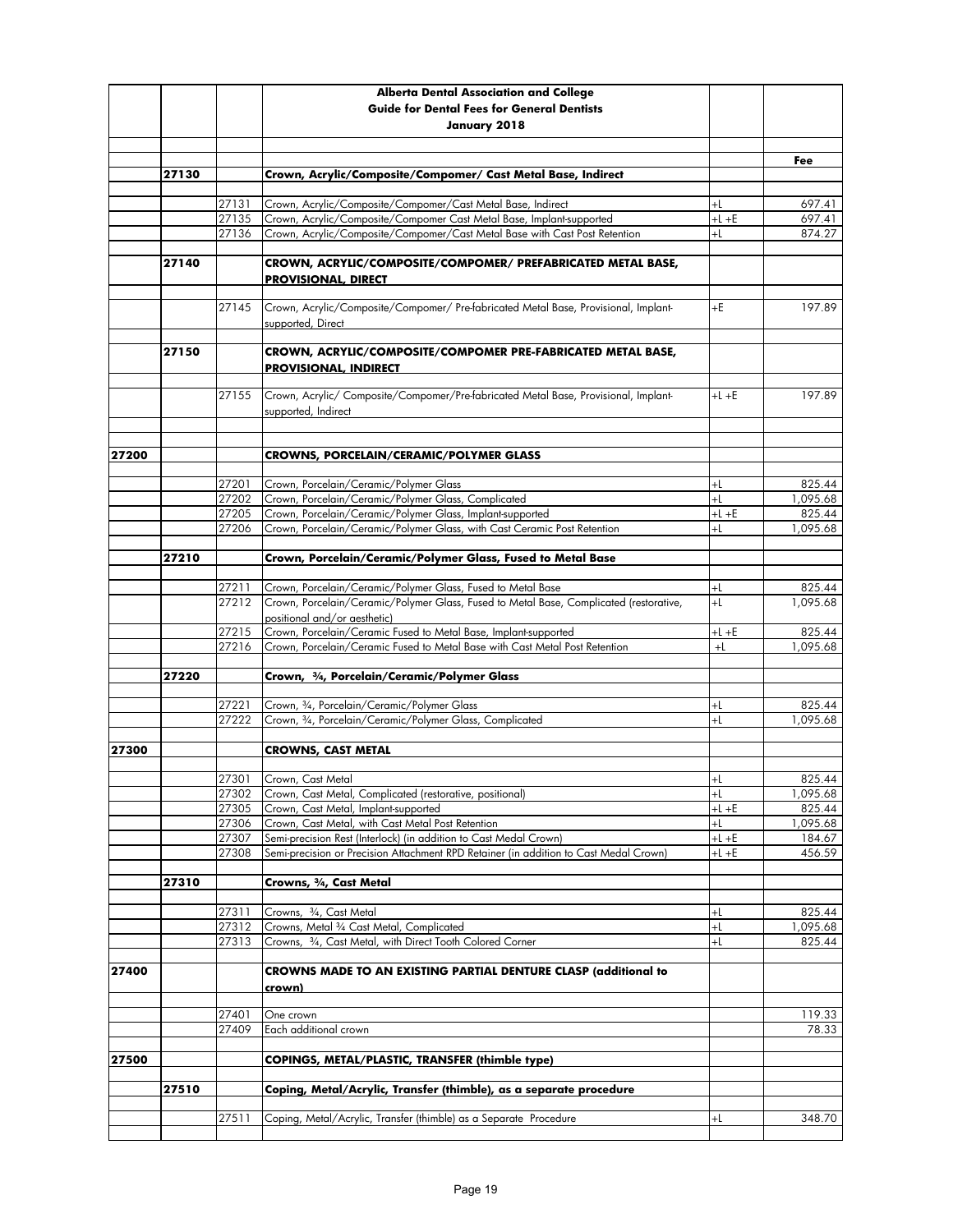**Alberta Dental Association and College**
**Guide for Dental Fees for General Dentists**
**January 2018**

| | | | Description | | Fee |
|---|---|---|---|---|---|
| | **27130** | | **Crown, Acrylic/Composite/Compomer/ Cast Metal Base, Indirect** | | |
| | | 27131 | Crown, Acrylic/Composite/Compomer/Cast Metal Base, Indirect | +L | 697.41 |
| | | 27135 | Crown, Acrylic/Composite/Compomer Cast Metal Base, Implant-supported | +L +E | 697.41 |
| | | 27136 | Crown, Acrylic/Composite/Compomer/Cast Metal Base with Cast Post Retention | +L | 874.27 |
| | **27140** | | **CROWN, ACRYLIC/COMPOSITE/COMPOMER/ PREFABRICATED METAL BASE, PROVISIONAL, DIRECT** | | |
| | | 27145 | Crown, Acrylic/Composite/Compomer/ Pre-fabricated Metal Base, Provisional, Implant-supported, Direct | +E | 197.89 |
| | **27150** | | **CROWN, ACRYLIC/COMPOSITE/COMPOMER PRE-FABRICATED METAL BASE, PROVISIONAL, INDIRECT** | | |
| | | 27155 | Crown, Acrylic/ Composite/Compomer/Pre-fabricated Metal Base, Provisional, Implant-supported, Indirect | +L +E | 197.89 |
| **27200** | | | **CROWNS, PORCELAIN/CERAMIC/POLYMER GLASS** | | |
| | | 27201 | Crown, Porcelain/Ceramic/Polymer Glass | +L | 825.44 |
| | | 27202 | Crown, Porcelain/Ceramic/Polymer Glass, Complicated | +L | 1,095.68 |
| | | 27205 | Crown, Porcelain/Ceramic/Polymer Glass, Implant-supported | +L +E | 825.44 |
| | | 27206 | Crown, Porcelain/Ceramic/Polymer Glass, with Cast Ceramic Post Retention | +L | 1,095.68 |
| | **27210** | | **Crown, Porcelain/Ceramic/Polymer Glass, Fused to Metal Base** | | |
| | | 27211 | Crown, Porcelain/Ceramic/Polymer Glass, Fused to Metal Base | +L | 825.44 |
| | | 27212 | Crown, Porcelain/Ceramic/Polymer Glass, Fused to Metal Base, Complicated (restorative, positional and/or aesthetic) | +L | 1,095.68 |
| | | 27215 | Crown, Porcelain/Ceramic Fused to Metal Base, Implant-supported | +L +E | 825.44 |
| | | 27216 | Crown, Porcelain/Ceramic Fused to Metal Base with Cast Metal Post Retention | +L | 1,095.68 |
| | **27220** | | **Crown, ¾, Porcelain/Ceramic/Polymer Glass** | | |
| | | 27221 | Crown, ¾, Porcelain/Ceramic/Polymer Glass | +L | 825.44 |
| | | 27222 | Crown, ¾, Porcelain/Ceramic/Polymer Glass, Complicated | +L | 1,095.68 |
| **27300** | | | **CROWNS, CAST METAL** | | |
| | | 27301 | Crown, Cast Metal | +L | 825.44 |
| | | 27302 | Crown, Cast Metal, Complicated (restorative, positional) | +L | 1,095.68 |
| | | 27305 | Crown, Cast Metal, Implant-supported | +L +E | 825.44 |
| | | 27306 | Crown, Cast Metal, with Cast Metal Post Retention | +L | 1,095.68 |
| | | 27307 | Semi-precision Rest (Interlock) (in addition to Cast Medal Crown) | +L +E | 184.67 |
| | | 27308 | Semi-precision or Precision Attachment RPD Retainer (in addition to Cast Medal Crown) | +L +E | 456.59 |
| | **27310** | | **Crowns, ¾, Cast Metal** | | |
| | | 27311 | Crowns, ¾, Cast Metal | +L | 825.44 |
| | | 27312 | Crowns, Metal ¾ Cast Metal, Complicated | +L | 1,095.68 |
| | | 27313 | Crowns, ¾, Cast Metal, with Direct Tooth Colored Corner | +L | 825.44 |
| **27400** | | | **CROWNS MADE TO AN EXISTING PARTIAL DENTURE CLASP (additional to crown)** | | |
| | | 27401 | One crown | | 119.33 |
| | | 27409 | Each additional crown | | 78.33 |
| **27500** | | | **COPINGS, METAL/PLASTIC, TRANSFER (thimble type)** | | |
| | **27510** | | **Coping, Metal/Acrylic, Transfer (thimble), as a separate procedure** | | |
| | | 27511 | Coping, Metal/Acrylic, Transfer (thimble) as a Separate Procedure | +L | 348.70 |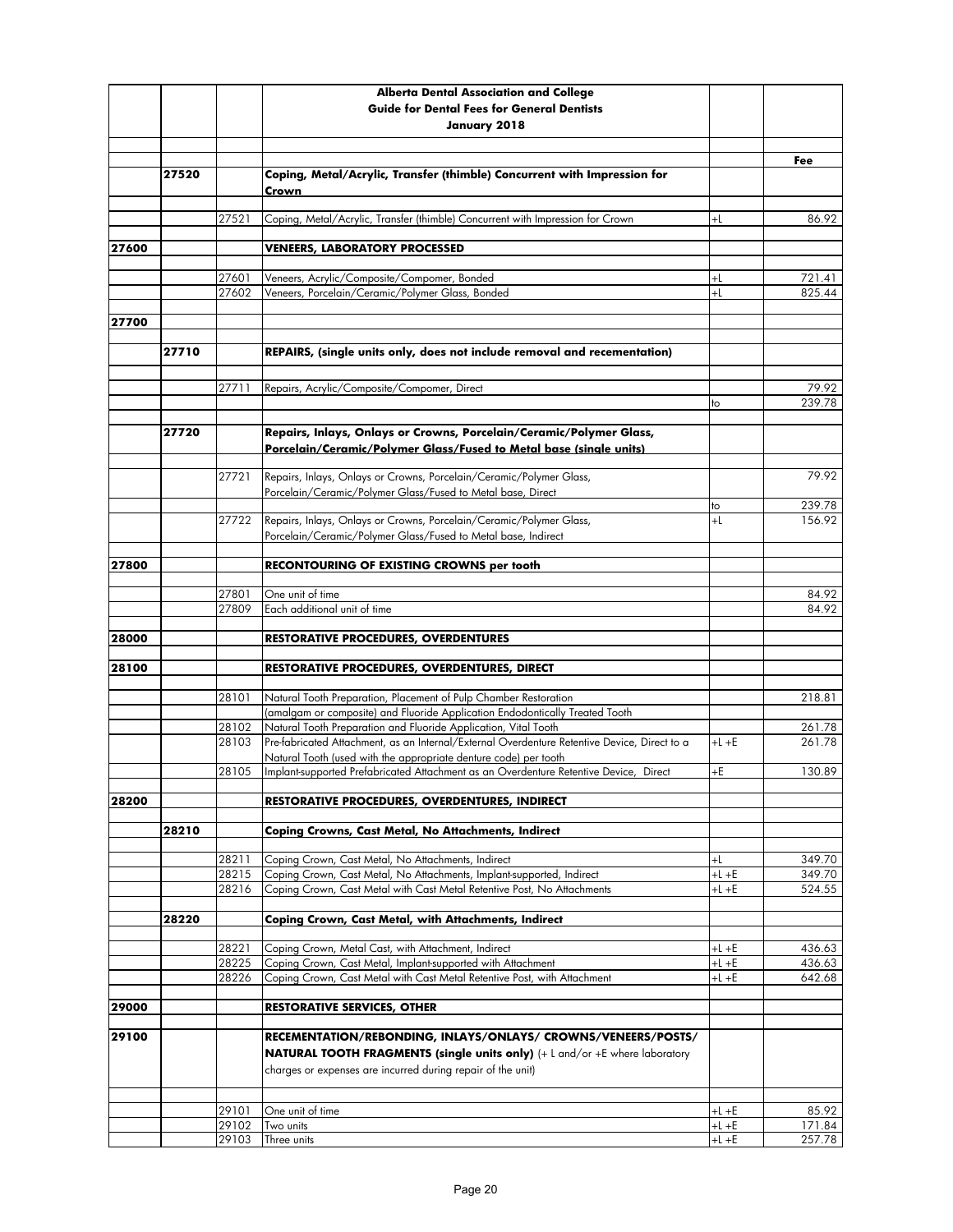| | | | Alberta Dental Association and College<br>Guide for Dental Fees for General Dentists<br>January 2018 | | |
|---|---|---|---|---|---|
| | | | | | **Fee** |
| | **27520** | | **Coping, Metal/Acrylic, Transfer (thimble) Concurrent with Impression for Crown** | | |
| | | 27521 | Coping, Metal/Acrylic, Transfer (thimble) Concurrent with Impression for Crown | +L | 86.92 |
| **27600** | | | **VENEERS, LABORATORY PROCESSED** | | |
| | | 27601 | Veneers, Acrylic/Composite/Compomer, Bonded | +L | 721.41 |
| | | 27602 | Veneers, Porcelain/Ceramic/Polymer Glass, Bonded | +L | 825.44 |
| **27700** | | | | | |
| | **27710** | | **REPAIRS, (single units only, does not include removal and recementation)** | | |
| | | 27711 | Repairs, Acrylic/Composite/Compomer, Direct | | 79.92 |
| | | | | to | 239.78 |
| | **27720** | | **Repairs, Inlays, Onlays or Crowns, Porcelain/Ceramic/Polymer Glass, Porcelain/Ceramic/Polymer Glass/Fused to Metal base (single units)** | | |
| | | 27721 | Repairs, Inlays, Onlays or Crowns, Porcelain/Ceramic/Polymer Glass, Porcelain/Ceramic/Polymer Glass/Fused to Metal base, Direct | | 79.92 |
| | | | | to | 239.78 |
| | | 27722 | Repairs, Inlays, Onlays or Crowns, Porcelain/Ceramic/Polymer Glass, Porcelain/Ceramic/Polymer Glass/Fused to Metal base, Indirect | +L | 156.92 |
| **27800** | | | **RECONTOURING OF EXISTING CROWNS per tooth** | | |
| | | 27801 | One unit of time | | 84.92 |
| | | 27809 | Each additional unit of time | | 84.92 |
| **28000** | | | **RESTORATIVE PROCEDURES, OVERDENTURES** | | |
| **28100** | | | **RESTORATIVE PROCEDURES, OVERDENTURES, DIRECT** | | |
| | | 28101 | Natural Tooth Preparation, Placement of Pulp Chamber Restoration (amalgam or composite) and Fluoride Application Endodontically Treated Tooth | | 218.81 |
| | | 28102 | Natural Tooth Preparation and Fluoride Application, Vital Tooth | | 261.78 |
| | | 28103 | Pre-fabricated Attachment, as an Internal/External Overdenture Retentive Device, Direct to a Natural Tooth (used with the appropriate denture code) per tooth | +L +E | 261.78 |
| | | 28105 | Implant-supported Prefabricated Attachment as an Overdenture Retentive Device, Direct | +E | 130.89 |
| **28200** | | | **RESTORATIVE PROCEDURES, OVERDENTURES, INDIRECT** | | |
| | **28210** | | **Coping Crowns, Cast Metal, No Attachments, Indirect** | | |
| | | 28211 | Coping Crown, Cast Metal, No Attachments, Indirect | +L | 349.70 |
| | | 28215 | Coping Crown, Cast Metal, No Attachments, Implant-supported, Indirect | +L +E | 349.70 |
| | | 28216 | Coping Crown, Cast Metal with Cast Metal Retentive Post, No Attachments | +L +E | 524.55 |
| | **28220** | | **Coping Crown, Cast Metal, with Attachments, Indirect** | | |
| | | 28221 | Coping Crown, Metal Cast, with Attachment, Indirect | +L +E | 436.63 |
| | | 28225 | Coping Crown, Cast Metal, Implant-supported with Attachment | +L +E | 436.63 |
| | | 28226 | Coping Crown, Cast Metal with Cast Metal Retentive Post, with Attachment | +L +E | 642.68 |
| **29000** | | | **RESTORATIVE SERVICES, OTHER** | | |
| **29100** | | | **RECEMENTATION/REBONDING, INLAYS/ONLAYS/ CROWNS/VENEERS/POSTS/ NATURAL TOOTH FRAGMENTS (single units only)** (+ L and/or +E where laboratory charges or expenses are incurred during repair of the unit) | | |
| | | 29101 | One unit of time | +L +E | 85.92 |
| | | 29102 | Two units | +L +E | 171.84 |
| | | 29103 | Three units | +L +E | 257.78 |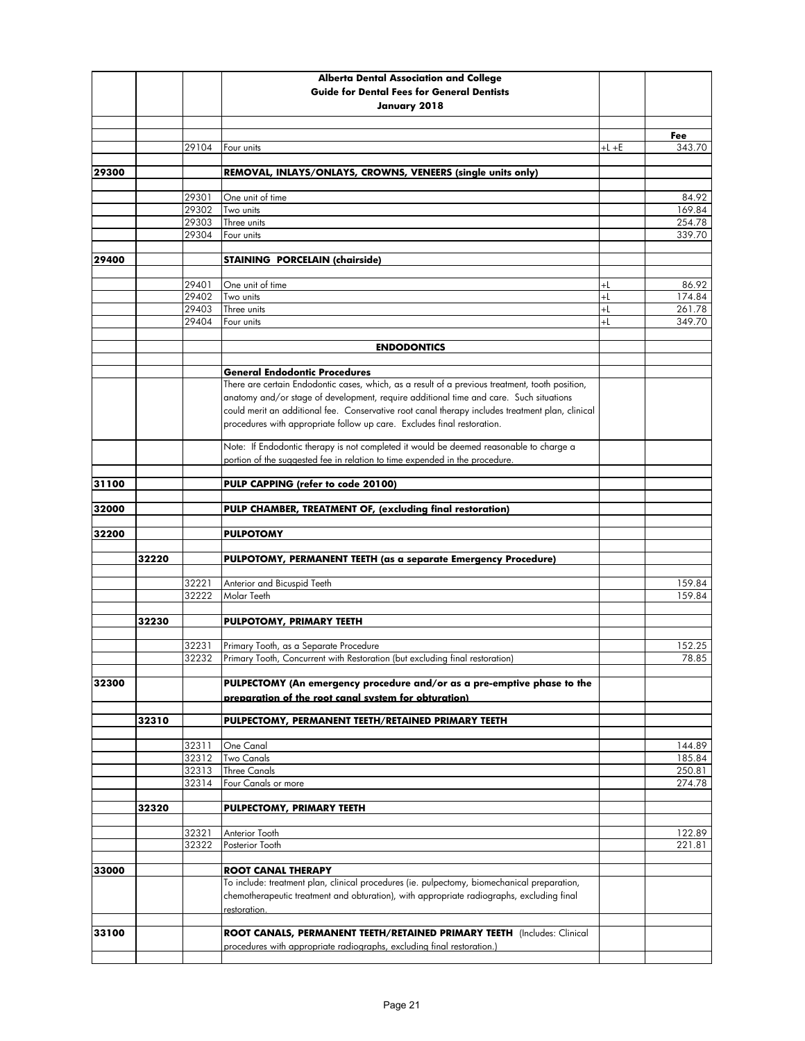| | | | Alberta Dental Association and College<br>Guide for Dental Fees for General Dentists<br>January 2018 | | |
|---|---|---|---|---|---|
| | | | | | **Fee** |
| | | 29104 | Four units | +L +E | 343.70 |
| **29300** | | | **REMOVAL, INLAYS/ONLAYS, CROWNS, VENEERS (single units only)** | | |
| | | 29301 | One unit of time | | 84.92 |
| | | 29302 | Two units | | 169.84 |
| | | 29303 | Three units | | 254.78 |
| | | 29304 | Four units | | 339.70 |
| **29400** | | | **STAINING PORCELAIN (chairside)** | | |
| | | 29401 | One unit of time | +L | 86.92 |
| | | 29402 | Two units | +L | 174.84 |
| | | 29403 | Three units | +L | 261.78 |
| | | 29404 | Four units | +L | 349.70 |
| | | | **ENDODONTICS** | | |
| | | | **General Endodontic Procedures**<br>There are certain Endodontic cases, which, as a result of a previous treatment, tooth position, anatomy and/or stage of development, require additional time and care. Such situations could merit an additional fee. Conservative root canal therapy includes treatment plan, clinical procedures with appropriate follow up care. Excludes final restoration. | | |
| | | | Note: If Endodontic therapy is not completed it would be deemed reasonable to charge a portion of the suggested fee in relation to time expended in the procedure. | | |
| **31100** | | | **PULP CAPPING (refer to code 20100)** | | |
| **32000** | | | **PULP CHAMBER, TREATMENT OF, (excluding final restoration)** | | |
| **32200** | | | **PULPOTOMY** | | |
| | **32220** | | **PULPOTOMY, PERMANENT TEETH (as a separate Emergency Procedure)** | | |
| | | 32221 | Anterior and Bicuspid Teeth | | 159.84 |
| | | 32222 | Molar Teeth | | 159.84 |
| | **32230** | | **PULPOTOMY, PRIMARY TEETH** | | |
| | | 32231 | Primary Tooth, as a Separate Procedure | | 152.25 |
| | | 32232 | Primary Tooth, Concurrent with Restoration (but excluding final restoration) | | 78.85 |
| **32300** | | | **PULPECTOMY (An emergency procedure and/or as a pre-emptive phase to the preparation of the root canal system for obturation)** | | |
| | **32310** | | **PULPECTOMY, PERMANENT TEETH/RETAINED PRIMARY TEETH** | | |
| | | 32311 | One Canal | | 144.89 |
| | | 32312 | Two Canals | | 185.84 |
| | | 32313 | Three Canals | | 250.81 |
| | | 32314 | Four Canals or more | | 274.78 |
| | **32320** | | **PULPECTOMY, PRIMARY TEETH** | | |
| | | 32321 | Anterior Tooth | | 122.89 |
| | | 32322 | Posterior Tooth | | 221.81 |
| **33000** | | | **ROOT CANAL THERAPY**<br>To include: treatment plan, clinical procedures (ie. pulpectomy, biomechanical preparation, chemotherapeutic treatment and obturation), with appropriate radiographs, excluding final restoration. | | |
| **33100** | | | **ROOT CANALS, PERMANENT TEETH/RETAINED PRIMARY TEETH** (Includes: Clinical procedures with appropriate radiographs, excluding final restoration.) | | |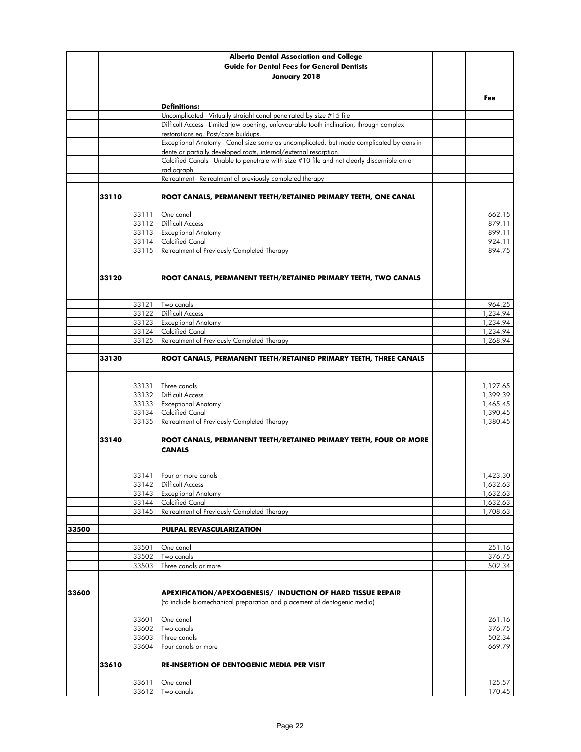**Alberta Dental Association and College**
**Guide for Dental Fees for General Dentists**
**January 2018**

| | | | | | Fee |
|---|---|---|---|---|---|
| | | | **Definitions:** | | |
| | | | Uncomplicated - Virtually straight canal penetrated by size #15 file | | |
| | | | Difficult Access - Limited jaw opening, unfavourable tooth inclination, through complex restorations eg. Post/core buildups. | | |
| | | | Exceptional Anatomy - Canal size same as uncomplicated, but made complicated by dens-in-dente or partially developed roots, internal/external resorption. | | |
| | | | Calcified Canals - Unable to penetrate with size #10 file and not clearly discernible on a radiograph | | |
| | | | Retreatment - Retreatment of previously completed therapy | | |
| | **33110** | | **ROOT CANALS, PERMANENT TEETH/RETAINED PRIMARY TEETH, ONE CANAL** | | |
| | | 33111 | One canal | | 662.15 |
| | | 33112 | Difficult Access | | 879.11 |
| | | 33113 | Exceptional Anatomy | | 899.11 |
| | | 33114 | Calcified Canal | | 924.11 |
| | | 33115 | Retreatment of Previously Completed Therapy | | 894.75 |
| | **33120** | | **ROOT CANALS, PERMANENT TEETH/RETAINED PRIMARY TEETH, TWO CANALS** | | |
| | | 33121 | Two canals | | 964.25 |
| | | 33122 | Difficult Access | | 1,234.94 |
| | | 33123 | Exceptional Anatomy | | 1,234.94 |
| | | 33124 | Calcified Canal | | 1,234.94 |
| | | 33125 | Retreatment of Previously Completed Therapy | | 1,268.94 |
| | **33130** | | **ROOT CANALS, PERMANENT TEETH/RETAINED PRIMARY TEETH, THREE CANALS** | | |
| | | 33131 | Three canals | | 1,127.65 |
| | | 33132 | Difficult Access | | 1,399.39 |
| | | 33133 | Exceptional Anatomy | | 1,465.45 |
| | | 33134 | Calcified Canal | | 1,390.45 |
| | | 33135 | Retreatment of Previously Completed Therapy | | 1,380.45 |
| | **33140** | | **ROOT CANALS, PERMANENT TEETH/RETAINED PRIMARY TEETH, FOUR OR MORE CANALS** | | |
| | | 33141 | Four or more canals | | 1,423.30 |
| | | 33142 | Difficult Access | | 1,632.63 |
| | | 33143 | Exceptional Anatomy | | 1,632.63 |
| | | 33144 | Calcified Canal | | 1,632.63 |
| | | 33145 | Retreatment of Previously Completed Therapy | | 1,708.63 |
| **33500** | | | **PULPAL REVASCULARIZATION** | | |
| | | 33501 | One canal | | 251.16 |
| | | 33502 | Two canals | | 376.75 |
| | | 33503 | Three canals or more | | 502.34 |
| **33600** | | | **APEXIFICATION/APEXOGENESIS/ INDUCTION OF HARD TISSUE REPAIR** | | |
| | | | (to include biomechanical preparation and placement of dentogenic media) | | |
| | | 33601 | One canal | | 261.16 |
| | | 33602 | Two canals | | 376.75 |
| | | 33603 | Three canals | | 502.34 |
| | | 33604 | Four canals or more | | 669.79 |
| | **33610** | | **RE-INSERTION OF DENTOGENIC MEDIA PER VISIT** | | |
| | | 33611 | One canal | | 125.57 |
| | | 33612 | Two canals | | 170.45 |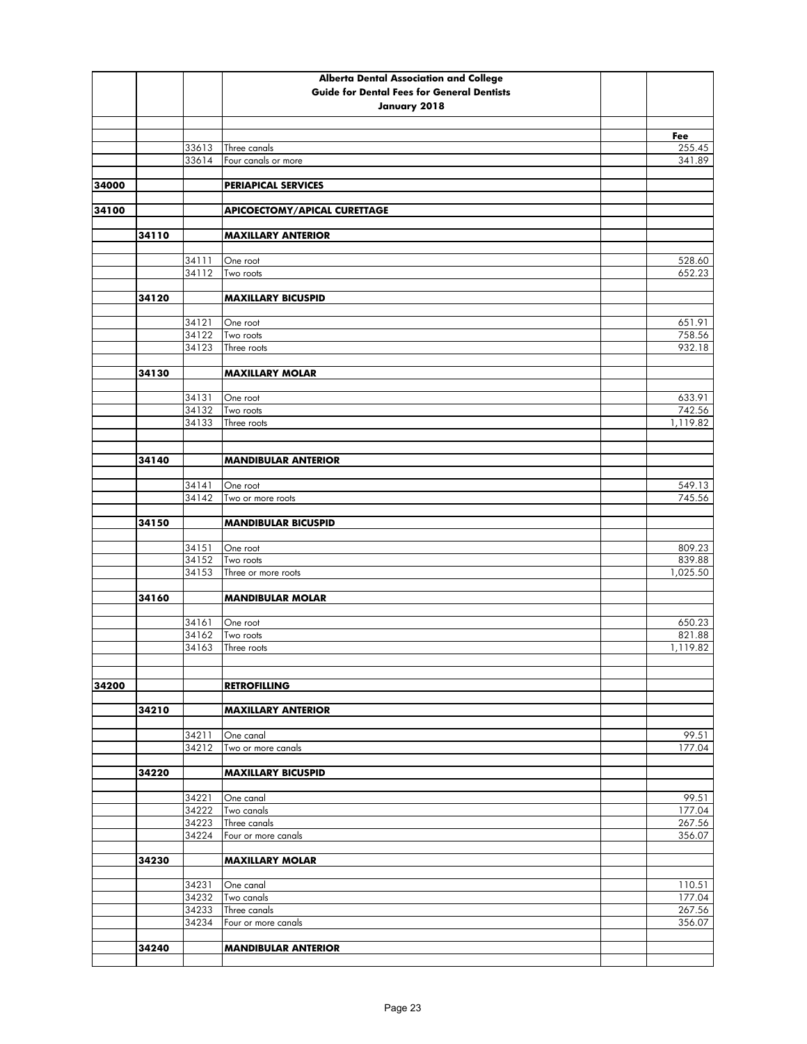| | | | Alberta Dental Association and College<br>Guide for Dental Fees for General Dentists<br>January 2018 | | |
|---|---|---|---|---|---|
| | | | | | Fee |
| | | 33613 | Three canals | | 255.45 |
| | | 33614 | Four canals or more | | 341.89 |
| 34000 | | | **PERIAPICAL SERVICES** | | |
| 34100 | | | **APICOECTOMY/APICAL CURETTAGE** | | |
| | 34110 | | **MAXILLARY ANTERIOR** | | |
| | | 34111 | One root | | 528.60 |
| | | 34112 | Two roots | | 652.23 |
| | 34120 | | **MAXILLARY BICUSPID** | | |
| | | 34121 | One root | | 651.91 |
| | | 34122 | Two roots | | 758.56 |
| | | 34123 | Three roots | | 932.18 |
| | 34130 | | **MAXILLARY MOLAR** | | |
| | | 34131 | One root | | 633.91 |
| | | 34132 | Two roots | | 742.56 |
| | | 34133 | Three roots | | 1,119.82 |
| | 34140 | | **MANDIBULAR ANTERIOR** | | |
| | | 34141 | One root | | 549.13 |
| | | 34142 | Two or more roots | | 745.56 |
| | 34150 | | **MANDIBULAR BICUSPID** | | |
| | | 34151 | One root | | 809.23 |
| | | 34152 | Two roots | | 839.88 |
| | | 34153 | Three or more roots | | 1,025.50 |
| | 34160 | | **MANDIBULAR MOLAR** | | |
| | | 34161 | One root | | 650.23 |
| | | 34162 | Two roots | | 821.88 |
| | | 34163 | Three roots | | 1,119.82 |
| 34200 | | | **RETROFILLING** | | |
| | 34210 | | **MAXILLARY ANTERIOR** | | |
| | | 34211 | One canal | | 99.51 |
| | | 34212 | Two or more canals | | 177.04 |
| | 34220 | | **MAXILLARY BICUSPID** | | |
| | | 34221 | One canal | | 99.51 |
| | | 34222 | Two canals | | 177.04 |
| | | 34223 | Three canals | | 267.56 |
| | | 34224 | Four or more canals | | 356.07 |
| | 34230 | | **MAXILLARY MOLAR** | | |
| | | 34231 | One canal | | 110.51 |
| | | 34232 | Two canals | | 177.04 |
| | | 34233 | Three canals | | 267.56 |
| | | 34234 | Four or more canals | | 356.07 |
| | 34240 | | **MANDIBULAR ANTERIOR** | | |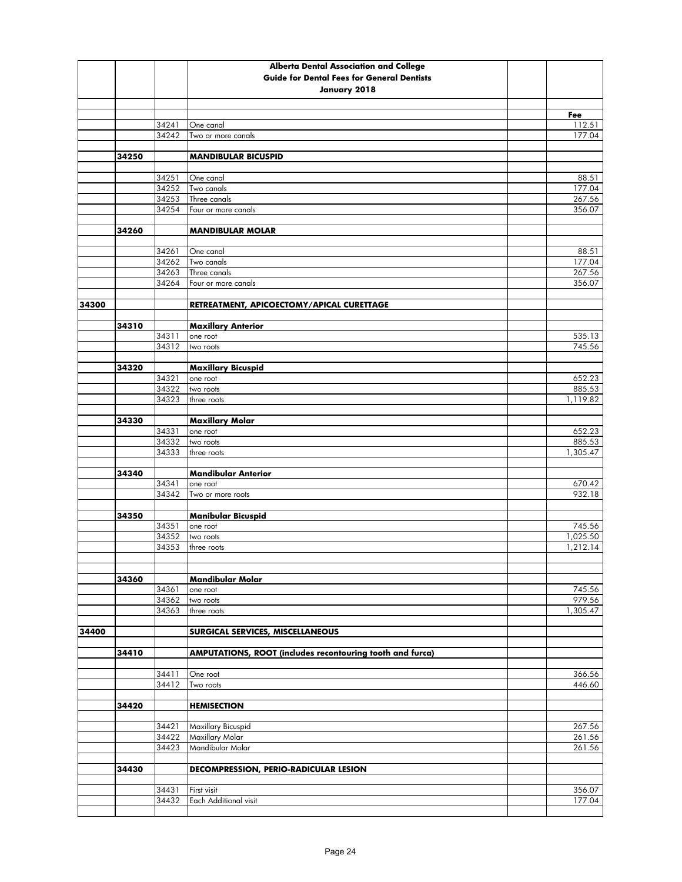| | | | **Alberta Dental Association and College** **Guide for Dental Fees for General Dentists** **January 2018** | | |
|---|---|---|---|---|---|
| | | | | | **Fee** |
| | | 34241 | One canal | | 112.51 |
| | | 34242 | Two or more canals | | 177.04 |
| | | | | | |
| | 34250 | | **MANDIBULAR BICUSPID** | | |
| | | | | | |
| | | 34251 | One canal | | 88.51 |
| | | 34252 | Two canals | | 177.04 |
| | | 34253 | Three canals | | 267.56 |
| | | 34254 | Four or more canals | | 356.07 |
| | | | | | |
| | 34260 | | **MANDIBULAR MOLAR** | | |
| | | | | | |
| | | 34261 | One canal | | 88.51 |
| | | 34262 | Two canals | | 177.04 |
| | | 34263 | Three canals | | 267.56 |
| | | 34264 | Four or more canals | | 356.07 |
| | | | | | |
| 34300 | | | **RETREATMENT, APICOECTOMY/APICAL CURETTAGE** | | |
| | | | | | |
| | 34310 | | **Maxillary Anterior** | | |
| | | 34311 | one root | | 535.13 |
| | | 34312 | two roots | | 745.56 |
| | | | | | |
| | 34320 | | **Maxillary Bicuspid** | | |
| | | 34321 | one root | | 652.23 |
| | | 34322 | two roots | | 885.53 |
| | | 34323 | three roots | | 1,119.82 |
| | | | | | |
| | 34330 | | **Maxillary Molar** | | |
| | | 34331 | one root | | 652.23 |
| | | 34332 | two roots | | 885.53 |
| | | 34333 | three roots | | 1,305.47 |
| | | | | | |
| | 34340 | | **Mandibular Anterior** | | |
| | | 34341 | one root | | 670.42 |
| | | 34342 | Two or more roots | | 932.18 |
| | | | | | |
| | 34350 | | **Manibular Bicuspid** | | |
| | | 34351 | one root | | 745.56 |
| | | 34352 | two roots | | 1,025.50 |
| | | 34353 | three roots | | 1,212.14 |
| | | | | | |
| | | | | | |
| | 34360 | | **Mandibular Molar** | | |
| | | 34361 | one root | | 745.56 |
| | | 34362 | two roots | | 979.56 |
| | | 34363 | three roots | | 1,305.47 |
| | | | | | |
| 34400 | | | **SURGICAL SERVICES, MISCELLANEOUS** | | |
| | | | | | |
| | 34410 | | **AMPUTATIONS, ROOT (includes recontouring tooth and furca)** | | |
| | | | | | |
| | | 34411 | One root | | 366.56 |
| | | 34412 | Two roots | | 446.60 |
| | | | | | |
| | 34420 | | **HEMISECTION** | | |
| | | | | | |
| | | 34421 | Maxillary Bicuspid | | 267.56 |
| | | 34422 | Maxillary Molar | | 261.56 |
| | | 34423 | Mandibular Molar | | 261.56 |
| | | | | | |
| | 34430 | | **DECOMPRESSION, PERIO-RADICULAR LESION** | | |
| | | | | | |
| | | 34431 | First visit | | 356.07 |
| | | 34432 | Each Additional visit | | 177.04 |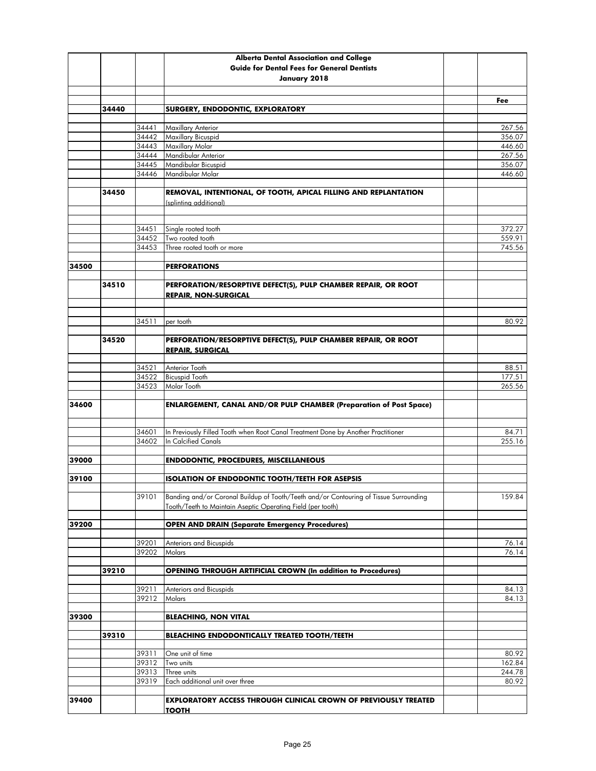| | | | Alberta Dental Association and College<br>Guide for Dental Fees for General Dentists<br>January 2018 | | |
|---|---|---|---|---|---|
| | | | | | **Fee** |
| | **34440** | | **SURGERY, ENDODONTIC, EXPLORATORY** | | |
| | | 34441 | Maxillary Anterior | | 267.56 |
| | | 34442 | Maxillary Bicuspid | | 356.07 |
| | | 34443 | Maxillary Molar | | 446.60 |
| | | 34444 | Mandibular Anterior | | 267.56 |
| | | 34445 | Mandibular Bicuspid | | 356.07 |
| | | 34446 | Mandibular Molar | | 446.60 |
| | **34450** | | **REMOVAL, INTENTIONAL, OF TOOTH, APICAL FILLING AND REPLANTATION**<br>(splinting additional) | | |
| | | 34451 | Single rooted tooth | | 372.27 |
| | | 34452 | Two rooted tooth | | 559.91 |
| | | 34453 | Three rooted tooth or more | | 745.56 |
| **34500** | | | **PERFORATIONS** | | |
| | **34510** | | **PERFORATION/RESORPTIVE DEFECT(S), PULP CHAMBER REPAIR, OR ROOT REPAIR, NON-SURGICAL** | | |
| | | 34511 | per tooth | | 80.92 |
| | **34520** | | **PERFORATION/RESORPTIVE DEFECT(S), PULP CHAMBER REPAIR, OR ROOT REPAIR, SURGICAL** | | |
| | | 34521 | Anterior Tooth | | 88.51 |
| | | 34522 | Bicuspid Tooth | | 177.51 |
| | | 34523 | Molar Tooth | | 265.56 |
| **34600** | | | **ENLARGEMENT, CANAL AND/OR PULP CHAMBER (Preparation of Post Space)** | | |
| | | 34601 | In Previously Filled Tooth when Root Canal Treatment Done by Another Practitioner | | 84.71 |
| | | 34602 | In Calcified Canals | | 255.16 |
| **39000** | | | **ENDODONTIC, PROCEDURES, MISCELLANEOUS** | | |
| **39100** | | | **ISOLATION OF ENDODONTIC TOOTH/TEETH FOR ASEPSIS** | | |
| | | 39101 | Banding and/or Coronal Buildup of Tooth/Teeth and/or Contouring of Tissue Surrounding Tooth/Teeth to Maintain Aseptic Operating Field (per tooth) | | 159.84 |
| **39200** | | | **OPEN AND DRAIN (Separate Emergency Procedures)** | | |
| | | 39201 | Anteriors and Bicuspids | | 76.14 |
| | | 39202 | Molars | | 76.14 |
| | **39210** | | **OPENING THROUGH ARTIFICIAL CROWN (In addition to Procedures)** | | |
| | | 39211 | Anteriors and Bicuspids | | 84.13 |
| | | 39212 | Molars | | 84.13 |
| **39300** | | | **BLEACHING, NON VITAL** | | |
| | **39310** | | **BLEACHING ENDODONTICALLY TREATED TOOTH/TEETH** | | |
| | | 39311 | One unit of time | | 80.92 |
| | | 39312 | Two units | | 162.84 |
| | | 39313 | Three units | | 244.78 |
| | | 39319 | Each additional unit over three | | 80.92 |
| **39400** | | | **EXPLORATORY ACCESS THROUGH CLINICAL CROWN OF PREVIOUSLY TREATED TOOTH** | | |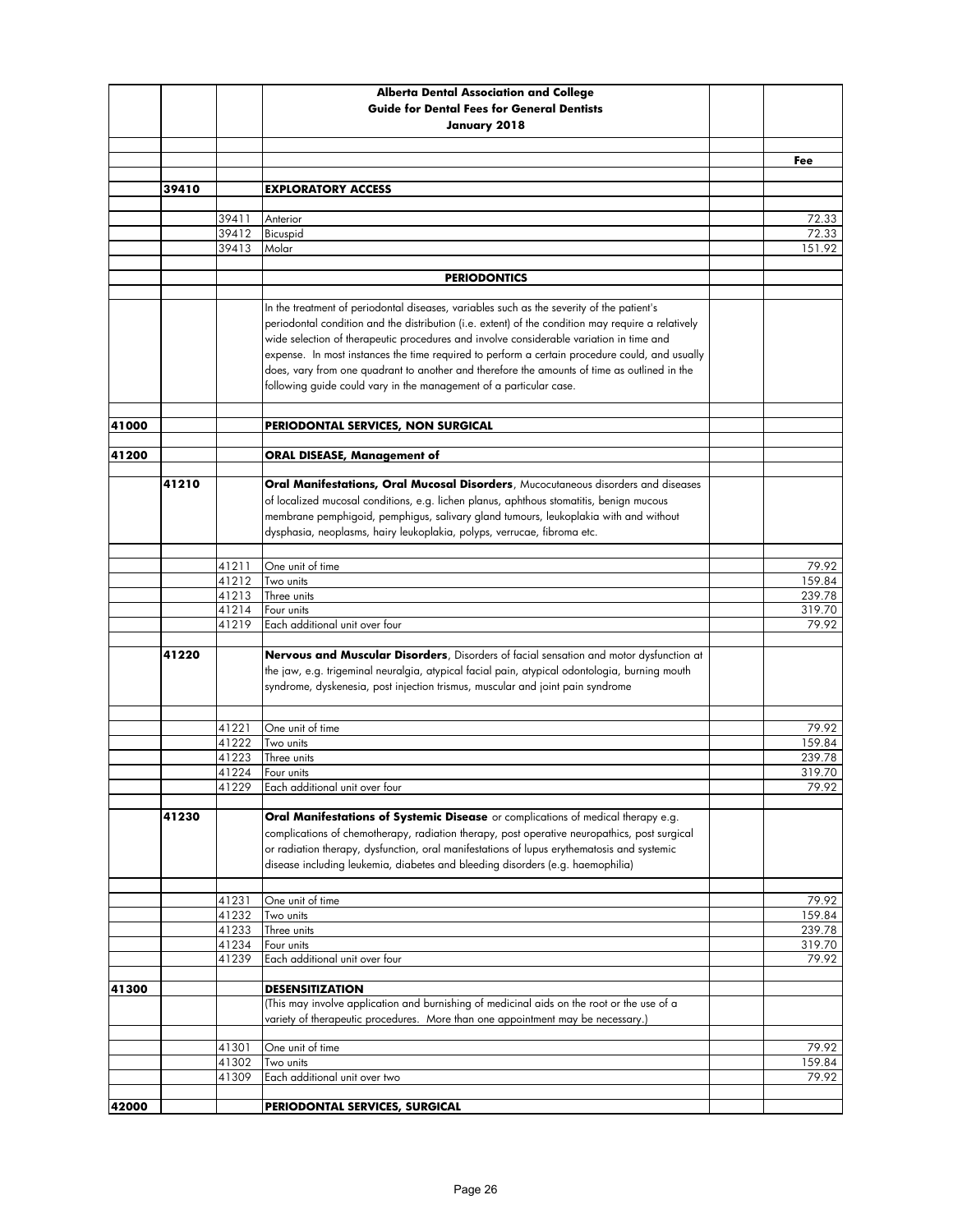| | | | Alberta Dental Association and College<br>Guide for Dental Fees for General Dentists<br>January 2018 | | |
|---|---|---|---|---|---|
| | | | | | **Fee** |
| | 39410 | | **EXPLORATORY ACCESS** | | |
| | | 39411 | Anterior | | 72.33 |
| | | 39412 | Bicuspid | | 72.33 |
| | | 39413 | Molar | | 151.92 |
| | | | **PERIODONTICS** | | |
| | | | In the treatment of periodontal diseases, variables such as the severity of the patient's periodontal condition and the distribution (i.e. extent) of the condition may require a relatively wide selection of therapeutic procedures and involve considerable variation in time and expense. In most instances the time required to perform a certain procedure could, and usually does, vary from one quadrant to another and therefore the amounts of time as outlined in the following guide could vary in the management of a particular case. | | |
| 41000 | | | **PERIODONTAL SERVICES, NON SURGICAL** | | |
| 41200 | | | **ORAL DISEASE, Management of** | | |
| | 41210 | | **Oral Manifestations, Oral Mucosal Disorders**, Mucocutaneous disorders and diseases of localized mucosal conditions, e.g. lichen planus, aphthous stomatitis, benign mucous membrane pemphigoid, pemphigus, salivary gland tumours, leukoplakia with and without dysphasia, neoplasms, hairy leukoplakia, polyps, verrucae, fibroma etc. | | |
| | | 41211 | One unit of time | | 79.92 |
| | | 41212 | Two units | | 159.84 |
| | | 41213 | Three units | | 239.78 |
| | | 41214 | Four units | | 319.70 |
| | | 41219 | Each additional unit over four | | 79.92 |
| | 41220 | | **Nervous and Muscular Disorders**, Disorders of facial sensation and motor dysfunction at the jaw, e.g. trigeminal neuralgia, atypical facial pain, atypical odontologia, burning mouth syndrome, dyskenesia, post injection trismus, muscular and joint pain syndrome | | |
| | | 41221 | One unit of time | | 79.92 |
| | | 41222 | Two units | | 159.84 |
| | | 41223 | Three units | | 239.78 |
| | | 41224 | Four units | | 319.70 |
| | | 41229 | Each additional unit over four | | 79.92 |
| | 41230 | | **Oral Manifestations of Systemic Disease** or complications of medical therapy e.g. complications of chemotherapy, radiation therapy, post operative neuropathics, post surgical or radiation therapy, dysfunction, oral manifestations of lupus erythematosis and systemic disease including leukemia, diabetes and bleeding disorders (e.g. haemophilia) | | |
| | | 41231 | One unit of time | | 79.92 |
| | | 41232 | Two units | | 159.84 |
| | | 41233 | Three units | | 239.78 |
| | | 41234 | Four units | | 319.70 |
| | | 41239 | Each additional unit over four | | 79.92 |
| 41300 | | | **DESENSITIZATION**<br>(This may involve application and burnishing of medicinal aids on the root or the use of a variety of therapeutic procedures. More than one appointment may be necessary.) | | |
| | | 41301 | One unit of time | | 79.92 |
| | | 41302 | Two units | | 159.84 |
| | | 41309 | Each additional unit over two | | 79.92 |
| 42000 | | | **PERIODONTAL SERVICES, SURGICAL** | | |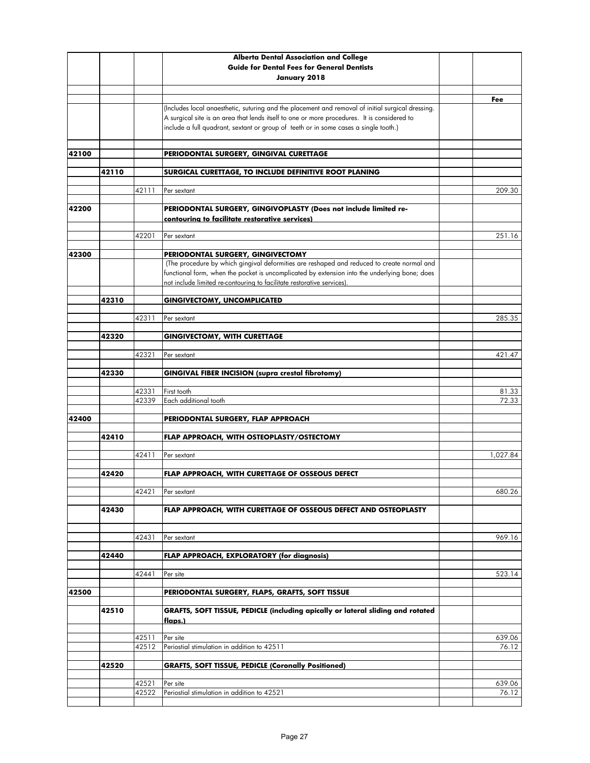| | | | Alberta Dental Association and College<br>Guide for Dental Fees for General Dentists<br>January 2018 | | |
|---|---|---|---|---|---|
| | | | | | **Fee** |
| | | | (Includes local anaesthetic, suturing and the placement and removal of initial surgical dressing. A surgical site is an area that lends itself to one or more procedures. It is considered to include a full quadrant, sextant or group of teeth or in some cases a single tooth.) | | |
| **42100** | | | **PERIODONTAL SURGERY, GINGIVAL CURETTAGE** | | |
| | **42110** | | **SURGICAL CURETTAGE, TO INCLUDE DEFINITIVE ROOT PLANING** | | |
| | | 42111 | Per sextant | | 209.30 |
| **42200** | | | **PERIODONTAL SURGERY, GINGIVOPLASTY (Does not include limited re-contouring to facilitate restorative services)** | | |
| | | 42201 | Per sextant | | 251.16 |
| **42300** | | | **PERIODONTAL SURGERY, GINGIVECTOMY** | | |
| | | | (The procedure by which gingival deformities are reshaped and reduced to create normal and functional form, when the pocket is uncomplicated by extension into the underlying bone; does not include limited re-contouring to facilitate restorative services). | | |
| | **42310** | | **GINGIVECTOMY, UNCOMPLICATED** | | |
| | | 42311 | Per sextant | | 285.35 |
| | **42320** | | **GINGIVECTOMY, WITH CURETTAGE** | | |
| | | 42321 | Per sextant | | 421.47 |
| | **42330** | | **GINGIVAL FIBER INCISION (supra crestal fibrotomy)** | | |
| | | 42331 | First tooth | | 81.33 |
| | | 42339 | Each additional tooth | | 72.33 |
| **42400** | | | **PERIODONTAL SURGERY, FLAP APPROACH** | | |
| | **42410** | | **FLAP APPROACH, WITH OSTEOPLASTY/OSTECTOMY** | | |
| | | 42411 | Per sextant | | 1,027.84 |
| | **42420** | | **FLAP APPROACH, WITH CURETTAGE OF OSSEOUS DEFECT** | | |
| | | 42421 | Per sextant | | 680.26 |
| | **42430** | | **FLAP APPROACH, WITH CURETTAGE OF OSSEOUS DEFECT AND OSTEOPLASTY** | | |
| | | 42431 | Per sextant | | 969.16 |
| | **42440** | | **FLAP APPROACH, EXPLORATORY (for diagnosis)** | | |
| | | 42441 | Per site | | 523.14 |
| **42500** | | | **PERIODONTAL SURGERY, FLAPS, GRAFTS, SOFT TISSUE** | | |
| | **42510** | | **GRAFTS, SOFT TISSUE, PEDICLE (including apically or lateral sliding and rotated flaps.)** | | |
| | | 42511 | Per site | | 639.06 |
| | | 42512 | Periostial stimulation in addition to 42511 | | 76.12 |
| | **42520** | | **GRAFTS, SOFT TISSUE, PEDICLE (Coronally Positioned)** | | |
| | | 42521 | Per site | | 639.06 |
| | | 42522 | Periostial stimulation in addition to 42521 | | 76.12 |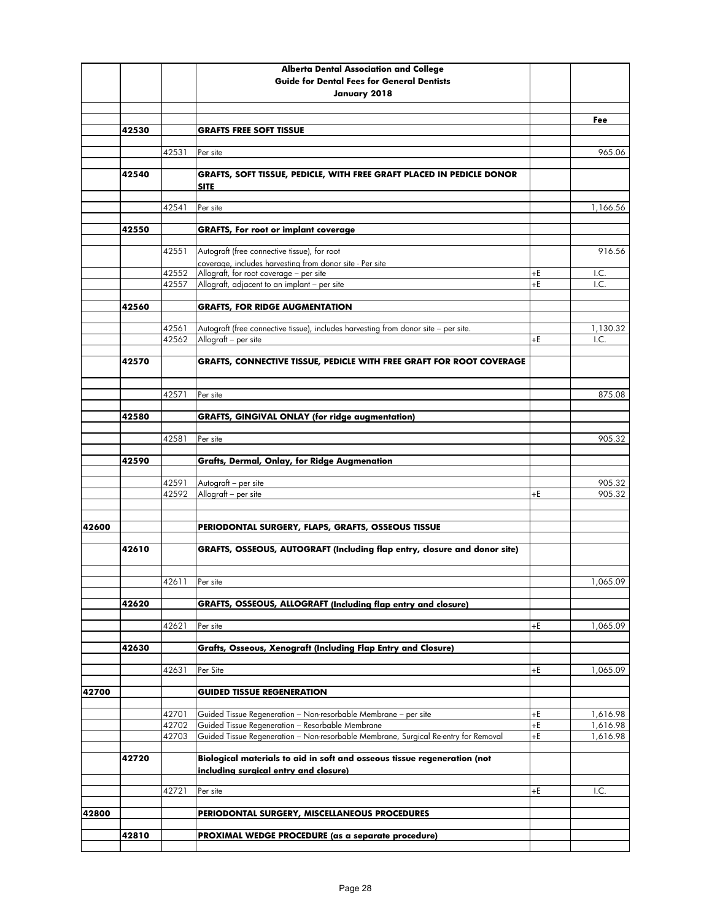| | | | Alberta Dental Association and College<br>Guide for Dental Fees for General Dentists<br>January 2018 | | |
|---|---|---|---|---|---|
| | | | | | **Fee** |
| | **42530** | | **GRAFTS FREE SOFT TISSUE** | | |
| | | 42531 | Per site | | 965.06 |
| | **42540** | | **GRAFTS, SOFT TISSUE, PEDICLE, WITH FREE GRAFT PLACED IN PEDICLE DONOR SITE** | | |
| | | 42541 | Per site | | 1,166.56 |
| | **42550** | | **GRAFTS, For root or implant coverage** | | |
| | | 42551 | Autograft (free connective tissue), for root coverage, includes harvesting from donor site - Per site | | 916.56 |
| | | 42552 | Allograft, for root coverage – per site | +E | I.C. |
| | | 42557 | Allograft, adjacent to an implant – per site | +E | I.C. |
| | **42560** | | **GRAFTS, FOR RIDGE AUGMENTATION** | | |
| | | 42561 | Autograft (free connective tissue), includes harvesting from donor site – per site. | | 1,130.32 |
| | | 42562 | Allograft – per site | +E | I.C. |
| | **42570** | | **GRAFTS, CONNECTIVE TISSUE, PEDICLE WITH FREE GRAFT FOR ROOT COVERAGE** | | |
| | | 42571 | Per site | | 875.08 |
| | **42580** | | **GRAFTS, GINGIVAL ONLAY (for ridge augmentation)** | | |
| | | 42581 | Per site | | 905.32 |
| | **42590** | | **Grafts, Dermal, Onlay, for Ridge Augmenation** | | |
| | | 42591 | Autograft – per site | | 905.32 |
| | | 42592 | Allograft – per site | +E | 905.32 |
| **42600** | | | **PERIODONTAL SURGERY, FLAPS, GRAFTS, OSSEOUS TISSUE** | | |
| | **42610** | | **GRAFTS, OSSEOUS, AUTOGRAFT (Including flap entry, closure and donor site)** | | |
| | | 42611 | Per site | | 1,065.09 |
| | **42620** | | **GRAFTS, OSSEOUS, ALLOGRAFT (Including flap entry and closure)** | | |
| | | 42621 | Per site | +E | 1,065.09 |
| | **42630** | | **Grafts, Osseous, Xenograft (Including Flap Entry and Closure)** | | |
| | | 42631 | Per Site | +E | 1,065.09 |
| **42700** | | | **GUIDED TISSUE REGENERATION** | | |
| | | 42701 | Guided Tissue Regeneration – Non-resorbable Membrane – per site | +E | 1,616.98 |
| | | 42702 | Guided Tissue Regeneration – Resorbable Membrane | +E | 1,616.98 |
| | | 42703 | Guided Tissue Regeneration – Non-resorbable Membrane, Surgical Re-entry for Removal | +E | 1,616.98 |
| | **42720** | | **Biological materials to aid in soft and osseous tissue regeneration (not including surgical entry and closure)** | | |
| | | 42721 | Per site | +E | I.C. |
| **42800** | | | **PERIODONTAL SURGERY, MISCELLANEOUS PROCEDURES** | | |
| | **42810** | | **PROXIMAL WEDGE PROCEDURE (as a separate procedure)** | | |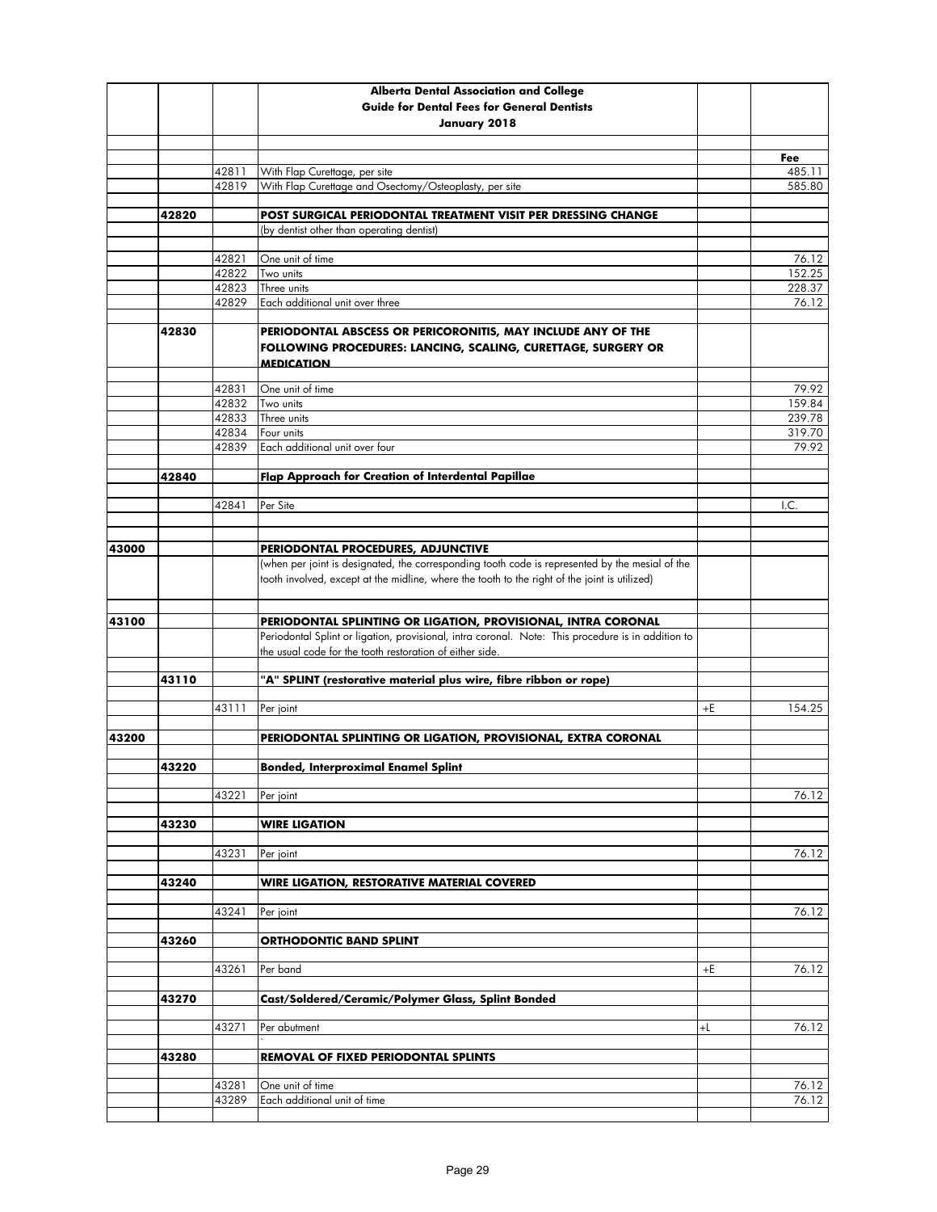**Alberta Dental Association and College**
**Guide for Dental Fees for General Dentists**
**January 2018**

| | | | | | Fee |
|---|---|---|---|---|---|
| | | 42811 | With Flap Curettage, per site | | 485.11 |
| | | 42819 | With Flap Curettage and Osectomy/Osteoplasty, per site | | 585.80 |
| | 42820 | | **POST SURGICAL PERIODONTAL TREATMENT VISIT PER DRESSING CHANGE** | | |
| | | | (by dentist other than operating dentist) | | |
| | | 42821 | One unit of time | | 76.12 |
| | | 42822 | Two units | | 152.25 |
| | | 42823 | Three units | | 228.37 |
| | | 42829 | Each additional unit over three | | 76.12 |
| | 42830 | | **PERIODONTAL ABSCESS OR PERICORONITIS, MAY INCLUDE ANY OF THE FOLLOWING PROCEDURES: LANCING, SCALING, CURETTAGE, SURGERY OR MEDICATION** | | |
| | | 42831 | One unit of time | | 79.92 |
| | | 42832 | Two units | | 159.84 |
| | | 42833 | Three units | | 239.78 |
| | | 42834 | Four units | | 319.70 |
| | | 42839 | Each additional unit over four | | 79.92 |
| | 42840 | | **Flap Approach for Creation of Interdental Papillae** | | |
| | | 42841 | Per Site | | I.C. |
| 43000 | | | **PERIODONTAL PROCEDURES, ADJUNCTIVE** | | |
| | | | (when per joint is designated, the corresponding tooth code is represented by the mesial of the tooth involved, except at the midline, where the tooth to the right of the joint is utilized) | | |
| 43100 | | | **PERIODONTAL SPLINTING OR LIGATION, PROVISIONAL, INTRA CORONAL** | | |
| | | | Periodontal Splint or ligation, provisional, intra coronal. Note: This procedure is in addition to the usual code for the tooth restoration of either side. | | |
| | 43110 | | **"A" SPLINT (restorative material plus wire, fibre ribbon or rope)** | | |
| | | 43111 | Per joint | +E | 154.25 |
| 43200 | | | **PERIODONTAL SPLINTING OR LIGATION, PROVISIONAL, EXTRA CORONAL** | | |
| | 43220 | | **Bonded, Interproximal Enamel Splint** | | |
| | | 43221 | Per joint | | 76.12 |
| | 43230 | | **WIRE LIGATION** | | |
| | | 43231 | Per joint | | 76.12 |
| | 43240 | | **WIRE LIGATION, RESTORATIVE MATERIAL COVERED** | | |
| | | 43241 | Per joint | | 76.12 |
| | 43260 | | **ORTHODONTIC BAND SPLINT** | | |
| | | 43261 | Per band | +E | 76.12 |
| | 43270 | | **Cast/Soldered/Ceramic/Polymer Glass, Splint Bonded** | | |
| | | 43271 | Per abutment | +L | 76.12 |
| | 43280 | | **REMOVAL OF FIXED PERIODONTAL SPLINTS** | | |
| | | 43281 | One unit of time | | 76.12 |
| | | 43289 | Each additional unit of time | | 76.12 |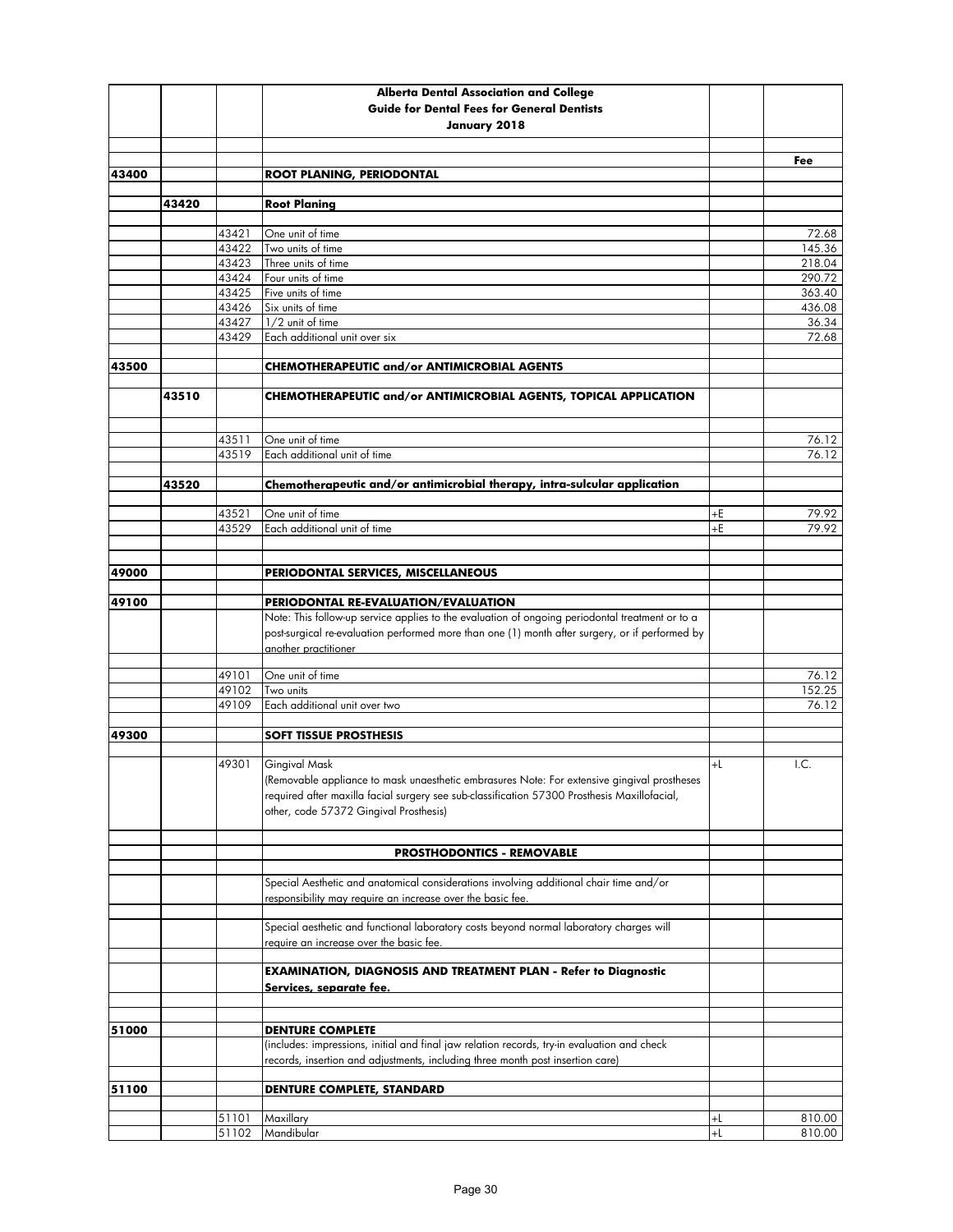**Alberta Dental Association and College**
**Guide for Dental Fees for General Dentists**
**January 2018**

| | | | | | Fee |
|---|---|---|---|---|---|
| **43400** | | | **ROOT PLANING, PERIODONTAL** | | |
| | **43420** | | **Root Planing** | | |
| | | 43421 | One unit of time | | 72.68 |
| | | 43422 | Two units of time | | 145.36 |
| | | 43423 | Three units of time | | 218.04 |
| | | 43424 | Four units of time | | 290.72 |
| | | 43425 | Five units of time | | 363.40 |
| | | 43426 | Six units of time | | 436.08 |
| | | 43427 | 1/2 unit of time | | 36.34 |
| | | 43429 | Each additional unit over six | | 72.68 |
| **43500** | | | **CHEMOTHERAPEUTIC and/or ANTIMICROBIAL AGENTS** | | |
| | **43510** | | **CHEMOTHERAPEUTIC and/or ANTIMICROBIAL AGENTS, TOPICAL APPLICATION** | | |
| | | 43511 | One unit of time | | 76.12 |
| | | 43519 | Each additional unit of time | | 76.12 |
| | **43520** | | **Chemotherapeutic and/or antimicrobial therapy, intra-sulcular application** | | |
| | | 43521 | One unit of time | +E | 79.92 |
| | | 43529 | Each additional unit of time | +E | 79.92 |
| **49000** | | | **PERIODONTAL SERVICES, MISCELLANEOUS** | | |
| **49100** | | | **PERIODONTAL RE-EVALUATION/EVALUATION** | | |
| | | | Note: This follow-up service applies to the evaluation of ongoing periodontal treatment or to a post-surgical re-evaluation performed more than one (1) month after surgery, or if performed by another practitioner | | |
| | | 49101 | One unit of time | | 76.12 |
| | | 49102 | Two units | | 152.25 |
| | | 49109 | Each additional unit over two | | 76.12 |
| **49300** | | | **SOFT TISSUE PROSTHESIS** | | |
| | | 49301 | Gingival Mask (Removable appliance to mask unaesthetic embrasures Note: For extensive gingival prostheses required after maxilla facial surgery see sub-classification 57300 Prosthesis Maxillofacial, other, code 57372 Gingival Prosthesis) | +L | I.C. |
| | | | **PROSTHODONTICS - REMOVABLE** | | |
| | | | Special Aesthetic and anatomical considerations involving additional chair time and/or responsibility may require an increase over the basic fee. | | |
| | | | Special aesthetic and functional laboratory costs beyond normal laboratory charges will require an increase over the basic fee. | | |
| | | | **EXAMINATION, DIAGNOSIS AND TREATMENT PLAN - Refer to Diagnostic Services, separate fee.** | | |
| **51000** | | | **DENTURE COMPLETE** | | |
| | | | (includes: impressions, initial and final jaw relation records, try-in evaluation and check records, insertion and adjustments, including three month post insertion care) | | |
| **51100** | | | **DENTURE COMPLETE, STANDARD** | | |
| | | 51101 | Maxillary | +L | 810.00 |
| | | 51102 | Mandibular | +L | 810.00 |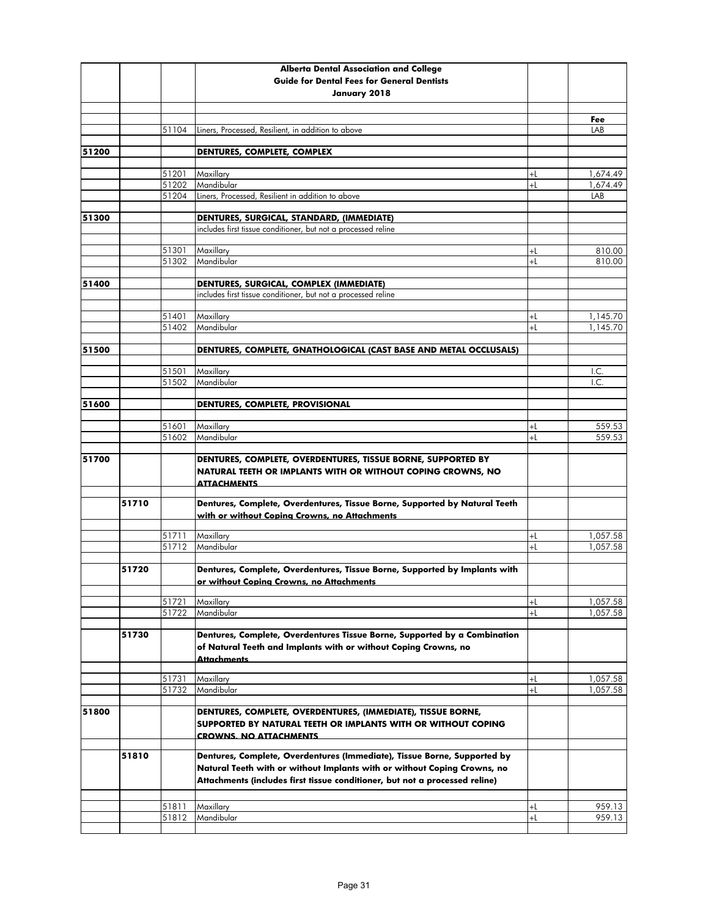| | | | Alberta Dental Association and College<br>Guide for Dental Fees for General Dentists<br>January 2018 | | |
|---|---|---|---|---|---|
| | | | | | **Fee** |
| | | 51104 | Liners, Processed, Resilient, in addition to above | | LAB |
| **51200** | | | **DENTURES, COMPLETE, COMPLEX** | | |
| | | 51201 | Maxillary | +L | 1,674.49 |
| | | 51202 | Mandibular | +L | 1,674.49 |
| | | 51204 | Liners, Processed, Resilient in addition to above | | LAB |
| **51300** | | | **DENTURES, SURGICAL, STANDARD, (IMMEDIATE)** | | |
| | | | includes first tissue conditioner, but not a processed reline | | |
| | | 51301 | Maxillary | +L | 810.00 |
| | | 51302 | Mandibular | +L | 810.00 |
| **51400** | | | **DENTURES, SURGICAL, COMPLEX (IMMEDIATE)** | | |
| | | | includes first tissue conditioner, but not a processed reline | | |
| | | 51401 | Maxillary | +L | 1,145.70 |
| | | 51402 | Mandibular | +L | 1,145.70 |
| **51500** | | | **DENTURES, COMPLETE, GNATHOLOGICAL (CAST BASE AND METAL OCCLUSALS)** | | |
| | | 51501 | Maxillary | | I.C. |
| | | 51502 | Mandibular | | I.C. |
| **51600** | | | **DENTURES, COMPLETE, PROVISIONAL** | | |
| | | 51601 | Maxillary | +L | 559.53 |
| | | 51602 | Mandibular | +L | 559.53 |
| **51700** | | | **DENTURES, COMPLETE, OVERDENTURES, TISSUE BORNE, SUPPORTED BY NATURAL TEETH OR IMPLANTS WITH OR WITHOUT COPING CROWNS, NO ATTACHMENTS** | | |
| | **51710** | | **Dentures, Complete, Overdentures, Tissue Borne, Supported by Natural Teeth with or without Coping Crowns, no Attachments** | | |
| | | 51711 | Maxillary | +L | 1,057.58 |
| | | 51712 | Mandibular | +L | 1,057.58 |
| | **51720** | | **Dentures, Complete, Overdentures, Tissue Borne, Supported by Implants with or without Coping Crowns, no Attachments** | | |
| | | 51721 | Maxillary | +L | 1,057.58 |
| | | 51722 | Mandibular | +L | 1,057.58 |
| | **51730** | | **Dentures, Complete, Overdentures Tissue Borne, Supported by a Combination of Natural Teeth and Implants with or without Coping Crowns, no Attachments** | | |
| | | 51731 | Maxillary | +L | 1,057.58 |
| | | 51732 | Mandibular | +L | 1,057.58 |
| **51800** | | | **DENTURES, COMPLETE, OVERDENTURES, (IMMEDIATE), TISSUE BORNE, SUPPORTED BY NATURAL TEETH OR IMPLANTS WITH OR WITHOUT COPING CROWNS, NO ATTACHMENTS** | | |
| | **51810** | | **Dentures, Complete, Overdentures (Immediate), Tissue Borne, Supported by Natural Teeth with or without Implants with or without Coping Crowns, no Attachments (includes first tissue conditioner, but not a processed reline)** | | |
| | | 51811 | Maxillary | +L | 959.13 |
| | | 51812 | Mandibular | +L | 959.13 |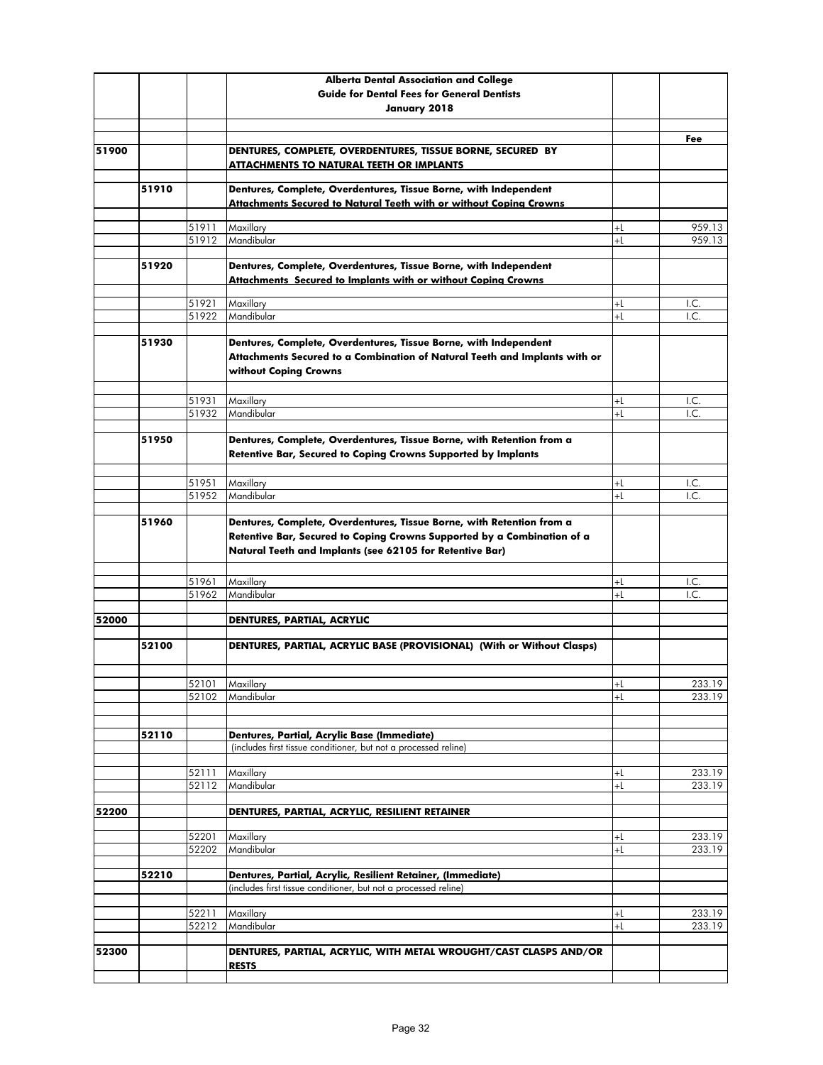| | | | Alberta Dental Association and College<br>Guide for Dental Fees for General Dentists<br>January 2018 | | |
|---|---|---|---|---|---|
| | | | | | **Fee** |
| **51900** | | | **DENTURES, COMPLETE, OVERDENTURES, TISSUE BORNE, SECURED BY ATTACHMENTS TO NATURAL TEETH OR IMPLANTS** | | |
| | **51910** | | **Dentures, Complete, Overdentures, Tissue Borne, with Independent Attachments Secured to Natural Teeth with or without Coping Crowns** | | |
| | | 51911 | Maxillary | +L | 959.13 |
| | | 51912 | Mandibular | +L | 959.13 |
| | **51920** | | **Dentures, Complete, Overdentures, Tissue Borne, with Independent Attachments Secured to Implants with or without Coping Crowns** | | |
| | | 51921 | Maxillary | +L | I.C. |
| | | 51922 | Mandibular | +L | I.C. |
| | **51930** | | **Dentures, Complete, Overdentures, Tissue Borne, with Independent Attachments Secured to a Combination of Natural Teeth and Implants with or without Coping Crowns** | | |
| | | 51931 | Maxillary | +L | I.C. |
| | | 51932 | Mandibular | +L | I.C. |
| | **51950** | | **Dentures, Complete, Overdentures, Tissue Borne, with Retention from a Retentive Bar, Secured to Coping Crowns Supported by Implants** | | |
| | | 51951 | Maxillary | +L | I.C. |
| | | 51952 | Mandibular | +L | I.C. |
| | **51960** | | **Dentures, Complete, Overdentures, Tissue Borne, with Retention from a Retentive Bar, Secured to Coping Crowns Supported by a Combination of a Natural Teeth and Implants (see 62105 for Retentive Bar)** | | |
| | | 51961 | Maxillary | +L | I.C. |
| | | 51962 | Mandibular | +L | I.C. |
| **52000** | | | **DENTURES, PARTIAL, ACRYLIC** | | |
| | **52100** | | **DENTURES, PARTIAL, ACRYLIC BASE (PROVISIONAL) (With or Without Clasps)** | | |
| | | 52101 | Maxillary | +L | 233.19 |
| | | 52102 | Mandibular | +L | 233.19 |
| | **52110** | | **Dentures, Partial, Acrylic Base (Immediate)** | | |
| | | | (includes first tissue conditioner, but not a processed reline) | | |
| | | 52111 | Maxillary | +L | 233.19 |
| | | 52112 | Mandibular | +L | 233.19 |
| **52200** | | | **DENTURES, PARTIAL, ACRYLIC, RESILIENT RETAINER** | | |
| | | 52201 | Maxillary | +L | 233.19 |
| | | 52202 | Mandibular | +L | 233.19 |
| | **52210** | | **Dentures, Partial, Acrylic, Resilient Retainer, (Immediate)** | | |
| | | | (includes first tissue conditioner, but not a processed reline) | | |
| | | 52211 | Maxillary | +L | 233.19 |
| | | 52212 | Mandibular | +L | 233.19 |
| **52300** | | | **DENTURES, PARTIAL, ACRYLIC, WITH METAL WROUGHT/CAST CLASPS AND/OR RESTS** | | |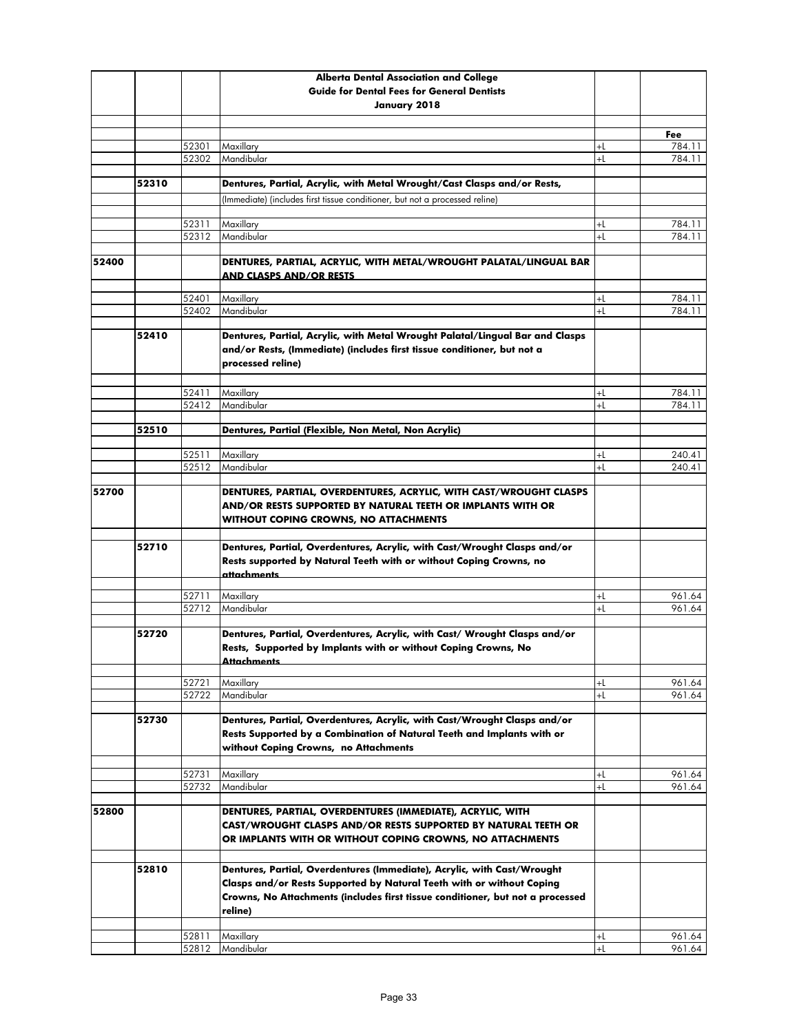**Alberta Dental Association and College**
**Guide for Dental Fees for General Dentists**
**January 2018**

| | | | | | Fee |
|---|---|---|---|---|---|
| | | 52301 | Maxillary | +L | 784.11 |
| | | 52302 | Mandibular | +L | 784.11 |
| | **52310** | | **Dentures, Partial, Acrylic, with Metal Wrought/Cast Clasps and/or Rests,** | | |
| | | | (Immediate) (includes first tissue conditioner, but not a processed reline) | | |
| | | 52311 | Maxillary | +L | 784.11 |
| | | 52312 | Mandibular | +L | 784.11 |
| **52400** | | | **DENTURES, PARTIAL, ACRYLIC, WITH METAL/WROUGHT PALATAL/LINGUAL BAR AND CLASPS AND/OR RESTS** | | |
| | | 52401 | Maxillary | +L | 784.11 |
| | | 52402 | Mandibular | +L | 784.11 |
| | **52410** | | **Dentures, Partial, Acrylic, with Metal Wrought Palatal/Lingual Bar and Clasps and/or Rests, (Immediate) (includes first tissue conditioner, but not a processed reline)** | | |
| | | 52411 | Maxillary | +L | 784.11 |
| | | 52412 | Mandibular | +L | 784.11 |
| | **52510** | | **Dentures, Partial (Flexible, Non Metal, Non Acrylic)** | | |
| | | 52511 | Maxillary | +L | 240.41 |
| | | 52512 | Mandibular | +L | 240.41 |
| **52700** | | | **DENTURES, PARTIAL, OVERDENTURES, ACRYLIC, WITH CAST/WROUGHT CLASPS AND/OR RESTS SUPPORTED BY NATURAL TEETH OR IMPLANTS WITH OR WITHOUT COPING CROWNS, NO ATTACHMENTS** | | |
| | **52710** | | **Dentures, Partial, Overdentures, Acrylic, with Cast/Wrought Clasps and/or Rests supported by Natural Teeth with or without Coping Crowns, no attachments** | | |
| | | 52711 | Maxillary | +L | 961.64 |
| | | 52712 | Mandibular | +L | 961.64 |
| | **52720** | | **Dentures, Partial, Overdentures, Acrylic, with Cast/ Wrought Clasps and/or Rests, Supported by Implants with or without Coping Crowns, No Attachments** | | |
| | | 52721 | Maxillary | +L | 961.64 |
| | | 52722 | Mandibular | +L | 961.64 |
| | **52730** | | **Dentures, Partial, Overdentures, Acrylic, with Cast/Wrought Clasps and/or Rests Supported by a Combination of Natural Teeth and Implants with or without Coping Crowns, no Attachments** | | |
| | | 52731 | Maxillary | +L | 961.64 |
| | | 52732 | Mandibular | +L | 961.64 |
| **52800** | | | **DENTURES, PARTIAL, OVERDENTURES (IMMEDIATE), ACRYLIC, WITH CAST/WROUGHT CLASPS AND/OR RESTS SUPPORTED BY NATURAL TEETH OR OR IMPLANTS WITH OR WITHOUT COPING CROWNS, NO ATTACHMENTS** | | |
| | **52810** | | **Dentures, Partial, Overdentures (Immediate), Acrylic, with Cast/Wrought Clasps and/or Rests Supported by Natural Teeth with or without Coping Crowns, No Attachments (includes first tissue conditioner, but not a processed reline)** | | |
| | | 52811 | Maxillary | +L | 961.64 |
| | | 52812 | Mandibular | +L | 961.64 |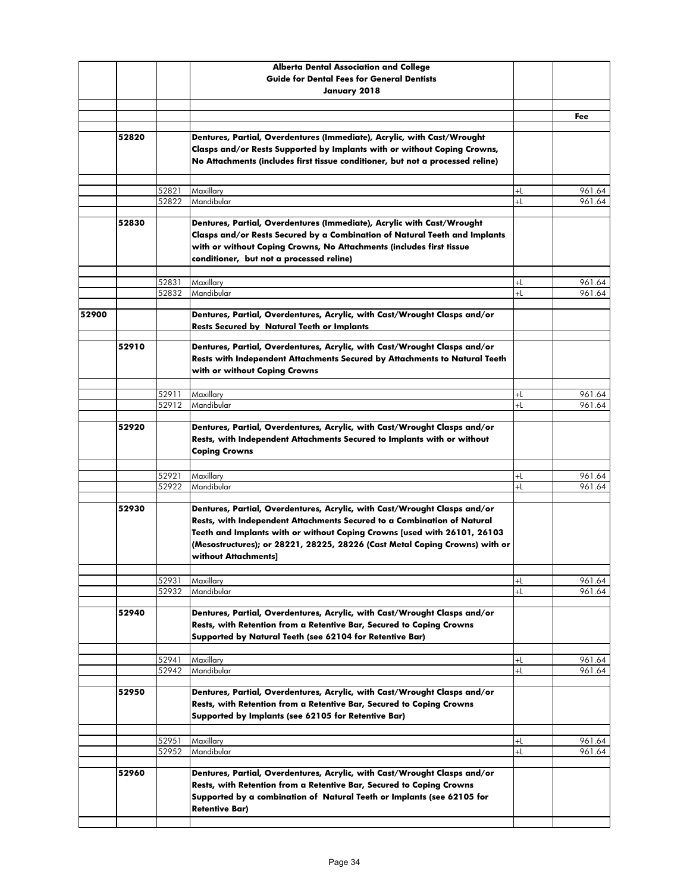| | | | Alberta Dental Association and College<br>Guide for Dental Fees for General Dentists<br>January 2018 | | |
|---|---|---|---|---|---|
| | | | | | Fee |
| | 52820 | | **Dentures, Partial, Overdentures (Immediate), Acrylic, with Cast/Wrought Clasps and/or Rests Supported by Implants with or without Coping Crowns, No Attachments (includes first tissue conditioner, but not a processed reline)** | | |
| | | 52821 | Maxillary | +L | 961.64 |
| | | 52822 | Mandibular | +L | 961.64 |
| | 52830 | | **Dentures, Partial, Overdentures (Immediate), Acrylic with Cast/Wrought Clasps and/or Rests Secured by a Combination of Natural Teeth and Implants with or without Coping Crowns, No Attachments (includes first tissue conditioner, but not a processed reline)** | | |
| | | 52831 | Maxillary | +L | 961.64 |
| | | 52832 | Mandibular | +L | 961.64 |
| 52900 | | | **Dentures, Partial, Overdentures, Acrylic, with Cast/Wrought Clasps and/or Rests Secured by Natural Teeth or Implants** | | |
| | 52910 | | **Dentures, Partial, Overdentures, Acrylic, with Cast/Wrought Clasps and/or Rests with Independent Attachments Secured by Attachments to Natural Teeth with or without Coping Crowns** | | |
| | | 52911 | Maxillary | +L | 961.64 |
| | | 52912 | Mandibular | +L | 961.64 |
| | 52920 | | **Dentures, Partial, Overdentures, Acrylic, with Cast/Wrought Clasps and/or Rests, with Independent Attachments Secured to Implants with or without Coping Crowns** | | |
| | | 52921 | Maxillary | +L | 961.64 |
| | | 52922 | Mandibular | +L | 961.64 |
| | 52930 | | **Dentures, Partial, Overdentures, Acrylic, with Cast/Wrought Clasps and/or Rests, with Independent Attachments Secured to a Combination of Natural Teeth and Implants with or without Coping Crowns [used with 26101, 26103 (Mesostructures); or 28221, 28225, 28226 (Cast Metal Coping Crowns) with or without Attachments]** | | |
| | | 52931 | Maxillary | +L | 961.64 |
| | | 52932 | Mandibular | +L | 961.64 |
| | 52940 | | **Dentures, Partial, Overdentures, Acrylic, with Cast/Wrought Clasps and/or Rests, with Retention from a Retentive Bar, Secured to Coping Crowns Supported by Natural Teeth (see 62104 for Retentive Bar)** | | |
| | | 52941 | Maxillary | +L | 961.64 |
| | | 52942 | Mandibular | +L | 961.64 |
| | 52950 | | **Dentures, Partial, Overdentures, Acrylic, with Cast/Wrought Clasps and/or Rests, with Retention from a Retentive Bar, Secured to Coping Crowns Supported by Implants (see 62105 for Retentive Bar)** | | |
| | | 52951 | Maxillary | +L | 961.64 |
| | | 52952 | Mandibular | +L | 961.64 |
| | 52960 | | **Dentures, Partial, Overdentures, Acrylic, with Cast/Wrought Clasps and/or Rests, with Retention from a Retentive Bar, Secured to Coping Crowns Supported by a combination of Natural Teeth or Implants (see 62105 for Retentive Bar)** | | |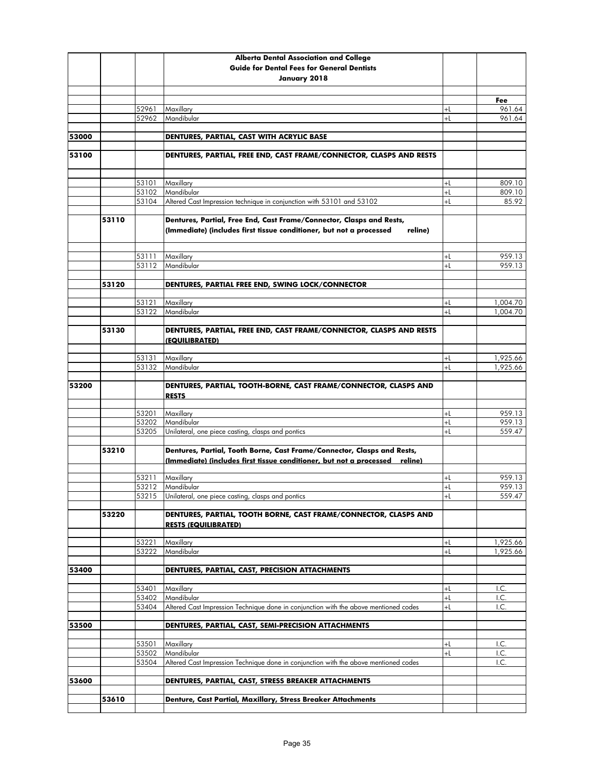| | | | Alberta Dental Association and College<br>Guide for Dental Fees for General Dentists<br>January 2018 | | |
|---|---|---|---|---|---|
| | | | | | **Fee** |
| | | 52961 | Maxillary | +L | 961.64 |
| | | 52962 | Mandibular | +L | 961.64 |
| **53000** | | | **DENTURES, PARTIAL, CAST WITH ACRYLIC BASE** | | |
| **53100** | | | **DENTURES, PARTIAL, FREE END, CAST FRAME/CONNECTOR, CLASPS AND RESTS** | | |
| | | 53101 | Maxillary | +L | 809.10 |
| | | 53102 | Mandibular | +L | 809.10 |
| | | 53104 | Altered Cast Impression technique in conjunction with 53101 and 53102 | +L | 85.92 |
| | **53110** | | **Dentures, Partial, Free End, Cast Frame/Connector, Clasps and Rests, (Immediate) (includes first tissue conditioner, but not a processed reline)** | | |
| | | 53111 | Maxillary | +L | 959.13 |
| | | 53112 | Mandibular | +L | 959.13 |
| | **53120** | | **DENTURES, PARTIAL FREE END, SWING LOCK/CONNECTOR** | | |
| | | 53121 | Maxillary | +L | 1,004.70 |
| | | 53122 | Mandibular | +L | 1,004.70 |
| | **53130** | | **DENTURES, PARTIAL, FREE END, CAST FRAME/CONNECTOR, CLASPS AND RESTS (EQUILIBRATED)** | | |
| | | 53131 | Maxillary | +L | 1,925.66 |
| | | 53132 | Mandibular | +L | 1,925.66 |
| **53200** | | | **DENTURES, PARTIAL, TOOTH-BORNE, CAST FRAME/CONNECTOR, CLASPS AND RESTS** | | |
| | | 53201 | Maxillary | +L | 959.13 |
| | | 53202 | Mandibular | +L | 959.13 |
| | | 53205 | Unilateral, one piece casting, clasps and pontics | +L | 559.47 |
| | **53210** | | **Dentures, Partial, Tooth Borne, Cast Frame/Connector, Clasps and Rests, (Immediate) (includes first tissue conditioner, but not a processed reline)** | | |
| | | 53211 | Maxillary | +L | 959.13 |
| | | 53212 | Mandibular | +L | 959.13 |
| | | 53215 | Unilateral, one piece casting, clasps and pontics | +L | 559.47 |
| | **53220** | | **DENTURES, PARTIAL, TOOTH BORNE, CAST FRAME/CONNECTOR, CLASPS AND RESTS (EQUILIBRATED)** | | |
| | | 53221 | Maxillary | +L | 1,925.66 |
| | | 53222 | Mandibular | +L | 1,925.66 |
| **53400** | | | **DENTURES, PARTIAL, CAST, PRECISION ATTACHMENTS** | | |
| | | 53401 | Maxillary | +L | I.C. |
| | | 53402 | Mandibular | +L | I.C. |
| | | 53404 | Altered Cast Impression Technique done in conjunction with the above mentioned codes | +L | I.C. |
| **53500** | | | **DENTURES, PARTIAL, CAST, SEMI-PRECISION ATTACHMENTS** | | |
| | | 53501 | Maxillary | +L | I.C. |
| | | 53502 | Mandibular | +L | I.C. |
| | | 53504 | Altered Cast Impression Technique done in conjunction with the above mentioned codes | | I.C. |
| **53600** | | | **DENTURES, PARTIAL, CAST, STRESS BREAKER ATTACHMENTS** | | |
| | **53610** | | **Denture, Cast Partial, Maxillary, Stress Breaker Attachments** | | |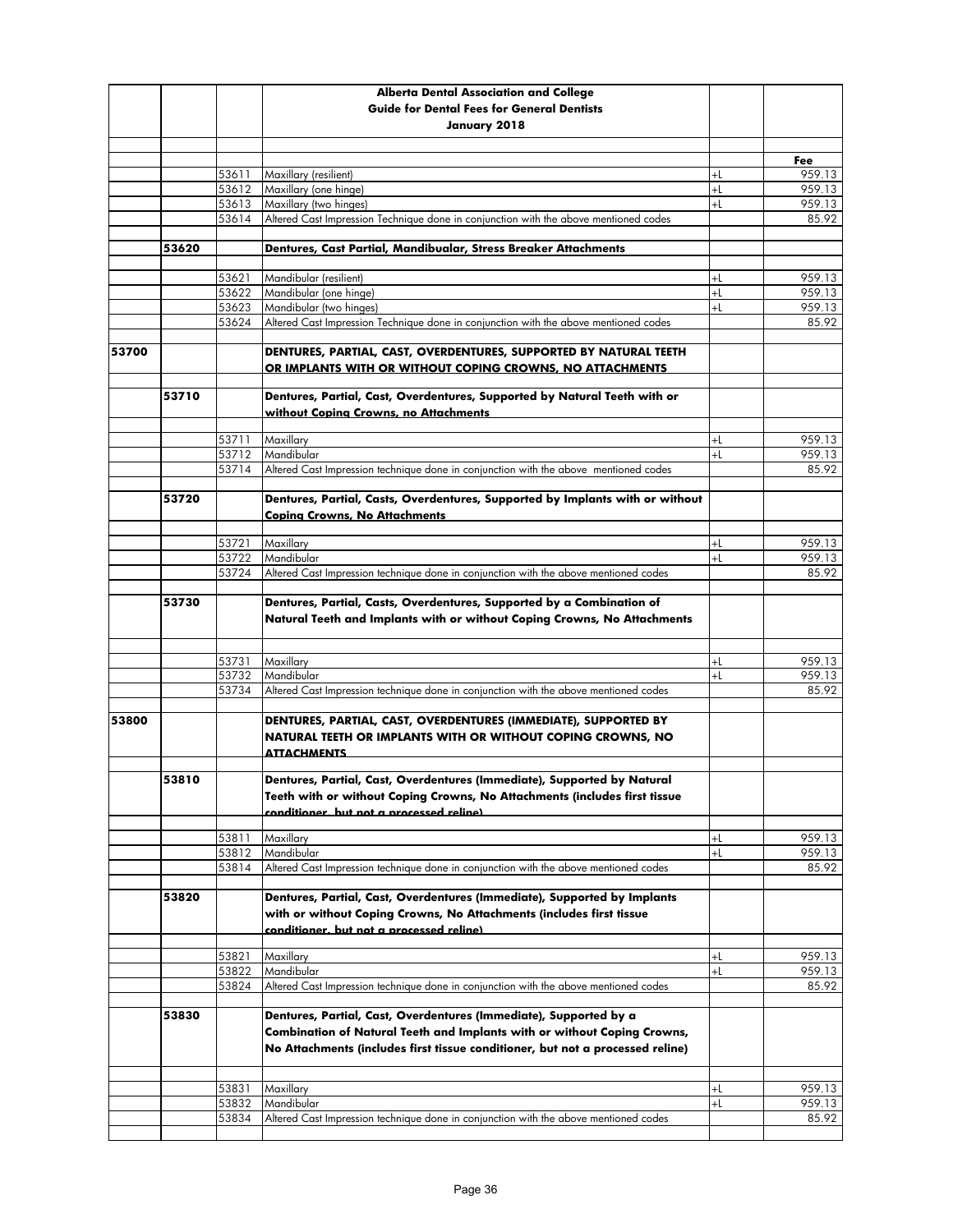| | | | Alberta Dental Association and College<br>Guide for Dental Fees for General Dentists<br>January 2018 | | |
|---|---|---|---|---|---|
| | | | | | Fee |
| | | 53611 | Maxillary (resilient) | +L | 959.13 |
| | | 53612 | Maxillary (one hinge) | +L | 959.13 |
| | | 53613 | Maxillary (two hinges) | +L | 959.13 |
| | | 53614 | Altered Cast Impression Technique done in conjunction with the above mentioned codes | | 85.92 |
| | **53620** | | **Dentures, Cast Partial, Mandibualar, Stress Breaker Attachments** | | |
| | | 53621 | Mandibular (resilient) | +L | 959.13 |
| | | 53622 | Mandibular (one hinge) | +L | 959.13 |
| | | 53623 | Mandibular (two hinges) | +L | 959.13 |
| | | 53624 | Altered Cast Impression Technique done in conjunction with the above mentioned codes | | 85.92 |
| **53700** | | | **DENTURES, PARTIAL, CAST, OVERDENTURES, SUPPORTED BY NATURAL TEETH OR IMPLANTS WITH OR WITHOUT COPING CROWNS, NO ATTACHMENTS** | | |
| | **53710** | | **Dentures, Partial, Cast, Overdentures, Supported by Natural Teeth with or without Coping Crowns, no Attachments** | | |
| | | 53711 | Maxillary | +L | 959.13 |
| | | 53712 | Mandibular | +L | 959.13 |
| | | 53714 | Altered Cast Impression technique done in conjunction with the above mentioned codes | | 85.92 |
| | **53720** | | **Dentures, Partial, Casts, Overdentures, Supported by Implants with or without Coping Crowns, No Attachments** | | |
| | | 53721 | Maxillary | +L | 959.13 |
| | | 53722 | Mandibular | +L | 959.13 |
| | | 53724 | Altered Cast Impression technique done in conjunction with the above mentioned codes | | 85.92 |
| | **53730** | | **Dentures, Partial, Casts, Overdentures, Supported by a Combination of Natural Teeth and Implants with or without Coping Crowns, No Attachments** | | |
| | | 53731 | Maxillary | +L | 959.13 |
| | | 53732 | Mandibular | +L | 959.13 |
| | | 53734 | Altered Cast Impression technique done in conjunction with the above mentioned codes | | 85.92 |
| **53800** | | | **DENTURES, PARTIAL, CAST, OVERDENTURES (IMMEDIATE), SUPPORTED BY NATURAL TEETH OR IMPLANTS WITH OR WITHOUT COPING CROWNS, NO ATTACHMENTS** | | |
| | **53810** | | **Dentures, Partial, Cast, Overdentures (Immediate), Supported by Natural Teeth with or without Coping Crowns, No Attachments (includes first tissue conditioner, but not a processed reline)** | | |
| | | 53811 | Maxillary | +L | 959.13 |
| | | 53812 | Mandibular | +L | 959.13 |
| | | 53814 | Altered Cast Impression technique done in conjunction with the above mentioned codes | | 85.92 |
| | **53820** | | **Dentures, Partial, Cast, Overdentures (Immediate), Supported by Implants with or without Coping Crowns, No Attachments (includes first tissue conditioner, but not a processed reline)** | | |
| | | 53821 | Maxillary | +L | 959.13 |
| | | 53822 | Mandibular | +L | 959.13 |
| | | 53824 | Altered Cast Impression technique done in conjunction with the above mentioned codes | | 85.92 |
| | **53830** | | **Dentures, Partial, Cast, Overdentures (Immediate), Supported by a Combination of Natural Teeth and Implants with or without Coping Crowns, No Attachments (includes first tissue conditioner, but not a processed reline)** | | |
| | | 53831 | Maxillary | +L | 959.13 |
| | | 53832 | Mandibular | +L | 959.13 |
| | | 53834 | Altered Cast Impression technique done in conjunction with the above mentioned codes | | 85.92 |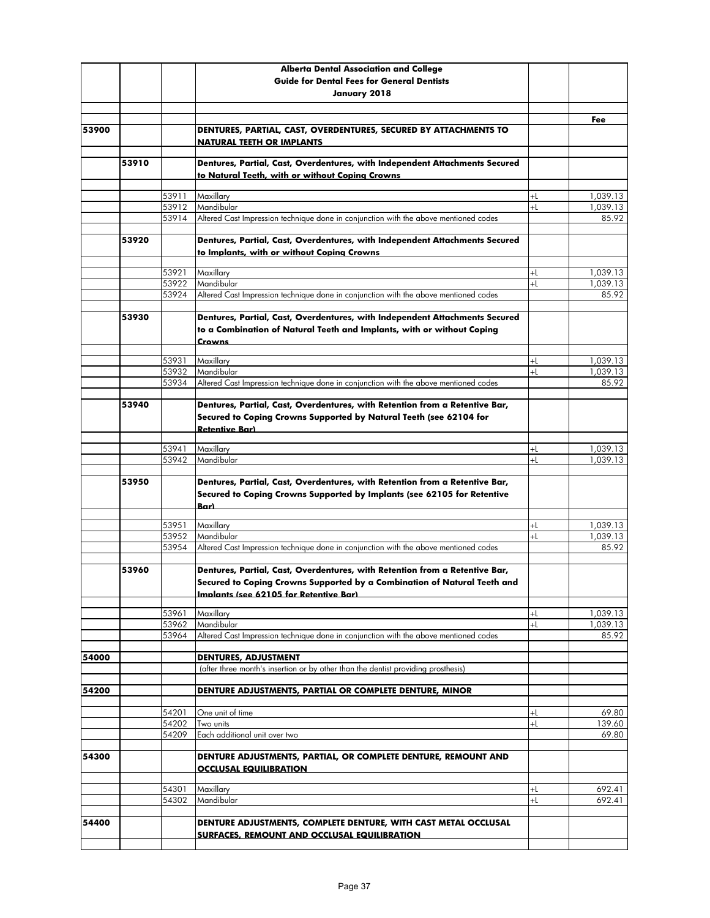| | | | Alberta Dental Association and College<br>Guide for Dental Fees for General Dentists<br>January 2018 | | |
|---|---|---|---|---|---|
| | | | | | **Fee** |
| **53900** | | | **DENTURES, PARTIAL, CAST, OVERDENTURES, SECURED BY ATTACHMENTS TO NATURAL TEETH OR IMPLANTS** | | |
| | **53910** | | **Dentures, Partial, Cast, Overdentures, with Independent Attachments Secured to Natural Teeth, with or without Coping Crowns** | | |
| | | 53911 | Maxillary | +L | 1,039.13 |
| | | 53912 | Mandibular | +L | 1,039.13 |
| | | 53914 | Altered Cast Impression technique done in conjunction with the above mentioned codes | | 85.92 |
| | **53920** | | **Dentures, Partial, Cast, Overdentures, with Independent Attachments Secured to Implants, with or without Coping Crowns** | | |
| | | 53921 | Maxillary | +L | 1,039.13 |
| | | 53922 | Mandibular | +L | 1,039.13 |
| | | 53924 | Altered Cast Impression technique done in conjunction with the above mentioned codes | | 85.92 |
| | **53930** | | **Dentures, Partial, Cast, Overdentures, with Independent Attachments Secured to a Combination of Natural Teeth and Implants, with or without Coping Crowns** | | |
| | | 53931 | Maxillary | +L | 1,039.13 |
| | | 53932 | Mandibular | +L | 1,039.13 |
| | | 53934 | Altered Cast Impression technique done in conjunction with the above mentioned codes | | 85.92 |
| | **53940** | | **Dentures, Partial, Cast, Overdentures, with Retention from a Retentive Bar, Secured to Coping Crowns Supported by Natural Teeth (see 62104 for Retentive Bar)** | | |
| | | 53941 | Maxillary | +L | 1,039.13 |
| | | 53942 | Mandibular | +L | 1,039.13 |
| | **53950** | | **Dentures, Partial, Cast, Overdentures, with Retention from a Retentive Bar, Secured to Coping Crowns Supported by Implants (see 62105 for Retentive Bar)** | | |
| | | 53951 | Maxillary | +L | 1,039.13 |
| | | 53952 | Mandibular | +L | 1,039.13 |
| | | 53954 | Altered Cast Impression technique done in conjunction with the above mentioned codes | | 85.92 |
| | **53960** | | **Dentures, Partial, Cast, Overdentures, with Retention from a Retentive Bar, Secured to Coping Crowns Supported by a Combination of Natural Teeth and Implants (see 62105 for Retentive Bar)** | | |
| | | 53961 | Maxillary | +L | 1,039.13 |
| | | 53962 | Mandibular | +L | 1,039.13 |
| | | 53964 | Altered Cast Impression technique done in conjunction with the above mentioned codes | | 85.92 |
| **54000** | | | **DENTURES, ADJUSTMENT** | | |
| | | | (after three month's insertion or by other than the dentist providing prosthesis) | | |
| **54200** | | | **DENTURE ADJUSTMENTS, PARTIAL OR COMPLETE DENTURE, MINOR** | | |
| | | 54201 | One unit of time | +L | 69.80 |
| | | 54202 | Two units | +L | 139.60 |
| | | 54209 | Each additional unit over two | | 69.80 |
| **54300** | | | **DENTURE ADJUSTMENTS, PARTIAL, OR COMPLETE DENTURE, REMOUNT AND OCCLUSAL EQUILIBRATION** | | |
| | | 54301 | Maxillary | +L | 692.41 |
| | | 54302 | Mandibular | +L | 692.41 |
| **54400** | | | **DENTURE ADJUSTMENTS, COMPLETE DENTURE, WITH CAST METAL OCCLUSAL SURFACES, REMOUNT AND OCCLUSAL EQUILIBRATION** | | |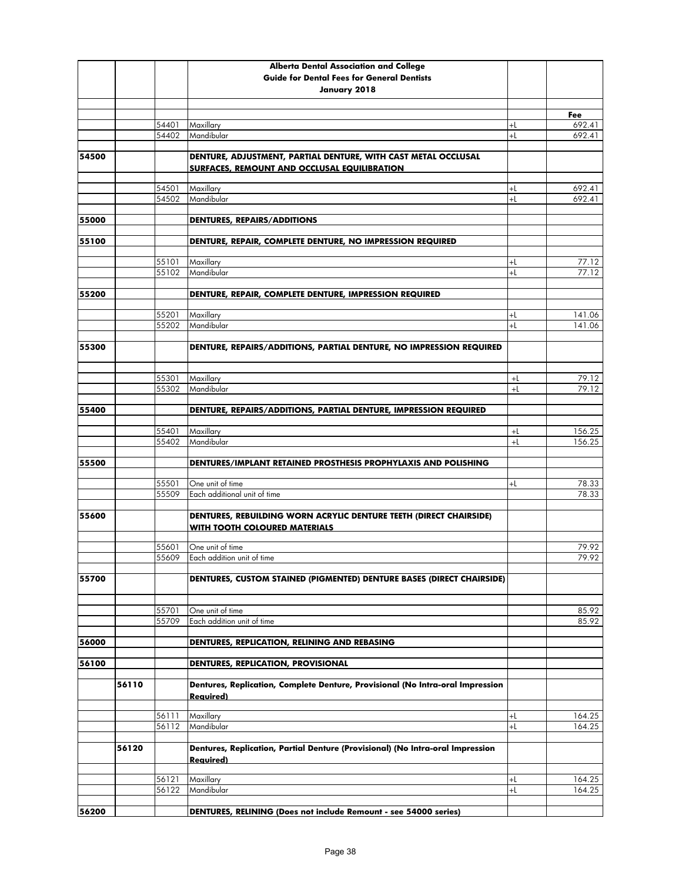| | | | Alberta Dental Association and College<br>Guide for Dental Fees for General Dentists<br>January 2018 | | |
|---|---|---|---|---|---|
| | | | | | **Fee** |
| | | 54401 | Maxillary | +L | 692.41 |
| | | 54402 | Mandibular | +L | 692.41 |
| **54500** | | | **DENTURE, ADJUSTMENT, PARTIAL DENTURE, WITH CAST METAL OCCLUSAL SURFACES, REMOUNT AND OCCLUSAL EQUILIBRATION** | | |
| | | 54501 | Maxillary | +L | 692.41 |
| | | 54502 | Mandibular | +L | 692.41 |
| **55000** | | | **DENTURES, REPAIRS/ADDITIONS** | | |
| **55100** | | | **DENTURE, REPAIR, COMPLETE DENTURE, NO IMPRESSION REQUIRED** | | |
| | | 55101 | Maxillary | +L | 77.12 |
| | | 55102 | Mandibular | +L | 77.12 |
| **55200** | | | **DENTURE, REPAIR, COMPLETE DENTURE, IMPRESSION REQUIRED** | | |
| | | 55201 | Maxillary | +L | 141.06 |
| | | 55202 | Mandibular | +L | 141.06 |
| **55300** | | | **DENTURE, REPAIRS/ADDITIONS, PARTIAL DENTURE, NO IMPRESSION REQUIRED** | | |
| | | 55301 | Maxillary | +L | 79.12 |
| | | 55302 | Mandibular | +L | 79.12 |
| **55400** | | | **DENTURE, REPAIRS/ADDITIONS, PARTIAL DENTURE, IMPRESSION REQUIRED** | | |
| | | 55401 | Maxillary | +L | 156.25 |
| | | 55402 | Mandibular | +L | 156.25 |
| **55500** | | | **DENTURES/IMPLANT RETAINED PROSTHESIS PROPHYLAXIS AND POLISHING** | | |
| | | 55501 | One unit of time | +L | 78.33 |
| | | 55509 | Each additional unit of time | | 78.33 |
| **55600** | | | **DENTURES, REBUILDING WORN ACRYLIC DENTURE TEETH (DIRECT CHAIRSIDE) WITH TOOTH COLOURED MATERIALS** | | |
| | | 55601 | One unit of time | | 79.92 |
| | | 55609 | Each addition unit of time | | 79.92 |
| **55700** | | | **DENTURES, CUSTOM STAINED (PIGMENTED) DENTURE BASES (DIRECT CHAIRSIDE)** | | |
| | | 55701 | One unit of time | | 85.92 |
| | | 55709 | Each addition unit of time | | 85.92 |
| **56000** | | | **DENTURES, REPLICATION, RELINING AND REBASING** | | |
| **56100** | | | **DENTURES, REPLICATION, PROVISIONAL** | | |
| | **56110** | | **Dentures, Replication, Complete Denture, Provisional (No Intra-oral Impression Required)** | | |
| | | 56111 | Maxillary | +L | 164.25 |
| | | 56112 | Mandibular | +L | 164.25 |
| | **56120** | | **Dentures, Replication, Partial Denture (Provisional) (No Intra-oral Impression Required)** | | |
| | | 56121 | Maxillary | +L | 164.25 |
| | | 56122 | Mandibular | +L | 164.25 |
| **56200** | | | **DENTURES, RELINING (Does not include Remount - see 54000 series)** | | |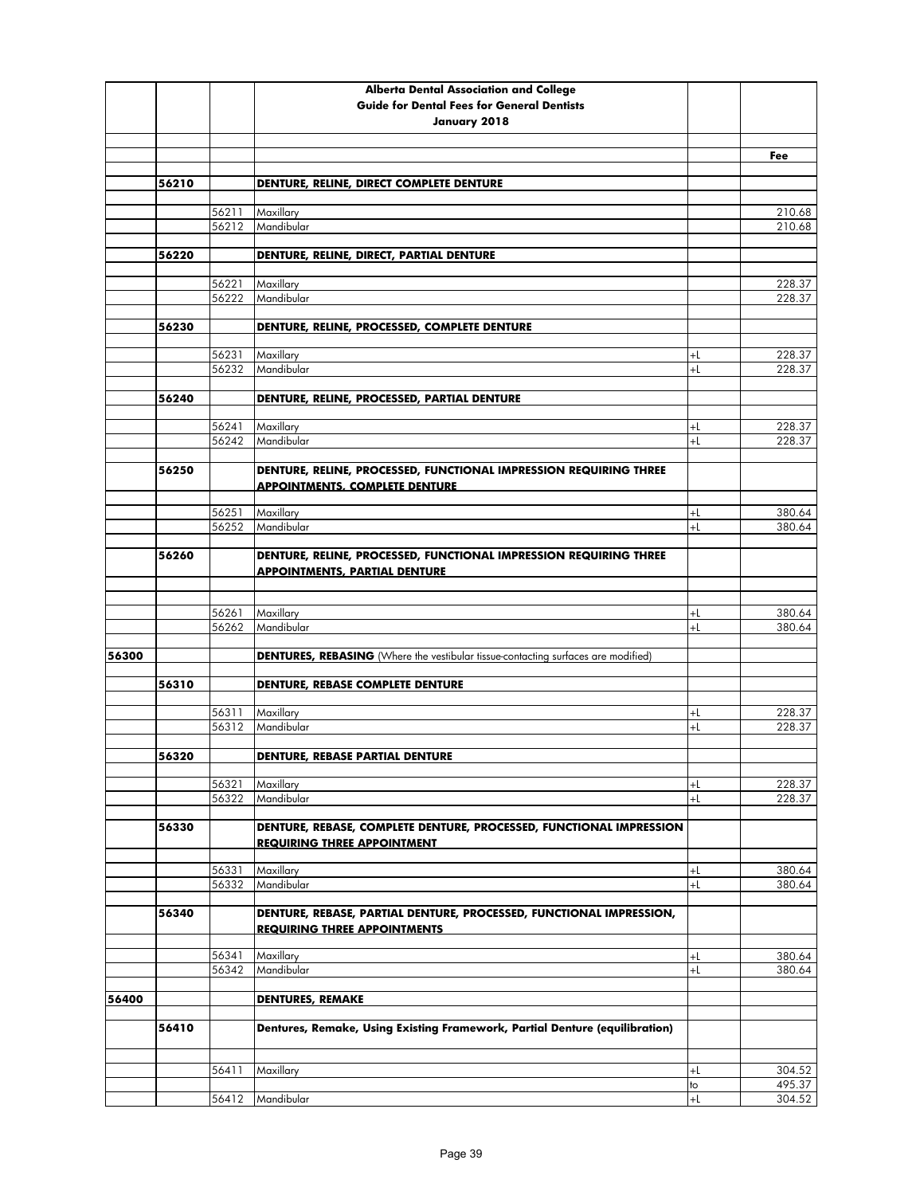| | | | Alberta Dental Association and College<br>Guide for Dental Fees for General Dentists<br>January 2018 | | |
|---|---|---|---|---|---|
| | | | | | Fee |
| | 56210 | | **DENTURE, RELINE, DIRECT COMPLETE DENTURE** | | |
| | | 56211 | Maxillary | | 210.68 |
| | | 56212 | Mandibular | | 210.68 |
| | 56220 | | **DENTURE, RELINE, DIRECT, PARTIAL DENTURE** | | |
| | | 56221 | Maxillary | | 228.37 |
| | | 56222 | Mandibular | | 228.37 |
| | 56230 | | **DENTURE, RELINE, PROCESSED, COMPLETE DENTURE** | | |
| | | 56231 | Maxillary | +L | 228.37 |
| | | 56232 | Mandibular | +L | 228.37 |
| | 56240 | | **DENTURE, RELINE, PROCESSED, PARTIAL DENTURE** | | |
| | | 56241 | Maxillary | +L | 228.37 |
| | | 56242 | Mandibular | +L | 228.37 |
| | 56250 | | **DENTURE, RELINE, PROCESSED, FUNCTIONAL IMPRESSION REQUIRING THREE APPOINTMENTS, COMPLETE DENTURE** | | |
| | | 56251 | Maxillary | +L | 380.64 |
| | | 56252 | Mandibular | +L | 380.64 |
| | 56260 | | **DENTURE, RELINE, PROCESSED, FUNCTIONAL IMPRESSION REQUIRING THREE APPOINTMENTS, PARTIAL DENTURE** | | |
| | | 56261 | Maxillary | +L | 380.64 |
| | | 56262 | Mandibular | +L | 380.64 |
| 56300 | | | **DENTURES, REBASING** (Where the vestibular tissue-contacting surfaces are modified) | | |
| | 56310 | | **DENTURE, REBASE COMPLETE DENTURE** | | |
| | | 56311 | Maxillary | +L | 228.37 |
| | | 56312 | Mandibular | +L | 228.37 |
| | 56320 | | **DENTURE, REBASE PARTIAL DENTURE** | | |
| | | 56321 | Maxillary | +L | 228.37 |
| | | 56322 | Mandibular | +L | 228.37 |
| | 56330 | | **DENTURE, REBASE, COMPLETE DENTURE, PROCESSED, FUNCTIONAL IMPRESSION REQUIRING THREE APPOINTMENT** | | |
| | | 56331 | Maxillary | +L | 380.64 |
| | | 56332 | Mandibular | +L | 380.64 |
| | 56340 | | **DENTURE, REBASE, PARTIAL DENTURE, PROCESSED, FUNCTIONAL IMPRESSION, REQUIRING THREE APPOINTMENTS** | | |
| | | 56341 | Maxillary | +L | 380.64 |
| | | 56342 | Mandibular | +L | 380.64 |
| 56400 | | | **DENTURES, REMAKE** | | |
| | 56410 | | **Dentures, Remake, Using Existing Framework, Partial Denture (equilibration)** | | |
| | | 56411 | Maxillary | +L | 304.52 |
| | | | | to | 495.37 |
| | | 56412 | Mandibular | +L | 304.52 |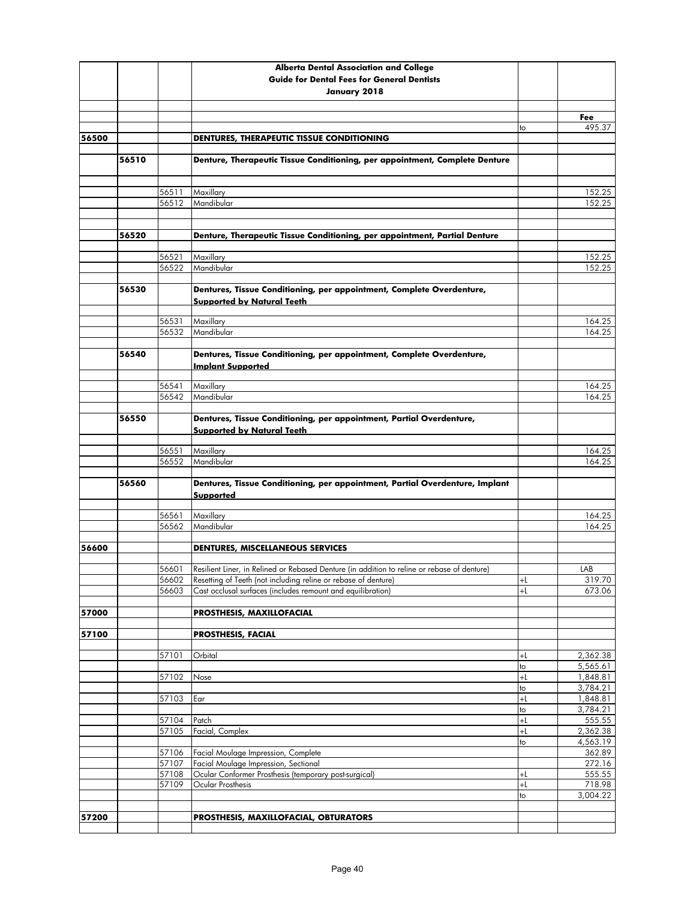| | | | Alberta Dental Association and College<br>Guide for Dental Fees for General Dentists<br>January 2018 | | |
|---|---|---|---|---|---|
| | | | | | Fee |
| | | | | to | 495.37 |
| 56500 | | | **DENTURES, THERAPEUTIC TISSUE CONDITIONING** | | |
| | 56510 | | **Denture, Therapeutic Tissue Conditioning, per appointment, Complete Denture** | | |
| | | 56511 | Maxillary | | 152.25 |
| | | 56512 | Mandibular | | 152.25 |
| | 56520 | | **Denture, Therapeutic Tissue Conditioning, per appointment, Partial Denture** | | |
| | | 56521 | Maxillary | | 152.25 |
| | | 56522 | Mandibular | | 152.25 |
| | 56530 | | **Dentures, Tissue Conditioning, per appointment, Complete Overdenture, Supported by Natural Teeth** | | |
| | | 56531 | Maxillary | | 164.25 |
| | | 56532 | Mandibular | | 164.25 |
| | 56540 | | **Dentures, Tissue Conditioning, per appointment, Complete Overdenture, Implant Supported** | | |
| | | 56541 | Maxillary | | 164.25 |
| | | 56542 | Mandibular | | 164.25 |
| | 56550 | | **Dentures, Tissue Conditioning, per appointment, Partial Overdenture, Supported by Natural Teeth** | | |
| | | 56551 | Maxillary | | 164.25 |
| | | 56552 | Mandibular | | 164.25 |
| | 56560 | | **Dentures, Tissue Conditioning, per appointment, Partial Overdenture, Implant Supported** | | |
| | | 56561 | Maxillary | | 164.25 |
| | | 56562 | Mandibular | | 164.25 |
| 56600 | | | **DENTURES, MISCELLANEOUS SERVICES** | | |
| | | 56601 | Resilient Liner, in Relined or Rebased Denture (in addition to reline or rebase of denture) | | LAB |
| | | 56602 | Resetting of Teeth (not including reline or rebase of denture) | +L | 319.70 |
| | | 56603 | Cast occlusal surfaces (includes remount and equilibration) | +L | 673.06 |
| 57000 | | | **PROSTHESIS, MAXILLOFACIAL** | | |
| 57100 | | | **PROSTHESIS, FACIAL** | | |
| | | 57101 | Orbital | +L | 2,362.38 |
| | | | | to | 5,565.61 |
| | | 57102 | Nose | +L | 1,848.81 |
| | | | | to | 3,784.21 |
| | | 57103 | Ear | +L | 1,848.81 |
| | | | | to | 3,784.21 |
| | | 57104 | Patch | +L | 555.55 |
| | | 57105 | Facial, Complex | +L | 2,362.38 |
| | | | | to | 4,563.19 |
| | | 57106 | Facial Moulage Impression, Complete | | 362.89 |
| | | 57107 | Facial Moulage Impression, Sectional | | 272.16 |
| | | 57108 | Ocular Conformer Prosthesis (temporary post-surgical) | +L | 555.55 |
| | | 57109 | Ocular Prosthesis | +L | 718.98 |
| | | | | to | 3,004.22 |
| 57200 | | | **PROSTHESIS, MAXILLOFACIAL, OBTURATORS** | | |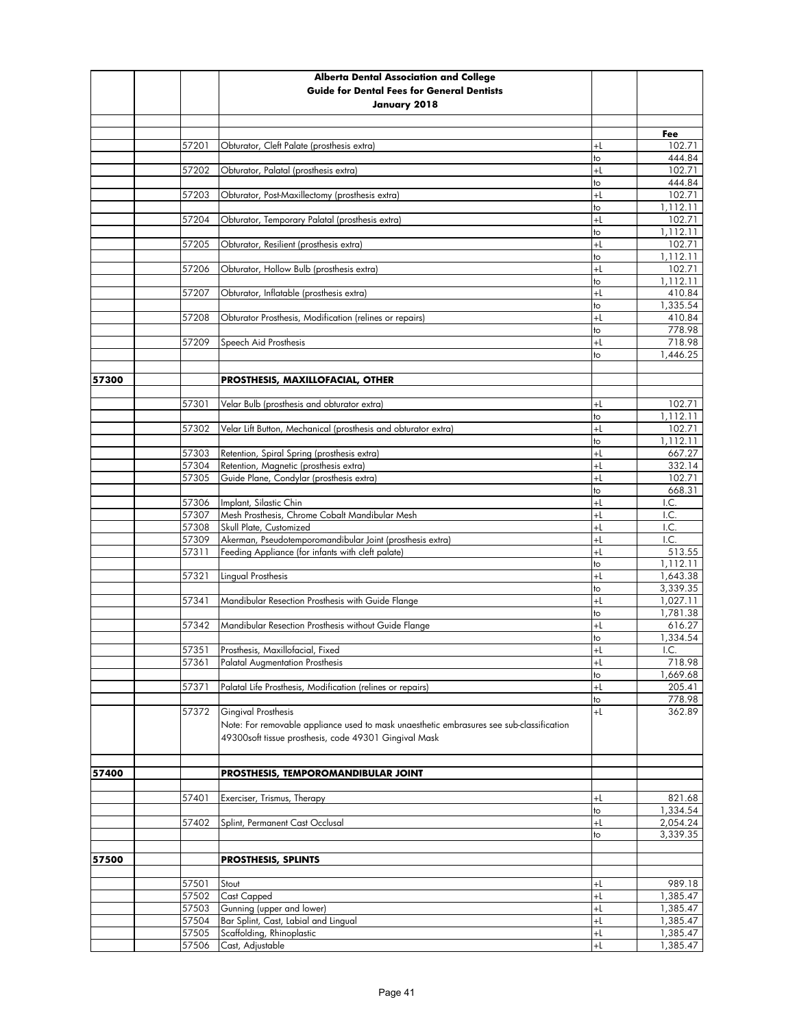**Alberta Dental Association and College**
**Guide for Dental Fees for General Dentists**
**January 2018**

| | | | | | Fee |
|---|---|---|---|---|---|
| | | 57201 | Obturator, Cleft Palate (prosthesis extra) | +L | 102.71 |
| | | | | to | 444.84 |
| | | 57202 | Obturator, Palatal (prosthesis extra) | +L | 102.71 |
| | | | | to | 444.84 |
| | | 57203 | Obturator, Post-Maxillectomy (prosthesis extra) | +L | 102.71 |
| | | | | to | 1,112.11 |
| | | 57204 | Obturator, Temporary Palatal (prosthesis extra) | +L | 102.71 |
| | | | | to | 1,112.11 |
| | | 57205 | Obturator, Resilient (prosthesis extra) | +L | 102.71 |
| | | | | to | 1,112.11 |
| | | 57206 | Obturator, Hollow Bulb (prosthesis extra) | +L | 102.71 |
| | | | | to | 1,112.11 |
| | | 57207 | Obturator, Inflatable (prosthesis extra) | +L | 410.84 |
| | | | | to | 1,335.54 |
| | | 57208 | Obturator Prosthesis, Modification (relines or repairs) | +L | 410.84 |
| | | | | to | 778.98 |
| | | 57209 | Speech Aid Prosthesis | +L | 718.98 |
| | | | | to | 1,446.25 |
| | | | | | |
| **57300** | | | **PROSTHESIS, MAXILLOFACIAL, OTHER** | | |
| | | | | | |
| | | 57301 | Velar Bulb (prosthesis and obturator extra) | +L | 102.71 |
| | | | | to | 1,112.11 |
| | | 57302 | Velar Lift Button, Mechanical (prosthesis and obturator extra) | +L | 102.71 |
| | | | | to | 1,112.11 |
| | | 57303 | Retention, Spiral Spring (prosthesis extra) | +L | 667.27 |
| | | 57304 | Retention, Magnetic (prosthesis extra) | +L | 332.14 |
| | | 57305 | Guide Plane, Condylar (prosthesis extra) | +L | 102.71 |
| | | | | to | 668.31 |
| | | 57306 | Implant, Silastic Chin | +L | I.C. |
| | | 57307 | Mesh Prosthesis, Chrome Cobalt Mandibular Mesh | +L | I.C. |
| | | 57308 | Skull Plate, Customized | +L | I.C. |
| | | 57309 | Akerman, Pseudotemporomandibular Joint (prosthesis extra) | +L | I.C. |
| | | 57311 | Feeding Appliance (for infants with cleft palate) | +L | 513.55 |
| | | | | to | 1,112.11 |
| | | 57321 | Lingual Prosthesis | +L | 1,643.38 |
| | | | | to | 3,339.35 |
| | | 57341 | Mandibular Resection Prosthesis with Guide Flange | +L | 1,027.11 |
| | | | | to | 1,781.38 |
| | | 57342 | Mandibular Resection Prosthesis without Guide Flange | +L | 616.27 |
| | | | | to | 1,334.54 |
| | | 57351 | Prosthesis, Maxillofacial, Fixed | +L | I.C. |
| | | 57361 | Palatal Augmentation Prosthesis | +L | 718.98 |
| | | | | to | 1,669.68 |
| | | 57371 | Palatal Life Prosthesis, Modification (relines or repairs) | +L | 205.41 |
| | | | | to | 778.98 |
| | | 57372 | Gingival Prosthesis<br>Note: For removable appliance used to mask unaesthetic embrasures see sub-classification 49300soft tissue prosthesis, code 49301 Gingival Mask | +L | 362.89 |
| | | | | | |
| **57400** | | | **PROSTHESIS, TEMPOROMANDIBULAR JOINT** | | |
| | | | | | |
| | | 57401 | Exerciser, Trismus, Therapy | +L | 821.68 |
| | | | | to | 1,334.54 |
| | | 57402 | Splint, Permanent Cast Occlusal | +L | 2,054.24 |
| | | | | to | 3,339.35 |
| | | | | | |
| **57500** | | | **PROSTHESIS, SPLINTS** | | |
| | | | | | |
| | | 57501 | Stout | +L | 989.18 |
| | | 57502 | Cast Capped | +L | 1,385.47 |
| | | 57503 | Gunning (upper and lower) | +L | 1,385.47 |
| | | 57504 | Bar Splint, Cast, Labial and Lingual | +L | 1,385.47 |
| | | 57505 | Scaffolding, Rhinoplastic | +L | 1,385.47 |
| | | 57506 | Cast, Adjustable | +L | 1,385.47 |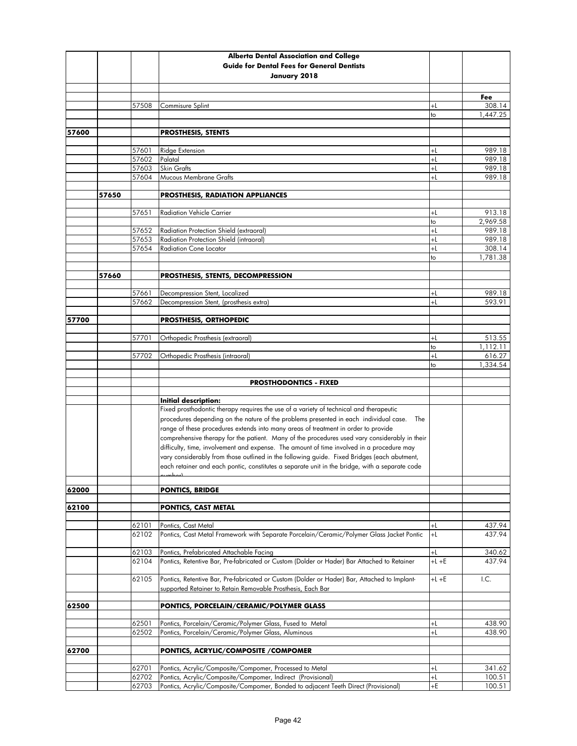| | | | Alberta Dental Association and College<br>Guide for Dental Fees for General Dentists<br>January 2018 | | |
|---|---|---|---|---|---|
| | | | | | Fee |
| | | 57508 | Commisure Splint | +L | 308.14 |
| | | | | to | 1,447.25 |
| 57600 | | | **PROSTHESIS, STENTS** | | |
| | | 57601 | Ridge Extension | +L | 989.18 |
| | | 57602 | Palatal | +L | 989.18 |
| | | 57603 | Skin Grafts | +L | 989.18 |
| | | 57604 | Mucous Membrane Grafts | +L | 989.18 |
| | 57650 | | **PROSTHESIS, RADIATION APPLIANCES** | | |
| | | 57651 | Radiation Vehicle Carrier | +L | 913.18 |
| | | | | to | 2,969.58 |
| | | 57652 | Radiation Protection Shield (extraoral) | +L | 989.18 |
| | | 57653 | Radiation Protection Shield (intraoral) | +L | 989.18 |
| | | 57654 | Radiation Cone Locator | +L | 308.14 |
| | | | | to | 1,781.38 |
| | 57660 | | **PROSTHESIS, STENTS, DECOMPRESSION** | | |
| | | 57661 | Decompression Stent, Localized | +L | 989.18 |
| | | 57662 | Decompression Stent, (prosthesis extra) | +L | 593.91 |
| 57700 | | | **PROSTHESIS, ORTHOPEDIC** | | |
| | | 57701 | Orthopedic Prosthesis (extraoral) | +L | 513.55 |
| | | | | to | 1,112.11 |
| | | 57702 | Orthopedic Prosthesis (intraoral) | +L | 616.27 |
| | | | | to | 1,334.54 |
| | | | **PROSTHODONTICS - FIXED** | | |
| | | | **Initial description:**<br>Fixed prosthodontic therapy requires the use of a variety of technical and therapeutic procedures depending on the nature of the problems presented in each individual case. The range of these procedures extends into many areas of treatment in order to provide comprehensive therapy for the patient. Many of the procedures used vary considerably in their difficulty, time, involvement and expense. The amount of time involved in a procedure may vary considerably from those outlined in the following guide. Fixed Bridges (each abutment, each retainer and each pontic, constitutes a separate unit in the bridge, with a separate code number) | | |
| 62000 | | | **PONTICS, BRIDGE** | | |
| 62100 | | | **PONTICS, CAST METAL** | | |
| | | 62101 | Pontics, Cast Metal | +L | 437.94 |
| | | 62102 | Pontics, Cast Metal Framework with Separate Porcelain/Ceramic/Polymer Glass Jacket Pontic | +L | 437.94 |
| | | 62103 | Pontics, Prefabricated Attachable Facing | +L | 340.62 |
| | | 62104 | Pontics, Retentive Bar, Pre-fabricated or Custom (Dolder or Hader) Bar Attached to Retainer | +L +E | 437.94 |
| | | 62105 | Pontics, Retentive Bar, Pre-fabricated or Custom (Dolder or Hader) Bar, Attached to Implant-supported Retainer to Retain Removable Prosthesis, Each Bar | +L +E | I.C. |
| 62500 | | | **PONTICS, PORCELAIN/CERAMIC/POLYMER GLASS** | | |
| | | 62501 | Pontics, Porcelain/Ceramic/Polymer Glass, Fused to Metal | +L | 438.90 |
| | | 62502 | Pontics, Porcelain/Ceramic/Polymer Glass, Aluminous | +L | 438.90 |
| 62700 | | | **PONTICS, ACRYLIC/COMPOSITE /COMPOMER** | | |
| | | 62701 | Pontics, Acrylic/Composite/Compomer, Processed to Metal | +L | 341.62 |
| | | 62702 | Pontics, Acrylic/Composite/Compomer, Indirect (Provisional) | +L | 100.51 |
| | | 62703 | Pontics, Acrylic/Composite/Compomer, Bonded to adjacent Teeth Direct (Provisional) | +E | 100.51 |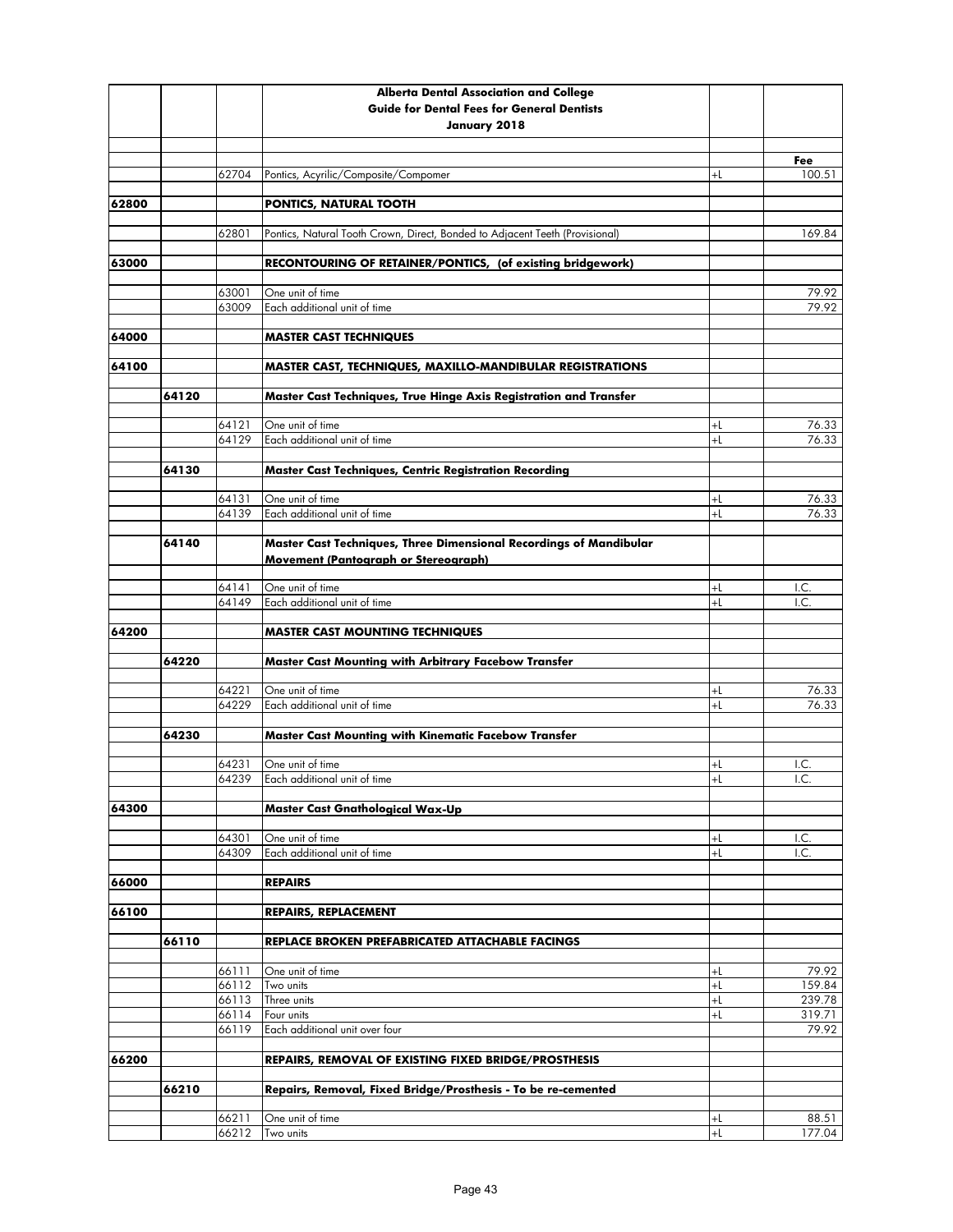| | | | Alberta Dental Association and College<br>Guide for Dental Fees for General Dentists<br>January 2018 | | |
|---|---|---|---|---|---|
| | | | | | **Fee** |
| | | 62704 | Pontics, Acyrilic/Composite/Compomer | +L | 100.51 |
| **62800** | | | **PONTICS, NATURAL TOOTH** | | |
| | | 62801 | Pontics, Natural Tooth Crown, Direct, Bonded to Adjacent Teeth (Provisional) | | 169.84 |
| **63000** | | | **RECONTOURING OF RETAINER/PONTICS, (of existing bridgework)** | | |
| | | 63001 | One unit of time | | 79.92 |
| | | 63009 | Each additional unit of time | | 79.92 |
| **64000** | | | **MASTER CAST TECHNIQUES** | | |
| **64100** | | | **MASTER CAST, TECHNIQUES, MAXILLO-MANDIBULAR REGISTRATIONS** | | |
| | **64120** | | **Master Cast Techniques, True Hinge Axis Registration and Transfer** | | |
| | | 64121 | One unit of time | +L | 76.33 |
| | | 64129 | Each additional unit of time | +L | 76.33 |
| | **64130** | | **Master Cast Techniques, Centric Registration Recording** | | |
| | | 64131 | One unit of time | +L | 76.33 |
| | | 64139 | Each additional unit of time | +L | 76.33 |
| | **64140** | | **Master Cast Techniques, Three Dimensional Recordings of Mandibular Movement (Pantograph or Stereograph)** | | |
| | | 64141 | One unit of time | +L | I.C. |
| | | 64149 | Each additional unit of time | +L | I.C. |
| **64200** | | | **MASTER CAST MOUNTING TECHNIQUES** | | |
| | **64220** | | **Master Cast Mounting with Arbitrary Facebow Transfer** | | |
| | | 64221 | One unit of time | +L | 76.33 |
| | | 64229 | Each additional unit of time | +L | 76.33 |
| | **64230** | | **Master Cast Mounting with Kinematic Facebow Transfer** | | |
| | | 64231 | One unit of time | +L | I.C. |
| | | 64239 | Each additional unit of time | +L | I.C. |
| **64300** | | | **Master Cast Gnathological Wax-Up** | | |
| | | 64301 | One unit of time | +L | I.C. |
| | | 64309 | Each additional unit of time | +L | I.C. |
| **66000** | | | **REPAIRS** | | |
| **66100** | | | **REPAIRS, REPLACEMENT** | | |
| | **66110** | | **REPLACE BROKEN PREFABRICATED ATTACHABLE FACINGS** | | |
| | | 66111 | One unit of time | +L | 79.92 |
| | | 66112 | Two units | +L | 159.84 |
| | | 66113 | Three units | +L | 239.78 |
| | | 66114 | Four units | +L | 319.71 |
| | | 66119 | Each additional unit over four | | 79.92 |
| **66200** | | | **REPAIRS, REMOVAL OF EXISTING FIXED BRIDGE/PROSTHESIS** | | |
| | **66210** | | **Repairs, Removal, Fixed Bridge/Prosthesis - To be re-cemented** | | |
| | | 66211 | One unit of time | +L | 88.51 |
| | | 66212 | Two units | +L | 177.04 |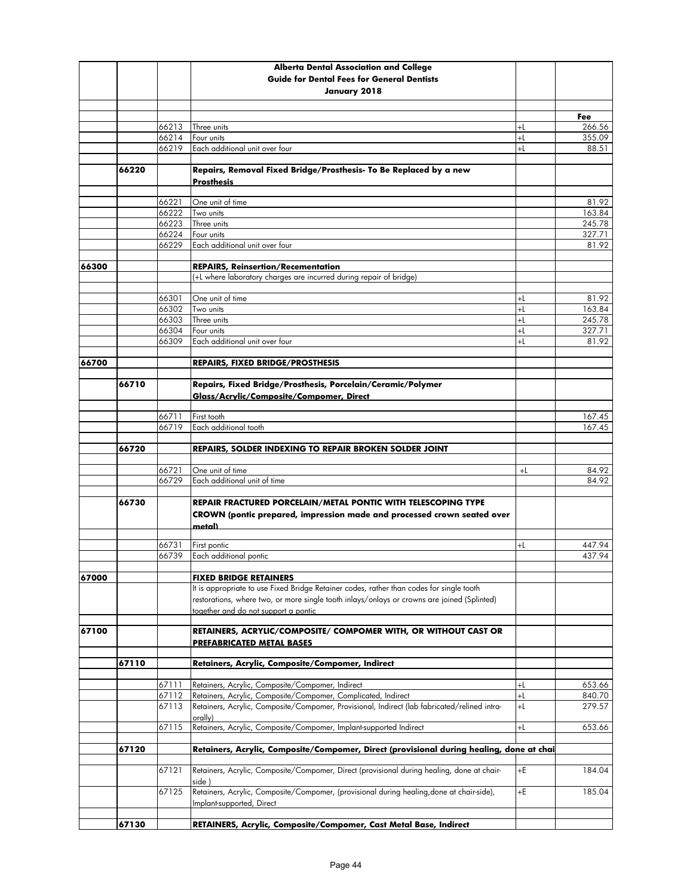| | | | Alberta Dental Association and College<br>Guide for Dental Fees for General Dentists<br>January 2018 | | |
|---|---|---|---|---|---|
| | | | | | Fee |
| | | 66213 | Three units | +L | 266.56 |
| | | 66214 | Four units | +L | 355.09 |
| | | 66219 | Each additional unit over four | +L | 88.51 |
| | 66220 | | **Repairs, Removal Fixed Bridge/Prosthesis- To Be Replaced by a new Prosthesis** | | |
| | | 66221 | One unit of time | | 81.92 |
| | | 66222 | Two units | | 163.84 |
| | | 66223 | Three units | | 245.78 |
| | | 66224 | Four units | | 327.71 |
| | | 66229 | Each additional unit over four | | 81.92 |
| 66300 | | | **REPAIRS, Reinsertion/Recementation** | | |
| | | | (+L where laboratory charges are incurred during repair of bridge) | | |
| | | 66301 | One unit of time | +L | 81.92 |
| | | 66302 | Two units | +L | 163.84 |
| | | 66303 | Three units | +L | 245.78 |
| | | 66304 | Four units | +L | 327.71 |
| | | 66309 | Each additional unit over four | +L | 81.92 |
| 66700 | | | **REPAIRS, FIXED BRIDGE/PROSTHESIS** | | |
| | 66710 | | **Repairs, Fixed Bridge/Prosthesis, Porcelain/Ceramic/Polymer Glass/Acrylic/Composite/Compomer, Direct** | | |
| | | 66711 | First tooth | | 167.45 |
| | | 66719 | Each additional tooth | | 167.45 |
| | 66720 | | **REPAIRS, SOLDER INDEXING TO REPAIR BROKEN SOLDER JOINT** | | |
| | | 66721 | One unit of time | +L | 84.92 |
| | | 66729 | Each additional unit of time | | 84.92 |
| | 66730 | | **REPAIR FRACTURED PORCELAIN/METAL PONTIC WITH TELESCOPING TYPE CROWN (pontic prepared, impression made and processed crown seated over metal)** | | |
| | | 66731 | First pontic | +L | 447.94 |
| | | 66739 | Each additional pontic | | 437.94 |
| 67000 | | | **FIXED BRIDGE RETAINERS** | | |
| | | | It is appropriate to use Fixed Bridge Retainer codes, rather than codes for single tooth restorations, where two, or more single tooth inlays/onlays or crowns are joined (Splinted) together and do not support a pontic | | |
| 67100 | | | **RETAINERS, ACRYLIC/COMPOSITE/ COMPOMER WITH, OR WITHOUT CAST OR PREFABRICATED METAL BASES** | | |
| | 67110 | | **Retainers, Acrylic, Composite/Compomer, Indirect** | | |
| | | 67111 | Retainers, Acrylic, Composite/Compomer, Indirect | +L | 653.66 |
| | | 67112 | Retainers, Acrylic, Composite/Compomer, Complicated, Indirect | +L | 840.70 |
| | | 67113 | Retainers, Acrylic, Composite/Compomer, Provisional, Indirect (lab fabricated/relined intra-orally) | +L | 279.57 |
| | | 67115 | Retainers, Acrylic, Composite/Compomer, Implant-supported Indirect | +L | 653.66 |
| | 67120 | | **Retainers, Acrylic, Composite/Compomer, Direct (provisional during healing, done at chai** | | |
| | | 67121 | Retainers, Acrylic, Composite/Compomer, Direct (provisional during healing, done at chair-side ) | +E | 184.04 |
| | | 67125 | Retainers, Acrylic, Composite/Compomer, (provisional during healing,done at chair-side), Implant-supported, Direct | +E | 185.04 |
| | 67130 | | **RETAINERS, Acrylic, Composite/Compomer, Cast Metal Base, Indirect** | | |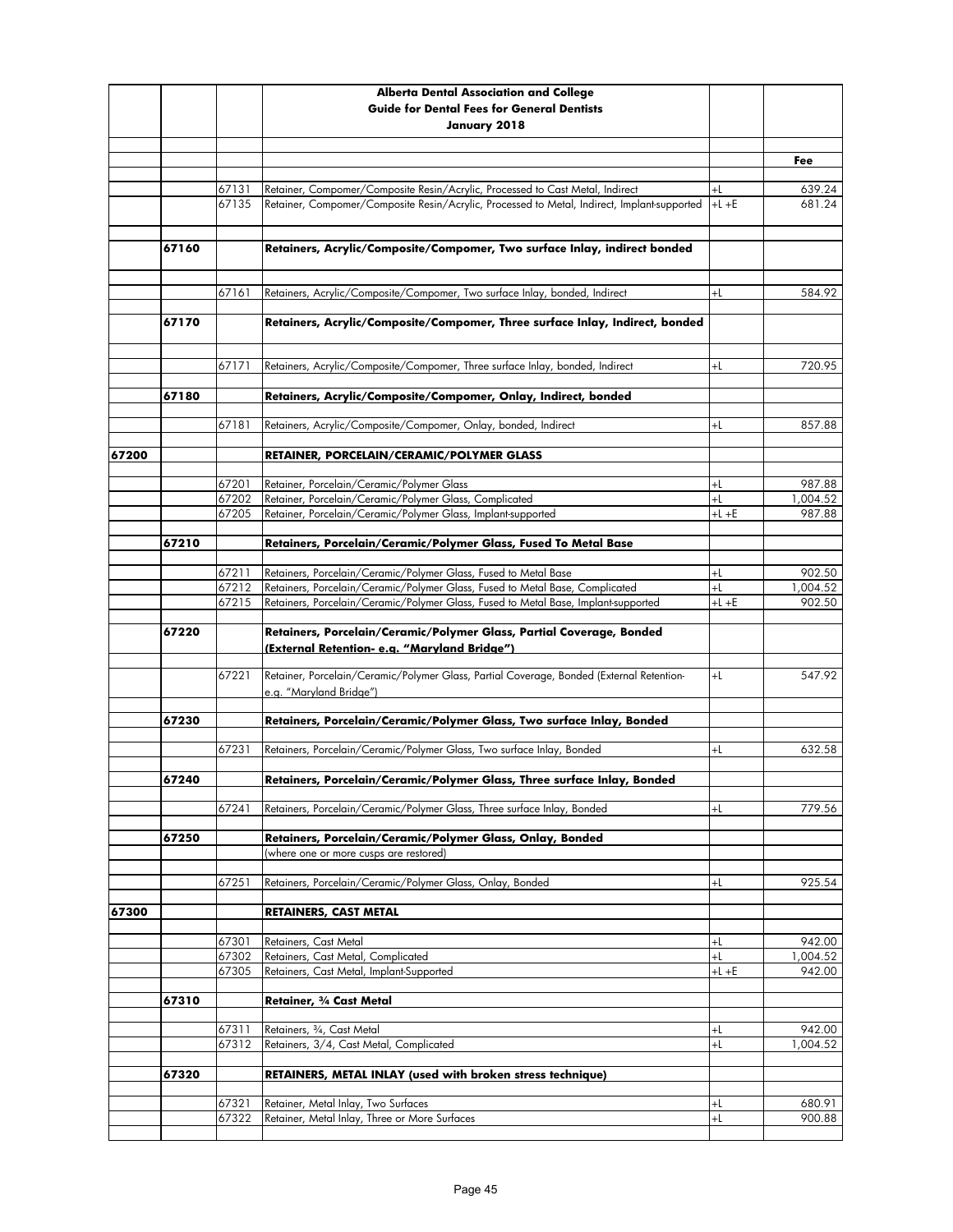| | | | Alberta Dental Association and College<br>Guide for Dental Fees for General Dentists<br>January 2018 | | |
|---|---|---|---|---|---|
| | | | | | Fee |
| | | 67131 | Retainer, Compomer/Composite Resin/Acrylic, Processed to Cast Metal, Indirect | +L | 639.24 |
| | | 67135 | Retainer, Compomer/Composite Resin/Acrylic, Processed to Metal, Indirect, Implant-supported | +L +E | 681.24 |
| | 67160 | | **Retainers, Acrylic/Composite/Compomer, Two surface Inlay, indirect bonded** | | |
| | | 67161 | Retainers, Acrylic/Composite/Compomer, Two surface Inlay, bonded, Indirect | +L | 584.92 |
| | 67170 | | **Retainers, Acrylic/Composite/Compomer, Three surface Inlay, Indirect, bonded** | | |
| | | 67171 | Retainers, Acrylic/Composite/Compomer, Three surface Inlay, bonded, Indirect | +L | 720.95 |
| | 67180 | | **Retainers, Acrylic/Composite/Compomer, Onlay, Indirect, bonded** | | |
| | | 67181 | Retainers, Acrylic/Composite/Compomer, Onlay, bonded, Indirect | +L | 857.88 |
| 67200 | | | **RETAINER, PORCELAIN/CERAMIC/POLYMER GLASS** | | |
| | | 67201 | Retainer, Porcelain/Ceramic/Polymer Glass | +L | 987.88 |
| | | 67202 | Retainer, Porcelain/Ceramic/Polymer Glass, Complicated | +L | 1,004.52 |
| | | 67205 | Retainer, Porcelain/Ceramic/Polymer Glass, Implant-supported | +L +E | 987.88 |
| | 67210 | | **Retainers, Porcelain/Ceramic/Polymer Glass, Fused To Metal Base** | | |
| | | 67211 | Retainers, Porcelain/Ceramic/Polymer Glass, Fused to Metal Base | +L | 902.50 |
| | | 67212 | Retainers, Porcelain/Ceramic/Polymer Glass, Fused to Metal Base, Complicated | +L | 1,004.52 |
| | | 67215 | Retainers, Porcelain/Ceramic/Polymer Glass, Fused to Metal Base, Implant-supported | +L +E | 902.50 |
| | 67220 | | **Retainers, Porcelain/Ceramic/Polymer Glass, Partial Coverage, Bonded (External Retention- e.g. "Maryland Bridge")** | | |
| | | 67221 | Retainer, Porcelain/Ceramic/Polymer Glass, Partial Coverage, Bonded (External Retention- e.g. "Maryland Bridge") | +L | 547.92 |
| | 67230 | | **Retainers, Porcelain/Ceramic/Polymer Glass, Two surface Inlay, Bonded** | | |
| | | 67231 | Retainers, Porcelain/Ceramic/Polymer Glass, Two surface Inlay, Bonded | +L | 632.58 |
| | 67240 | | **Retainers, Porcelain/Ceramic/Polymer Glass, Three surface Inlay, Bonded** | | |
| | | 67241 | Retainers, Porcelain/Ceramic/Polymer Glass, Three surface Inlay, Bonded | +L | 779.56 |
| | 67250 | | **Retainers, Porcelain/Ceramic/Polymer Glass, Onlay, Bonded**<br>(where one or more cusps are restored) | | |
| | | 67251 | Retainers, Porcelain/Ceramic/Polymer Glass, Onlay, Bonded | +L | 925.54 |
| 67300 | | | **RETAINERS, CAST METAL** | | |
| | | 67301 | Retainers, Cast Metal | +L | 942.00 |
| | | 67302 | Retainers, Cast Metal, Complicated | +L | 1,004.52 |
| | | 67305 | Retainers, Cast Metal, Implant-Supported | +L +E | 942.00 |
| | 67310 | | **Retainer, ¾ Cast Metal** | | |
| | | 67311 | Retainers, ¾, Cast Metal | +L | 942.00 |
| | | 67312 | Retainers, 3/4, Cast Metal, Complicated | +L | 1,004.52 |
| | 67320 | | **RETAINERS, METAL INLAY (used with broken stress technique)** | | |
| | | 67321 | Retainer, Metal Inlay, Two Surfaces | +L | 680.91 |
| | | 67322 | Retainer, Metal Inlay, Three or More Surfaces | +L | 900.88 |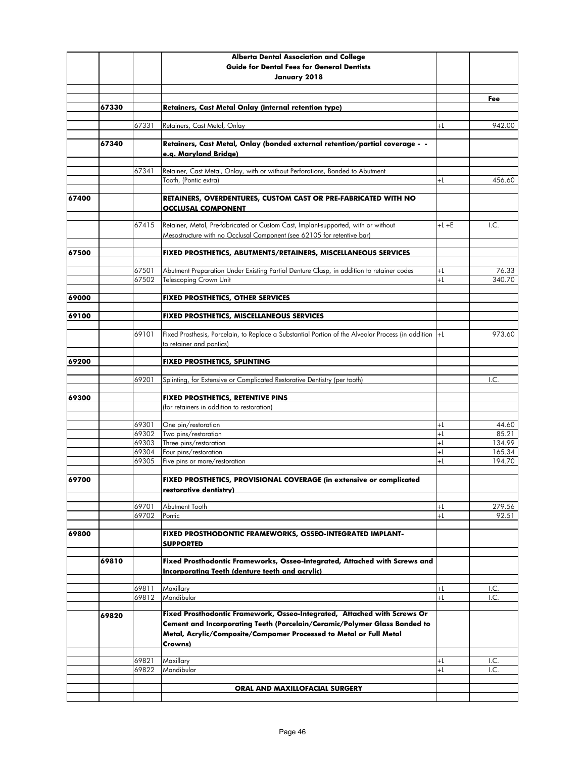**Alberta Dental Association and College**
**Guide for Dental Fees for General Dentists**
**January 2018**

| | | | | | Fee |
|---|---|---|---|---|---|
| | 67330 | | **Retainers, Cast Metal Onlay (internal retention type)** | | |
| | | 67331 | Retainers, Cast Metal, Onlay | +L | 942.00 |
| | 67340 | | **Retainers, Cast Metal, Onlay (bonded external retention/partial coverage - - e.g. Maryland Bridge)** | | |
| | | 67341 | Retainer, Cast Metal, Onlay, with or without Perforations, Bonded to Abutment Tooth, (Pontic extra) | +L | 456.60 |
| 67400 | | | **RETAINERS, OVERDENTURES, CUSTOM CAST OR PRE-FABRICATED WITH NO OCCLUSAL COMPONENT** | | |
| | | 67415 | Retainer, Metal, Pre-fabricated or Custom Cast, Implant-supported, with or without Mesostructure with no Occlusal Component (see 62105 for retentive bar) | +L +E | I.C. |
| 67500 | | | **FIXED PROSTHETICS, ABUTMENTS/RETAINERS, MISCELLANEOUS SERVICES** | | |
| | | 67501 | Abutment Preparation Under Existing Partial Denture Clasp, in addition to retainer codes | +L | 76.33 |
| | | 67502 | Telescoping Crown Unit | +L | 340.70 |
| 69000 | | | **FIXED PROSTHETICS, OTHER SERVICES** | | |
| 69100 | | | **FIXED PROSTHETICS, MISCELLANEOUS SERVICES** | | |
| | | 69101 | Fixed Prosthesis, Porcelain, to Replace a Substantial Portion of the Alveolar Process (in addition to retainer and pontics) | +L | 973.60 |
| 69200 | | | **FIXED PROSTHETICS, SPLINTING** | | |
| | | 69201 | Splinting, for Extensive or Complicated Restorative Dentistry (per tooth) | | I.C. |
| 69300 | | | **FIXED PROSTHETICS, RETENTIVE PINS** (for retainers in addition to restoration) | | |
| | | 69301 | One pin/restoration | +L | 44.60 |
| | | 69302 | Two pins/restoration | +L | 85.21 |
| | | 69303 | Three pins/restoration | +L | 134.99 |
| | | 69304 | Four pins/restoration | +L | 165.34 |
| | | 69305 | Five pins or more/restoration | +L | 194.70 |
| 69700 | | | **FIXED PROSTHETICS, PROVISIONAL COVERAGE (in extensive or complicated restorative dentistry)** | | |
| | | 69701 | Abutment Tooth | +L | 279.56 |
| | | 69702 | Pontic | +L | 92.51 |
| 69800 | | | **FIXED PROSTHODONTIC FRAMEWORKS, OSSEO-INTEGRATED IMPLANT-SUPPORTED** | | |
| | 69810 | | **Fixed Prosthodontic Frameworks, Osseo-Integrated, Attached with Screws and Incorporating Teeth (denture teeth and acrylic)** | | |
| | | 69811 | Maxillary | +L | I.C. |
| | | 69812 | Mandibular | +L | I.C. |
| | 69820 | | **Fixed Prosthodontic Framework, Osseo-Integrated, Attached with Screws Or Cement and Incorporating Teeth (Porcelain/Ceramic/Polymer Glass Bonded to Metal, Acrylic/Composite/Compomer Processed to Metal or Full Metal Crowns)** | | |
| | | 69821 | Maxillary | +L | I.C. |
| | | 69822 | Mandibular | +L | I.C. |
| | | | **ORAL AND MAXILLOFACIAL SURGERY** | | |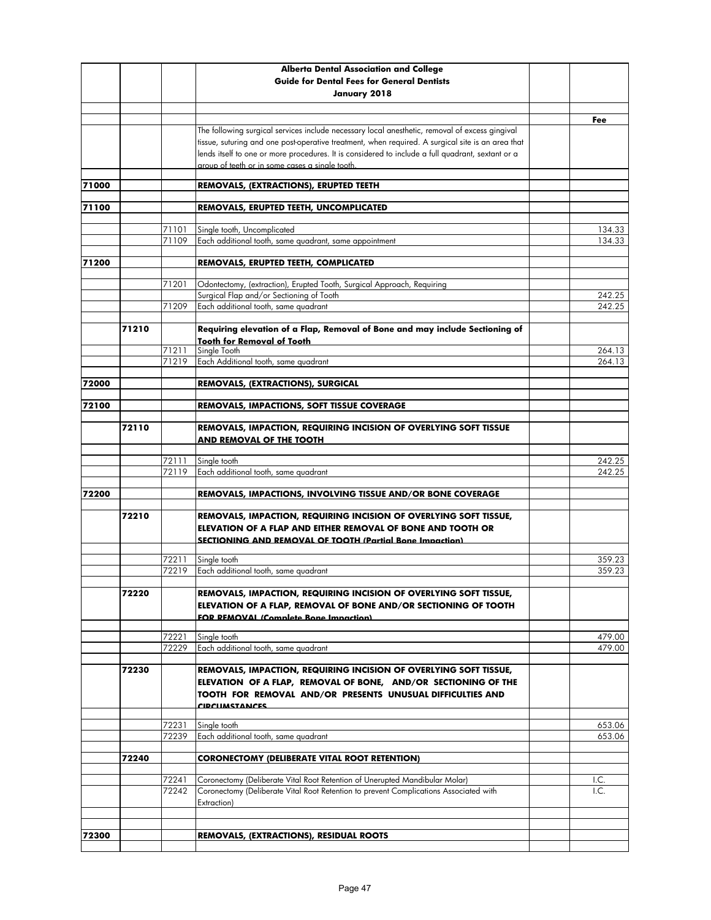| | | | Alberta Dental Association and College<br>Guide for Dental Fees for General Dentists<br>January 2018 | | |
|---|---|---|---|---|---|
| | | | | | **Fee** |
| | | | The following surgical services include necessary local anesthetic, removal of excess gingival tissue, suturing and one post-operative treatment, when required. A surgical site is an area that lends itself to one or more procedures. It is considered to include a full quadrant, sextant or a group of teeth or in some cases a single tooth. | | |
| **71000** | | | **REMOVALS, (EXTRACTIONS), ERUPTED TEETH** | | |
| **71100** | | | **REMOVALS, ERUPTED TEETH, UNCOMPLICATED** | | |
| | | 71101 | Single tooth, Uncomplicated | | 134.33 |
| | | 71109 | Each additional tooth, same quadrant, same appointment | | 134.33 |
| **71200** | | | **REMOVALS, ERUPTED TEETH, COMPLICATED** | | |
| | | 71201 | Odontectomy, (extraction), Erupted Tooth, Surgical Approach, Requiring Surgical Flap and/or Sectioning of Tooth | | 242.25 |
| | | 71209 | Each additional tooth, same quadrant | | 242.25 |
| | **71210** | | **Requiring elevation of a Flap, Removal of Bone and may include Sectioning of Tooth for Removal of Tooth** | | |
| | | 71211 | Single Tooth | | 264.13 |
| | | 71219 | Each Additional tooth, same quadrant | | 264.13 |
| **72000** | | | **REMOVALS, (EXTRACTIONS), SURGICAL** | | |
| **72100** | | | **REMOVALS, IMPACTIONS, SOFT TISSUE COVERAGE** | | |
| | **72110** | | **REMOVALS, IMPACTION, REQUIRING INCISION OF OVERLYING SOFT TISSUE AND REMOVAL OF THE TOOTH** | | |
| | | 72111 | Single tooth | | 242.25 |
| | | 72119 | Each additional tooth, same quadrant | | 242.25 |
| **72200** | | | **REMOVALS, IMPACTIONS, INVOLVING TISSUE AND/OR BONE COVERAGE** | | |
| | **72210** | | **REMOVALS, IMPACTION, REQUIRING INCISION OF OVERLYING SOFT TISSUE, ELEVATION OF A FLAP AND EITHER REMOVAL OF BONE AND TOOTH OR SECTIONING AND REMOVAL OF TOOTH (Partial Bone Impaction)** | | |
| | | 72211 | Single tooth | | 359.23 |
| | | 72219 | Each additional tooth, same quadrant | | 359.23 |
| | **72220** | | **REMOVALS, IMPACTION, REQUIRING INCISION OF OVERLYING SOFT TISSUE, ELEVATION OF A FLAP, REMOVAL OF BONE AND/OR SECTIONING OF TOOTH FOR REMOVAL (Complete Bone Impaction)** | | |
| | | 72221 | Single tooth | | 479.00 |
| | | 72229 | Each additional tooth, same quadrant | | 479.00 |
| | **72230** | | **REMOVALS, IMPACTION, REQUIRING INCISION OF OVERLYING SOFT TISSUE, ELEVATION OF A FLAP, REMOVAL OF BONE, AND/OR SECTIONING OF THE TOOTH FOR REMOVAL AND/OR PRESENTS UNUSUAL DIFFICULTIES AND CIRCUMSTANCES** | | |
| | | 72231 | Single tooth | | 653.06 |
| | | 72239 | Each additional tooth, same quadrant | | 653.06 |
| | **72240** | | **CORONECTOMY (DELIBERATE VITAL ROOT RETENTION)** | | |
| | | 72241 | Coronectomy (Deliberate Vital Root Retention of Unerupted Mandibular Molar) | | I.C. |
| | | 72242 | Coronectomy (Deliberate Vital Root Retention to prevent Complications Associated with Extraction) | | I.C. |
| **72300** | | | **REMOVALS, (EXTRACTIONS), RESIDUAL ROOTS** | | |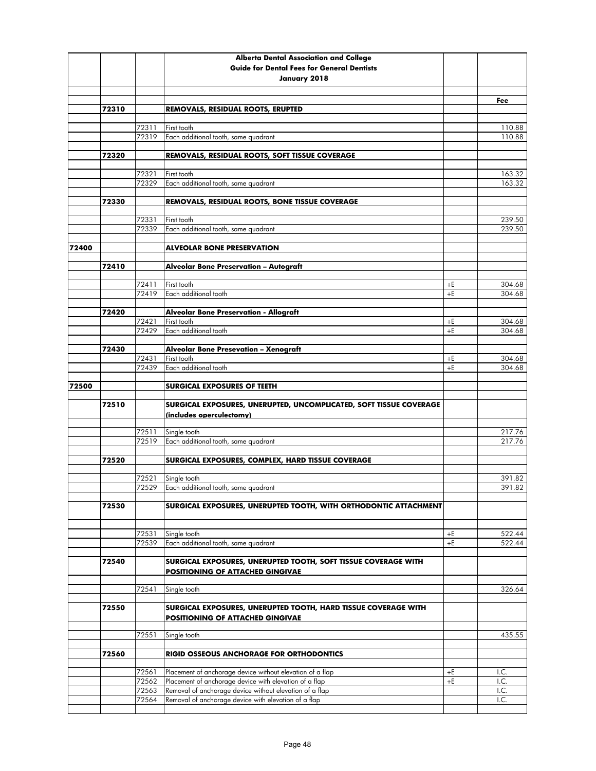| | | | Alberta Dental Association and College<br>Guide for Dental Fees for General Dentists<br>January 2018 | | |
|---|---|---|---|---|---|
| | | | | | **Fee** |
| | **72310** | | **REMOVALS, RESIDUAL ROOTS, ERUPTED** | | |
| | | 72311 | First tooth | | 110.88 |
| | | 72319 | Each additional tooth, same quadrant | | 110.88 |
| | **72320** | | **REMOVALS, RESIDUAL ROOTS, SOFT TISSUE COVERAGE** | | |
| | | 72321 | First tooth | | 163.32 |
| | | 72329 | Each additional tooth, same quadrant | | 163.32 |
| | **72330** | | **REMOVALS, RESIDUAL ROOTS, BONE TISSUE COVERAGE** | | |
| | | 72331 | First tooth | | 239.50 |
| | | 72339 | Each additional tooth, same quadrant | | 239.50 |
| **72400** | | | **ALVEOLAR BONE PRESERVATION** | | |
| | **72410** | | **Alveolar Bone Preservation – Autograft** | | |
| | | 72411 | First tooth | +E | 304.68 |
| | | 72419 | Each additional tooth | +E | 304.68 |
| | **72420** | | **Alveolar Bone Preservation - Allograft** | | |
| | | 72421 | First tooth | +E | 304.68 |
| | | 72429 | Each additional tooth | +E | 304.68 |
| | **72430** | | **Alveolar Bone Presevation – Xenograft** | | |
| | | 72431 | First tooth | +E | 304.68 |
| | | 72439 | Each additional tooth | +E | 304.68 |
| **72500** | | | **SURGICAL EXPOSURES OF TEETH** | | |
| | **72510** | | **SURGICAL EXPOSURES, UNERUPTED, UNCOMPLICATED, SOFT TISSUE COVERAGE (includes operculectomy)** | | |
| | | 72511 | Single tooth | | 217.76 |
| | | 72519 | Each additional tooth, same quadrant | | 217.76 |
| | **72520** | | **SURGICAL EXPOSURES, COMPLEX, HARD TISSUE COVERAGE** | | |
| | | 72521 | Single tooth | | 391.82 |
| | | 72529 | Each additional tooth, same quadrant | | 391.82 |
| | **72530** | | **SURGICAL EXPOSURES, UNERUPTED TOOTH, WITH ORTHODONTIC ATTACHMENT** | | |
| | | 72531 | Single tooth | +E | 522.44 |
| | | 72539 | Each additional tooth, same quadrant | +E | 522.44 |
| | **72540** | | **SURGICAL EXPOSURES, UNERUPTED TOOTH, SOFT TISSUE COVERAGE WITH POSITIONING OF ATTACHED GINGIVAE** | | |
| | | 72541 | Single tooth | | 326.64 |
| | **72550** | | **SURGICAL EXPOSURES, UNERUPTED TOOTH, HARD TISSUE COVERAGE WITH POSITIONING OF ATTACHED GINGIVAE** | | |
| | | 72551 | Single tooth | | 435.55 |
| | **72560** | | **RIGID OSSEOUS ANCHORAGE FOR ORTHODONTICS** | | |
| | | 72561 | Placement of anchorage device without elevation of a flap | +E | I.C. |
| | | 72562 | Placement of anchorage device with elevation of a flap | +E | I.C. |
| | | 72563 | Removal of anchorage device without elevation of a flap | | I.C. |
| | | 72564 | Removal of anchorage device with elevation of a flap | | I.C. |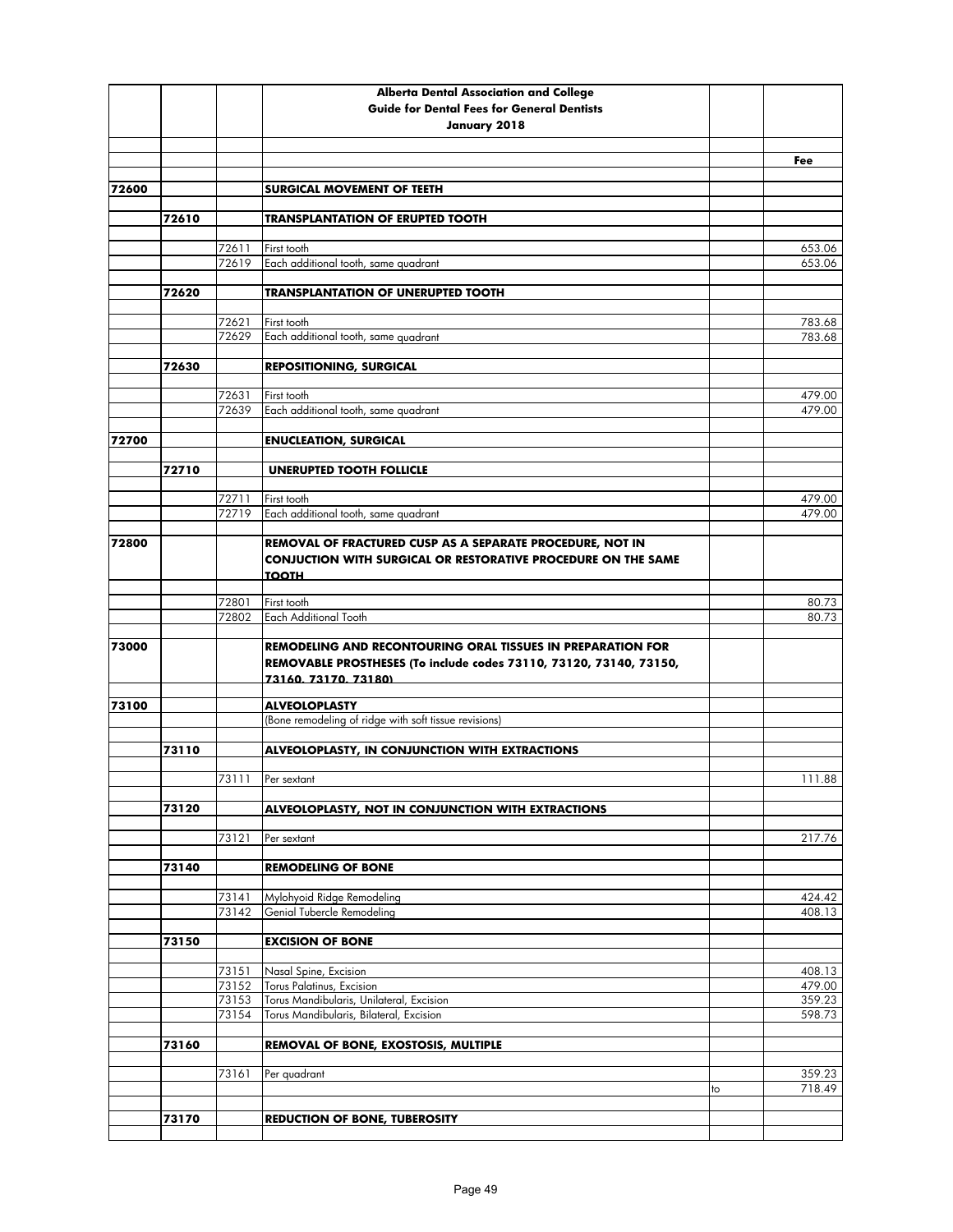**Alberta Dental Association and College**
**Guide for Dental Fees for General Dentists**
**January 2018**

| | | | | | Fee |
|---|---|---|---|---|---|
| 72600 | | | **SURGICAL MOVEMENT OF TEETH** | | |
| | 72610 | | **TRANSPLANTATION OF ERUPTED TOOTH** | | |
| | | 72611 | First tooth | | 653.06 |
| | | 72619 | Each additional tooth, same quadrant | | 653.06 |
| | 72620 | | **TRANSPLANTATION OF UNERUPTED TOOTH** | | |
| | | 72621 | First tooth | | 783.68 |
| | | 72629 | Each additional tooth, same quadrant | | 783.68 |
| | 72630 | | **REPOSITIONING, SURGICAL** | | |
| | | 72631 | First tooth | | 479.00 |
| | | 72639 | Each additional tooth, same quadrant | | 479.00 |
| 72700 | | | **ENUCLEATION, SURGICAL** | | |
| | 72710 | | **UNERUPTED TOOTH FOLLICLE** | | |
| | | 72711 | First tooth | | 479.00 |
| | | 72719 | Each additional tooth, same quadrant | | 479.00 |
| 72800 | | | **REMOVAL OF FRACTURED CUSP AS A SEPARATE PROCEDURE, NOT IN CONJUCTION WITH SURGICAL OR RESTORATIVE PROCEDURE ON THE SAME TOOTH** | | |
| | | 72801 | First tooth | | 80.73 |
| | | 72802 | Each Additional Tooth | | 80.73 |
| 73000 | | | **REMODELING AND RECONTOURING ORAL TISSUES IN PREPARATION FOR REMOVABLE PROSTHESES (To include codes 73110, 73120, 73140, 73150, 73160, 73170, 73180)** | | |
| 73100 | | | **ALVEOLOPLASTY** | | |
| | | | (Bone remodeling of ridge with soft tissue revisions) | | |
| | 73110 | | **ALVEOLOPLASTY, IN CONJUNCTION WITH EXTRACTIONS** | | |
| | | 73111 | Per sextant | | 111.88 |
| | 73120 | | **ALVEOLOPLASTY, NOT IN CONJUNCTION WITH EXTRACTIONS** | | |
| | | 73121 | Per sextant | | 217.76 |
| | 73140 | | **REMODELING OF BONE** | | |
| | | 73141 | Mylohyoid Ridge Remodeling | | 424.42 |
| | | 73142 | Genial Tubercle Remodeling | | 408.13 |
| | 73150 | | **EXCISION OF BONE** | | |
| | | 73151 | Nasal Spine, Excision | | 408.13 |
| | | 73152 | Torus Palatinus, Excision | | 479.00 |
| | | 73153 | Torus Mandibularis, Unilateral, Excision | | 359.23 |
| | | 73154 | Torus Mandibularis, Bilateral, Excision | | 598.73 |
| | 73160 | | **REMOVAL OF BONE, EXOSTOSIS, MULTIPLE** | | |
| | | 73161 | Per quadrant | | 359.23 |
| | | | | to | 718.49 |
| | 73170 | | **REDUCTION OF BONE, TUBEROSITY** | | |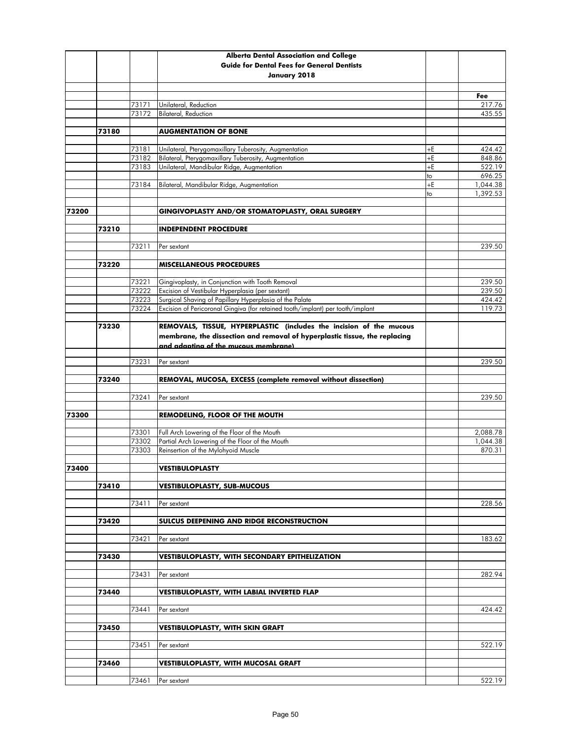**Alberta Dental Association and College**
**Guide for Dental Fees for General Dentists**
**January 2018**

| | | | | | Fee |
|---|---|---|---|---|---|
| | | 73171 | Unilateral, Reduction | | 217.76 |
| | | 73172 | Bilateral, Reduction | | 435.55 |
| | 73180 | | **AUGMENTATION OF BONE** | | |
| | | 73181 | Unilateral, Pterygomaxillary Tuberosity, Augmentation | +E | 424.42 |
| | | 73182 | Bilateral, Pterygomaxillary Tuberosity, Augmentation | +E | 848.86 |
| | | 73183 | Unilateral, Mandibular Ridge, Augmentation | +E | 522.19 |
| | | | | to | 696.25 |
| | | 73184 | Bilateral, Mandibular Ridge, Augmentation | +E | 1,044.38 |
| | | | | to | 1,392.53 |
| 73200 | | | **GINGIVOPLASTY AND/OR STOMATOPLASTY, ORAL SURGERY** | | |
| | 73210 | | **INDEPENDENT PROCEDURE** | | |
| | | 73211 | Per sextant | | 239.50 |
| | 73220 | | **MISCELLANEOUS PROCEDURES** | | |
| | | 73221 | Gingivoplasty, in Conjunction with Tooth Removal | | 239.50 |
| | | 73222 | Excision of Vestibular Hyperplasia (per sextant) | | 239.50 |
| | | 73223 | Surgical Shaving of Papillary Hyperplasia of the Palate | | 424.42 |
| | | 73224 | Excision of Pericoronal Gingiva (for retained tooth/implant) per tooth/implant | | 119.73 |
| | 73230 | | **REMOVALS, TISSUE, HYPERPLASTIC (includes the incision of the mucous membrane, the dissection and removal of hyperplastic tissue, the replacing and adapting of the mucous membrane)** | | |
| | | 73231 | Per sextant | | 239.50 |
| | 73240 | | **REMOVAL, MUCOSA, EXCESS (complete removal without dissection)** | | |
| | | 73241 | Per sextant | | 239.50 |
| 73300 | | | **REMODELING, FLOOR OF THE MOUTH** | | |
| | | 73301 | Full Arch Lowering of the Floor of the Mouth | | 2,088.78 |
| | | 73302 | Partial Arch Lowering of the Floor of the Mouth | | 1,044.38 |
| | | 73303 | Reinsertion of the Mylohyoid Muscle | | 870.31 |
| 73400 | | | **VESTIBULOPLASTY** | | |
| | 73410 | | **VESTIBULOPLASTY, SUB-MUCOUS** | | |
| | | 73411 | Per sextant | | 228.56 |
| | 73420 | | **SULCUS DEEPENING AND RIDGE RECONSTRUCTION** | | |
| | | 73421 | Per sextant | | 183.62 |
| | 73430 | | **VESTIBULOPLASTY, WITH SECONDARY EPITHELIZATION** | | |
| | | 73431 | Per sextant | | 282.94 |
| | 73440 | | **VESTIBULOPLASTY, WITH LABIAL INVERTED FLAP** | | |
| | | 73441 | Per sextant | | 424.42 |
| | 73450 | | **VESTIBULOPLASTY, WITH SKIN GRAFT** | | |
| | | 73451 | Per sextant | | 522.19 |
| | 73460 | | **VESTIBULOPLASTY, WITH MUCOSAL GRAFT** | | |
| | | 73461 | Per sextant | | 522.19 |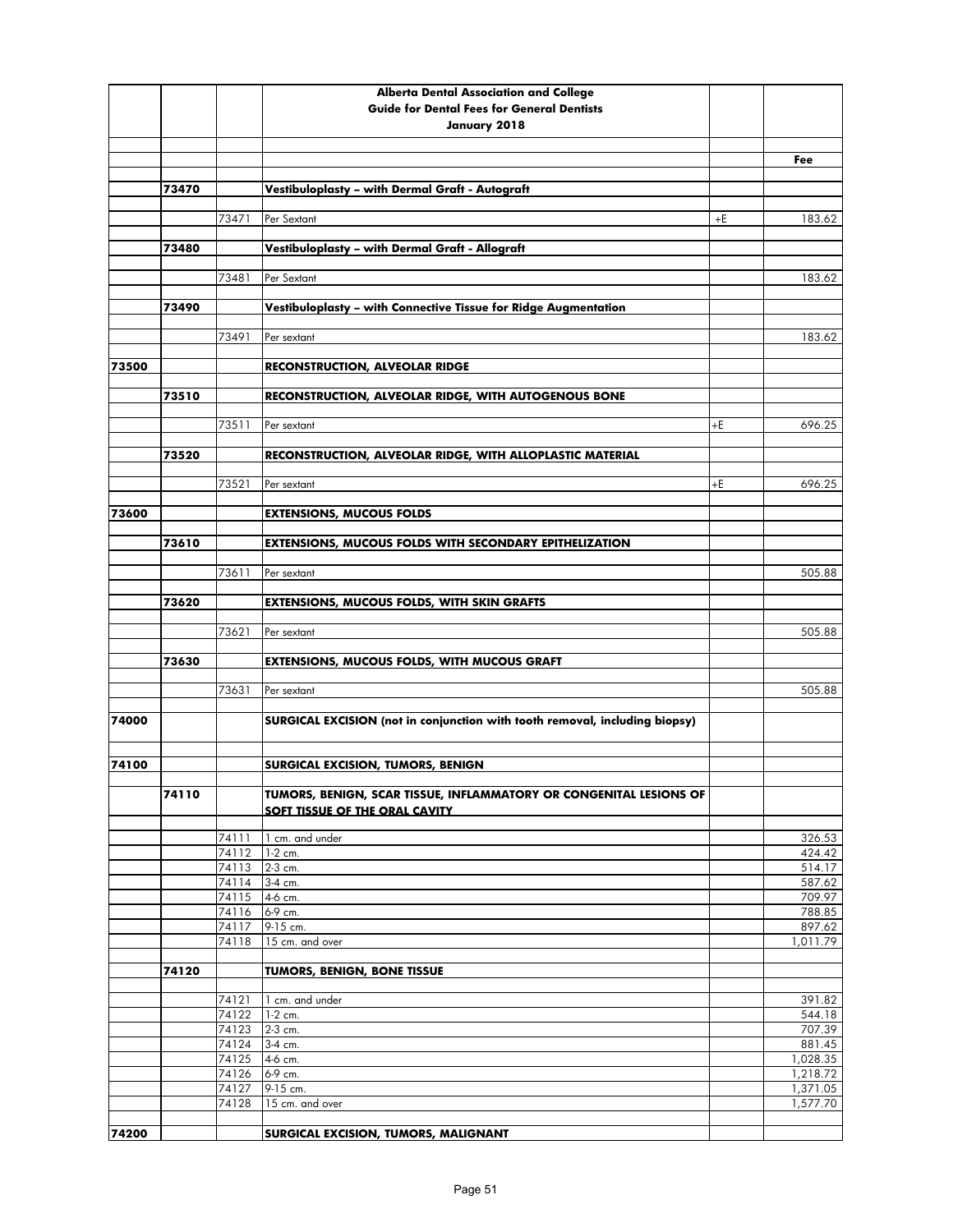| | | | Alberta Dental Association and College<br>Guide for Dental Fees for General Dentists<br>January 2018 | | |
|---|---|---|---|---|---|
| | | | | | **Fee** |
| | **73470** | | **Vestibuloplasty – with Dermal Graft - Autograft** | | |
| | | 73471 | Per Sextant | +E | 183.62 |
| | **73480** | | **Vestibuloplasty – with Dermal Graft - Allograft** | | |
| | | 73481 | Per Sextant | | 183.62 |
| | **73490** | | **Vestibuloplasty – with Connective Tissue for Ridge Augmentation** | | |
| | | 73491 | Per sextant | | 183.62 |
| **73500** | | | **RECONSTRUCTION, ALVEOLAR RIDGE** | | |
| | **73510** | | **RECONSTRUCTION, ALVEOLAR RIDGE, WITH AUTOGENOUS BONE** | | |
| | | 73511 | Per sextant | +E | 696.25 |
| | **73520** | | **RECONSTRUCTION, ALVEOLAR RIDGE, WITH ALLOPLASTIC MATERIAL** | | |
| | | 73521 | Per sextant | +E | 696.25 |
| **73600** | | | **EXTENSIONS, MUCOUS FOLDS** | | |
| | **73610** | | **EXTENSIONS, MUCOUS FOLDS WITH SECONDARY EPITHELIZATION** | | |
| | | 73611 | Per sextant | | 505.88 |
| | **73620** | | **EXTENSIONS, MUCOUS FOLDS, WITH SKIN GRAFTS** | | |
| | | 73621 | Per sextant | | 505.88 |
| | **73630** | | **EXTENSIONS, MUCOUS FOLDS, WITH MUCOUS GRAFT** | | |
| | | 73631 | Per sextant | | 505.88 |
| **74000** | | | **SURGICAL EXCISION (not in conjunction with tooth removal, including biopsy)** | | |
| **74100** | | | **SURGICAL EXCISION, TUMORS, BENIGN** | | |
| | **74110** | | **TUMORS, BENIGN, SCAR TISSUE, INFLAMMATORY OR CONGENITAL LESIONS OF SOFT TISSUE OF THE ORAL CAVITY** | | |
| | | 74111 | 1 cm. and under | | 326.53 |
| | | 74112 | 1-2 cm. | | 424.42 |
| | | 74113 | 2-3 cm. | | 514.17 |
| | | 74114 | 3-4 cm. | | 587.62 |
| | | 74115 | 4-6 cm. | | 709.97 |
| | | 74116 | 6-9 cm. | | 788.85 |
| | | 74117 | 9-15 cm. | | 897.62 |
| | | 74118 | 15 cm. and over | | 1,011.79 |
| | **74120** | | **TUMORS, BENIGN, BONE TISSUE** | | |
| | | 74121 | 1 cm. and under | | 391.82 |
| | | 74122 | 1-2 cm. | | 544.18 |
| | | 74123 | 2-3 cm. | | 707.39 |
| | | 74124 | 3-4 cm. | | 881.45 |
| | | 74125 | 4-6 cm. | | 1,028.35 |
| | | 74126 | 6-9 cm. | | 1,218.72 |
| | | 74127 | 9-15 cm. | | 1,371.05 |
| | | 74128 | 15 cm. and over | | 1,577.70 |
| **74200** | | | **SURGICAL EXCISION, TUMORS, MALIGNANT** | | |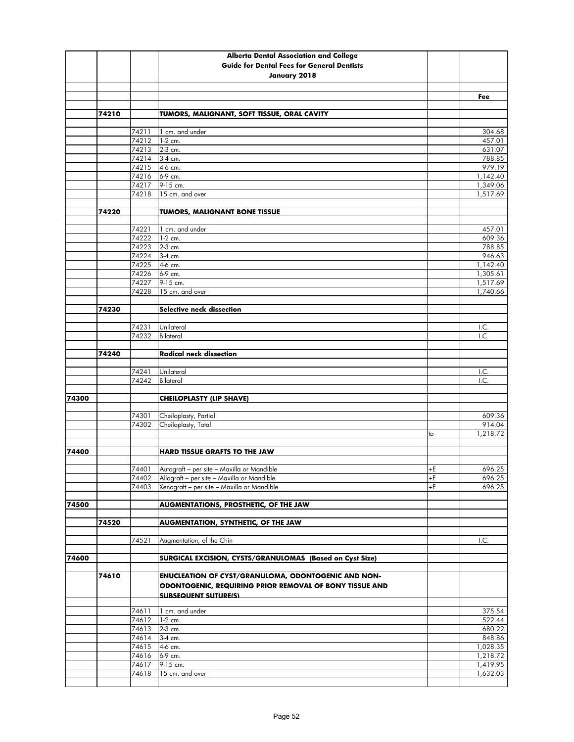**Alberta Dental Association and College**
**Guide for Dental Fees for General Dentists**
**January 2018**

| | | | | | Fee |
|---|---|---|---|---|---|
| | **74210** | | **TUMORS, MALIGNANT, SOFT TISSUE, ORAL CAVITY** | | |
| | | 74211 | 1 cm. and under | | 304.68 |
| | | 74212 | 1-2 cm. | | 457.01 |
| | | 74213 | 2-3 cm. | | 631.07 |
| | | 74214 | 3-4 cm. | | 788.85 |
| | | 74215 | 4-6 cm. | | 979.19 |
| | | 74216 | 6-9 cm. | | 1,142.40 |
| | | 74217 | 9-15 cm. | | 1,349.06 |
| | | 74218 | 15 cm. and over | | 1,517.69 |
| | **74220** | | **TUMORS, MALIGNANT BONE TISSUE** | | |
| | | 74221 | 1 cm. and under | | 457.01 |
| | | 74222 | 1-2 cm. | | 609.36 |
| | | 74223 | 2-3 cm. | | 788.85 |
| | | 74224 | 3-4 cm. | | 946.63 |
| | | 74225 | 4-6 cm. | | 1,142.40 |
| | | 74226 | 6-9 cm. | | 1,305.61 |
| | | 74227 | 9-15 cm. | | 1,517.69 |
| | | 74228 | 15 cm. and over | | 1,740.66 |
| | **74230** | | **Selective neck dissection** | | |
| | | 74231 | Unilateral | | I.C. |
| | | 74232 | Bilateral | | I.C. |
| | **74240** | | **Radical neck dissection** | | |
| | | 74241 | Unilateral | | I.C. |
| | | 74242 | Bilateral | | I.C. |
| **74300** | | | **CHEILOPLASTY (LIP SHAVE)** | | |
| | | 74301 | Cheiloplasty, Partial | | 609.36 |
| | | 74302 | Cheiloplasty, Total | | 914.04 |
| | | | | to | 1,218.72 |
| **74400** | | | **HARD TISSUE GRAFTS TO THE JAW** | | |
| | | 74401 | Autograft – per site – Maxilla or Mandible | +E | 696.25 |
| | | 74402 | Allograft – per site – Maxilla or Mandible | +E | 696.25 |
| | | 74403 | Xenograft – per site – Maxilla or Mandible | +E | 696.25 |
| **74500** | | | **AUGMENTATIONS, PROSTHETIC, OF THE JAW** | | |
| | **74520** | | **AUGMENTATION, SYNTHETIC, OF THE JAW** | | |
| | | 74521 | Augmentation, of the Chin | | I.C. |
| **74600** | | | **SURGICAL EXCISION, CYSTS/GRANULOMAS (Based on Cyst Size)** | | |
| | **74610** | | **ENUCLEATION OF CYST/GRANULOMA, ODONTOGENIC AND NON-ODONTOGENIC, REQUIRING PRIOR REMOVAL OF BONY TISSUE AND SUBSEQUENT SUTURE(S)** | | |
| | | 74611 | 1 cm. and under | | 375.54 |
| | | 74612 | 1-2 cm. | | 522.44 |
| | | 74613 | 2-3 cm. | | 680.22 |
| | | 74614 | 3-4 cm. | | 848.86 |
| | | 74615 | 4-6 cm. | | 1,028.35 |
| | | 74616 | 6-9 cm. | | 1,218.72 |
| | | 74617 | 9-15 cm. | | 1,419.95 |
| | | 74618 | 15 cm. and over | | 1,632.03 |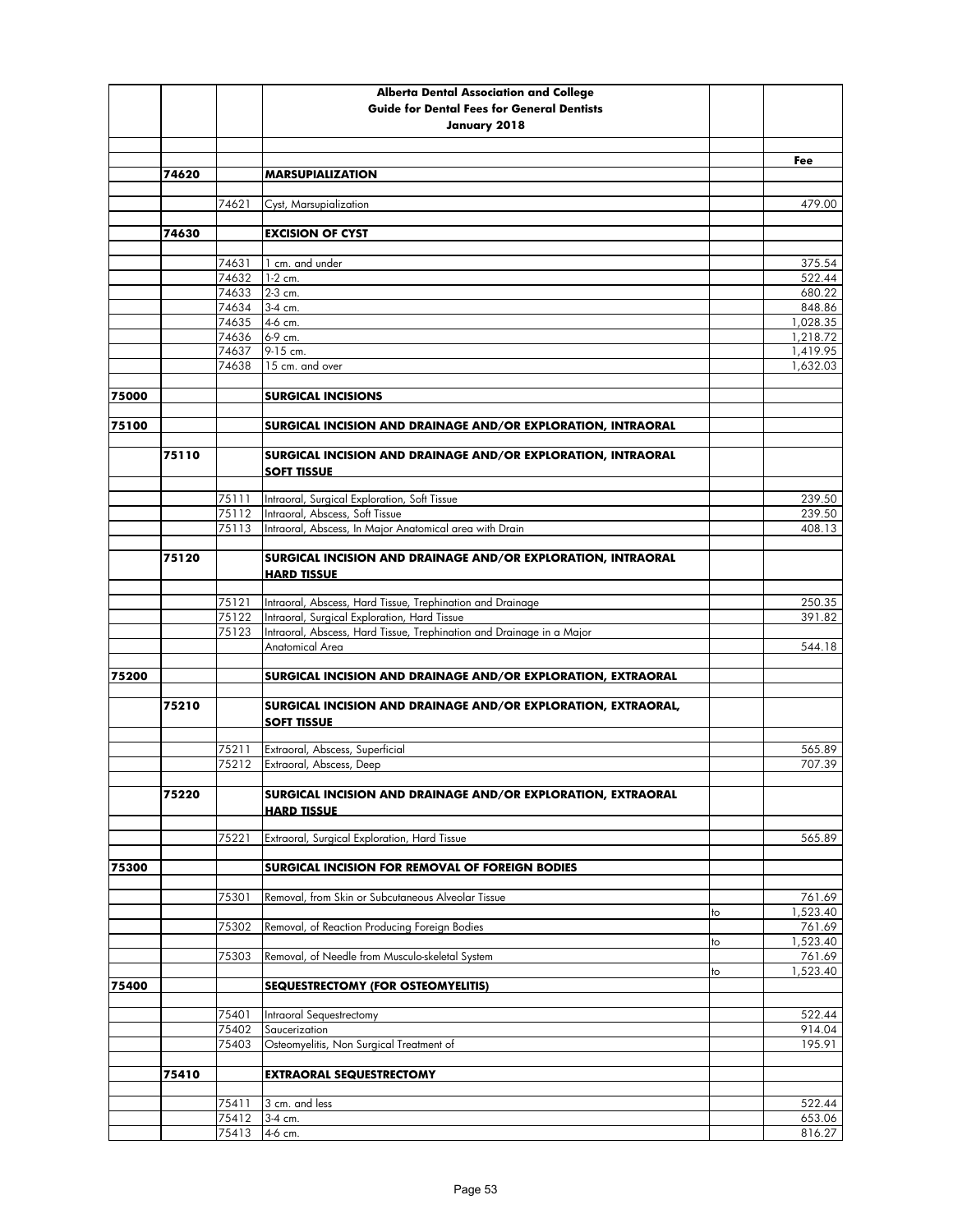| | | | Alberta Dental Association and College<br>Guide for Dental Fees for General Dentists<br>January 2018 | | |
|---|---|---|---|---|---|
| | | | | | **Fee** |
| | **74620** | | **MARSUPIALIZATION** | | |
| | | 74621 | Cyst, Marsupialization | | 479.00 |
| | **74630** | | **EXCISION OF CYST** | | |
| | | 74631 | 1 cm. and under | | 375.54 |
| | | 74632 | 1-2 cm. | | 522.44 |
| | | 74633 | 2-3 cm. | | 680.22 |
| | | 74634 | 3-4 cm. | | 848.86 |
| | | 74635 | 4-6 cm. | | 1,028.35 |
| | | 74636 | 6-9 cm. | | 1,218.72 |
| | | 74637 | 9-15 cm. | | 1,419.95 |
| | | 74638 | 15 cm. and over | | 1,632.03 |
| **75000** | | | **SURGICAL INCISIONS** | | |
| **75100** | | | **SURGICAL INCISION AND DRAINAGE AND/OR EXPLORATION, INTRAORAL** | | |
| | **75110** | | **SURGICAL INCISION AND DRAINAGE AND/OR EXPLORATION, INTRAORAL SOFT TISSUE** | | |
| | | 75111 | Intraoral, Surgical Exploration, Soft Tissue | | 239.50 |
| | | 75112 | Intraoral, Abscess, Soft Tissue | | 239.50 |
| | | 75113 | Intraoral, Abscess, In Major Anatomical area with Drain | | 408.13 |
| | **75120** | | **SURGICAL INCISION AND DRAINAGE AND/OR EXPLORATION, INTRAORAL HARD TISSUE** | | |
| | | 75121 | Intraoral, Abscess, Hard Tissue, Trephination and Drainage | | 250.35 |
| | | 75122 | Intraoral, Surgical Exploration, Hard Tissue | | 391.82 |
| | | 75123 | Intraoral, Abscess, Hard Tissue, Trephination and Drainage in a Major Anatomical Area | | 544.18 |
| **75200** | | | **SURGICAL INCISION AND DRAINAGE AND/OR EXPLORATION, EXTRAORAL** | | |
| | **75210** | | **SURGICAL INCISION AND DRAINAGE AND/OR EXPLORATION, EXTRAORAL, SOFT TISSUE** | | |
| | | 75211 | Extraoral, Abscess, Superficial | | 565.89 |
| | | 75212 | Extraoral, Abscess, Deep | | 707.39 |
| | **75220** | | **SURGICAL INCISION AND DRAINAGE AND/OR EXPLORATION, EXTRAORAL HARD TISSUE** | | |
| | | 75221 | Extraoral, Surgical Exploration, Hard Tissue | | 565.89 |
| **75300** | | | **SURGICAL INCISION FOR REMOVAL OF FOREIGN BODIES** | | |
| | | 75301 | Removal, from Skin or Subcutaneous Alveolar Tissue | | 761.69 |
| | | | | to | 1,523.40 |
| | | 75302 | Removal, of Reaction Producing Foreign Bodies | | 761.69 |
| | | | | to | 1,523.40 |
| | | 75303 | Removal, of Needle from Musculo-skeletal System | | 761.69 |
| | | | | to | 1,523.40 |
| **75400** | | | **SEQUESTRECTOMY (FOR OSTEOMYELITIS)** | | |
| | | 75401 | Intraoral Sequestrectomy | | 522.44 |
| | | 75402 | Saucerization | | 914.04 |
| | | 75403 | Osteomyelitis, Non Surgical Treatment of | | 195.91 |
| | **75410** | | **EXTRAORAL SEQUESTRECTOMY** | | |
| | | 75411 | 3 cm. and less | | 522.44 |
| | | 75412 | 3-4 cm. | | 653.06 |
| | | 75413 | 4-6 cm. | | 816.27 |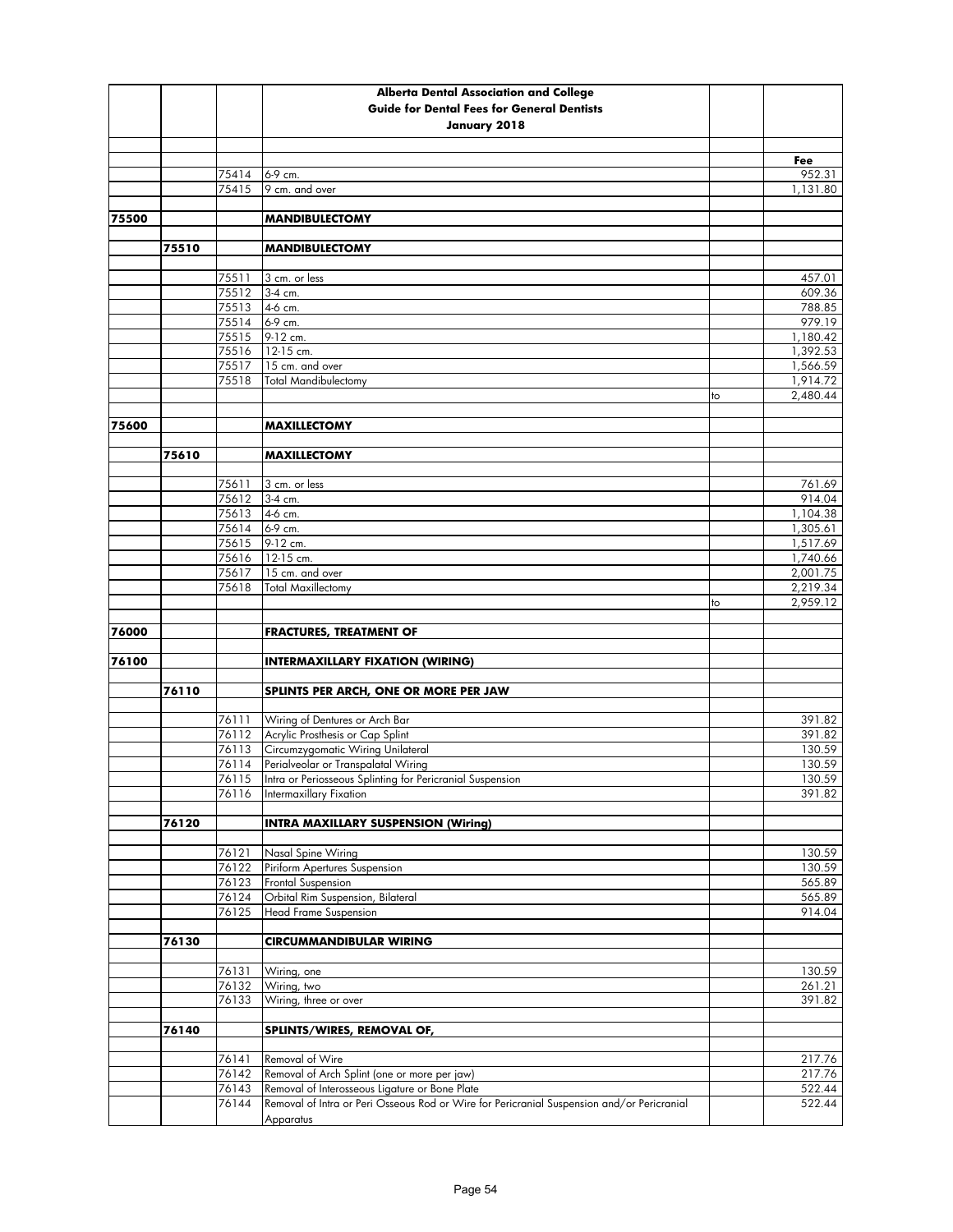| | | | Alberta Dental Association and College<br>Guide for Dental Fees for General Dentists<br>January 2018 | | |
|---|---|---|---|---|---|
| | | | | | Fee |
| | | 75414 | 6-9 cm. | | 952.31 |
| | | 75415 | 9 cm. and over | | 1,131.80 |
| 75500 | | | **MANDIBULECTOMY** | | |
| | 75510 | | **MANDIBULECTOMY** | | |
| | | 75511 | 3 cm. or less | | 457.01 |
| | | 75512 | 3-4 cm. | | 609.36 |
| | | 75513 | 4-6 cm. | | 788.85 |
| | | 75514 | 6-9 cm. | | 979.19 |
| | | 75515 | 9-12 cm. | | 1,180.42 |
| | | 75516 | 12-15 cm. | | 1,392.53 |
| | | 75517 | 15 cm. and over | | 1,566.59 |
| | | 75518 | Total Mandibulectomy | | 1,914.72 |
| | | | | to | 2,480.44 |
| 75600 | | | **MAXILLECTOMY** | | |
| | 75610 | | **MAXILLECTOMY** | | |
| | | 75611 | 3 cm. or less | | 761.69 |
| | | 75612 | 3-4 cm. | | 914.04 |
| | | 75613 | 4-6 cm. | | 1,104.38 |
| | | 75614 | 6-9 cm. | | 1,305.61 |
| | | 75615 | 9-12 cm. | | 1,517.69 |
| | | 75616 | 12-15 cm. | | 1,740.66 |
| | | 75617 | 15 cm. and over | | 2,001.75 |
| | | 75618 | Total Maxillectomy | | 2,219.34 |
| | | | | to | 2,959.12 |
| 76000 | | | **FRACTURES, TREATMENT OF** | | |
| 76100 | | | **INTERMAXILLARY FIXATION (WIRING)** | | |
| | 76110 | | **SPLINTS PER ARCH, ONE OR MORE PER JAW** | | |
| | | 76111 | Wiring of Dentures or Arch Bar | | 391.82 |
| | | 76112 | Acrylic Prosthesis or Cap Splint | | 391.82 |
| | | 76113 | Circumzygomatic Wiring Unilateral | | 130.59 |
| | | 76114 | Perialveolar or Transpalatal Wiring | | 130.59 |
| | | 76115 | Intra or Periosseous Splinting for Pericranial Suspension | | 130.59 |
| | | 76116 | Intermaxillary Fixation | | 391.82 |
| | 76120 | | **INTRA MAXILLARY SUSPENSION (Wiring)** | | |
| | | 76121 | Nasal Spine Wiring | | 130.59 |
| | | 76122 | Piriform Apertures Suspension | | 130.59 |
| | | 76123 | Frontal Suspension | | 565.89 |
| | | 76124 | Orbital Rim Suspension, Bilateral | | 565.89 |
| | | 76125 | Head Frame Suspension | | 914.04 |
| | 76130 | | **CIRCUMMANDIBULAR WIRING** | | |
| | | 76131 | Wiring, one | | 130.59 |
| | | 76132 | Wiring, two | | 261.21 |
| | | 76133 | Wiring, three or over | | 391.82 |
| | 76140 | | **SPLINTS/WIRES, REMOVAL OF,** | | |
| | | 76141 | Removal of Wire | | 217.76 |
| | | 76142 | Removal of Arch Splint (one or more per jaw) | | 217.76 |
| | | 76143 | Removal of Interosseous Ligature or Bone Plate | | 522.44 |
| | | 76144 | Removal of Intra or Peri Osseous Rod or Wire for Pericranial Suspension and/or Pericranial Apparatus | | 522.44 |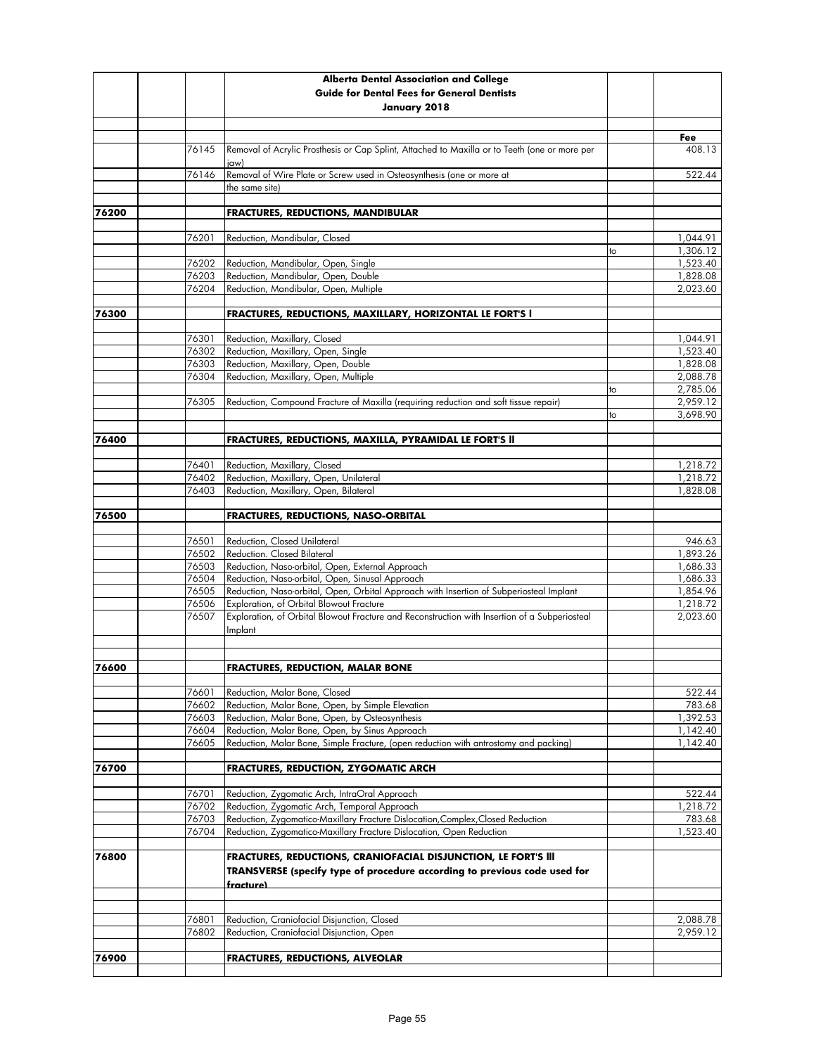**Alberta Dental Association and College**
**Guide for Dental Fees for General Dentists**
**January 2018**

| | | | | | Fee |
|---|---|---|---|---|---|
| | | 76145 | Removal of Acrylic Prosthesis or Cap Splint, Attached to Maxilla or to Teeth (one or more per jaw) | | 408.13 |
| | | 76146 | Removal of Wire Plate or Screw used in Osteosynthesis (one or more at the same site) | | 522.44 |
| **76200** | | | **FRACTURES, REDUCTIONS, MANDIBULAR** | | |
| | | 76201 | Reduction, Mandibular, Closed | | 1,044.91 |
| | | | | to | 1,306.12 |
| | | 76202 | Reduction, Mandibular, Open, Single | | 1,523.40 |
| | | 76203 | Reduction, Mandibular, Open, Double | | 1,828.08 |
| | | 76204 | Reduction, Mandibular, Open, Multiple | | 2,023.60 |
| **76300** | | | **FRACTURES, REDUCTIONS, MAXILLARY, HORIZONTAL LE FORT'S I** | | |
| | | 76301 | Reduction, Maxillary, Closed | | 1,044.91 |
| | | 76302 | Reduction, Maxillary, Open, Single | | 1,523.40 |
| | | 76303 | Reduction, Maxillary, Open, Double | | 1,828.08 |
| | | 76304 | Reduction, Maxillary, Open, Multiple | | 2,088.78 |
| | | | | to | 2,785.06 |
| | | 76305 | Reduction, Compound Fracture of Maxilla (requiring reduction and soft tissue repair) | | 2,959.12 |
| | | | | to | 3,698.90 |
| **76400** | | | **FRACTURES, REDUCTIONS, MAXILLA, PYRAMIDAL LE FORT'S II** | | |
| | | 76401 | Reduction, Maxillary, Closed | | 1,218.72 |
| | | 76402 | Reduction, Maxillary, Open, Unilateral | | 1,218.72 |
| | | 76403 | Reduction, Maxillary, Open, Bilateral | | 1,828.08 |
| **76500** | | | **FRACTURES, REDUCTIONS, NASO-ORBITAL** | | |
| | | 76501 | Reduction, Closed Unilateral | | 946.63 |
| | | 76502 | Reduction. Closed Bilateral | | 1,893.26 |
| | | 76503 | Reduction, Naso-orbital, Open, External Approach | | 1,686.33 |
| | | 76504 | Reduction, Naso-orbital, Open, Sinusal Approach | | 1,686.33 |
| | | 76505 | Reduction, Naso-orbital, Open, Orbital Approach with Insertion of Subperiosteal Implant | | 1,854.96 |
| | | 76506 | Exploration, of Orbital Blowout Fracture | | 1,218.72 |
| | | 76507 | Exploration, of Orbital Blowout Fracture and Reconstruction with Insertion of a Subperiosteal Implant | | 2,023.60 |
| **76600** | | | **FRACTURES, REDUCTION, MALAR BONE** | | |
| | | 76601 | Reduction, Malar Bone, Closed | | 522.44 |
| | | 76602 | Reduction, Malar Bone, Open, by Simple Elevation | | 783.68 |
| | | 76603 | Reduction, Malar Bone, Open, by Osteosynthesis | | 1,392.53 |
| | | 76604 | Reduction, Malar Bone, Open, by Sinus Approach | | 1,142.40 |
| | | 76605 | Reduction, Malar Bone, Simple Fracture, (open reduction with antrostomy and packing) | | 1,142.40 |
| **76700** | | | **FRACTURES, REDUCTION, ZYGOMATIC ARCH** | | |
| | | 76701 | Reduction, Zygomatic Arch, IntraOral Approach | | 522.44 |
| | | 76702 | Reduction, Zygomatic Arch, Temporal Approach | | 1,218.72 |
| | | 76703 | Reduction, Zygomatico-Maxillary Fracture Dislocation,Complex,Closed Reduction | | 783.68 |
| | | 76704 | Reduction, Zygomatico-Maxillary Fracture Dislocation, Open Reduction | | 1,523.40 |
| **76800** | | | **FRACTURES, REDUCTIONS, CRANIOFACIAL DISJUNCTION, LE FORT'S III TRANSVERSE (specify type of procedure according to previous code used for fracture)** | | |
| | | 76801 | Reduction, Craniofacial Disjunction, Closed | | 2,088.78 |
| | | 76802 | Reduction, Craniofacial Disjunction, Open | | 2,959.12 |
| **76900** | | | **FRACTURES, REDUCTIONS, ALVEOLAR** | | |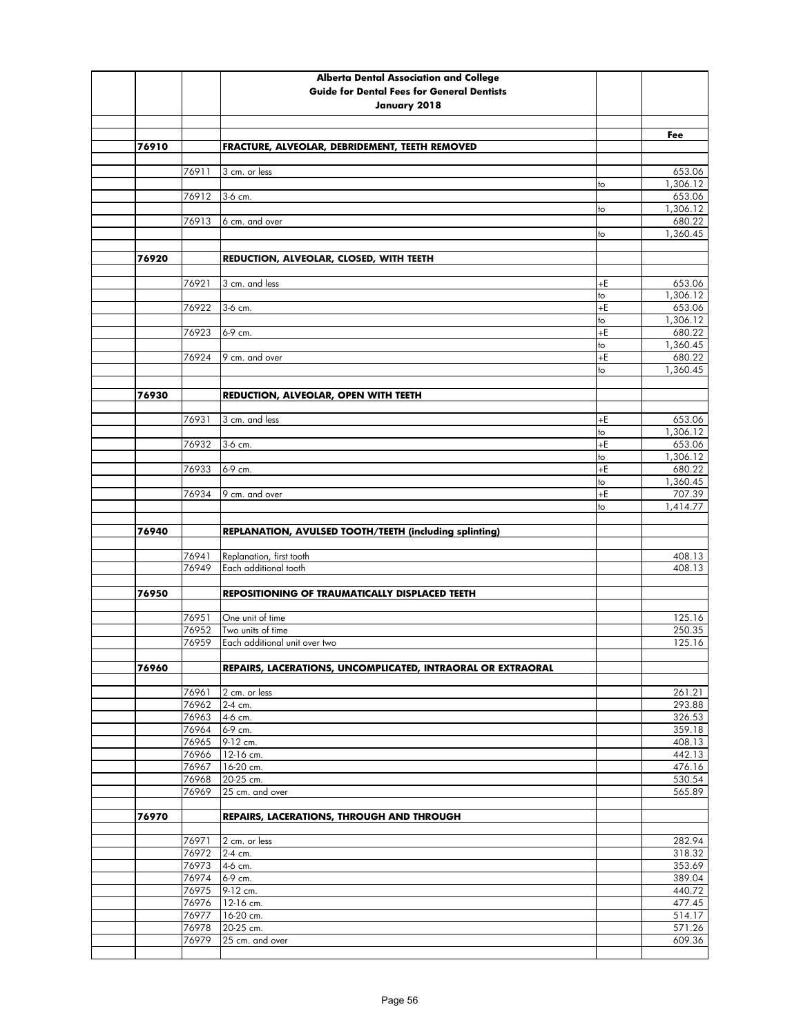**Alberta Dental Association and College**
**Guide for Dental Fees for General Dentists**
**January 2018**

| Code | Sub-code | Description | | Fee |
|---|---|---|---|---|
| **76910** | | **FRACTURE, ALVEOLAR, DEBRIDEMENT, TEETH REMOVED** | | |
| | 76911 | 3 cm. or less | | 653.06 |
| | | | to | 1,306.12 |
| | 76912 | 3-6 cm. | | 653.06 |
| | | | to | 1,306.12 |
| | 76913 | 6 cm. and over | | 680.22 |
| | | | to | 1,360.45 |
| **76920** | | **REDUCTION, ALVEOLAR, CLOSED, WITH TEETH** | | |
| | 76921 | 3 cm. and less | +E | 653.06 |
| | | | to | 1,306.12 |
| | 76922 | 3-6 cm. | +E | 653.06 |
| | | | to | 1,306.12 |
| | 76923 | 6-9 cm. | +E | 680.22 |
| | | | to | 1,360.45 |
| | 76924 | 9 cm. and over | +E | 680.22 |
| | | | to | 1,360.45 |
| **76930** | | **REDUCTION, ALVEOLAR, OPEN WITH TEETH** | | |
| | 76931 | 3 cm. and less | +E | 653.06 |
| | | | to | 1,306.12 |
| | 76932 | 3-6 cm. | +E | 653.06 |
| | | | to | 1,306.12 |
| | 76933 | 6-9 cm. | +E | 680.22 |
| | | | to | 1,360.45 |
| | 76934 | 9 cm. and over | +E | 707.39 |
| | | | to | 1,414.77 |
| **76940** | | **REPLANATION, AVULSED TOOTH/TEETH (including splinting)** | | |
| | 76941 | Replanation, first tooth | | 408.13 |
| | 76949 | Each additional tooth | | 408.13 |
| **76950** | | **REPOSITIONING OF TRAUMATICALLY DISPLACED TEETH** | | |
| | 76951 | One unit of time | | 125.16 |
| | 76952 | Two units of time | | 250.35 |
| | 76959 | Each additional unit over two | | 125.16 |
| **76960** | | **REPAIRS, LACERATIONS, UNCOMPLICATED, INTRAORAL OR EXTRAORAL** | | |
| | 76961 | 2 cm. or less | | 261.21 |
| | 76962 | 2-4 cm. | | 293.88 |
| | 76963 | 4-6 cm. | | 326.53 |
| | 76964 | 6-9 cm. | | 359.18 |
| | 76965 | 9-12 cm. | | 408.13 |
| | 76966 | 12-16 cm. | | 442.13 |
| | 76967 | 16-20 cm. | | 476.16 |
| | 76968 | 20-25 cm. | | 530.54 |
| | 76969 | 25 cm. and over | | 565.89 |
| **76970** | | **REPAIRS, LACERATIONS, THROUGH AND THROUGH** | | |
| | 76971 | 2 cm. or less | | 282.94 |
| | 76972 | 2-4 cm. | | 318.32 |
| | 76973 | 4-6 cm. | | 353.69 |
| | 76974 | 6-9 cm. | | 389.04 |
| | 76975 | 9-12 cm. | | 440.72 |
| | 76976 | 12-16 cm. | | 477.45 |
| | 76977 | 16-20 cm. | | 514.17 |
| | 76978 | 20-25 cm. | | 571.26 |
| | 76979 | 25 cm. and over | | 609.36 |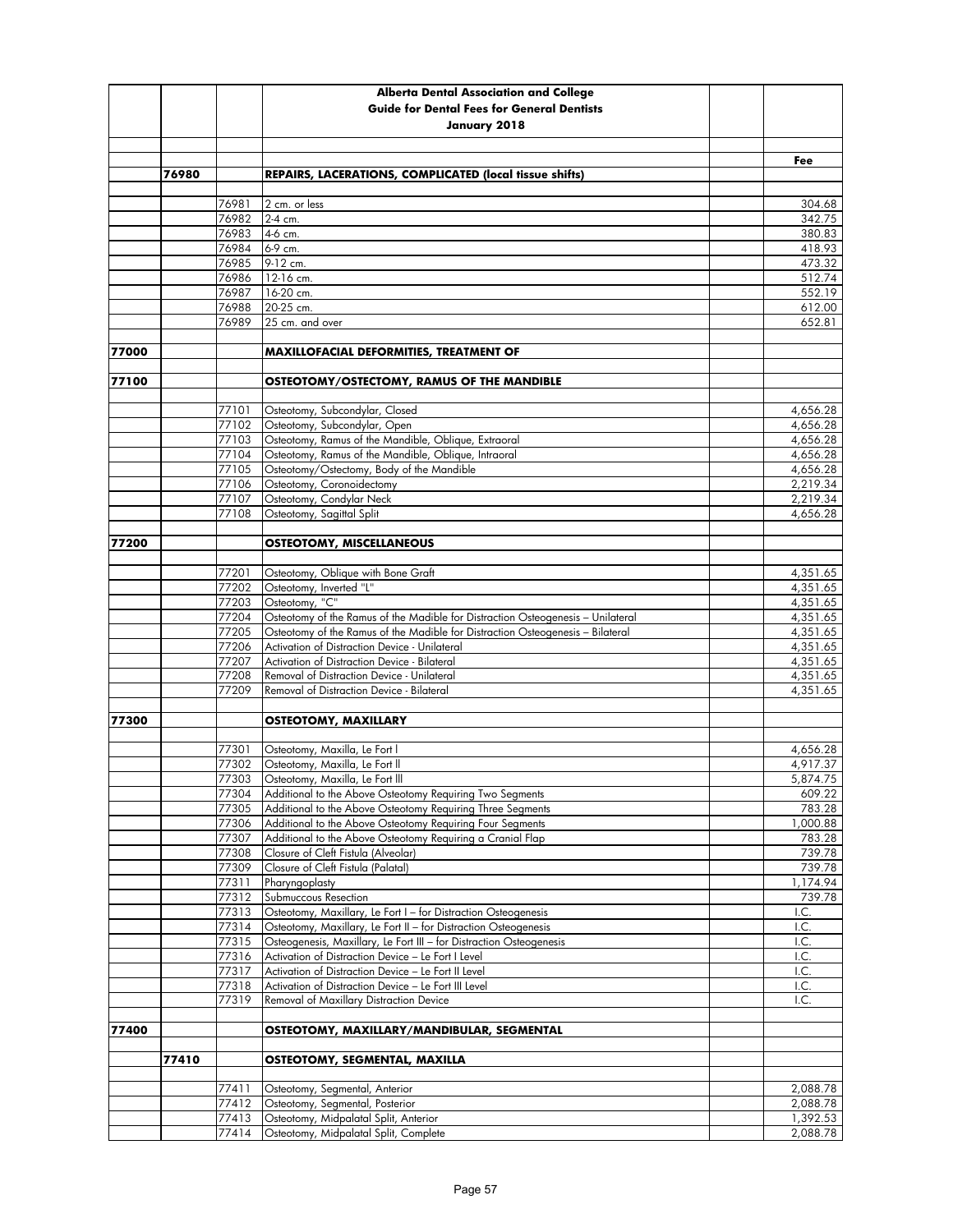| | | | Alberta Dental Association and College<br>Guide for Dental Fees for General Dentists<br>January 2018 | | |
|---|---|---|---|---|---|
| | | | | | **Fee** |
| | **76980** | | **REPAIRS, LACERATIONS, COMPLICATED (local tissue shifts)** | | |
| | | 76981 | 2 cm. or less | | 304.68 |
| | | 76982 | 2-4 cm. | | 342.75 |
| | | 76983 | 4-6 cm. | | 380.83 |
| | | 76984 | 6-9 cm. | | 418.93 |
| | | 76985 | 9-12 cm. | | 473.32 |
| | | 76986 | 12-16 cm. | | 512.74 |
| | | 76987 | 16-20 cm. | | 552.19 |
| | | 76988 | 20-25 cm. | | 612.00 |
| | | 76989 | 25 cm. and over | | 652.81 |
| **77000** | | | **MAXILLOFACIAL DEFORMITIES, TREATMENT OF** | | |
| **77100** | | | **OSTEOTOMY/OSTECTOMY, RAMUS OF THE MANDIBLE** | | |
| | | 77101 | Osteotomy, Subcondylar, Closed | | 4,656.28 |
| | | 77102 | Osteotomy, Subcondylar, Open | | 4,656.28 |
| | | 77103 | Osteotomy, Ramus of the Mandible, Oblique, Extraoral | | 4,656.28 |
| | | 77104 | Osteotomy, Ramus of the Mandible, Oblique, Intraoral | | 4,656.28 |
| | | 77105 | Osteotomy/Ostectomy, Body of the Mandible | | 4,656.28 |
| | | 77106 | Osteotomy, Coronoidectomy | | 2,219.34 |
| | | 77107 | Osteotomy, Condylar Neck | | 2,219.34 |
| | | 77108 | Osteotomy, Sagittal Split | | 4,656.28 |
| **77200** | | | **OSTEOTOMY, MISCELLANEOUS** | | |
| | | 77201 | Osteotomy, Oblique with Bone Graft | | 4,351.65 |
| | | 77202 | Osteotomy, Inverted "L" | | 4,351.65 |
| | | 77203 | Osteotomy, "C" | | 4,351.65 |
| | | 77204 | Osteotomy of the Ramus of the Madible for Distraction Osteogenesis – Unilateral | | 4,351.65 |
| | | 77205 | Osteotomy of the Ramus of the Madible for Distraction Osteogenesis – Bilateral | | 4,351.65 |
| | | 77206 | Activation of Distraction Device - Unilateral | | 4,351.65 |
| | | 77207 | Activation of Distraction Device - Bilateral | | 4,351.65 |
| | | 77208 | Removal of Distraction Device - Unilateral | | 4,351.65 |
| | | 77209 | Removal of Distraction Device - Bilateral | | 4,351.65 |
| **77300** | | | **OSTEOTOMY, MAXILLARY** | | |
| | | 77301 | Osteotomy, Maxilla, Le Fort I | | 4,656.28 |
| | | 77302 | Osteotomy, Maxilla, Le Fort II | | 4,917.37 |
| | | 77303 | Osteotomy, Maxilla, Le Fort III | | 5,874.75 |
| | | 77304 | Additional to the Above Osteotomy Requiring Two Segments | | 609.22 |
| | | 77305 | Additional to the Above Osteotomy Requiring Three Segments | | 783.28 |
| | | 77306 | Additional to the Above Osteotomy Requiring Four Segments | | 1,000.88 |
| | | 77307 | Additional to the Above Osteotomy Requiring a Cranial Flap | | 783.28 |
| | | 77308 | Closure of Cleft Fistula (Alveolar) | | 739.78 |
| | | 77309 | Closure of Cleft Fistula (Palatal) | | 739.78 |
| | | 77311 | Pharyngoplasty | | 1,174.94 |
| | | 77312 | Submuccous Resection | | 739.78 |
| | | 77313 | Osteotomy, Maxillary, Le Fort I – for Distraction Osteogenesis | | I.C. |
| | | 77314 | Osteotomy, Maxillary, Le Fort II – for Distraction Osteogenesis | | I.C. |
| | | 77315 | Osteogenesis, Maxillary, Le Fort III – for Distraction Osteogenesis | | I.C. |
| | | 77316 | Activation of Distraction Device – Le Fort I Level | | I.C. |
| | | 77317 | Activation of Distraction Device – Le Fort II Level | | I.C. |
| | | 77318 | Activation of Distraction Device – Le Fort III Level | | I.C. |
| | | 77319 | Removal of Maxillary Distraction Device | | I.C. |
| **77400** | | | **OSTEOTOMY, MAXILLARY/MANDIBULAR, SEGMENTAL** | | |
| | **77410** | | **OSTEOTOMY, SEGMENTAL, MAXILLA** | | |
| | | 77411 | Osteotomy, Segmental, Anterior | | 2,088.78 |
| | | 77412 | Osteotomy, Segmental, Posterior | | 2,088.78 |
| | | 77413 | Osteotomy, Midpalatal Split, Anterior | | 1,392.53 |
| | | 77414 | Osteotomy, Midpalatal Split, Complete | | 2,088.78 |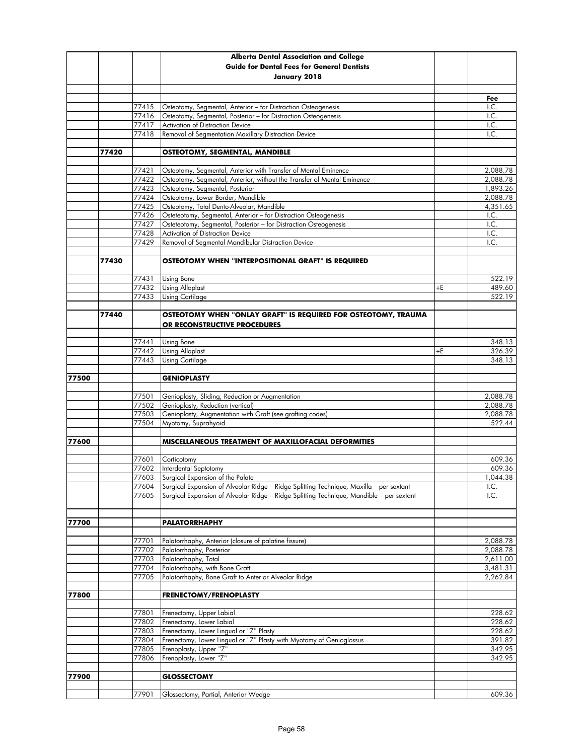| | | | Alberta Dental Association and College<br>Guide for Dental Fees for General Dentists<br>January 2018 | | |
|---|---|---|---|---|---|
| | | | | | Fee |
| | | 77415 | Osteotomy, Segmental, Anterior – for Distraction Osteogenesis | | I.C. |
| | | 77416 | Osteotomy, Segmental, Posterior – for Distraction Osteogenesis | | I.C. |
| | | 77417 | Activation of Distraction Device | | I.C. |
| | | 77418 | Removal of Segmentation Maxillary Distraction Device | | I.C. |
| | 77420 | | **OSTEOTOMY, SEGMENTAL, MANDIBLE** | | |
| | | 77421 | Osteotomy, Segmental, Anterior with Transfer of Mental Eminence | | 2,088.78 |
| | | 77422 | Osteotomy, Segmental, Anterior, without the Transfer of Mental Eminence | | 2,088.78 |
| | | 77423 | Osteotomy, Segmental, Posterior | | 1,893.26 |
| | | 77424 | Osteotomy, Lower Border, Mandible | | 2,088.78 |
| | | 77425 | Osteotomy, Total Dento-Alveolar, Mandible | | 4,351.65 |
| | | 77426 | Osteteotomy, Segmental, Anterior – for Distraction Osteogenesis | | I.C. |
| | | 77427 | Osteteotomy, Segmental, Posterior – for Distraction Osteogenesis | | I.C. |
| | | 77428 | Activation of Distraction Device | | I.C. |
| | | 77429 | Removal of Segmental Mandibular Distraction Device | | I.C. |
| | 77430 | | **OSTEOTOMY WHEN "INTERPOSITIONAL GRAFT" IS REQUIRED** | | |
| | | 77431 | Using Bone | | 522.19 |
| | | 77432 | Using Alloplast | +E | 489.60 |
| | | 77433 | Using Cartilage | | 522.19 |
| | 77440 | | **OSTEOTOMY WHEN "ONLAY GRAFT" IS REQUIRED FOR OSTEOTOMY, TRAUMA OR RECONSTRUCTIVE PROCEDURES** | | |
| | | 77441 | Using Bone | | 348.13 |
| | | 77442 | Using Alloplast | +E | 326.39 |
| | | 77443 | Using Cartilage | | 348.13 |
| 77500 | | | **GENIOPLASTY** | | |
| | | 77501 | Genioplasty, Sliding, Reduction or Augmentation | | 2,088.78 |
| | | 77502 | Genioplasty, Reduction (vertical) | | 2,088.78 |
| | | 77503 | Genioplasty, Augmentation with Graft (see grafting codes) | | 2,088.78 |
| | | 77504 | Myotomy, Suprahyoid | | 522.44 |
| 77600 | | | **MISCELLANEOUS TREATMENT OF MAXILLOFACIAL DEFORMITIES** | | |
| | | 77601 | Corticotomy | | 609.36 |
| | | 77602 | Interdental Septotomy | | 609.36 |
| | | 77603 | Surgical Expansion of the Palate | | 1,044.38 |
| | | 77604 | Surgical Expansion of Alveolar Ridge – Ridge Splitting Technique, Maxilla – per sextant | | I.C. |
| | | 77605 | Surgical Expansion of Alveolar Ridge – Ridge Splitting Technique, Mandible – per sextant | | I.C. |
| 77700 | | | **PALATORRHAPHY** | | |
| | | 77701 | Palatorrhaphy, Anterior (closure of palatine fissure) | | 2,088.78 |
| | | 77702 | Palatorrhaphy, Posterior | | 2,088.78 |
| | | 77703 | Palatorrhaphy, Total | | 2,611.00 |
| | | 77704 | Palatorrhaphy, with Bone Graft | | 3,481.31 |
| | | 77705 | Palatorrhaphy, Bone Graft to Anterior Alveolar Ridge | | 2,262.84 |
| 77800 | | | **FRENECTOMY/FRENOPLASTY** | | |
| | | 77801 | Frenectomy, Upper Labial | | 228.62 |
| | | 77802 | Frenectomy, Lower Labial | | 228.62 |
| | | 77803 | Frenectomy, Lower Lingual or "Z" Plasty | | 228.62 |
| | | 77804 | Frenectomy, Lower Lingual or "Z" Plasty with Myotomy of Genioglossus | | 391.82 |
| | | 77805 | Frenoplasty, Upper "Z" | | 342.95 |
| | | 77806 | Frenoplasty, Lower "Z" | | 342.95 |
| 77900 | | | **GLOSSECTOMY** | | |
| | | 77901 | Glossectomy, Partial, Anterior Wedge | | 609.36 |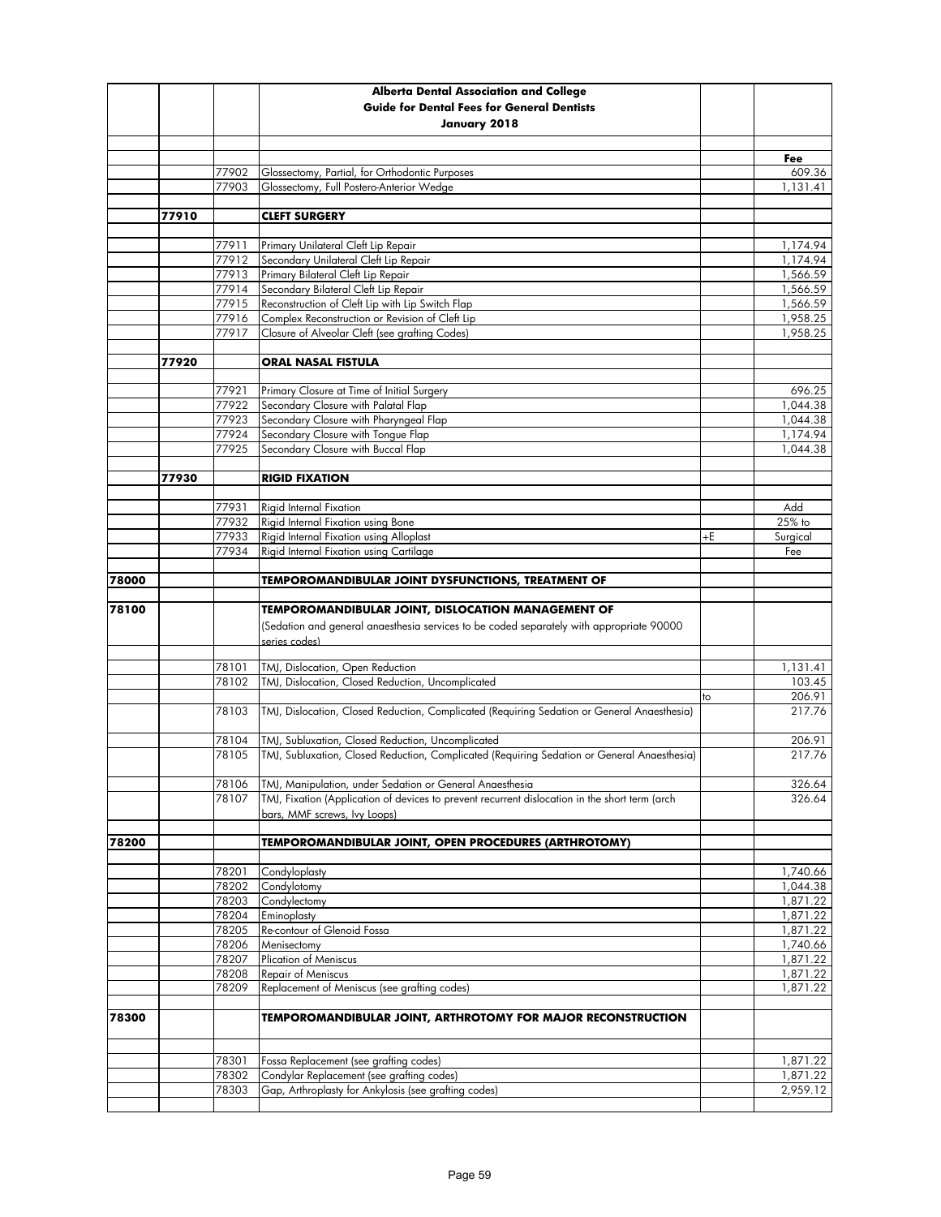| | | | Alberta Dental Association and College<br>Guide for Dental Fees for General Dentists<br>January 2018 | | |
|---|---|---|---|---|---|
| | | | | | **Fee** |
| | | 77902 | Glossectomy, Partial, for Orthodontic Purposes | | 609.36 |
| | | 77903 | Glossectomy, Full Postero-Anterior Wedge | | 1,131.41 |
| | **77910** | | **CLEFT SURGERY** | | |
| | | 77911 | Primary Unilateral Cleft Lip Repair | | 1,174.94 |
| | | 77912 | Secondary Unilateral Cleft Lip Repair | | 1,174.94 |
| | | 77913 | Primary Bilateral Cleft Lip Repair | | 1,566.59 |
| | | 77914 | Secondary Bilateral Cleft Lip Repair | | 1,566.59 |
| | | 77915 | Reconstruction of Cleft Lip with Lip Switch Flap | | 1,566.59 |
| | | 77916 | Complex Reconstruction or Revision of Cleft Lip | | 1,958.25 |
| | | 77917 | Closure of Alveolar Cleft (see grafting Codes) | | 1,958.25 |
| | **77920** | | **ORAL NASAL FISTULA** | | |
| | | 77921 | Primary Closure at Time of Initial Surgery | | 696.25 |
| | | 77922 | Secondary Closure with Palatal Flap | | 1,044.38 |
| | | 77923 | Secondary Closure with Pharyngeal Flap | | 1,044.38 |
| | | 77924 | Secondary Closure with Tongue Flap | | 1,174.94 |
| | | 77925 | Secondary Closure with Buccal Flap | | 1,044.38 |
| | **77930** | | **RIGID FIXATION** | | |
| | | 77931 | Rigid Internal Fixation | | Add |
| | | 77932 | Rigid Internal Fixation using Bone | | 25% to |
| | | 77933 | Rigid Internal Fixation using Alloplast | +E | Surgical |
| | | 77934 | Rigid Internal Fixation using Cartilage | | Fee |
| **78000** | | | **TEMPOROMANDIBULAR JOINT DYSFUNCTIONS, TREATMENT OF** | | |
| **78100** | | | **TEMPOROMANDIBULAR JOINT, DISLOCATION MANAGEMENT OF**<br>(Sedation and general anaesthesia services to be coded separately with appropriate 90000 series codes) | | |
| | | 78101 | TMJ, Dislocation, Open Reduction | | 1,131.41 |
| | | 78102 | TMJ, Dislocation, Closed Reduction, Uncomplicated | | 103.45 |
| | | | | to | 206.91 |
| | | 78103 | TMJ, Dislocation, Closed Reduction, Complicated (Requiring Sedation or General Anaesthesia) | | 217.76 |
| | | 78104 | TMJ, Subluxation, Closed Reduction, Uncomplicated | | 206.91 |
| | | 78105 | TMJ, Subluxation, Closed Reduction, Complicated (Requiring Sedation or General Anaesthesia) | | 217.76 |
| | | 78106 | TMJ, Manipulation, under Sedation or General Anaesthesia | | 326.64 |
| | | 78107 | TMJ, Fixation (Application of devices to prevent recurrent dislocation in the short term (arch bars, MMF screws, Ivy Loops) | | 326.64 |
| **78200** | | | **TEMPOROMANDIBULAR JOINT, OPEN PROCEDURES (ARTHROTOMY)** | | |
| | | 78201 | Condyloplasty | | 1,740.66 |
| | | 78202 | Condylotomy | | 1,044.38 |
| | | 78203 | Condylectomy | | 1,871.22 |
| | | 78204 | Eminoplasty | | 1,871.22 |
| | | 78205 | Re-contour of Glenoid Fossa | | 1,871.22 |
| | | 78206 | Menisectomy | | 1,740.66 |
| | | 78207 | Plication of Meniscus | | 1,871.22 |
| | | 78208 | Repair of Meniscus | | 1,871.22 |
| | | 78209 | Replacement of Meniscus (see grafting codes) | | 1,871.22 |
| **78300** | | | **TEMPOROMANDIBULAR JOINT, ARTHROTOMY FOR MAJOR RECONSTRUCTION** | | |
| | | 78301 | Fossa Replacement (see grafting codes) | | 1,871.22 |
| | | 78302 | Condylar Replacement (see grafting codes) | | 1,871.22 |
| | | 78303 | Gap, Arthroplasty for Ankylosis (see grafting codes) | | 2,959.12 |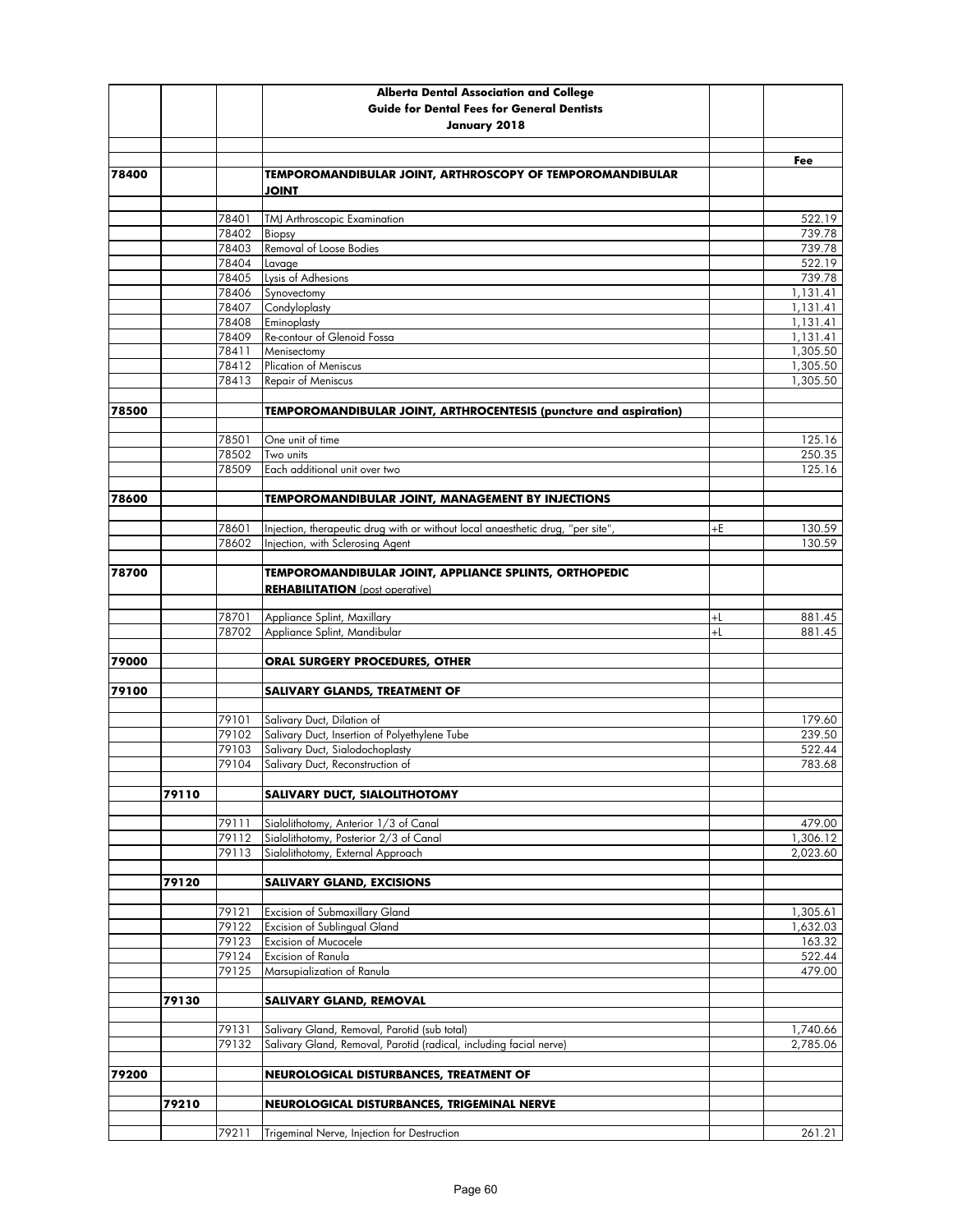| | | | Alberta Dental Association and College<br>Guide for Dental Fees for General Dentists<br>January 2018 | | |
|---|---|---|---|---|---|
| | | | | | **Fee** |
| **78400** | | | **TEMPOROMANDIBULAR JOINT, ARTHROSCOPY OF TEMPOROMANDIBULAR JOINT** | | |
| | | 78401 | TMJ Arthroscopic Examination | | 522.19 |
| | | 78402 | Biopsy | | 739.78 |
| | | 78403 | Removal of Loose Bodies | | 739.78 |
| | | 78404 | Lavage | | 522.19 |
| | | 78405 | Lysis of Adhesions | | 739.78 |
| | | 78406 | Synovectomy | | 1,131.41 |
| | | 78407 | Condyloplasty | | 1,131.41 |
| | | 78408 | Eminoplasty | | 1,131.41 |
| | | 78409 | Re-contour of Glenoid Fossa | | 1,131.41 |
| | | 78411 | Menisectomy | | 1,305.50 |
| | | 78412 | Plication of Meniscus | | 1,305.50 |
| | | 78413 | Repair of Meniscus | | 1,305.50 |
| **78500** | | | **TEMPOROMANDIBULAR JOINT, ARTHROCENTESIS (puncture and aspiration)** | | |
| | | 78501 | One unit of time | | 125.16 |
| | | 78502 | Two units | | 250.35 |
| | | 78509 | Each additional unit over two | | 125.16 |
| **78600** | | | **TEMPOROMANDIBULAR JOINT, MANAGEMENT BY INJECTIONS** | | |
| | | 78601 | Injection, therapeutic drug with or without local anaesthetic drug, "per site", | +E | 130.59 |
| | | 78602 | Injection, with Sclerosing Agent | | 130.59 |
| **78700** | | | **TEMPOROMANDIBULAR JOINT, APPLIANCE SPLINTS, ORTHOPEDIC REHABILITATION** (post operative) | | |
| | | 78701 | Appliance Splint, Maxillary | +L | 881.45 |
| | | 78702 | Appliance Splint, Mandibular | +L | 881.45 |
| **79000** | | | **ORAL SURGERY PROCEDURES, OTHER** | | |
| **79100** | | | **SALIVARY GLANDS, TREATMENT OF** | | |
| | | 79101 | Salivary Duct, Dilation of | | 179.60 |
| | | 79102 | Salivary Duct, Insertion of Polyethylene Tube | | 239.50 |
| | | 79103 | Salivary Duct, Sialodochoplasty | | 522.44 |
| | | 79104 | Salivary Duct, Reconstruction of | | 783.68 |
| | **79110** | | **SALIVARY DUCT, SIALOLITHOTOMY** | | |
| | | 79111 | Sialolithotomy, Anterior 1/3 of Canal | | 479.00 |
| | | 79112 | Sialolithotomy, Posterior 2/3 of Canal | | 1,306.12 |
| | | 79113 | Sialolithotomy, External Approach | | 2,023.60 |
| | **79120** | | **SALIVARY GLAND, EXCISIONS** | | |
| | | 79121 | Excision of Submaxillary Gland | | 1,305.61 |
| | | 79122 | Excision of Sublingual Gland | | 1,632.03 |
| | | 79123 | Excision of Mucocele | | 163.32 |
| | | 79124 | Excision of Ranula | | 522.44 |
| | | 79125 | Marsupialization of Ranula | | 479.00 |
| | **79130** | | **SALIVARY GLAND, REMOVAL** | | |
| | | 79131 | Salivary Gland, Removal, Parotid (sub total) | | 1,740.66 |
| | | 79132 | Salivary Gland, Removal, Parotid (radical, including facial nerve) | | 2,785.06 |
| **79200** | | | **NEUROLOGICAL DISTURBANCES, TREATMENT OF** | | |
| | **79210** | | **NEUROLOGICAL DISTURBANCES, TRIGEMINAL NERVE** | | |
| | | 79211 | Trigeminal Nerve, Injection for Destruction | | 261.21 |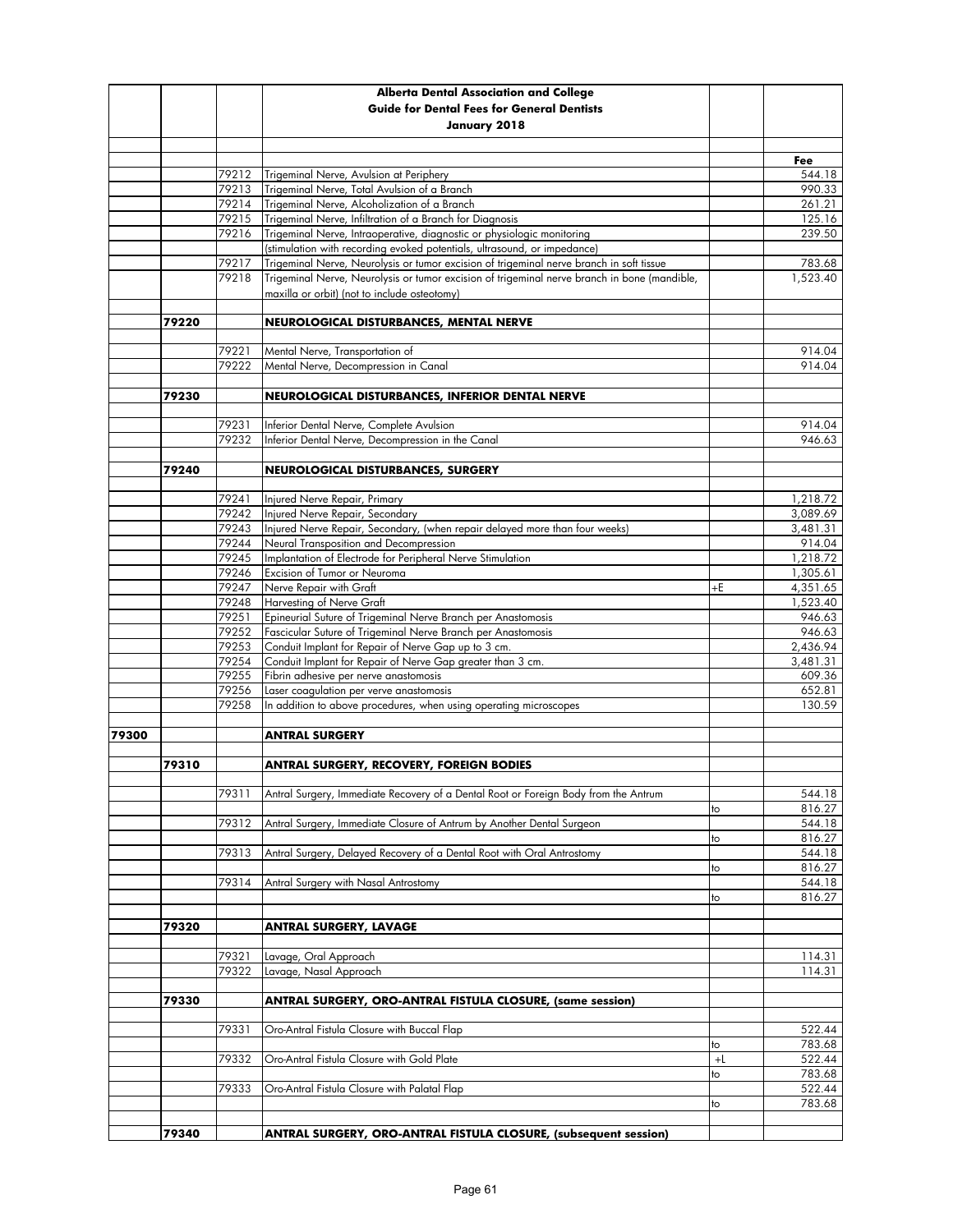| | | | Alberta Dental Association and College<br>Guide for Dental Fees for General Dentists<br>January 2018 | | |
|---|---|---|---|---|---|
| | | | | | Fee |
| | | 79212 | Trigeminal Nerve, Avulsion at Periphery | | 544.18 |
| | | 79213 | Trigeminal Nerve, Total Avulsion of a Branch | | 990.33 |
| | | 79214 | Trigeminal Nerve, Alcoholization of a Branch | | 261.21 |
| | | 79215 | Trigeminal Nerve, Infiltration of a Branch for Diagnosis | | 125.16 |
| | | 79216 | Trigeminal Nerve, Intraoperative, diagnostic or physiologic monitoring (stimulation with recording evoked potentials, ultrasound, or impedance) | | 239.50 |
| | | 79217 | Trigeminal Nerve, Neurolysis or tumor excision of trigeminal nerve branch in soft tissue | | 783.68 |
| | | 79218 | Trigeminal Nerve, Neurolysis or tumor excision of trigeminal nerve branch in bone (mandible, maxilla or orbit) (not to include osteotomy) | | 1,523.40 |
| | 79220 | | **NEUROLOGICAL DISTURBANCES, MENTAL NERVE** | | |
| | | 79221 | Mental Nerve, Transportation of | | 914.04 |
| | | 79222 | Mental Nerve, Decompression in Canal | | 914.04 |
| | 79230 | | **NEUROLOGICAL DISTURBANCES, INFERIOR DENTAL NERVE** | | |
| | | 79231 | Inferior Dental Nerve, Complete Avulsion | | 914.04 |
| | | 79232 | Inferior Dental Nerve, Decompression in the Canal | | 946.63 |
| | 79240 | | **NEUROLOGICAL DISTURBANCES, SURGERY** | | |
| | | 79241 | Injured Nerve Repair, Primary | | 1,218.72 |
| | | 79242 | Injured Nerve Repair, Secondary | | 3,089.69 |
| | | 79243 | Injured Nerve Repair, Secondary, (when repair delayed more than four weeks) | | 3,481.31 |
| | | 79244 | Neural Transposition and Decompression | | 914.04 |
| | | 79245 | Implantation of Electrode for Peripheral Nerve Stimulation | | 1,218.72 |
| | | 79246 | Excision of Tumor or Neuroma | | 1,305.61 |
| | | 79247 | Nerve Repair with Graft | +E | 4,351.65 |
| | | 79248 | Harvesting of Nerve Graft | | 1,523.40 |
| | | 79251 | Epineurial Suture of Trigeminal Nerve Branch per Anastomosis | | 946.63 |
| | | 79252 | Fascicular Suture of Trigeminal Nerve Branch per Anastomosis | | 946.63 |
| | | 79253 | Conduit Implant for Repair of Nerve Gap up to 3 cm. | | 2,436.94 |
| | | 79254 | Conduit Implant for Repair of Nerve Gap greater than 3 cm. | | 3,481.31 |
| | | 79255 | Fibrin adhesive per nerve anastomosis | | 609.36 |
| | | 79256 | Laser coagulation per verve anastomosis | | 652.81 |
| | | 79258 | In addition to above procedures, when using operating microscopes | | 130.59 |
| 79300 | | | **ANTRAL SURGERY** | | |
| | 79310 | | **ANTRAL SURGERY, RECOVERY, FOREIGN BODIES** | | |
| | | 79311 | Antral Surgery, Immediate Recovery of a Dental Root or Foreign Body from the Antrum | | 544.18 |
| | | | | to | 816.27 |
| | | 79312 | Antral Surgery, Immediate Closure of Antrum by Another Dental Surgeon | | 544.18 |
| | | | | to | 816.27 |
| | | 79313 | Antral Surgery, Delayed Recovery of a Dental Root with Oral Antrostomy | | 544.18 |
| | | | | to | 816.27 |
| | | 79314 | Antral Surgery with Nasal Antrostomy | | 544.18 |
| | | | | to | 816.27 |
| | 79320 | | **ANTRAL SURGERY, LAVAGE** | | |
| | | 79321 | Lavage, Oral Approach | | 114.31 |
| | | 79322 | Lavage, Nasal Approach | | 114.31 |
| | 79330 | | **ANTRAL SURGERY, ORO-ANTRAL FISTULA CLOSURE, (same session)** | | |
| | | 79331 | Oro-Antral Fistula Closure with Buccal Flap | | 522.44 |
| | | | | to | 783.68 |
| | | 79332 | Oro-Antral Fistula Closure with Gold Plate | +L | 522.44 |
| | | | | to | 783.68 |
| | | 79333 | Oro-Antral Fistula Closure with Palatal Flap | | 522.44 |
| | | | | to | 783.68 |
| | 79340 | | **ANTRAL SURGERY, ORO-ANTRAL FISTULA CLOSURE, (subsequent session)** | | |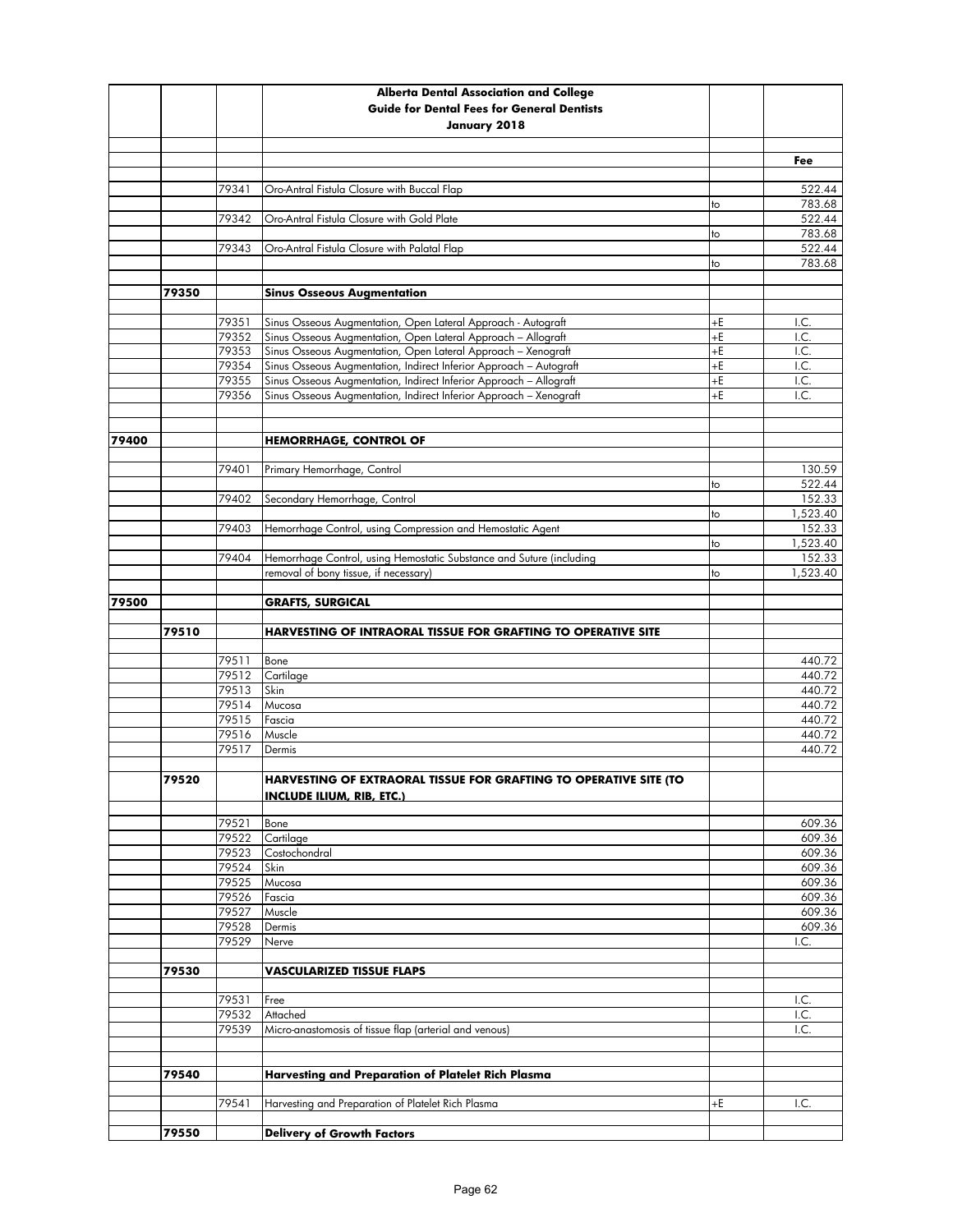**Alberta Dental Association and College**
**Guide for Dental Fees for General Dentists**
**January 2018**

| | | | | | Fee |
|---|---|---|---|---|---|
| | | 79341 | Oro-Antral Fistula Closure with Buccal Flap | | 522.44 |
| | | | | to | 783.68 |
| | | 79342 | Oro-Antral Fistula Closure with Gold Plate | | 522.44 |
| | | | | to | 783.68 |
| | | 79343 | Oro-Antral Fistula Closure with Palatal Flap | | 522.44 |
| | | | | to | 783.68 |
| | 79350 | | **Sinus Osseous Augmentation** | | |
| | | 79351 | Sinus Osseous Augmentation, Open Lateral Approach - Autograft | +E | I.C. |
| | | 79352 | Sinus Osseous Augmentation, Open Lateral Approach – Allograft | +E | I.C. |
| | | 79353 | Sinus Osseous Augmentation, Open Lateral Approach – Xenograft | +E | I.C. |
| | | 79354 | Sinus Osseous Augmentation, Indirect Inferior Approach – Autograft | +E | I.C. |
| | | 79355 | Sinus Osseous Augmentation, Indirect Inferior Approach – Allograft | +E | I.C. |
| | | 79356 | Sinus Osseous Augmentation, Indirect Inferior Approach – Xenograft | +E | I.C. |
| 79400 | | | **HEMORRHAGE, CONTROL OF** | | |
| | | 79401 | Primary Hemorrhage, Control | | 130.59 |
| | | | | to | 522.44 |
| | | 79402 | Secondary Hemorrhage, Control | | 152.33 |
| | | | | to | 1,523.40 |
| | | 79403 | Hemorrhage Control, using Compression and Hemostatic Agent | | 152.33 |
| | | | | to | 1,523.40 |
| | | 79404 | Hemorrhage Control, using Hemostatic Substance and Suture (including | | 152.33 |
| | | | removal of bony tissue, if necessary) | to | 1,523.40 |
| 79500 | | | **GRAFTS, SURGICAL** | | |
| | 79510 | | **HARVESTING OF INTRAORAL TISSUE FOR GRAFTING TO OPERATIVE SITE** | | |
| | | 79511 | Bone | | 440.72 |
| | | 79512 | Cartilage | | 440.72 |
| | | 79513 | Skin | | 440.72 |
| | | 79514 | Mucosa | | 440.72 |
| | | 79515 | Fascia | | 440.72 |
| | | 79516 | Muscle | | 440.72 |
| | | 79517 | Dermis | | 440.72 |
| | 79520 | | **HARVESTING OF EXTRAORAL TISSUE FOR GRAFTING TO OPERATIVE SITE (TO INCLUDE ILIUM, RIB, ETC.)** | | |
| | | 79521 | Bone | | 609.36 |
| | | 79522 | Cartilage | | 609.36 |
| | | 79523 | Costochondral | | 609.36 |
| | | 79524 | Skin | | 609.36 |
| | | 79525 | Mucosa | | 609.36 |
| | | 79526 | Fascia | | 609.36 |
| | | 79527 | Muscle | | 609.36 |
| | | 79528 | Dermis | | 609.36 |
| | | 79529 | Nerve | | I.C. |
| | 79530 | | **VASCULARIZED TISSUE FLAPS** | | |
| | | 79531 | Free | | I.C. |
| | | 79532 | Attached | | I.C. |
| | | 79539 | Micro-anastomosis of tissue flap (arterial and venous) | | I.C. |
| | 79540 | | **Harvesting and Preparation of Platelet Rich Plasma** | | |
| | | 79541 | Harvesting and Preparation of Platelet Rich Plasma | +E | I.C. |
| | 79550 | | **Delivery of Growth Factors** | | |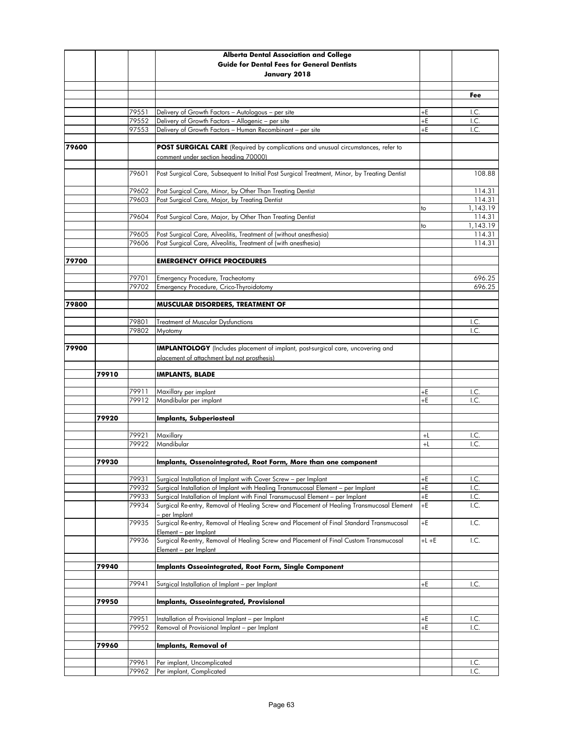# Alberta Dental Association and College
## Guide for Dental Fees for General Dentists
### January 2018

| | | | | | Fee |
|---|---|---|---|---|---|
| | | 79551 | Delivery of Growth Factors – Autologous – per site | +E | I.C. |
| | | 79552 | Delivery of Growth Factors – Allogenic – per site | +E | I.C. |
| | | 97553 | Delivery of Growth Factors – Human Recombinant – per site | +E | I.C. |
| **79600** | | | **POST SURGICAL CARE** (Required by complications and unusual circumstances, refer to comment under section heading 70000) | | |
| | | 79601 | Post Surgical Care, Subsequent to Initial Post Surgical Treatment, Minor, by Treating Dentist | | 108.88 |
| | | 79602 | Post Surgical Care, Minor, by Other Than Treating Dentist | | 114.31 |
| | | 79603 | Post Surgical Care, Major, by Treating Dentist | | 114.31 |
| | | | | to | 1,143.19 |
| | | 79604 | Post Surgical Care, Major, by Other Than Treating Dentist | | 114.31 |
| | | | | to | 1,143.19 |
| | | 79605 | Post Surgical Care, Alveolitis, Treatment of (without anesthesia) | | 114.31 |
| | | 79606 | Post Surgical Care, Alveolitis, Treatment of (with anesthesia) | | 114.31 |
| **79700** | | | **EMERGENCY OFFICE PROCEDURES** | | |
| | | 79701 | Emergency Procedure, Tracheotomy | | 696.25 |
| | | 79702 | Emergency Procedure, Crico-Thyroidotomy | | 696.25 |
| **79800** | | | **MUSCULAR DISORDERS, TREATMENT OF** | | |
| | | 79801 | Treatment of Muscular Dysfunctions | | I.C. |
| | | 79802 | Myotomy | | I.C. |
| **79900** | | | **IMPLANTOLOGY** (Includes placement of implant, post-surgical care, uncovering and placement of attachment but not prosthesis) | | |
| | **79910** | | **IMPLANTS, BLADE** | | |
| | | 79911 | Maxillary per implant | +E | I.C. |
| | | 79912 | Mandibular per implant | +E | I.C. |
| | **79920** | | **Implants, Subperiosteal** | | |
| | | 79921 | Maxillary | +L | I.C. |
| | | 79922 | Mandibular | +L | I.C. |
| | **79930** | | **Implants, Ossenointegrated, Root Form, More than one component** | | |
| | | 79931 | Surgical Installation of Implant with Cover Screw – per Implant | +E | I.C. |
| | | 79932 | Surgical Installation of Implant with Healing Transmucosal Element – per Implant | +E | I.C. |
| | | 79933 | Surgical Installation of Implant with Final Transmucusal Element – per Implant | +E | I.C. |
| | | 79934 | Surgical Re-entry, Removal of Healing Screw and Placement of Healing Transmucosal Element – per Implant | +E | I.C. |
| | | 79935 | Surgical Re-entry, Removal of Healing Screw and Placement of Final Standard Transmucosal Element – per Implant | +E | I.C. |
| | | 79936 | Surgical Re-entry, Removal of Healing Screw and Placement of Final Custom Transmucosal Element – per Implant | +L +E | I.C. |
| | **79940** | | **Implants Osseointegrated, Root Form, Single Component** | | |
| | | 79941 | Surgical Installation of Implant – per Implant | +E | I.C. |
| | **79950** | | **Implants, Osseointegrated, Provisional** | | |
| | | 79951 | Installation of Provisional Implant – per Implant | +E | I.C. |
| | | 79952 | Removal of Provisional Implant – per Implant | +E | I.C. |
| | **79960** | | **Implants, Removal of** | | |
| | | 79961 | Per implant, Uncomplicated | | I.C. |
| | | 79962 | Per implant, Complicated | | I.C. |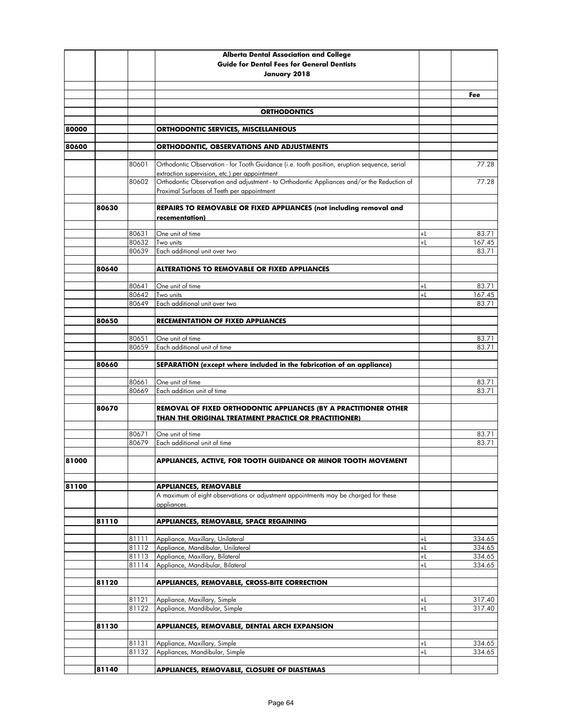**Alberta Dental Association and College**
**Guide for Dental Fees for General Dentists**
**January 2018**

| | | | | | Fee |
|---|---|---|---|---|---|
| | | | **ORTHODONTICS** | | |
| 80000 | | | **ORTHODONTIC SERVICES, MISCELLANEOUS** | | |
| 80600 | | | **ORTHODONTIC, OBSERVATIONS AND ADJUSTMENTS** | | |
| | | 80601 | Orthodontic Observation - for Tooth Guidance (i.e. tooth position, eruption sequence, serial extraction supervision, etc.) per appointment | | 77.28 |
| | | 80602 | Orthodontic Observation and adjustment - to Orthodontic Appliances and/or the Reduction of Proximal Surfaces of Teeth per appointment | | 77.28 |
| | 80630 | | **REPAIRS TO REMOVABLE OR FIXED APPLIANCES (not including removal and recementation)** | | |
| | | 80631 | One unit of time | +L | 83.71 |
| | | 80632 | Two units | +L | 167.45 |
| | | 80639 | Each additional unit over two | | 83.71 |
| | 80640 | | **ALTERATIONS TO REMOVABLE OR FIXED APPLIANCES** | | |
| | | 80641 | One unit of time | +L | 83.71 |
| | | 80642 | Two units | +L | 167.45 |
| | | 80649 | Each additional unit over two | | 83.71 |
| | 80650 | | **RECEMENTATION OF FIXED APPLIANCES** | | |
| | | 80651 | One unit of time | | 83.71 |
| | | 80659 | Each additional unit of time | | 83.71 |
| | 80660 | | **SEPARATION (except where included in the fabrication of an appliance)** | | |
| | | 80661 | One unit of time | | 83.71 |
| | | 80669 | Each addition unit of time | | 83.71 |
| | 80670 | | **REMOVAL OF FIXED ORTHODONTIC APPLIANCES (BY A PRACTITIONER OTHER THAN THE ORIGINAL TREATMENT PRACTICE OR PRACTITIONER)** | | |
| | | 80671 | One unit of time | | 83.71 |
| | | 80679 | Each additional unit of time | | 83.71 |
| 81000 | | | **APPLIANCES, ACTIVE, FOR TOOTH GUIDANCE OR MINOR TOOTH MOVEMENT** | | |
| 81100 | | | **APPLIANCES, REMOVABLE** | | |
| | | | A maximum of eight observations or adjustment appointments may be charged for these appliances. | | |
| | 81110 | | **APPLIANCES, REMOVABLE, SPACE REGAINING** | | |
| | | 81111 | Appliance, Maxillary, Unilateral | +L | 334.65 |
| | | 81112 | Appliance, Mandibular, Unilateral | +L | 334.65 |
| | | 81113 | Appliance, Maxillary, Bilateral | +L | 334.65 |
| | | 81114 | Appliance, Mandibular, Bilateral | +L | 334.65 |
| | 81120 | | **APPLIANCES, REMOVABLE, CROSS-BITE CORRECTION** | | |
| | | 81121 | Appliance, Maxillary, Simple | +L | 317.40 |
| | | 81122 | Appliance, Mandibular, Simple | +L | 317.40 |
| | 81130 | | **APPLIANCES, REMOVABLE, DENTAL ARCH EXPANSION** | | |
| | | 81131 | Appliance, Maxillary, Simple | +L | 334.65 |
| | | 81132 | Appliances, Mandibular, Simple | +L | 334.65 |
| | 81140 | | **APPLIANCES, REMOVABLE, CLOSURE OF DIASTEMAS** | | |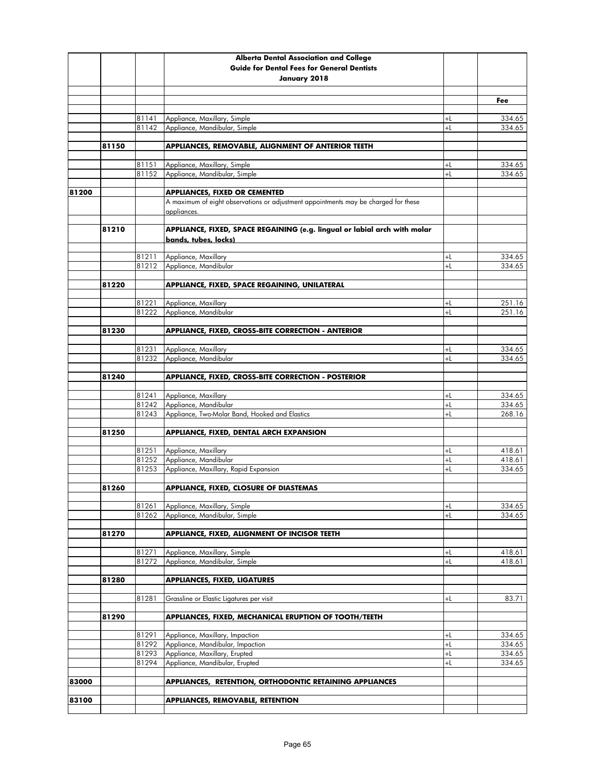| | | | Alberta Dental Association and College<br>Guide for Dental Fees for General Dentists<br>January 2018 | | |
|---|---|---|---|---|---|
| | | | | | **Fee** |
| | | 81141 | Appliance, Maxillary, Simple | +L | 334.65 |
| | | 81142 | Appliance, Mandibular, Simple | +L | 334.65 |
| | 81150 | | **APPLIANCES, REMOVABLE, ALIGNMENT OF ANTERIOR TEETH** | | |
| | | 81151 | Appliance, Maxillary, Simple | +L | 334.65 |
| | | 81152 | Appliance, Mandibular, Simple | +L | 334.65 |
| 81200 | | | **APPLIANCES, FIXED OR CEMENTED** | | |
| | | | A maximum of eight observations or adjustment appointments may be charged for these appliances. | | |
| | 81210 | | **APPLIANCE, FIXED, SPACE REGAINING (e.g. lingual or labial arch with molar bands, tubes, locks)** | | |
| | | 81211 | Appliance, Maxillary | +L | 334.65 |
| | | 81212 | Appliance, Mandibular | +L | 334.65 |
| | 81220 | | **APPLIANCE, FIXED, SPACE REGAINING, UNILATERAL** | | |
| | | 81221 | Appliance, Maxillary | +L | 251.16 |
| | | 81222 | Appliance, Mandibular | +L | 251.16 |
| | 81230 | | **APPLIANCE, FIXED, CROSS-BITE CORRECTION - ANTERIOR** | | |
| | | 81231 | Appliance, Maxillary | +L | 334.65 |
| | | 81232 | Appliance, Mandibular | +L | 334.65 |
| | 81240 | | **APPLIANCE, FIXED, CROSS-BITE CORRECTION - POSTERIOR** | | |
| | | 81241 | Appliance, Maxillary | +L | 334.65 |
| | | 81242 | Appliance, Mandibular | +L | 334.65 |
| | | 81243 | Appliance, Two-Molar Band, Hooked and Elastics | +L | 268.16 |
| | 81250 | | **APPLIANCE, FIXED, DENTAL ARCH EXPANSION** | | |
| | | 81251 | Appliance, Maxillary | +L | 418.61 |
| | | 81252 | Appliance, Mandibular | +L | 418.61 |
| | | 81253 | Appliance, Maxillary, Rapid Expansion | +L | 334.65 |
| | 81260 | | **APPLIANCE, FIXED, CLOSURE OF DIASTEMAS** | | |
| | | 81261 | Appliance, Maxillary, Simple | +L | 334.65 |
| | | 81262 | Appliance, Mandibular, Simple | +L | 334.65 |
| | 81270 | | **APPLIANCE, FIXED, ALIGNMENT OF INCISOR TEETH** | | |
| | | 81271 | Appliance, Maxillary, Simple | +L | 418.61 |
| | | 81272 | Appliance, Mandibular, Simple | +L | 418.61 |
| | 81280 | | **APPLIANCES, FIXED, LIGATURES** | | |
| | | 81281 | Grassline or Elastic Ligatures per visit | +L | 83.71 |
| | 81290 | | **APPLIANCES, FIXED, MECHANICAL ERUPTION OF TOOTH/TEETH** | | |
| | | 81291 | Appliance, Maxillary, Impaction | +L | 334.65 |
| | | 81292 | Appliance, Mandibular, Impaction | +L | 334.65 |
| | | 81293 | Appliance, Maxillary, Erupted | +L | 334.65 |
| | | 81294 | Appliance, Mandibular, Erupted | +L | 334.65 |
| 83000 | | | **APPLIANCES, RETENTION, ORTHODONTIC RETAINING APPLIANCES** | | |
| 83100 | | | **APPLIANCES, REMOVABLE, RETENTION** | | |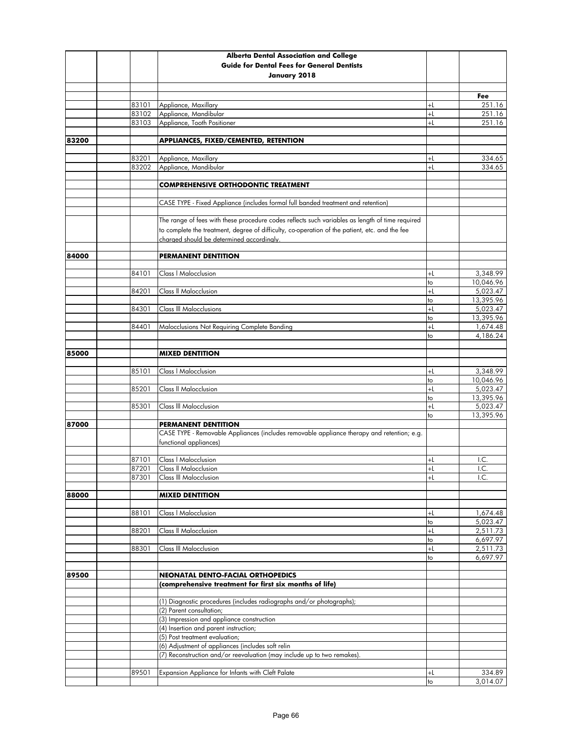| | | | Alberta Dental Association and College<br>Guide for Dental Fees for General Dentists<br>January 2018 | | |
|---|---|---|---|---|---|
| | | | | | Fee |
| | | 83101 | Appliance, Maxillary | +L | 251.16 |
| | | 83102 | Appliance, Mandibular | +L | 251.16 |
| | | 83103 | Appliance, Tooth Positioner | +L | 251.16 |
| 83200 | | | **APPLIANCES, FIXED/CEMENTED, RETENTION** | | |
| | | 83201 | Appliance, Maxillary | +L | 334.65 |
| | | 83202 | Appliance, Mandibular | +L | 334.65 |
| | | | **COMPREHENSIVE ORTHODONTIC TREATMENT** | | |
| | | | CASE TYPE - Fixed Appliance (includes formal full banded treatment and retention) | | |
| | | | The range of fees with these procedure codes reflects such variables as length of time required to complete the treatment, degree of difficulty, co-operation of the patient, etc. and the fee charged should be determined accordingly. | | |
| 84000 | | | **PERMANENT DENTITION** | | |
| | | 84101 | Class I Malocclusion | +L | 3,348.99 |
| | | | | to | 10,046.96 |
| | | 84201 | Class II Malocclusion | +L | 5,023.47 |
| | | | | to | 13,395.96 |
| | | 84301 | Class III Malocclusions | +L | 5,023.47 |
| | | | | to | 13,395.96 |
| | | 84401 | Malocclusions Not Requiring Complete Banding | +L | 1,674.48 |
| | | | | to | 4,186.24 |
| 85000 | | | **MIXED DENTITION** | | |
| | | 85101 | Class I Malocclusion | +L | 3,348.99 |
| | | | | to | 10,046.96 |
| | | 85201 | Class II Malocclusion | +L | 5,023.47 |
| | | | | to | 13,395.96 |
| | | 85301 | Class III Malocclusion | +L | 5,023.47 |
| | | | | to | 13,395.96 |
| 87000 | | | **PERMANENT DENTITION** | | |
| | | | CASE TYPE - Removable Appliances (includes removable appliance therapy and retention; e.g. functional appliances) | | |
| | | 87101 | Class I Malocclusion | +L | I.C. |
| | | 87201 | Class II Malocclusion | +L | I.C. |
| | | 87301 | Class III Malocclusion | +L | I.C. |
| 88000 | | | **MIXED DENTITION** | | |
| | | 88101 | Class I Malocclusion | +L | 1,674.48 |
| | | | | to | 5,023.47 |
| | | 88201 | Class II Malocclusion | +L | 2,511.73 |
| | | | | to | 6,697.97 |
| | | 88301 | Class III Malocclusion | +L | 2,511.73 |
| | | | | to | 6,697.97 |
| 89500 | | | **NEONATAL DENTO-FACIAL ORTHOPEDICS** | | |
| | | | **(comprehensive treatment for first six months of life)** | | |
| | | | (1) Diagnostic procedures (includes radiographs and/or photographs); | | |
| | | | (2) Parent consultation; | | |
| | | | (3) Impression and appliance construction | | |
| | | | (4) Insertion and parent instruction; | | |
| | | | (5) Post treatment evaluation; | | |
| | | | (6) Adjustment of appliances (includes soft relin | | |
| | | | (7) Reconstruction and/or reevaluation (may include up to two remakes). | | |
| | | 89501 | Expansion Appliance for Infants with Cleft Palate | +L | 334.89 |
| | | | | to | 3,014.07 |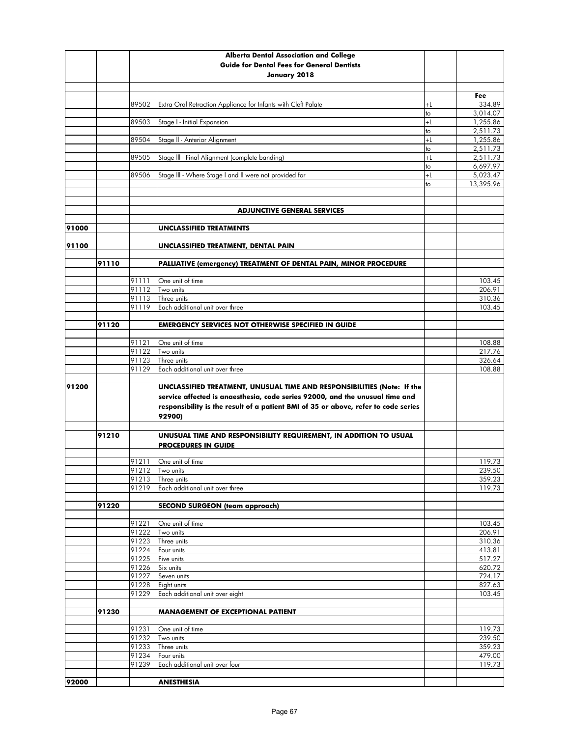**Alberta Dental Association and College**
**Guide for Dental Fees for General Dentists**
**January 2018**

| | | | | | Fee |
|---|---|---|---|---|---|
| | | 89502 | Extra Oral Retraction Appliance for Infants with Cleft Palate | +L | 334.89 |
| | | | | to | 3,014.07 |
| | | 89503 | Stage I - Initial Expansion | +L | 1,255.86 |
| | | | | to | 2,511.73 |
| | | 89504 | Stage II - Anterior Alignment | +L | 1,255.86 |
| | | | | to | 2,511.73 |
| | | 89505 | Stage III - Final Alignment (complete banding) | +L | 2,511.73 |
| | | | | to | 6,697.97 |
| | | 89506 | Stage III - Where Stage I and II were not provided for | +L | 5,023.47 |
| | | | | to | 13,395.96 |
| | | | **ADJUNCTIVE GENERAL SERVICES** | | |
| **91000** | | | **UNCLASSIFIED TREATMENTS** | | |
| **91100** | | | **UNCLASSIFIED TREATMENT, DENTAL PAIN** | | |
| | **91110** | | **PALLIATIVE (emergency) TREATMENT OF DENTAL PAIN, MINOR PROCEDURE** | | |
| | | 91111 | One unit of time | | 103.45 |
| | | 91112 | Two units | | 206.91 |
| | | 91113 | Three units | | 310.36 |
| | | 91119 | Each additional unit over three | | 103.45 |
| | **91120** | | **EMERGENCY SERVICES NOT OTHERWISE SPECIFIED IN GUIDE** | | |
| | | 91121 | One unit of time | | 108.88 |
| | | 91122 | Two units | | 217.76 |
| | | 91123 | Three units | | 326.64 |
| | | 91129 | Each additional unit over three | | 108.88 |
| **91200** | | | **UNCLASSIFIED TREATMENT, UNUSUAL TIME AND RESPONSIBILITIES (Note: If the service affected is anaesthesia, code series 92000, and the unusual time and responsibility is the result of a patient BMI of 35 or above, refer to code series 92900)** | | |
| | **91210** | | **UNUSUAL TIME AND RESPONSIBILITY REQUIREMENT, IN ADDITION TO USUAL PROCEDURES IN GUIDE** | | |
| | | 91211 | One unit of time | | 119.73 |
| | | 91212 | Two units | | 239.50 |
| | | 91213 | Three units | | 359.23 |
| | | 91219 | Each additional unit over three | | 119.73 |
| | **91220** | | **SECOND SURGEON (team approach)** | | |
| | | 91221 | One unit of time | | 103.45 |
| | | 91222 | Two units | | 206.91 |
| | | 91223 | Three units | | 310.36 |
| | | 91224 | Four units | | 413.81 |
| | | 91225 | Five units | | 517.27 |
| | | 91226 | Six units | | 620.72 |
| | | 91227 | Seven units | | 724.17 |
| | | 91228 | Eight units | | 827.63 |
| | | 91229 | Each additional unit over eight | | 103.45 |
| | **91230** | | **MANAGEMENT OF EXCEPTIONAL PATIENT** | | |
| | | 91231 | One unit of time | | 119.73 |
| | | 91232 | Two units | | 239.50 |
| | | 91233 | Three units | | 359.23 |
| | | 91234 | Four units | | 479.00 |
| | | 91239 | Each additional unit over four | | 119.73 |
| **92000** | | | **ANESTHESIA** | | |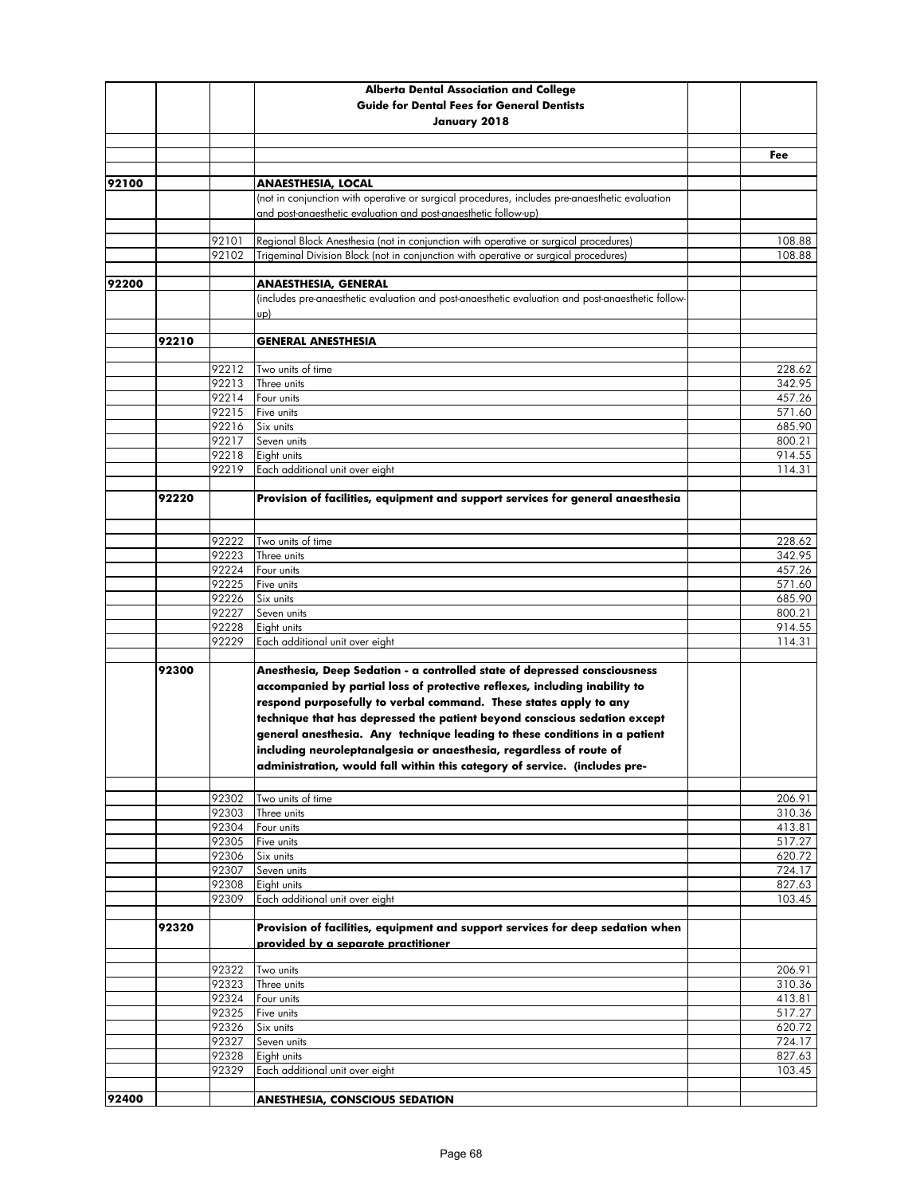| | | | Alberta Dental Association and College<br>Guide for Dental Fees for General Dentists<br>January 2018 | | |
|---|---|---|---|---|---|
| | | | | | **Fee** |
| **92100** | | | **ANAESTHESIA, LOCAL** | | |
| | | | (not in conjunction with operative or surgical procedures, includes pre-anaesthetic evaluation and post-anaesthetic evaluation and post-anaesthetic follow-up) | | |
| | | 92101 | Regional Block Anesthesia (not in conjunction with operative or surgical procedures) | | 108.88 |
| | | 92102 | Trigeminal Division Block (not in conjunction with operative or surgical procedures) | | 108.88 |
| **92200** | | | **ANAESTHESIA, GENERAL** | | |
| | | | (includes pre-anaesthetic evaluation and post-anaesthetic evaluation and post-anaesthetic follow-up) | | |
| | **92210** | | **GENERAL ANESTHESIA** | | |
| | | 92212 | Two units of time | | 228.62 |
| | | 92213 | Three units | | 342.95 |
| | | 92214 | Four units | | 457.26 |
| | | 92215 | Five units | | 571.60 |
| | | 92216 | Six units | | 685.90 |
| | | 92217 | Seven units | | 800.21 |
| | | 92218 | Eight units | | 914.55 |
| | | 92219 | Each additional unit over eight | | 114.31 |
| | **92220** | | **Provision of facilities, equipment and support services for general anaesthesia** | | |
| | | 92222 | Two units of time | | 228.62 |
| | | 92223 | Three units | | 342.95 |
| | | 92224 | Four units | | 457.26 |
| | | 92225 | Five units | | 571.60 |
| | | 92226 | Six units | | 685.90 |
| | | 92227 | Seven units | | 800.21 |
| | | 92228 | Eight units | | 914.55 |
| | | 92229 | Each additional unit over eight | | 114.31 |
| | **92300** | | **Anesthesia, Deep Sedation - a controlled state of depressed consciousness accompanied by partial loss of protective reflexes, including inability to respond purposefully to verbal command. These states apply to any technique that has depressed the patient beyond conscious sedation except general anesthesia. Any technique leading to these conditions in a patient including neuroleptanalgesia or anaesthesia, regardless of route of administration, would fall within this category of service. (includes pre-** | | |
| | | 92302 | Two units of time | | 206.91 |
| | | 92303 | Three units | | 310.36 |
| | | 92304 | Four units | | 413.81 |
| | | 92305 | Five units | | 517.27 |
| | | 92306 | Six units | | 620.72 |
| | | 92307 | Seven units | | 724.17 |
| | | 92308 | Eight units | | 827.63 |
| | | 92309 | Each additional unit over eight | | 103.45 |
| | **92320** | | **Provision of facilities, equipment and support services for deep sedation when provided by a separate practitioner** | | |
| | | 92322 | Two units | | 206.91 |
| | | 92323 | Three units | | 310.36 |
| | | 92324 | Four units | | 413.81 |
| | | 92325 | Five units | | 517.27 |
| | | 92326 | Six units | | 620.72 |
| | | 92327 | Seven units | | 724.17 |
| | | 92328 | Eight units | | 827.63 |
| | | 92329 | Each additional unit over eight | | 103.45 |
| **92400** | | | **ANESTHESIA, CONSCIOUS SEDATION** | | |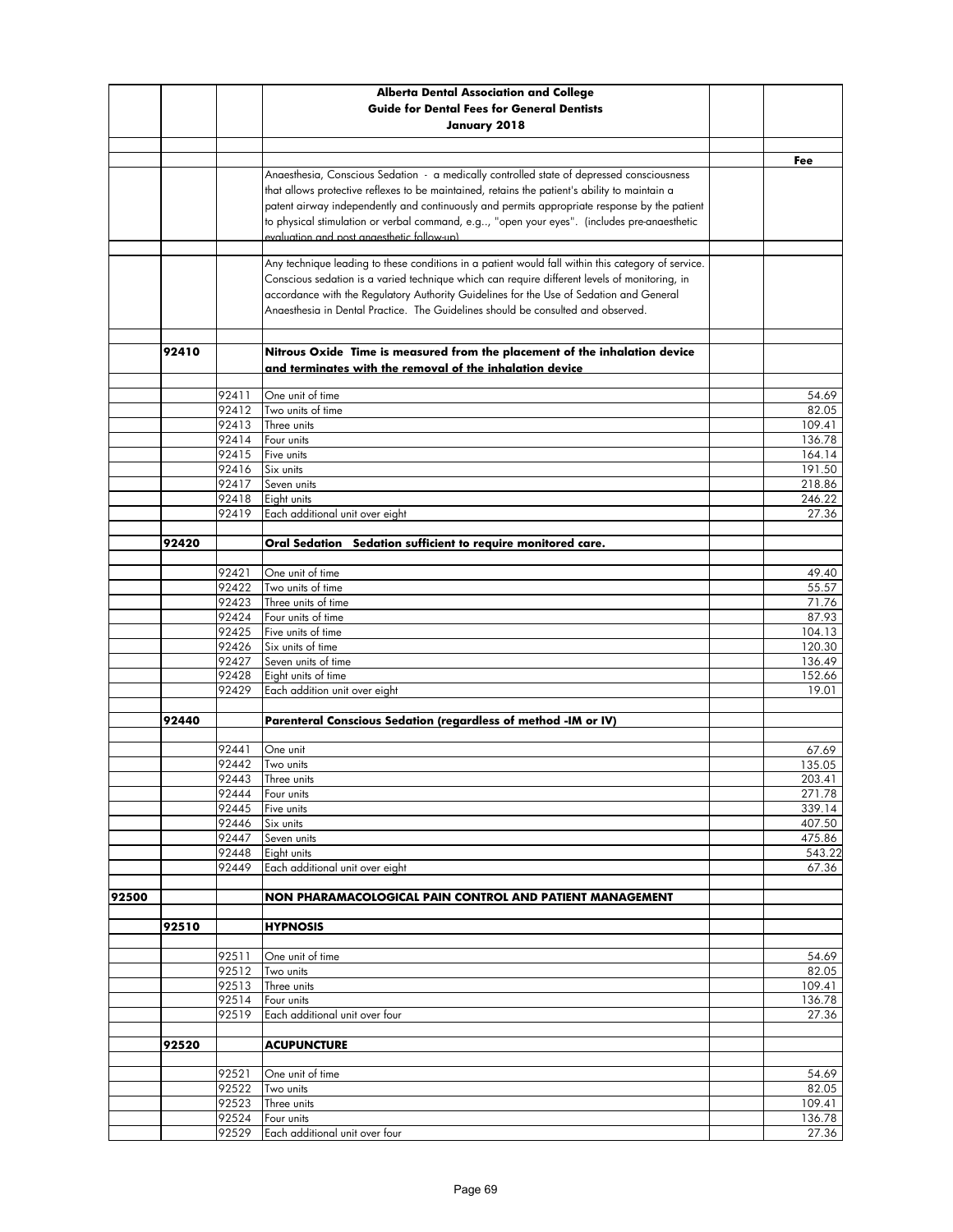| | | | **Alberta Dental Association and College** **Guide for Dental Fees for General Dentists** **January 2018** | | |
|---|---|---|---|---|---|
| | | | | | **Fee** |
| | | | Anaesthesia, Conscious Sedation - a medically controlled state of depressed consciousness that allows protective reflexes to be maintained, retains the patient's ability to maintain a patent airway independently and continuously and permits appropriate response by the patient to physical stimulation or verbal command, e.g.., "open your eyes". (includes pre-anaesthetic evaluation and post anaesthetic follow-up) | | |
| | | | Any technique leading to these conditions in a patient would fall within this category of service. Conscious sedation is a varied technique which can require different levels of monitoring, in accordance with the Regulatory Authority Guidelines for the Use of Sedation and General Anaesthesia in Dental Practice. The Guidelines should be consulted and observed. | | |
| | **92410** | | **Nitrous Oxide Time is measured from the placement of the inhalation device and terminates with the removal of the inhalation device** | | |
| | | 92411 | One unit of time | | 54.69 |
| | | 92412 | Two units of time | | 82.05 |
| | | 92413 | Three units | | 109.41 |
| | | 92414 | Four units | | 136.78 |
| | | 92415 | Five units | | 164.14 |
| | | 92416 | Six units | | 191.50 |
| | | 92417 | Seven units | | 218.86 |
| | | 92418 | Eight units | | 246.22 |
| | | 92419 | Each additional unit over eight | | 27.36 |
| | **92420** | | **Oral Sedation Sedation sufficient to require monitored care.** | | |
| | | 92421 | One unit of time | | 49.40 |
| | | 92422 | Two units of time | | 55.57 |
| | | 92423 | Three units of time | | 71.76 |
| | | 92424 | Four units of time | | 87.93 |
| | | 92425 | Five units of time | | 104.13 |
| | | 92426 | Six units of time | | 120.30 |
| | | 92427 | Seven units of time | | 136.49 |
| | | 92428 | Eight units of time | | 152.66 |
| | | 92429 | Each addition unit over eight | | 19.01 |
| | **92440** | | **Parenteral Conscious Sedation (regardless of method -IM or IV)** | | |
| | | 92441 | One unit | | 67.69 |
| | | 92442 | Two units | | 135.05 |
| | | 92443 | Three units | | 203.41 |
| | | 92444 | Four units | | 271.78 |
| | | 92445 | Five units | | 339.14 |
| | | 92446 | Six units | | 407.50 |
| | | 92447 | Seven units | | 475.86 |
| | | 92448 | Eight units | | 543.22 |
| | | 92449 | Each additional unit over eight | | 67.36 |
| **92500** | | | **NON PHARAMACOLOGICAL PAIN CONTROL AND PATIENT MANAGEMENT** | | |
| | **92510** | | **HYPNOSIS** | | |
| | | 92511 | One unit of time | | 54.69 |
| | | 92512 | Two units | | 82.05 |
| | | 92513 | Three units | | 109.41 |
| | | 92514 | Four units | | 136.78 |
| | | 92519 | Each additional unit over four | | 27.36 |
| | **92520** | | **ACUPUNCTURE** | | |
| | | 92521 | One unit of time | | 54.69 |
| | | 92522 | Two units | | 82.05 |
| | | 92523 | Three units | | 109.41 |
| | | 92524 | Four units | | 136.78 |
| | | 92529 | Each additional unit over four | | 27.36 |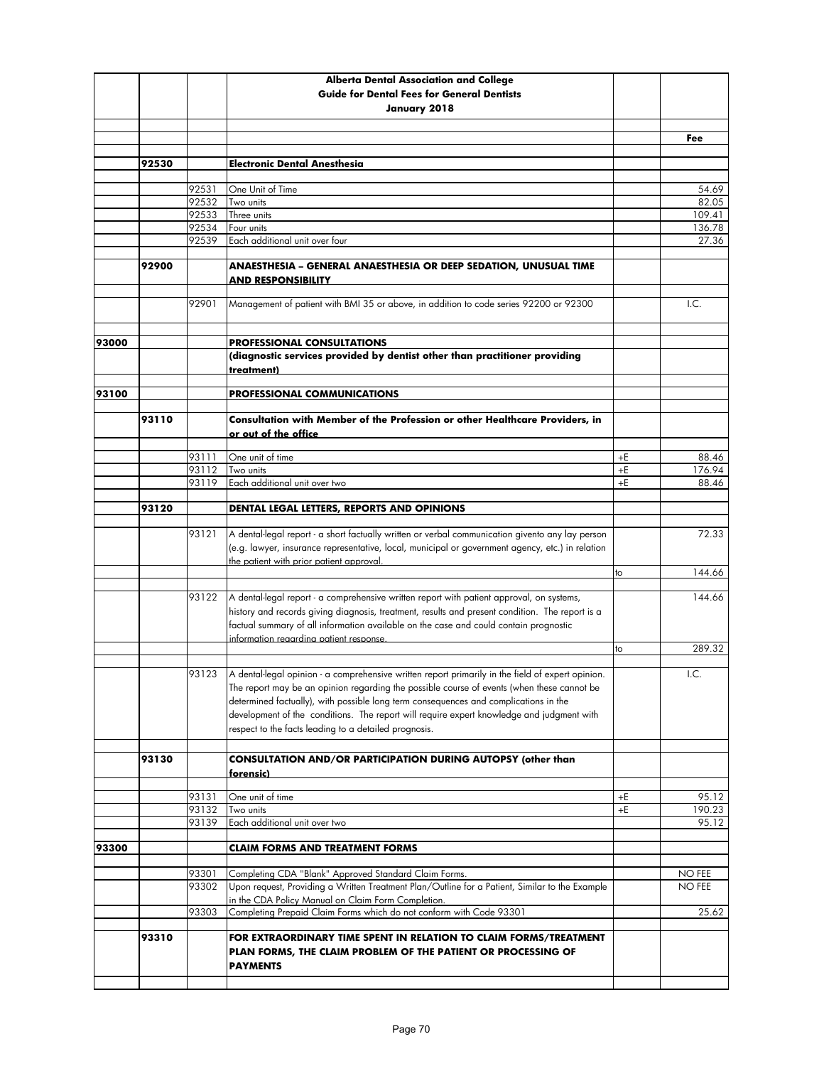| | | | Alberta Dental Association and College<br>Guide for Dental Fees for General Dentists<br>January 2018 | | |
|---|---|---|---|---|---|
| | | | | | **Fee** |
| | 92530 | | **Electronic Dental Anesthesia** | | |
| | | 92531 | One Unit of Time | | 54.69 |
| | | 92532 | Two units | | 82.05 |
| | | 92533 | Three units | | 109.41 |
| | | 92534 | Four units | | 136.78 |
| | | 92539 | Each additional unit over four | | 27.36 |
| | 92900 | | **ANAESTHESIA – GENERAL ANAESTHESIA OR DEEP SEDATION, UNUSUAL TIME AND RESPONSIBILITY** | | |
| | | 92901 | Management of patient with BMI 35 or above, in addition to code series 92200 or 92300 | | I.C. |
| 93000 | | | **PROFESSIONAL CONSULTATIONS** | | |
| | | | **(diagnostic services provided by dentist other than practitioner providing treatment)** | | |
| 93100 | | | **PROFESSIONAL COMMUNICATIONS** | | |
| | 93110 | | **Consultation with Member of the Profession or other Healthcare Providers, in or out of the office** | | |
| | | 93111 | One unit of time | +E | 88.46 |
| | | 93112 | Two units | +E | 176.94 |
| | | 93119 | Each additional unit over two | +E | 88.46 |
| | 93120 | | **DENTAL LEGAL LETTERS, REPORTS AND OPINIONS** | | |
| | | 93121 | A dental-legal report - a short factually written or verbal communication givento any lay person (e.g. lawyer, insurance representative, local, municipal or government agency, etc.) in relation the patient with prior patient approval. | | 72.33 |
| | | | | to | 144.66 |
| | | 93122 | A dental-legal report - a comprehensive written report with patient approval, on systems, history and records giving diagnosis, treatment, results and present condition. The report is a factual summary of all information available on the case and could contain prognostic information regarding patient response. | | 144.66 |
| | | | | to | 289.32 |
| | | 93123 | A dental-legal opinion - a comprehensive written report primarily in the field of expert opinion. The report may be an opinion regarding the possible course of events (when these cannot be determined factually), with possible long term consequences and complications in the development of the conditions. The report will require expert knowledge and judgment with respect to the facts leading to a detailed prognosis. | | I.C. |
| | 93130 | | **CONSULTATION AND/OR PARTICIPATION DURING AUTOPSY (other than forensic)** | | |
| | | 93131 | One unit of time | +E | 95.12 |
| | | 93132 | Two units | +E | 190.23 |
| | | 93139 | Each additional unit over two | | 95.12 |
| 93300 | | | **CLAIM FORMS AND TREATMENT FORMS** | | |
| | | 93301 | Completing CDA "Blank" Approved Standard Claim Forms. | | NO FEE |
| | | 93302 | Upon request, Providing a Written Treatment Plan/Outline for a Patient, Similar to the Example in the CDA Policy Manual on Claim Form Completion. | | NO FEE |
| | | 93303 | Completing Prepaid Claim Forms which do not conform with Code 93301 | | 25.62 |
| | 93310 | | **FOR EXTRAORDINARY TIME SPENT IN RELATION TO CLAIM FORMS/TREATMENT PLAN FORMS, THE CLAIM PROBLEM OF THE PATIENT OR PROCESSING OF PAYMENTS** | | |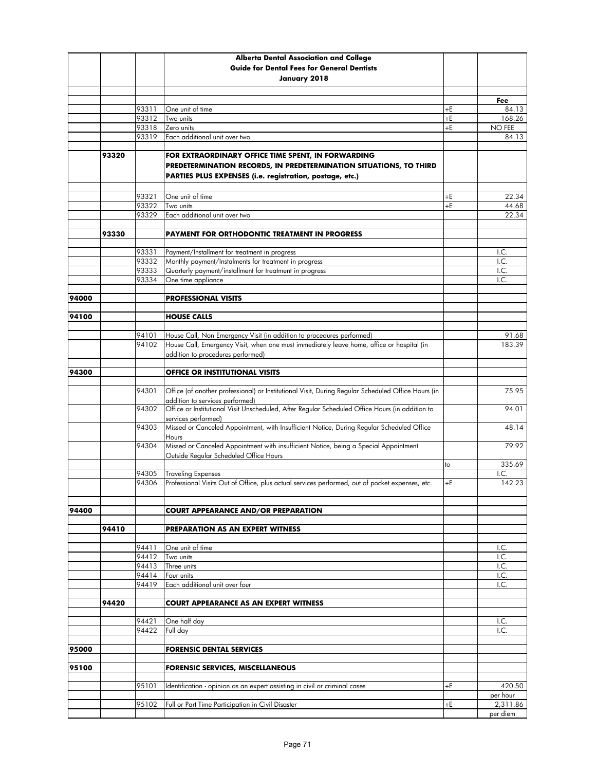| | | | Alberta Dental Association and College<br>Guide for Dental Fees for General Dentists<br>January 2018 | | |
|---|---|---|---|---|---|
| | | | | | **Fee** |
| | | 93311 | One unit of time | +E | 84.13 |
| | | 93312 | Two units | +E | 168.26 |
| | | 93318 | Zero units | +E | NO FEE |
| | | 93319 | Each additional unit over two | | 84.13 |
| | **93320** | | **FOR EXTRAORDINARY OFFICE TIME SPENT, IN FORWARDING PREDETERMINATION RECORDS, IN PREDETERMINATION SITUATIONS, TO THIRD PARTIES PLUS EXPENSES (i.e. registration, postage, etc.)** | | |
| | | 93321 | One unit of time | +E | 22.34 |
| | | 93322 | Two units | +E | 44.68 |
| | | 93329 | Each additional unit over two | | 22.34 |
| | **93330** | | **PAYMENT FOR ORTHODONTIC TREATMENT IN PROGRESS** | | |
| | | 93331 | Payment/Installment for treatment in progress | | I.C. |
| | | 93332 | Monthly payment/Instalments for treatment in progress | | I.C. |
| | | 93333 | Quarterly payment/installment for treatment in progress | | I.C. |
| | | 93334 | One time appliance | | I.C. |
| **94000** | | | **PROFESSIONAL VISITS** | | |
| **94100** | | | **HOUSE CALLS** | | |
| | | 94101 | House Call, Non Emergency Visit (in addition to procedures performed) | | 91.68 |
| | | 94102 | House Call, Emergency Visit, when one must immediately leave home, office or hospital (in addition to procedures performed) | | 183.39 |
| **94300** | | | **OFFICE OR INSTITUTIONAL VISITS** | | |
| | | 94301 | Office (of another professional) or Institutional Visit, During Regular Scheduled Office Hours (in addition to services performed) | | 75.95 |
| | | 94302 | Office or Institutional Visit Unscheduled, After Regular Scheduled Office Hours (in addition to services performed) | | 94.01 |
| | | 94303 | Missed or Canceled Appointment, with Insufficient Notice, During Regular Scheduled Office Hours | | 48.14 |
| | | 94304 | Missed or Canceled Appointment with insufficient Notice, being a Special Appointment Outside Regular Scheduled Office Hours | | 79.92 |
| | | | | to | 335.69 |
| | | 94305 | Traveling Expenses | | I.C. |
| | | 94306 | Professional Visits Out of Office, plus actual services performed, out of pocket expenses, etc. | +E | 142.23 |
| **94400** | | | **COURT APPEARANCE AND/OR PREPARATION** | | |
| | **94410** | | **PREPARATION AS AN EXPERT WITNESS** | | |
| | | 94411 | One unit of time | | I.C. |
| | | 94412 | Two units | | I.C. |
| | | 94413 | Three units | | I.C. |
| | | 94414 | Four units | | I.C. |
| | | 94419 | Each additional unit over four | | I.C. |
| | **94420** | | **COURT APPEARANCE AS AN EXPERT WITNESS** | | |
| | | 94421 | One half day | | I.C. |
| | | 94422 | Full day | | I.C. |
| **95000** | | | **FORENSIC DENTAL SERVICES** | | |
| **95100** | | | **FORENSIC SERVICES, MISCELLANEOUS** | | |
| | | 95101 | Identification - opinion as an expert assisting in civil or criminal cases | +E | 420.50 |
| | | | | | per hour |
| | | 95102 | Full or Part Time Participation in Civil Disaster | +E | 2,311.86 |
| | | | | | per diem |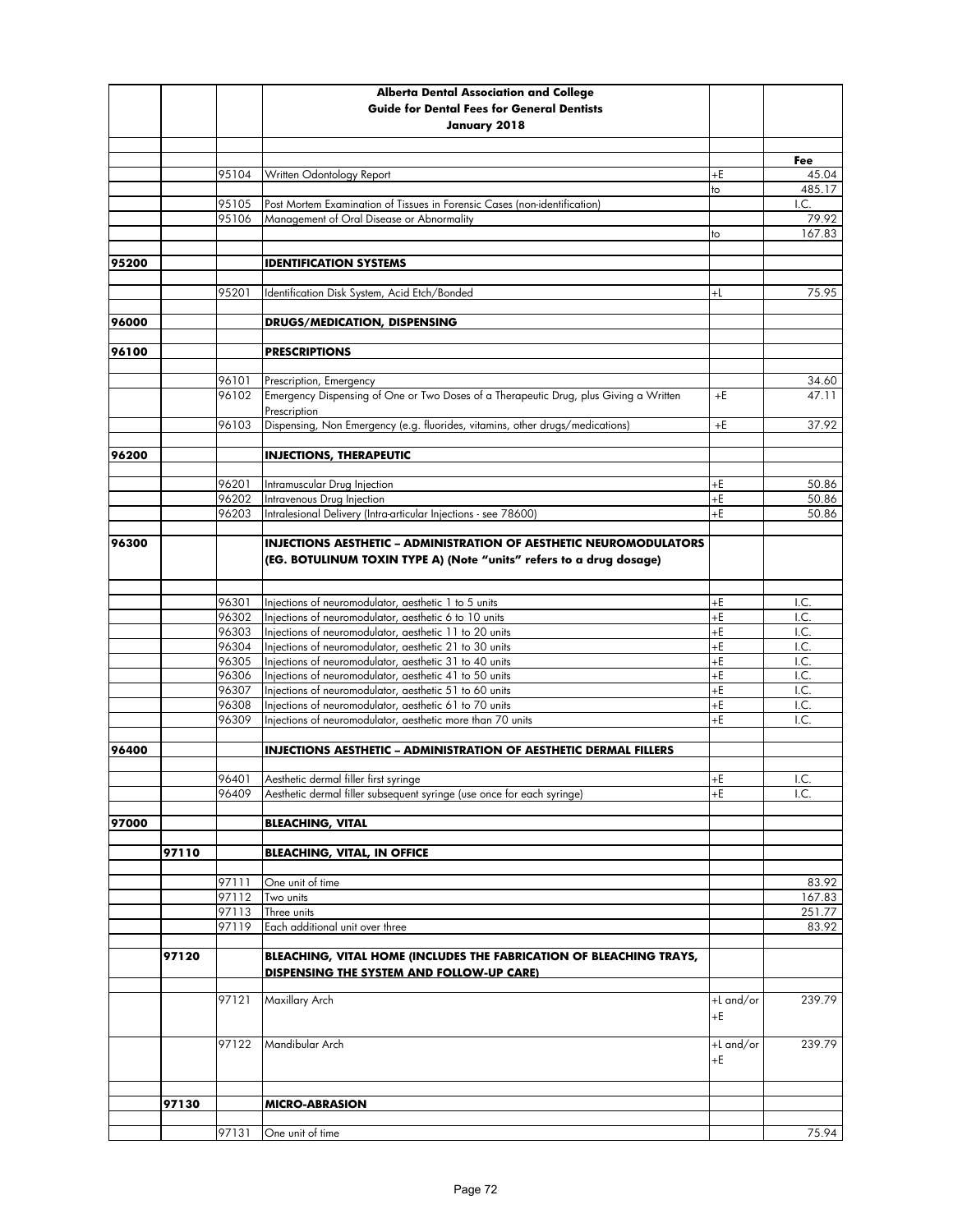| | | | Alberta Dental Association and College<br>Guide for Dental Fees for General Dentists<br>January 2018 | | |
|---|---|---|---|---|---|
| | | | | | Fee |
| | | 95104 | Written Odontology Report | +E | 45.04 |
| | | | | to | 485.17 |
| | | 95105 | Post Mortem Examination of Tissues in Forensic Cases (non-identification) | | I.C. |
| | | 95106 | Management of Oral Disease or Abnormality | | 79.92 |
| | | | | to | 167.83 |
| 95200 | | | **IDENTIFICATION SYSTEMS** | | |
| | | 95201 | Identification Disk System, Acid Etch/Bonded | +L | 75.95 |
| 96000 | | | **DRUGS/MEDICATION, DISPENSING** | | |
| 96100 | | | **PRESCRIPTIONS** | | |
| | | 96101 | Prescription, Emergency | | 34.60 |
| | | 96102 | Emergency Dispensing of One or Two Doses of a Therapeutic Drug, plus Giving a Written Prescription | +E | 47.11 |
| | | 96103 | Dispensing, Non Emergency (e.g. fluorides, vitamins, other drugs/medications) | +E | 37.92 |
| 96200 | | | **INJECTIONS, THERAPEUTIC** | | |
| | | 96201 | Intramuscular Drug Injection | +E | 50.86 |
| | | 96202 | Intravenous Drug Injection | +E | 50.86 |
| | | 96203 | Intralesional Delivery (Intra-articular Injections - see 78600) | +E | 50.86 |
| 96300 | | | **INJECTIONS AESTHETIC – ADMINISTRATION OF AESTHETIC NEUROMODULATORS (EG. BOTULINUM TOXIN TYPE A) (Note "units" refers to a drug dosage)** | | |
| | | 96301 | Injections of neuromodulator, aesthetic 1 to 5 units | +E | I.C. |
| | | 96302 | Injections of neuromodulator, aesthetic 6 to 10 units | +E | I.C. |
| | | 96303 | Injections of neuromodulator, aesthetic 11 to 20 units | +E | I.C. |
| | | 96304 | Injections of neuromodulator, aesthetic 21 to 30 units | +E | I.C. |
| | | 96305 | Injections of neuromodulator, aesthetic 31 to 40 units | +E | I.C. |
| | | 96306 | Injections of neuromodulator, aesthetic 41 to 50 units | +E | I.C. |
| | | 96307 | Injections of neuromodulator, aesthetic 51 to 60 units | +E | I.C. |
| | | 96308 | Injections of neuromodulator, aesthetic 61 to 70 units | +E | I.C. |
| | | 96309 | Injections of neuromodulator, aesthetic more than 70 units | +E | I.C. |
| 96400 | | | **INJECTIONS AESTHETIC – ADMINISTRATION OF AESTHETIC DERMAL FILLERS** | | |
| | | 96401 | Aesthetic dermal filler first syringe | +E | I.C. |
| | | 96409 | Aesthetic dermal filler subsequent syringe (use once for each syringe) | +E | I.C. |
| 97000 | | | **BLEACHING, VITAL** | | |
| | 97110 | | **BLEACHING, VITAL, IN OFFICE** | | |
| | | 97111 | One unit of time | | 83.92 |
| | | 97112 | Two units | | 167.83 |
| | | 97113 | Three units | | 251.77 |
| | | 97119 | Each additional unit over three | | 83.92 |
| | 97120 | | **BLEACHING, VITAL HOME (INCLUDES THE FABRICATION OF BLEACHING TRAYS, DISPENSING THE SYSTEM AND FOLLOW-UP CARE)** | | |
| | | 97121 | Maxillary Arch | +L and/or +E | 239.79 |
| | | 97122 | Mandibular Arch | +L and/or +E | 239.79 |
| | 97130 | | **MICRO-ABRASION** | | |
| | | 97131 | One unit of time | | 75.94 |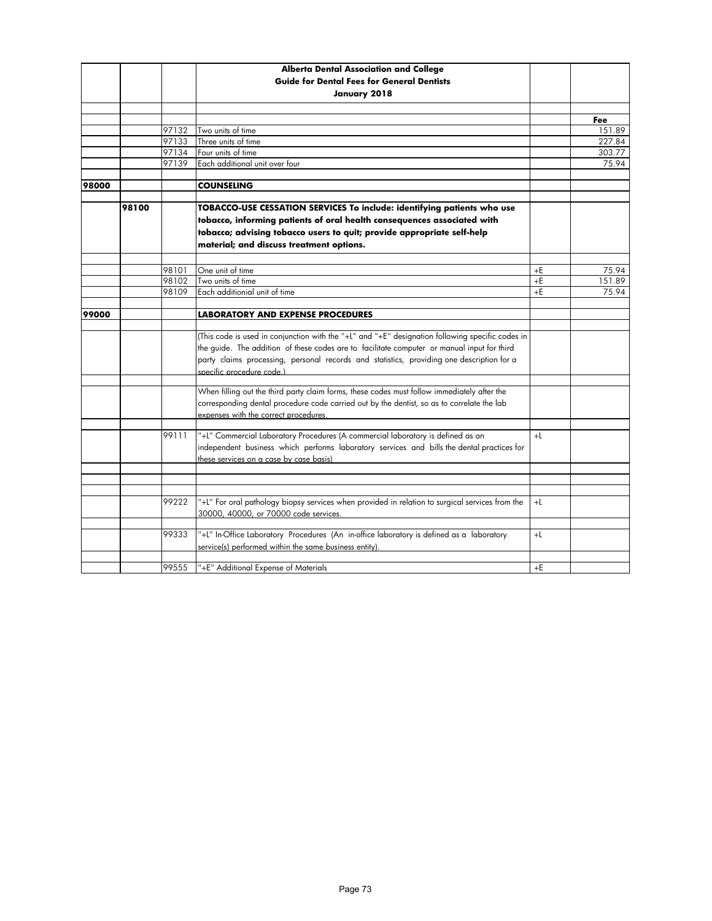**Alberta Dental Association and College**
**Guide for Dental Fees for General Dentists**
**January 2018**

| | | | | | |
|---|---|---|---|---|---|
| | | | | | **Fee** |
| | | 97132 | Two units of time | | 151.89 |
| | | 97133 | Three units of time | | 227.84 |
| | | 97134 | Four units of time | | 303.77 |
| | | 97139 | Each additional unit over four | | 75.94 |
| **98000** | | | **COUNSELING** | | |
| | **98100** | | **TOBACCO-USE CESSATION SERVICES To include: identifying patients who use tobacco, informing patients of oral health consequences associated with tobacco; advising tobacco users to quit; provide appropriate self-help material; and discuss treatment options.** | | |
| | | 98101 | One unit of time | +E | 75.94 |
| | | 98102 | Two units of time | +E | 151.89 |
| | | 98109 | Each additionial unit of time | +E | 75.94 |
| **99000** | | | **LABORATORY AND EXPENSE PROCEDURES** | | |
| | | | (This code is used in conjunction with the "+L" and "+E" designation following specific codes in the guide. The addition of these codes are to facilitate computer or manual input for third party claims processing, personal records and statistics, providing one description for a specific procedure code.) | | |
| | | | When filling out the third party claim forms, these codes must follow immediately after the corresponding dental procedure code carried out by the dentist, so as to correlate the lab expenses with the correct procedures. | | |
| | | 99111 | "+L" Commercial Laboratory Procedures (A commercial laboratory is defined as an independent business which performs laboratory services and bills the dental practices for these services on a case by case basis) | +L | |
| | | 99222 | "+L" For oral pathology biopsy services when provided in relation to surgical services from the 30000, 40000, or 70000 code services. | +L | |
| | | 99333 | "+L" In-Office Laboratory Procedures (An in-office laboratory is defined as a laboratory service(s) performed within the same business entity). | +L | |
| | | 99555 | "+E" Additional Expense of Materials | +E | |